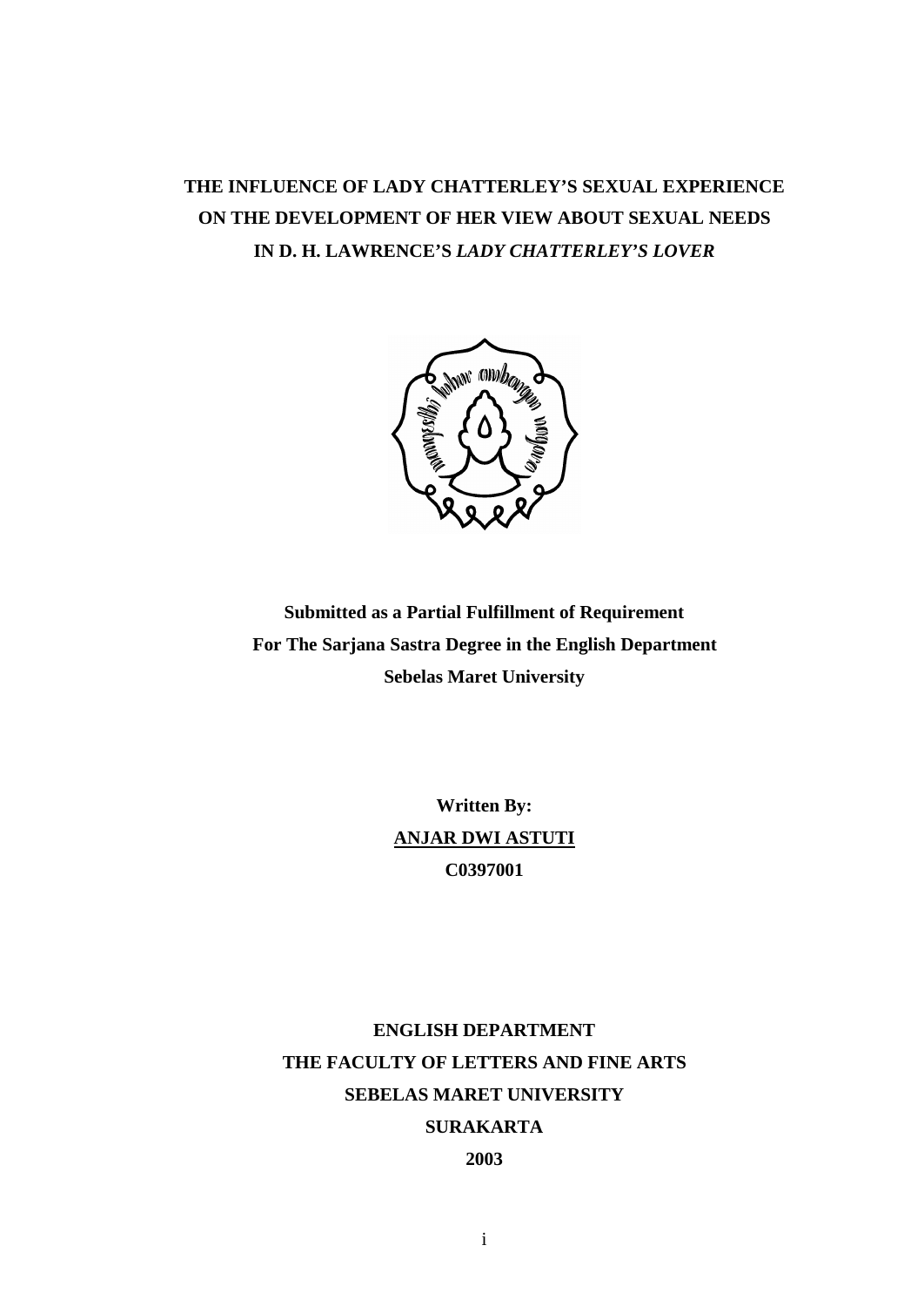# THE INFLUENCE OF LADY CHATTERLEY'S SEXUAL EXPERIENCE ON THE DEVELOPMENT OF HER VIEW ABOUT SEXUAL NEEDS IN D. H. LAWRENCE'S *LADY CHATTERLEY'S LOVER*

**Submitted as a Partial Fulfillment of Requirement**
**For The Sarjana Sastra Degree in the English Department**
**Sebelas Maret University**

**Written By:**
**ANJAR DWI ASTUTI**
**C0397001**

**ENGLISH DEPARTMENT**
**THE FACULTY OF LETTERS AND FINE ARTS**
**SEBELAS MARET UNIVERSITY**
**SURAKARTA**
**2003**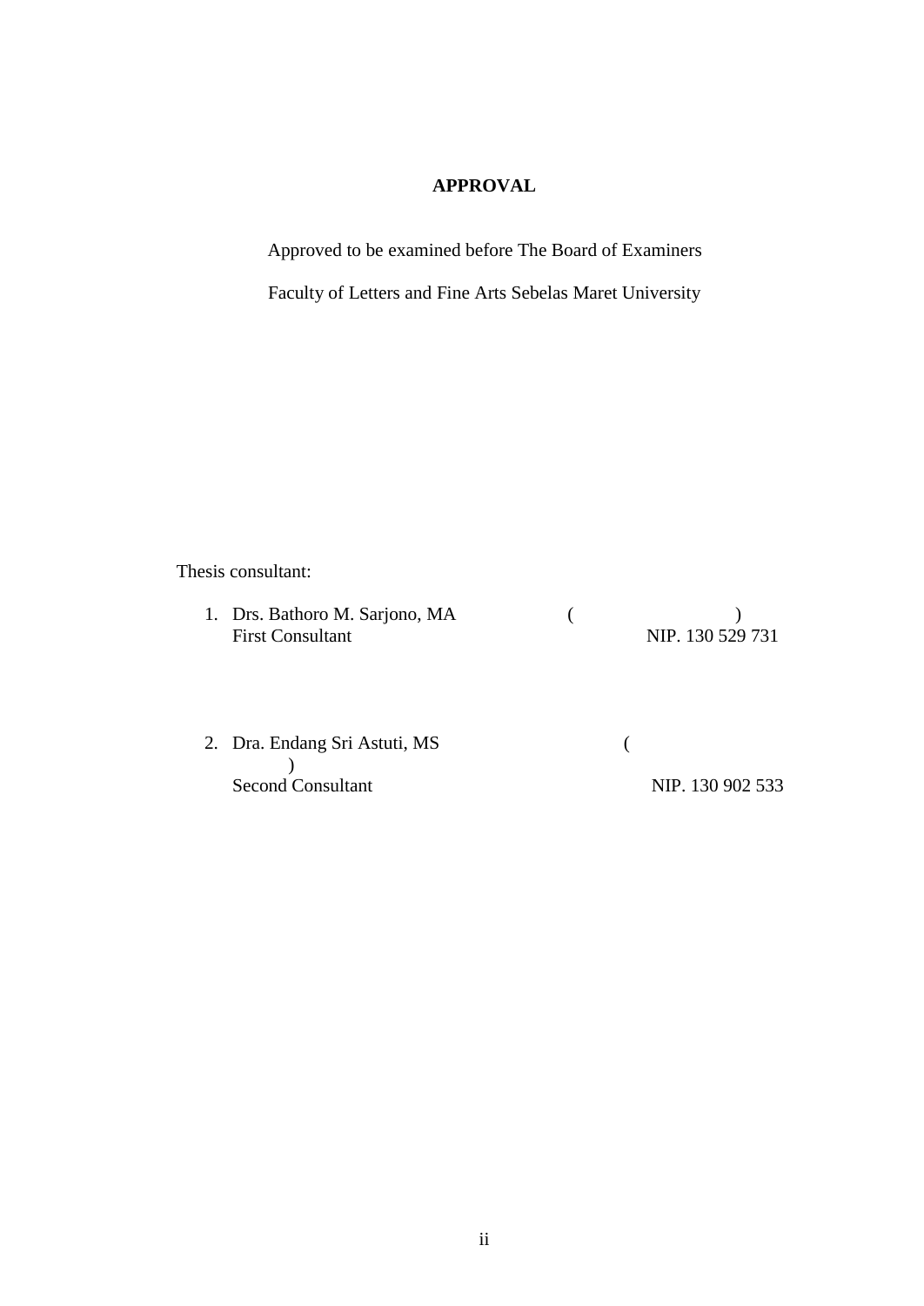# APPROVAL

Approved to be examined before The Board of Examiners

Faculty of Letters and Fine Arts Sebelas Maret University

Thesis consultant:

1. Drs. Bathoro M. Sarjono, MA ( )
   First Consultant NIP. 130 529 731

2. Dra. Endang Sri Astuti, MS ( )
   Second Consultant NIP. 130 902 533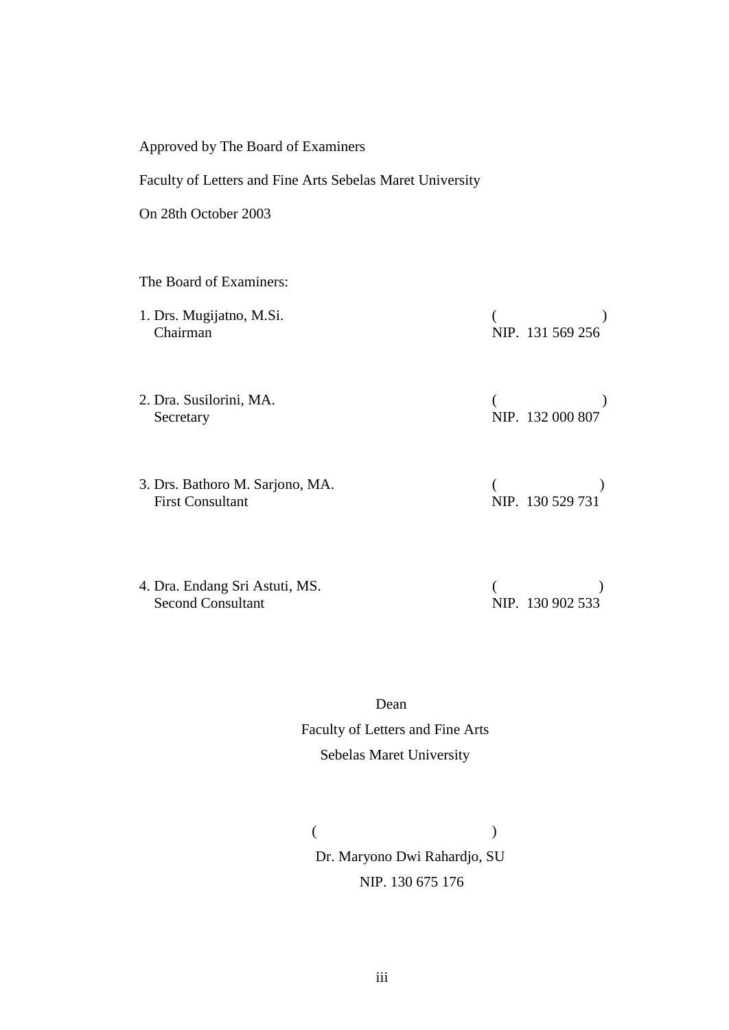Approved by The Board of Examiners

Faculty of Letters and Fine Arts Sebelas Maret University

On 28th October 2003

The Board of Examiners:

1. Drs. Mugijatno, M.Si.  
   Chairman  
   (                    )  
   NIP. 131 569 256

2. Dra. Susilorini, MA.  
   Secretary  
   (                    )  
   NIP. 132 000 807

3. Drs. Bathoro M. Sarjono, MA.  
   First Consultant  
   (                    )  
   NIP. 130 529 731

4. Dra. Endang Sri Astuti, MS.  
   Second Consultant  
   (                    )  
   NIP. 130 902 533

Dean  
Faculty of Letters and Fine Arts  
Sebelas Maret University

(                              )  
Dr. Maryono Dwi Rahardjo, SU  
NIP. 130 675 176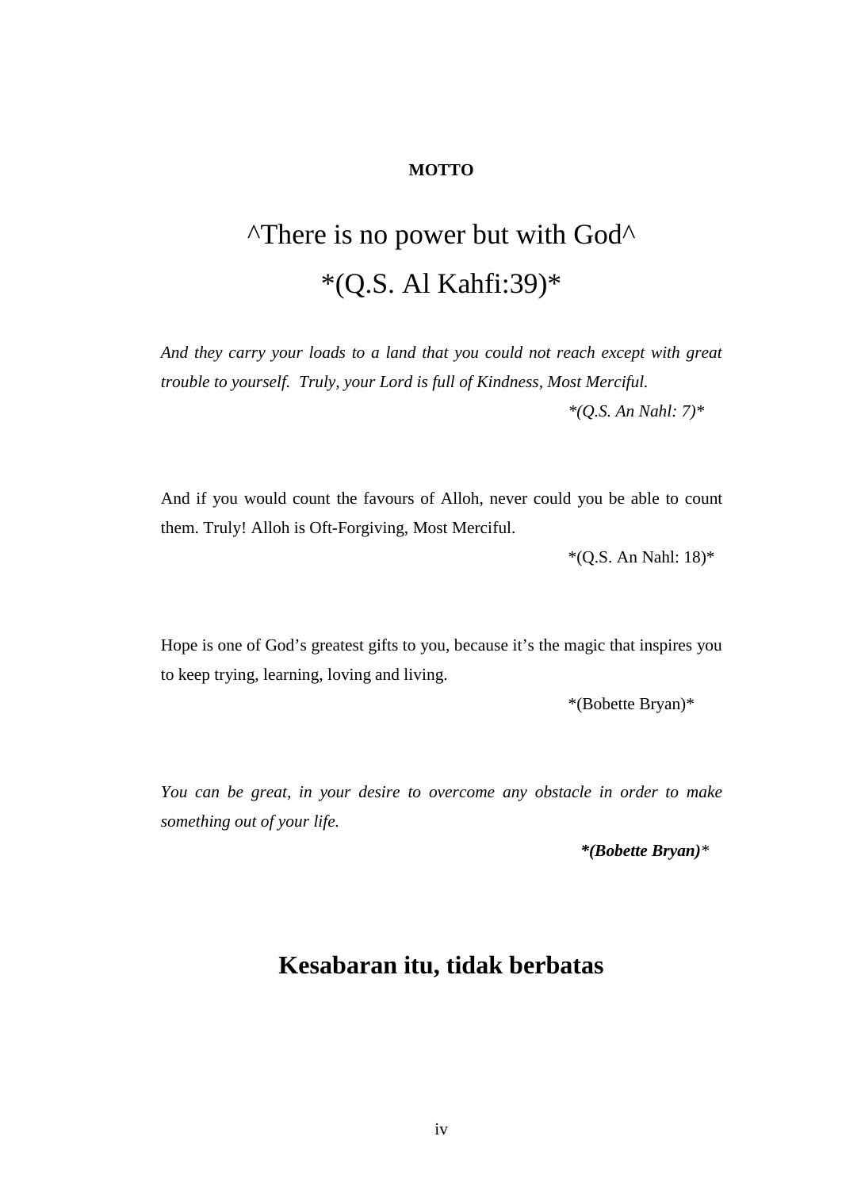**MOTTO**

^There is no power but with God^

*(Q.S. Al Kahfi:39)*

*And they carry your loads to a land that you could not reach except with great trouble to yourself. Truly, your Lord is full of Kindness, Most Merciful.*

*\*(Q.S. An Nahl: 7)\**

And if you would count the favours of Alloh, never could you be able to count them. Truly! Alloh is Oft-Forgiving, Most Merciful.

*(Q.S. An Nahl: 18)*

Hope is one of God's greatest gifts to you, because it's the magic that inspires you to keep trying, learning, loving and living.

*(Bobette Bryan)*

*You can be great, in your desire to overcome any obstacle in order to make something out of your life.*

***(Bobette Bryan)***

## Kesabaran itu, tidak berbatas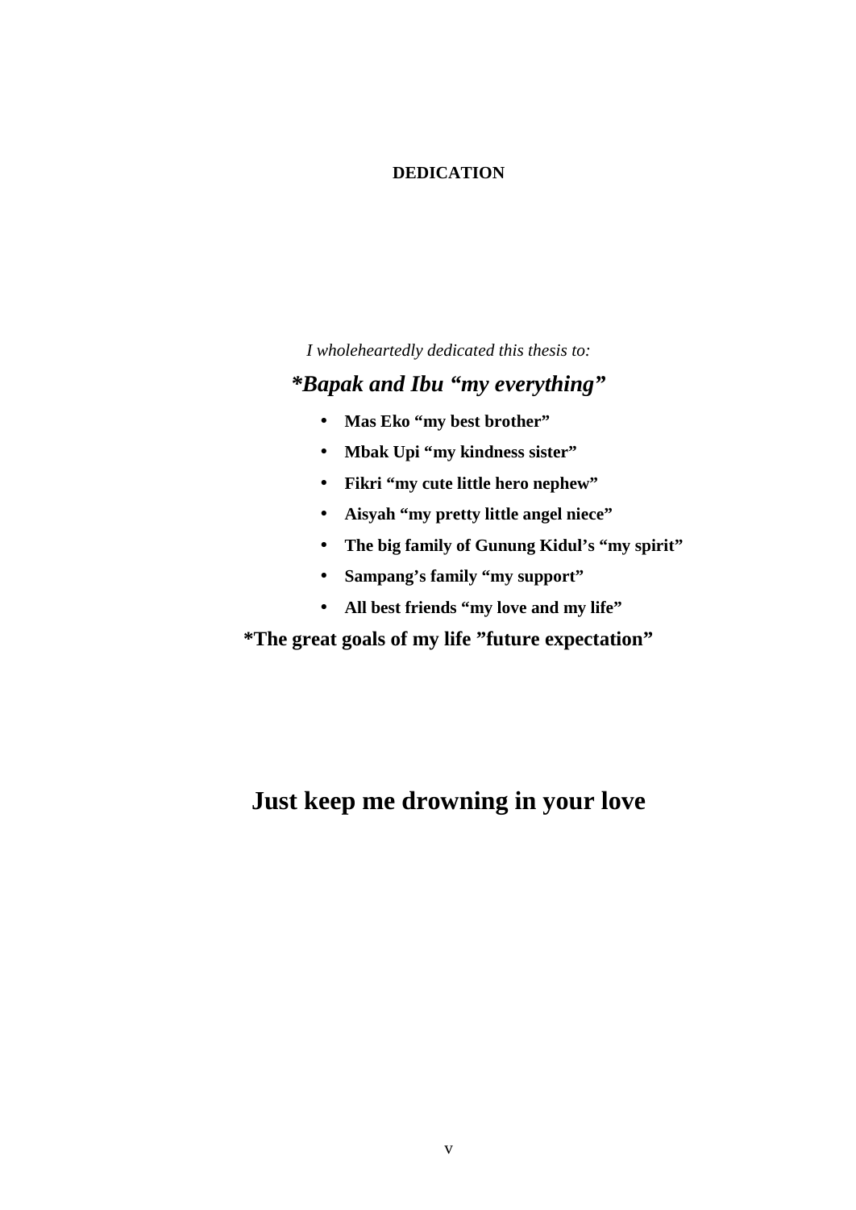# DEDICATION

*I wholeheartedly dedicated this thesis to:*

***Bapak and Ibu "my everything"**

- **Mas Eko "my best brother"**
- **Mbak Upi "my kindness sister"**
- **Fikri "my cute little hero nephew"**
- **Aisyah "my pretty little angel niece"**
- **The big family of Gunung Kidul's "my spirit"**
- **Sampang's family "my support"**
- **All best friends "my love and my life"**

***The great goals of my life "future expectation"**

**Just keep me drowning in your love**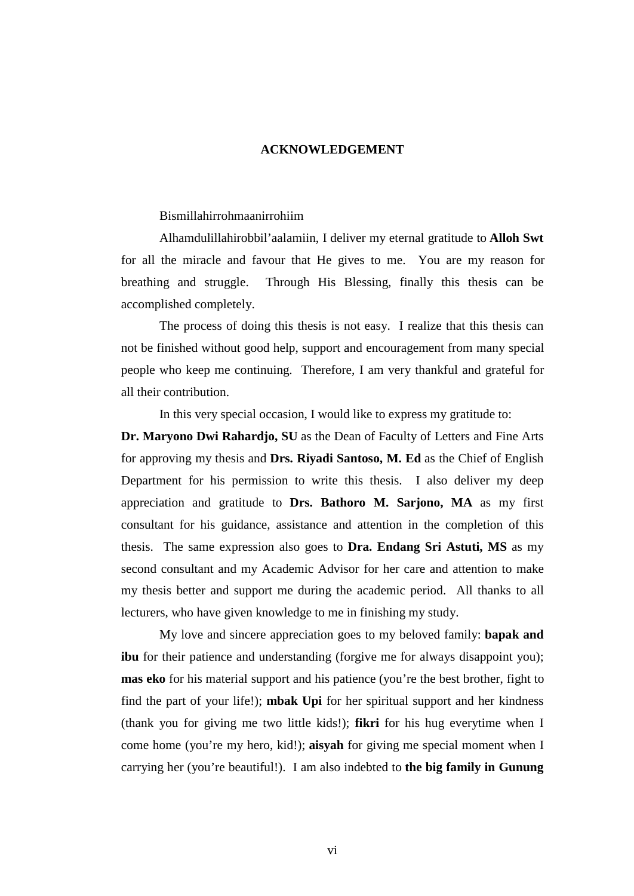# ACKNOWLEDGEMENT

Bismillahirrohmaanirrohiim

Alhamdulillahirobbil'aalamiin, I deliver my eternal gratitude to **Alloh Swt** for all the miracle and favour that He gives to me. You are my reason for breathing and struggle. Through His Blessing, finally this thesis can be accomplished completely.

The process of doing this thesis is not easy. I realize that this thesis can not be finished without good help, support and encouragement from many special people who keep me continuing. Therefore, I am very thankful and grateful for all their contribution.

In this very special occasion, I would like to express my gratitude to:
**Dr. Maryono Dwi Rahardjo, SU** as the Dean of Faculty of Letters and Fine Arts for approving my thesis and **Drs. Riyadi Santoso, M. Ed** as the Chief of English Department for his permission to write this thesis. I also deliver my deep appreciation and gratitude to **Drs. Bathoro M. Sarjono, MA** as my first consultant for his guidance, assistance and attention in the completion of this thesis. The same expression also goes to **Dra. Endang Sri Astuti, MS** as my second consultant and my Academic Advisor for her care and attention to make my thesis better and support me during the academic period. All thanks to all lecturers, who have given knowledge to me in finishing my study.

My love and sincere appreciation goes to my beloved family: **bapak and ibu** for their patience and understanding (forgive me for always disappoint you); **mas eko** for his material support and his patience (you're the best brother, fight to find the part of your life!); **mbak Upi** for her spiritual support and her kindness (thank you for giving me two little kids!); **fikri** for his hug everytime when I come home (you're my hero, kid!); **aisyah** for giving me special moment when I carrying her (you're beautiful!). I am also indebted to **the big family in Gunung**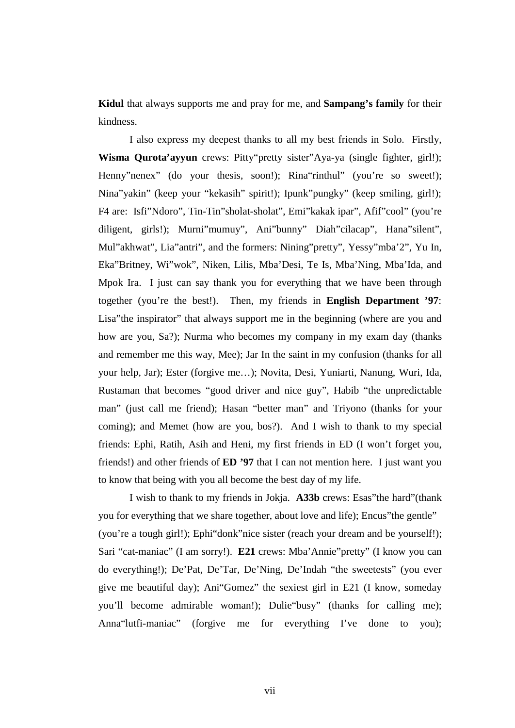**Kidul** that always supports me and pray for me, and **Sampang's family** for their kindness.

I also express my deepest thanks to all my best friends in Solo. Firstly, **Wisma Qurota'ayyun** crews: Pitty"pretty sister"Aya-ya (single fighter, girl!); Henny"nenex" (do your thesis, soon!); Rina"rinthul" (you're so sweet!); Nina"yakin" (keep your "kekasih" spirit!); Ipunk"pungky" (keep smiling, girl!); F4 are: Isfi"Ndoro", Tin-Tin"sholat-sholat", Emi"kakak ipar", Afif"cool" (you're diligent, girls!); Murni"mumuy", Ani"bunny" Diah"cilacap", Hana"silent", Mul"akhwat", Lia"antri", and the formers: Nining"pretty", Yessy"mba'2", Yu In, Eka"Britney, Wi"wok", Niken, Lilis, Mba'Desi, Te Is, Mba'Ning, Mba'Ida, and Mpok Ira. I just can say thank you for everything that we have been through together (you're the best!). Then, my friends in **English Department '97**: Lisa"the inspirator" that always support me in the beginning (where are you and how are you, Sa?); Nurma who becomes my company in my exam day (thanks and remember me this way, Mee); Jar In the saint in my confusion (thanks for all your help, Jar); Ester (forgive me…); Novita, Desi, Yuniarti, Nanung, Wuri, Ida, Rustaman that becomes "good driver and nice guy", Habib "the unpredictable man" (just call me friend); Hasan "better man" and Triyono (thanks for your coming); and Memet (how are you, bos?). And I wish to thank to my special friends: Ephi, Ratih, Asih and Heni, my first friends in ED (I won't forget you, friends!) and other friends of **ED '97** that I can not mention here. I just want you to know that being with you all become the best day of my life.

I wish to thank to my friends in Jokja. **A33b** crews: Esas"the hard"(thank you for everything that we share together, about love and life); Encus"the gentle" (you're a tough girl!); Ephi"donk"nice sister (reach your dream and be yourself!); Sari "cat-maniac" (I am sorry!). **E21** crews: Mba'Annie"pretty" (I know you can do everything!); De'Pat, De'Tar, De'Ning, De'Indah "the sweetests" (you ever give me beautiful day); Ani"Gomez" the sexiest girl in E21 (I know, someday you'll become admirable woman!); Dulie"busy" (thanks for calling me); Anna"lutfi-maniac" (forgive me for everything I've done to you);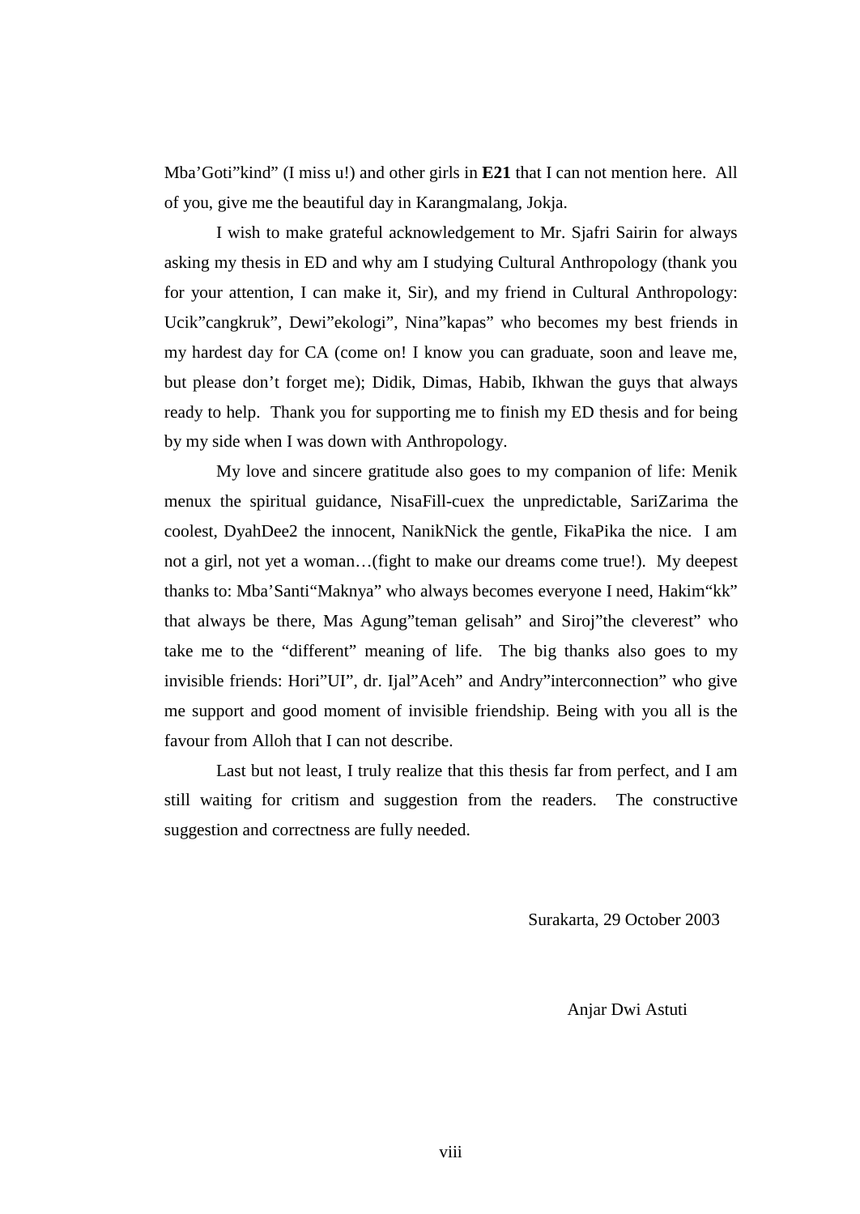Mba'Goti"kind" (I miss u!) and other girls in **E21** that I can not mention here. All of you, give me the beautiful day in Karangmalang, Jokja.

I wish to make grateful acknowledgement to Mr. Sjafri Sairin for always asking my thesis in ED and why am I studying Cultural Anthropology (thank you for your attention, I can make it, Sir), and my friend in Cultural Anthropology: Ucik"cangkruk", Dewi"ekologi", Nina"kapas" who becomes my best friends in my hardest day for CA (come on! I know you can graduate, soon and leave me, but please don't forget me); Didik, Dimas, Habib, Ikhwan the guys that always ready to help. Thank you for supporting me to finish my ED thesis and for being by my side when I was down with Anthropology.

My love and sincere gratitude also goes to my companion of life: Menik menux the spiritual guidance, NisaFill-cuex the unpredictable, SariZarima the coolest, DyahDee2 the innocent, NanikNick the gentle, FikaPika the nice. I am not a girl, not yet a woman…(fight to make our dreams come true!). My deepest thanks to: Mba'Santi"Maknya" who always becomes everyone I need, Hakim"kk" that always be there, Mas Agung"teman gelisah" and Siroj"the cleverest" who take me to the "different" meaning of life. The big thanks also goes to my invisible friends: Hori"UI", dr. Ijal"Aceh" and Andry"interconnection" who give me support and good moment of invisible friendship. Being with you all is the favour from Alloh that I can not describe.

Last but not least, I truly realize that this thesis far from perfect, and I am still waiting for critism and suggestion from the readers. The constructive suggestion and correctness are fully needed.

Surakarta, 29 October 2003

Anjar Dwi Astuti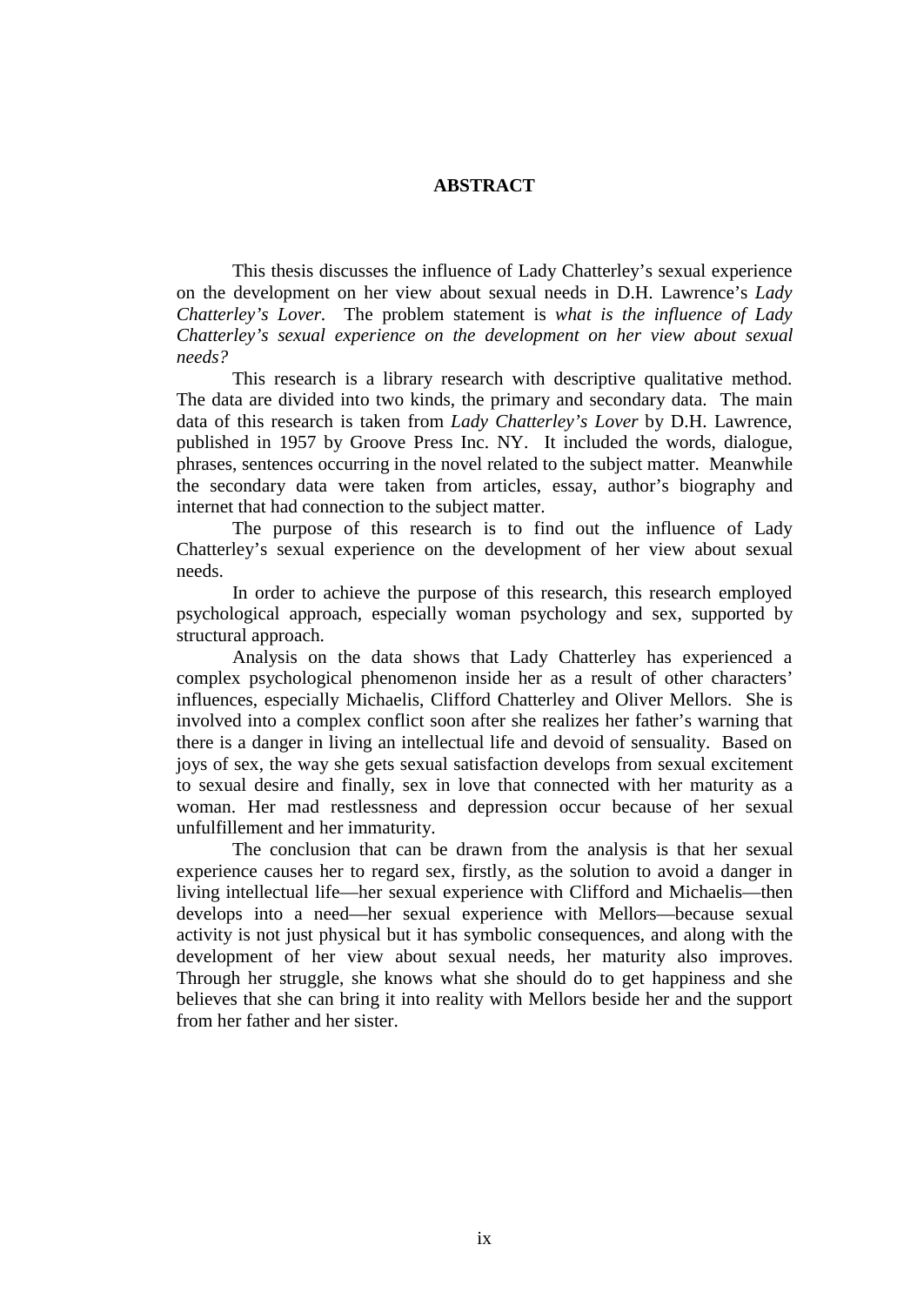# ABSTRACT

This thesis discusses the influence of Lady Chatterley's sexual experience on the development on her view about sexual needs in D.H. Lawrence's *Lady Chatterley's Lover*. The problem statement is *what is the influence of Lady Chatterley's sexual experience on the development on her view about sexual needs?*

This research is a library research with descriptive qualitative method. The data are divided into two kinds, the primary and secondary data. The main data of this research is taken from *Lady Chatterley's Lover* by D.H. Lawrence, published in 1957 by Groove Press Inc. NY. It included the words, dialogue, phrases, sentences occurring in the novel related to the subject matter. Meanwhile the secondary data were taken from articles, essay, author's biography and internet that had connection to the subject matter.

The purpose of this research is to find out the influence of Lady Chatterley's sexual experience on the development of her view about sexual needs.

In order to achieve the purpose of this research, this research employed psychological approach, especially woman psychology and sex, supported by structural approach.

Analysis on the data shows that Lady Chatterley has experienced a complex psychological phenomenon inside her as a result of other characters' influences, especially Michaelis, Clifford Chatterley and Oliver Mellors. She is involved into a complex conflict soon after she realizes her father's warning that there is a danger in living an intellectual life and devoid of sensuality. Based on joys of sex, the way she gets sexual satisfaction develops from sexual excitement to sexual desire and finally, sex in love that connected with her maturity as a woman. Her mad restlessness and depression occur because of her sexual unfulfillement and her immaturity.

The conclusion that can be drawn from the analysis is that her sexual experience causes her to regard sex, firstly, as the solution to avoid a danger in living intellectual life—her sexual experience with Clifford and Michaelis—then develops into a need—her sexual experience with Mellors—because sexual activity is not just physical but it has symbolic consequences, and along with the development of her view about sexual needs, her maturity also improves. Through her struggle, she knows what she should do to get happiness and she believes that she can bring it into reality with Mellors beside her and the support from her father and her sister.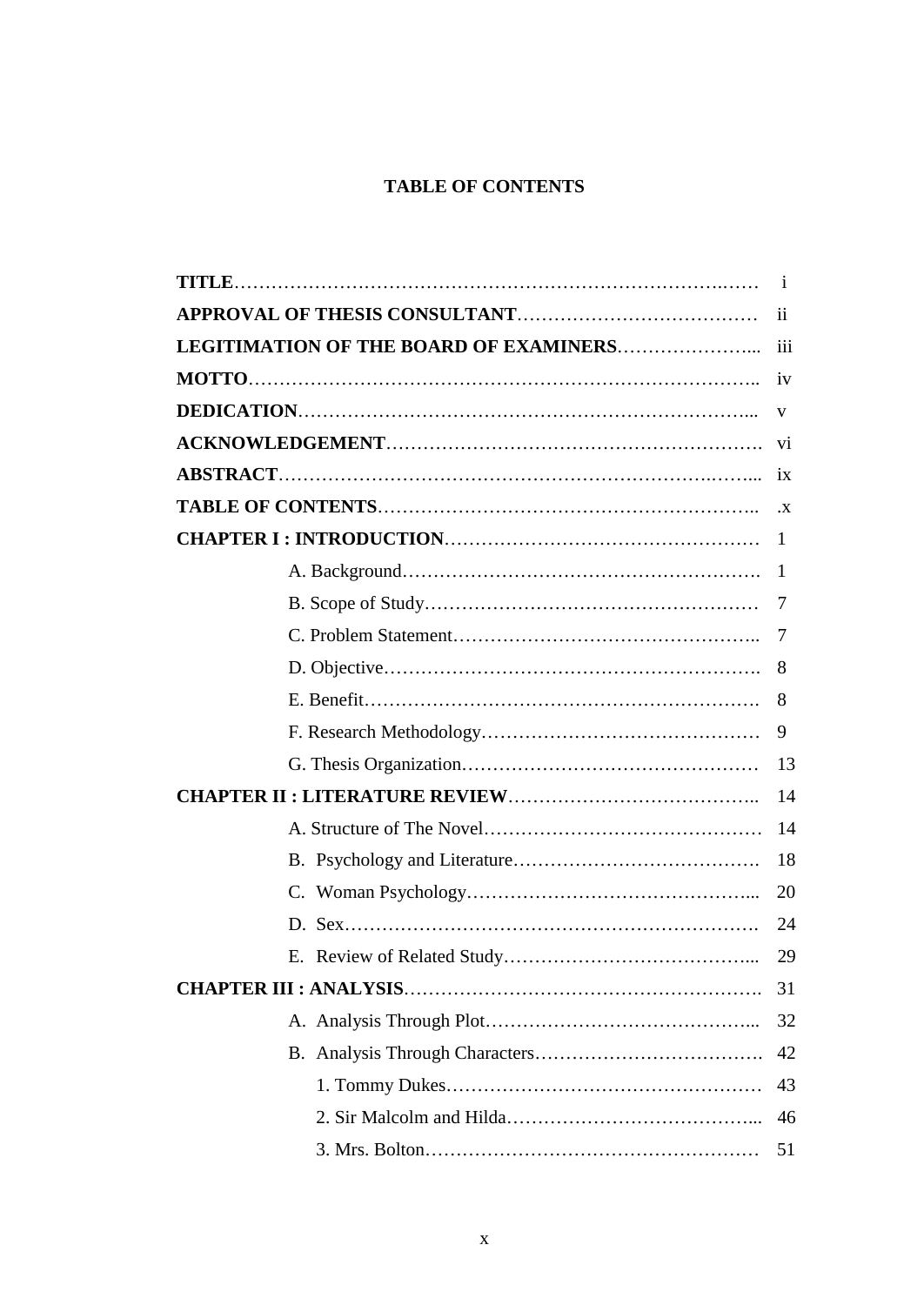# TABLE OF CONTENTS

**TITLE**…………………………………………………………………….…… i

**APPROVAL OF THESIS CONSULTANT**………………………………… ii

**LEGITIMATION OF THE BOARD OF EXAMINERS**…………………... iii

**MOTTO**…………………………………………………………………….. iv

**DEDICATION**…………………………………………………………... v

**ACKNOWLEDGEMENT**……………………………………………………. vi

**ABSTRACT**…………………………………………………………….……... ix

**TABLE OF CONTENTS**…………………………………………………….. .x

**CHAPTER I : INTRODUCTION**…………………………….…………… 1

- A. Background…………………………………………………. 1
- B. Scope of Study……………………………………………… 7
- C. Problem Statement……………………………………….. 7
- D. Objective……………………………………………………. 8
- E. Benefit………………………………………………………. 8
- F. Research Methodology……………………………………… 9
- G. Thesis Organization………………………………………… 13

**CHAPTER II : LITERATURE REVIEW**………………………………….. 14

- A. Structure of The Novel……………………………………… 14
- B. Psychology and Literature…………………………………. 18
- C. Woman Psychology……………………………………….... 20
- D. Sex…………………………………………………………. 24
- E. Review of Related Study…………………………………... 29

**CHAPTER III : ANALYSIS**………………………………………………. 31

- A. Analysis Through Plot……………………………………... 32
- B. Analysis Through Characters………………………………. 42
    - 1. Tommy Dukes…………………………………………… 43
    - 2. Sir Malcolm and Hilda…………………………………... 46
    - 3. Mrs. Bolton……………………………………………… 51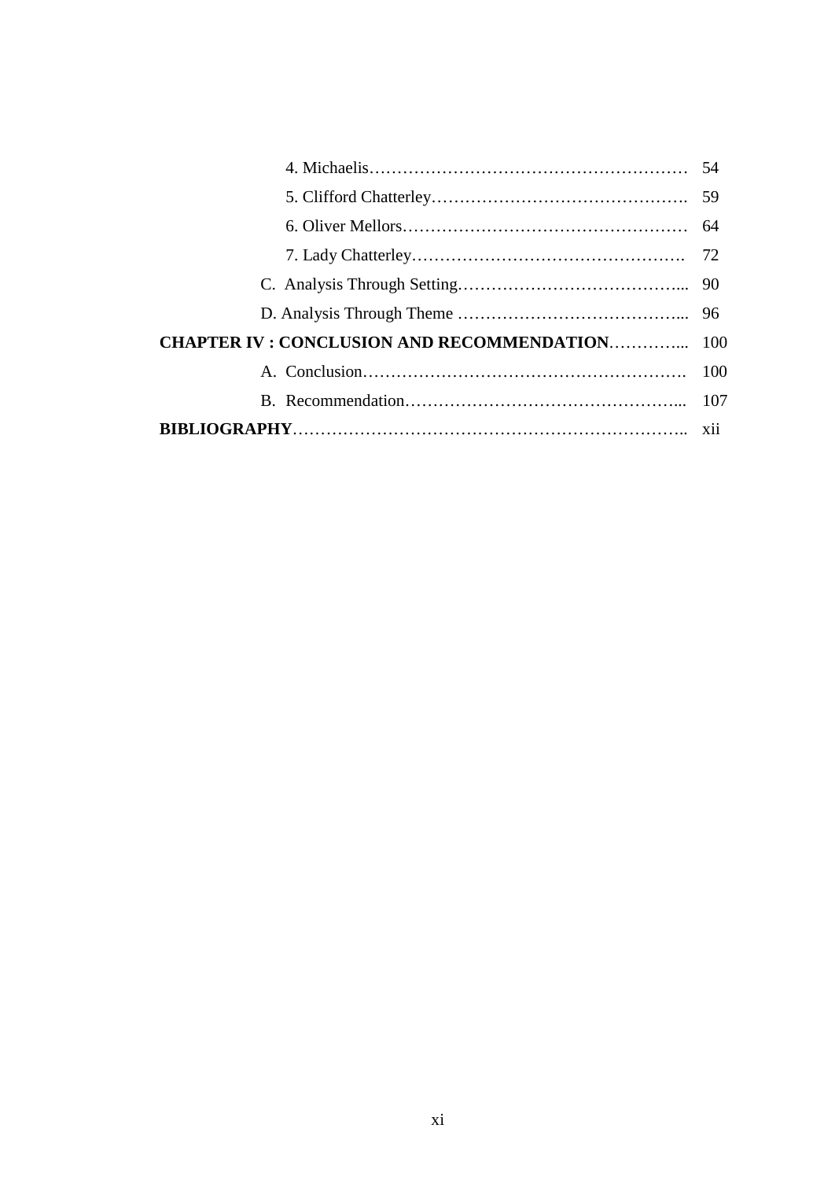4. Michaelis…………………………………………………… 54

5. Clifford Chatterley………………………………………. 59

6. Oliver Mellors…………………………………………… 64

7. Lady Chatterley…………………………………………. 72

C. Analysis Through Setting…………………………………... 90

D. Analysis Through Theme …………………………………... 96

**CHAPTER IV : CONCLUSION AND RECOMMENDATION**…………... 100

A. Conclusion…………………………………………………. 100

B. Recommendation…………………………………………... 107

**BIBLIOGRAPHY**…………………………………………………………….. xii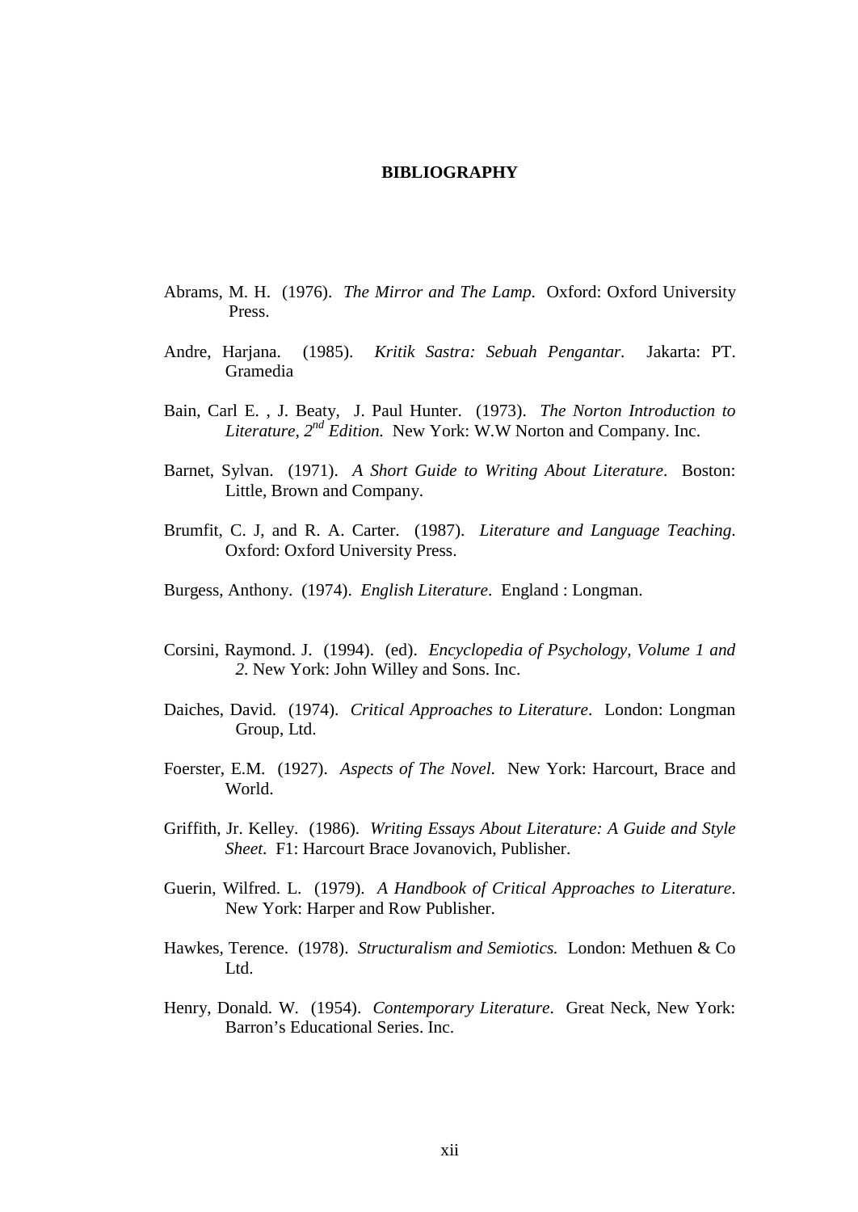# BIBLIOGRAPHY

Abrams, M. H. (1976). *The Mirror and The Lamp*. Oxford: Oxford University Press.

Andre, Harjana. (1985). *Kritik Sastra: Sebuah Pengantar*. Jakarta: PT. Gramedia

Bain, Carl E. , J. Beaty, J. Paul Hunter. (1973). *The Norton Introduction to Literature, 2nd Edition.* New York: W.W Norton and Company. Inc.

Barnet, Sylvan. (1971). *A Short Guide to Writing About Literature*. Boston: Little, Brown and Company.

Brumfit, C. J, and R. A. Carter. (1987). *Literature and Language Teaching*. Oxford: Oxford University Press.

Burgess, Anthony. (1974). *English Literature*. England : Longman.

Corsini, Raymond. J. (1994). (ed). *Encyclopedia of Psychology, Volume 1 and 2*. New York: John Willey and Sons. Inc.

Daiches, David. (1974). *Critical Approaches to Literature*. London: Longman Group, Ltd.

Foerster, E.M. (1927). *Aspects of The Novel*. New York: Harcourt, Brace and World.

Griffith, Jr. Kelley. (1986). *Writing Essays About Literature: A Guide and Style Sheet.* F1: Harcourt Brace Jovanovich, Publisher.

Guerin, Wilfred. L. (1979). *A Handbook of Critical Approaches to Literature*. New York: Harper and Row Publisher.

Hawkes, Terence. (1978). *Structuralism and Semiotics.* London: Methuen & Co Ltd.

Henry, Donald. W. (1954). *Contemporary Literature*. Great Neck, New York: Barron's Educational Series. Inc.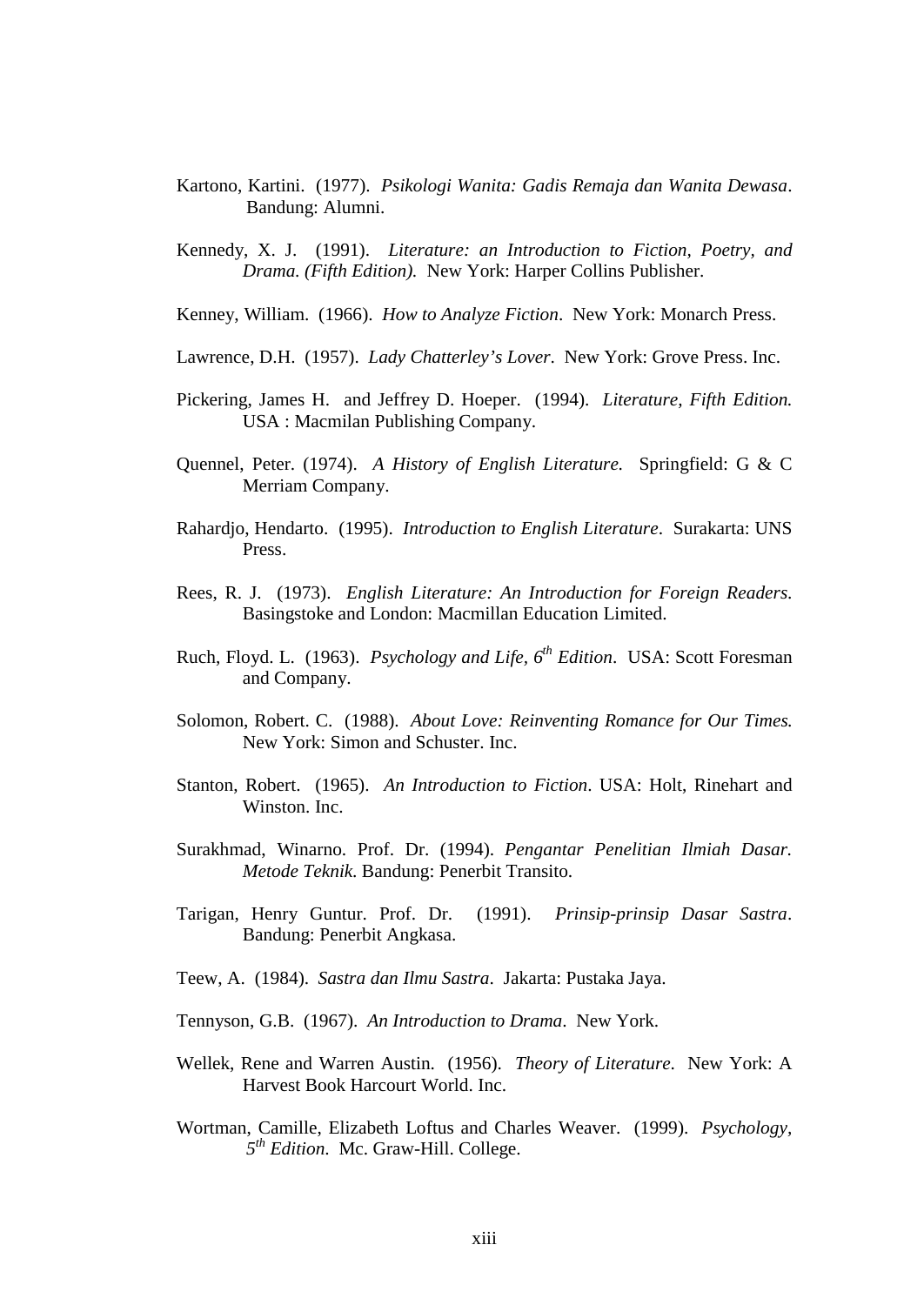Kartono, Kartini. (1977). *Psikologi Wanita: Gadis Remaja dan Wanita Dewasa*. Bandung: Alumni.

Kennedy, X. J. (1991). *Literature: an Introduction to Fiction, Poetry, and Drama. (Fifth Edition).* New York: Harper Collins Publisher.

Kenney, William. (1966). *How to Analyze Fiction*. New York: Monarch Press.

Lawrence, D.H. (1957). *Lady Chatterley's Lover*. New York: Grove Press. Inc.

Pickering, James H. and Jeffrey D. Hoeper. (1994). *Literature, Fifth Edition.* USA : Macmilan Publishing Company.

Quennel, Peter. (1974). *A History of English Literature.* Springfield: G & C Merriam Company.

Rahardjo, Hendarto. (1995). *Introduction to English Literature*. Surakarta: UNS Press.

Rees, R. J. (1973). *English Literature: An Introduction for Foreign Readers.* Basingstoke and London: Macmillan Education Limited.

Ruch, Floyd. L. (1963). *Psychology and Life, 6th Edition*. USA: Scott Foresman and Company.

Solomon, Robert. C. (1988). *About Love: Reinventing Romance for Our Times.* New York: Simon and Schuster. Inc.

Stanton, Robert. (1965). *An Introduction to Fiction*. USA: Holt, Rinehart and Winston. Inc.

Surakhmad, Winarno. Prof. Dr. (1994). *Pengantar Penelitian Ilmiah Dasar. Metode Teknik.* Bandung: Penerbit Transito.

Tarigan, Henry Guntur. Prof. Dr. (1991). *Prinsip-prinsip Dasar Sastra*. Bandung: Penerbit Angkasa.

Teew, A. (1984). *Sastra dan Ilmu Sastra*. Jakarta: Pustaka Jaya.

Tennyson, G.B. (1967). *An Introduction to Drama*. New York.

Wellek, Rene and Warren Austin. (1956). *Theory of Literature.* New York: A Harvest Book Harcourt World. Inc.

Wortman, Camille, Elizabeth Loftus and Charles Weaver. (1999). *Psychology, 5th Edition*. Mc. Graw-Hill. College.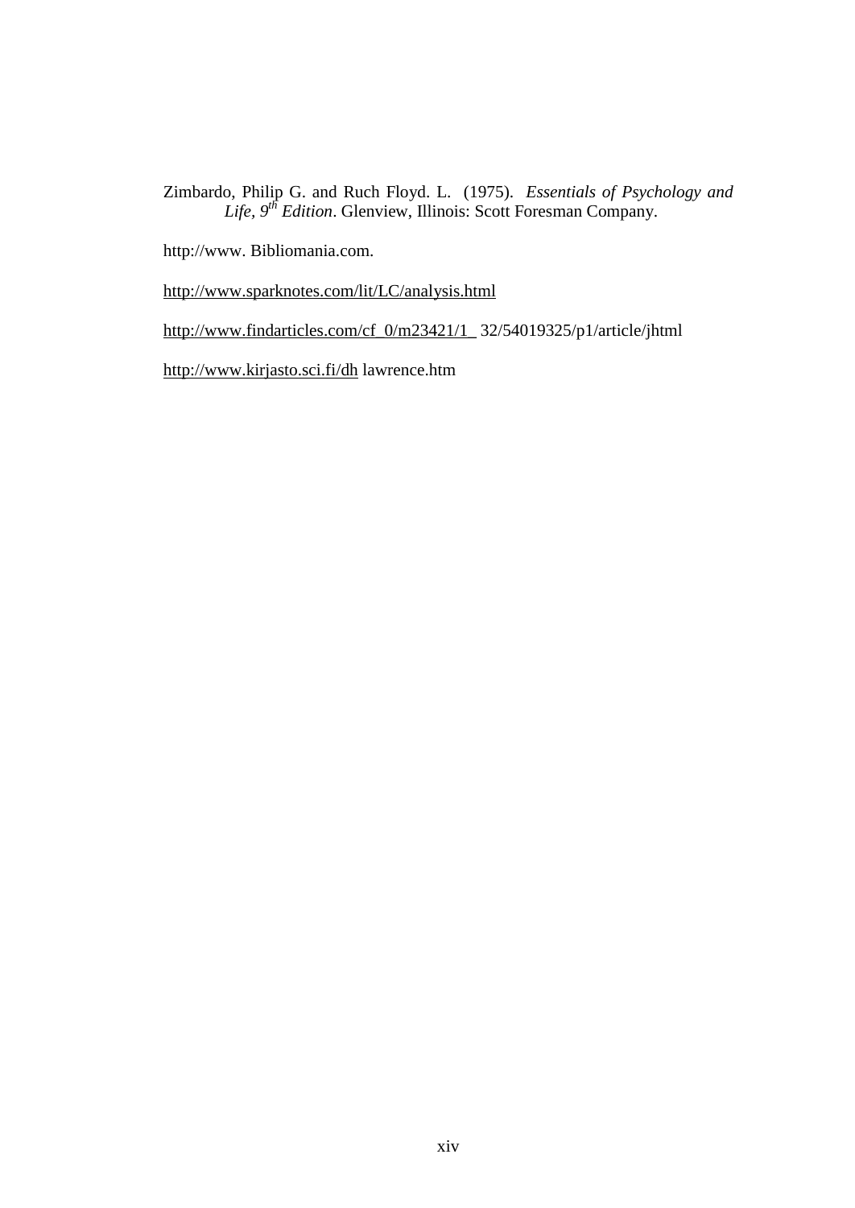Zimbardo, Philip G. and Ruch Floyd. L. (1975). *Essentials of Psychology and Life, 9th Edition*. Glenview, Illinois: Scott Foresman Company.

http://www. Bibliomania.com.

http://www.sparknotes.com/lit/LC/analysis.html

http://www.findarticles.com/cf_0/m23421/1_ 32/54019325/p1/article/jhtml

http://www.kirjasto.sci.fi/dh lawrence.htm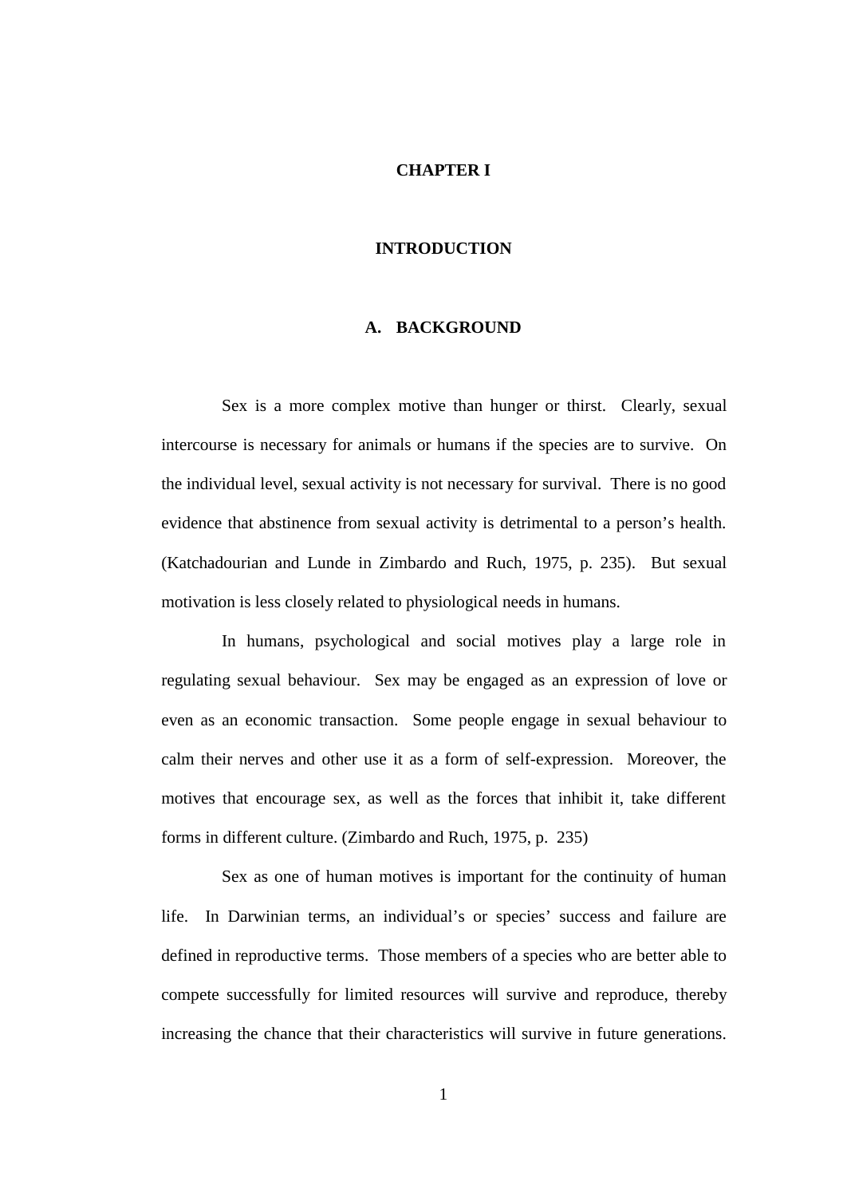# CHAPTER I

# INTRODUCTION

## A. BACKGROUND

Sex is a more complex motive than hunger or thirst. Clearly, sexual intercourse is necessary for animals or humans if the species are to survive. On the individual level, sexual activity is not necessary for survival. There is no good evidence that abstinence from sexual activity is detrimental to a person's health. (Katchadourian and Lunde in Zimbardo and Ruch, 1975, p. 235). But sexual motivation is less closely related to physiological needs in humans.

In humans, psychological and social motives play a large role in regulating sexual behaviour. Sex may be engaged as an expression of love or even as an economic transaction. Some people engage in sexual behaviour to calm their nerves and other use it as a form of self-expression. Moreover, the motives that encourage sex, as well as the forces that inhibit it, take different forms in different culture. (Zimbardo and Ruch, 1975, p. 235)

Sex as one of human motives is important for the continuity of human life. In Darwinian terms, an individual's or species' success and failure are defined in reproductive terms. Those members of a species who are better able to compete successfully for limited resources will survive and reproduce, thereby increasing the chance that their characteristics will survive in future generations.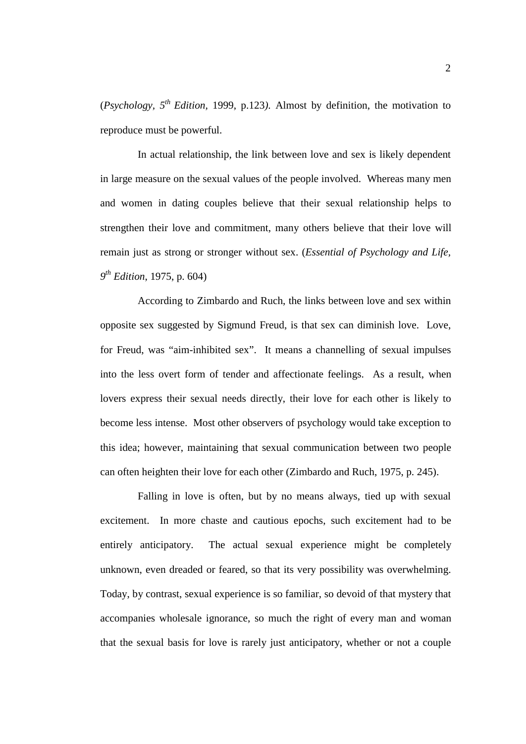(*Psychology, 5th Edition*, 1999, p.123*).* Almost by definition, the motivation to reproduce must be powerful.

In actual relationship, the link between love and sex is likely dependent in large measure on the sexual values of the people involved. Whereas many men and women in dating couples believe that their sexual relationship helps to strengthen their love and commitment, many others believe that their love will remain just as strong or stronger without sex. (*Essential of Psychology and Life, 9th Edition*, 1975, p. 604)

According to Zimbardo and Ruch, the links between love and sex within opposite sex suggested by Sigmund Freud, is that sex can diminish love. Love, for Freud, was "aim-inhibited sex". It means a channelling of sexual impulses into the less overt form of tender and affectionate feelings. As a result, when lovers express their sexual needs directly, their love for each other is likely to become less intense. Most other observers of psychology would take exception to this idea; however, maintaining that sexual communication between two people can often heighten their love for each other (Zimbardo and Ruch, 1975, p. 245).

Falling in love is often, but by no means always, tied up with sexual excitement. In more chaste and cautious epochs, such excitement had to be entirely anticipatory. The actual sexual experience might be completely unknown, even dreaded or feared, so that its very possibility was overwhelming. Today, by contrast, sexual experience is so familiar, so devoid of that mystery that accompanies wholesale ignorance, so much the right of every man and woman that the sexual basis for love is rarely just anticipatory, whether or not a couple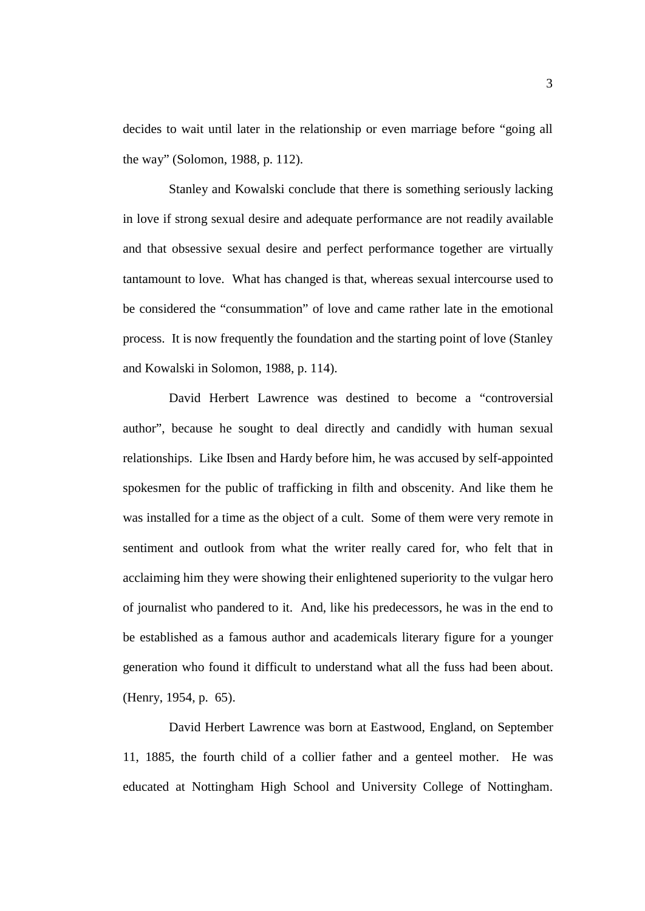decides to wait until later in the relationship or even marriage before "going all the way" (Solomon, 1988, p. 112).

Stanley and Kowalski conclude that there is something seriously lacking in love if strong sexual desire and adequate performance are not readily available and that obsessive sexual desire and perfect performance together are virtually tantamount to love. What has changed is that, whereas sexual intercourse used to be considered the "consummation" of love and came rather late in the emotional process. It is now frequently the foundation and the starting point of love (Stanley and Kowalski in Solomon, 1988, p. 114).

David Herbert Lawrence was destined to become a "controversial author", because he sought to deal directly and candidly with human sexual relationships. Like Ibsen and Hardy before him, he was accused by self-appointed spokesmen for the public of trafficking in filth and obscenity. And like them he was installed for a time as the object of a cult. Some of them were very remote in sentiment and outlook from what the writer really cared for, who felt that in acclaiming him they were showing their enlightened superiority to the vulgar hero of journalist who pandered to it. And, like his predecessors, he was in the end to be established as a famous author and academicals literary figure for a younger generation who found it difficult to understand what all the fuss had been about. (Henry, 1954, p. 65).

David Herbert Lawrence was born at Eastwood, England, on September 11, 1885, the fourth child of a collier father and a genteel mother. He was educated at Nottingham High School and University College of Nottingham.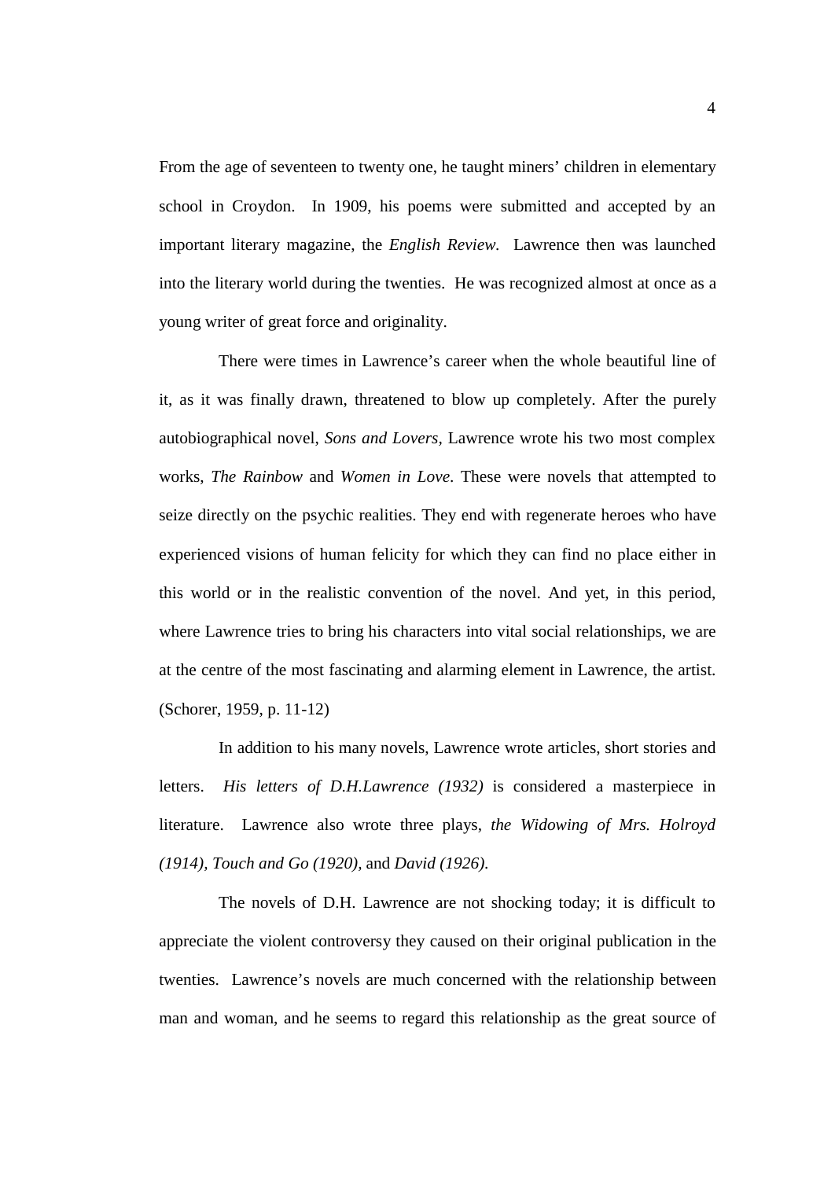From the age of seventeen to twenty one, he taught miners' children in elementary school in Croydon. In 1909, his poems were submitted and accepted by an important literary magazine, the *English Review.* Lawrence then was launched into the literary world during the twenties. He was recognized almost at once as a young writer of great force and originality.

There were times in Lawrence's career when the whole beautiful line of it, as it was finally drawn, threatened to blow up completely. After the purely autobiographical novel, *Sons and Lovers,* Lawrence wrote his two most complex works, *The Rainbow* and *Women in Love*. These were novels that attempted to seize directly on the psychic realities. They end with regenerate heroes who have experienced visions of human felicity for which they can find no place either in this world or in the realistic convention of the novel. And yet, in this period, where Lawrence tries to bring his characters into vital social relationships, we are at the centre of the most fascinating and alarming element in Lawrence, the artist. (Schorer, 1959, p. 11-12)

In addition to his many novels, Lawrence wrote articles, short stories and letters. *His letters of D.H.Lawrence (1932)* is considered a masterpiece in literature. Lawrence also wrote three plays, *the Widowing of Mrs. Holroyd (1914), Touch and Go (1920),* and *David (1926).*

The novels of D.H. Lawrence are not shocking today; it is difficult to appreciate the violent controversy they caused on their original publication in the twenties. Lawrence's novels are much concerned with the relationship between man and woman, and he seems to regard this relationship as the great source of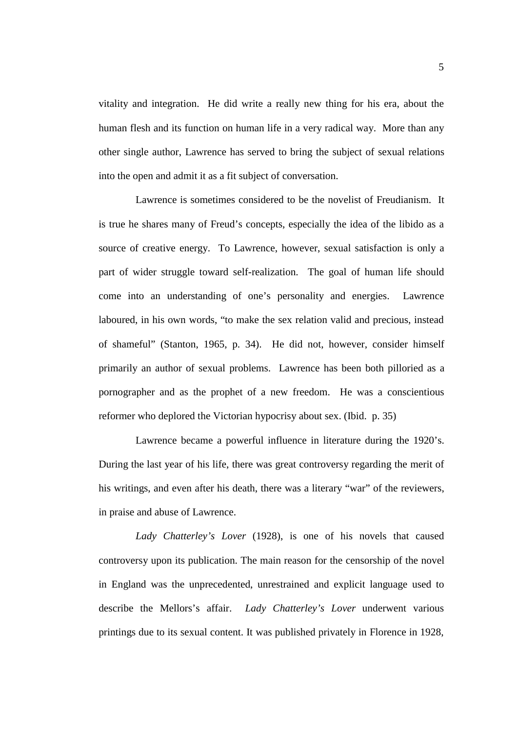vitality and integration. He did write a really new thing for his era, about the human flesh and its function on human life in a very radical way. More than any other single author, Lawrence has served to bring the subject of sexual relations into the open and admit it as a fit subject of conversation.

Lawrence is sometimes considered to be the novelist of Freudianism. It is true he shares many of Freud's concepts, especially the idea of the libido as a source of creative energy. To Lawrence, however, sexual satisfaction is only a part of wider struggle toward self-realization. The goal of human life should come into an understanding of one's personality and energies. Lawrence laboured, in his own words, "to make the sex relation valid and precious, instead of shameful" (Stanton, 1965, p. 34). He did not, however, consider himself primarily an author of sexual problems. Lawrence has been both pilloried as a pornographer and as the prophet of a new freedom. He was a conscientious reformer who deplored the Victorian hypocrisy about sex. (Ibid. p. 35)

Lawrence became a powerful influence in literature during the 1920's. During the last year of his life, there was great controversy regarding the merit of his writings, and even after his death, there was a literary "war" of the reviewers, in praise and abuse of Lawrence.

*Lady Chatterley's Lover* (1928), is one of his novels that caused controversy upon its publication. The main reason for the censorship of the novel in England was the unprecedented, unrestrained and explicit language used to describe the Mellors's affair. *Lady Chatterley's Lover* underwent various printings due to its sexual content. It was published privately in Florence in 1928,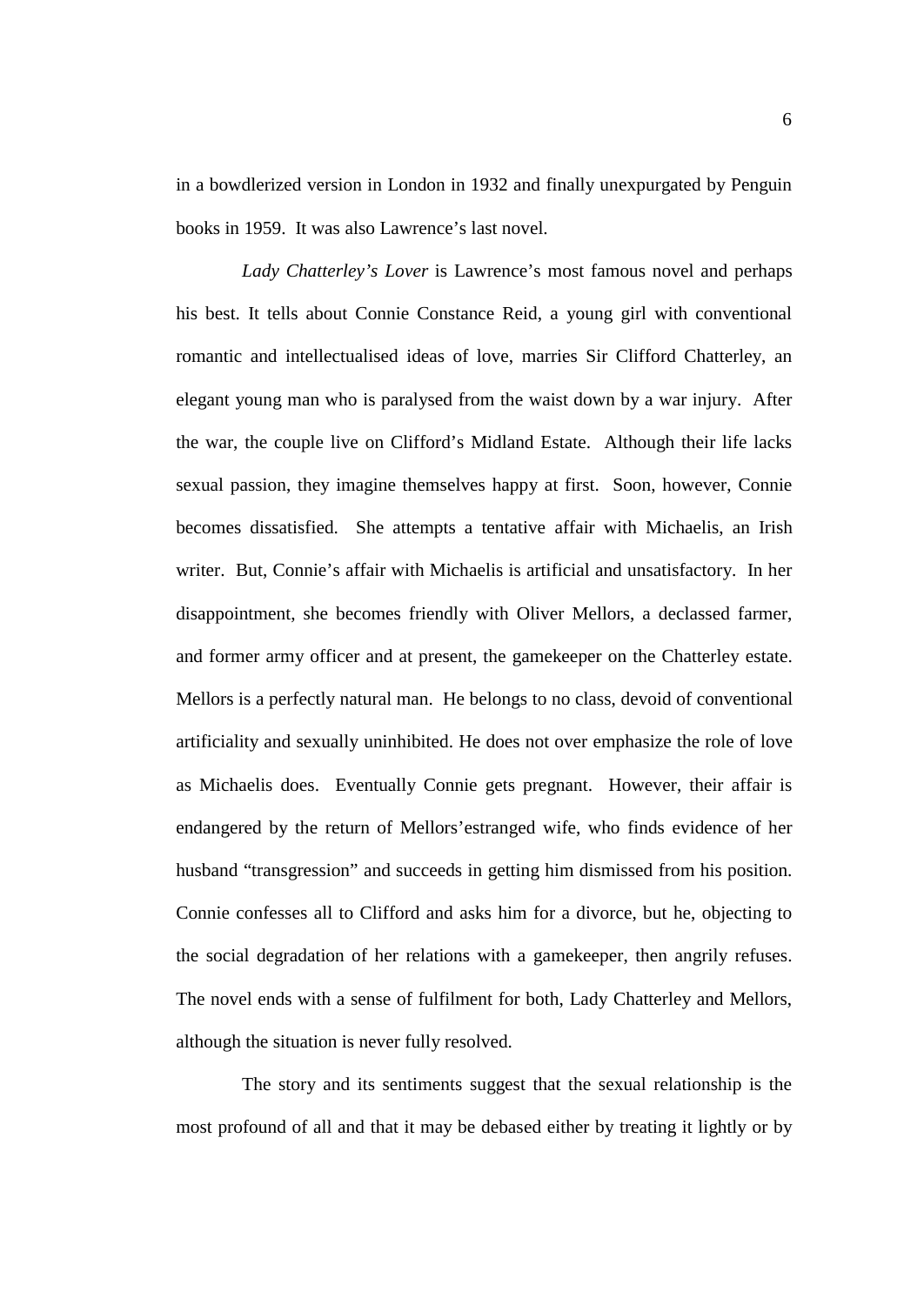in a bowdlerized version in London in 1932 and finally unexpurgated by Penguin books in 1959. It was also Lawrence's last novel.

*Lady Chatterley's Lover* is Lawrence's most famous novel and perhaps his best. It tells about Connie Constance Reid, a young girl with conventional romantic and intellectualised ideas of love, marries Sir Clifford Chatterley, an elegant young man who is paralysed from the waist down by a war injury. After the war, the couple live on Clifford's Midland Estate. Although their life lacks sexual passion, they imagine themselves happy at first. Soon, however, Connie becomes dissatisfied. She attempts a tentative affair with Michaelis, an Irish writer. But, Connie's affair with Michaelis is artificial and unsatisfactory. In her disappointment, she becomes friendly with Oliver Mellors, a declassed farmer, and former army officer and at present, the gamekeeper on the Chatterley estate. Mellors is a perfectly natural man. He belongs to no class, devoid of conventional artificiality and sexually uninhibited. He does not over emphasize the role of love as Michaelis does. Eventually Connie gets pregnant. However, their affair is endangered by the return of Mellors'estranged wife, who finds evidence of her husband "transgression" and succeeds in getting him dismissed from his position. Connie confesses all to Clifford and asks him for a divorce, but he, objecting to the social degradation of her relations with a gamekeeper, then angrily refuses. The novel ends with a sense of fulfilment for both, Lady Chatterley and Mellors, although the situation is never fully resolved.

The story and its sentiments suggest that the sexual relationship is the most profound of all and that it may be debased either by treating it lightly or by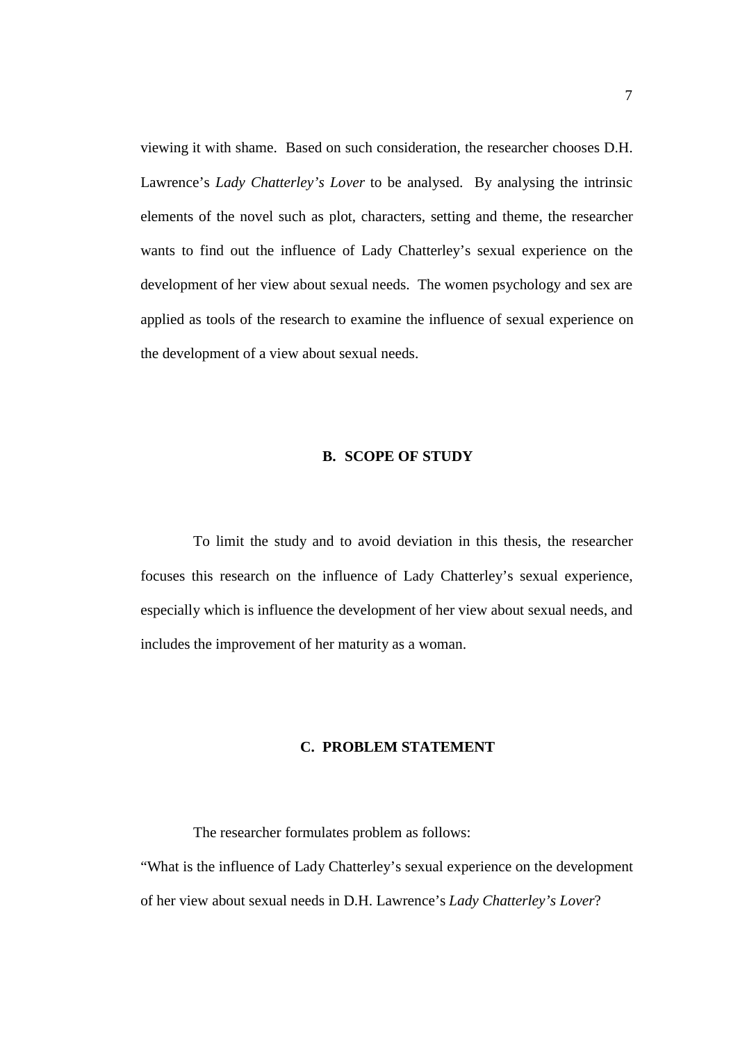viewing it with shame.  Based on such consideration, the researcher chooses D.H. Lawrence's *Lady Chatterley's Lover* to be analysed.  By analysing the intrinsic elements of the novel such as plot, characters, setting and theme, the researcher wants to find out the influence of Lady Chatterley's sexual experience on the development of her view about sexual needs.  The women psychology and sex are applied as tools of the research to examine the influence of sexual experience on the development of a view about sexual needs.

## B.  SCOPE OF STUDY

To limit the study and to avoid deviation in this thesis, the researcher focuses this research on the influence of Lady Chatterley's sexual experience, especially which is influence the development of her view about sexual needs, and includes the improvement of her maturity as a woman.

## C.  PROBLEM STATEMENT

The researcher formulates problem as follows:

"What is the influence of Lady Chatterley's sexual experience on the development of her view about sexual needs in D.H. Lawrence's *Lady Chatterley's Lover*?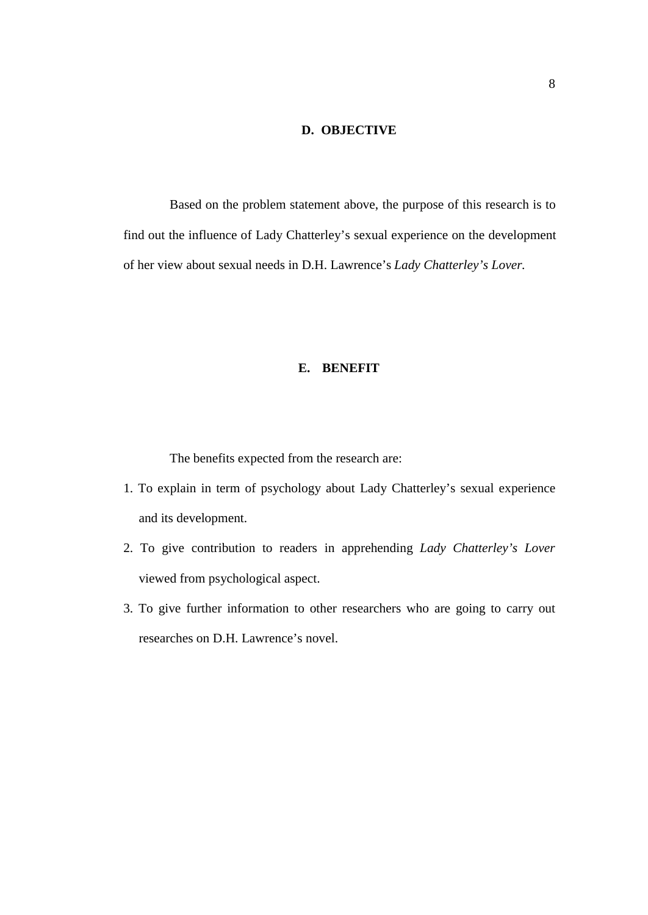## D. OBJECTIVE

Based on the problem statement above, the purpose of this research is to find out the influence of Lady Chatterley's sexual experience on the development of her view about sexual needs in D.H. Lawrence's *Lady Chatterley's Lover.*

## E. BENEFIT

The benefits expected from the research are:

1. To explain in term of psychology about Lady Chatterley's sexual experience and its development.
2. To give contribution to readers in apprehending *Lady Chatterley's Lover* viewed from psychological aspect.
3. To give further information to other researchers who are going to carry out researches on D.H. Lawrence's novel.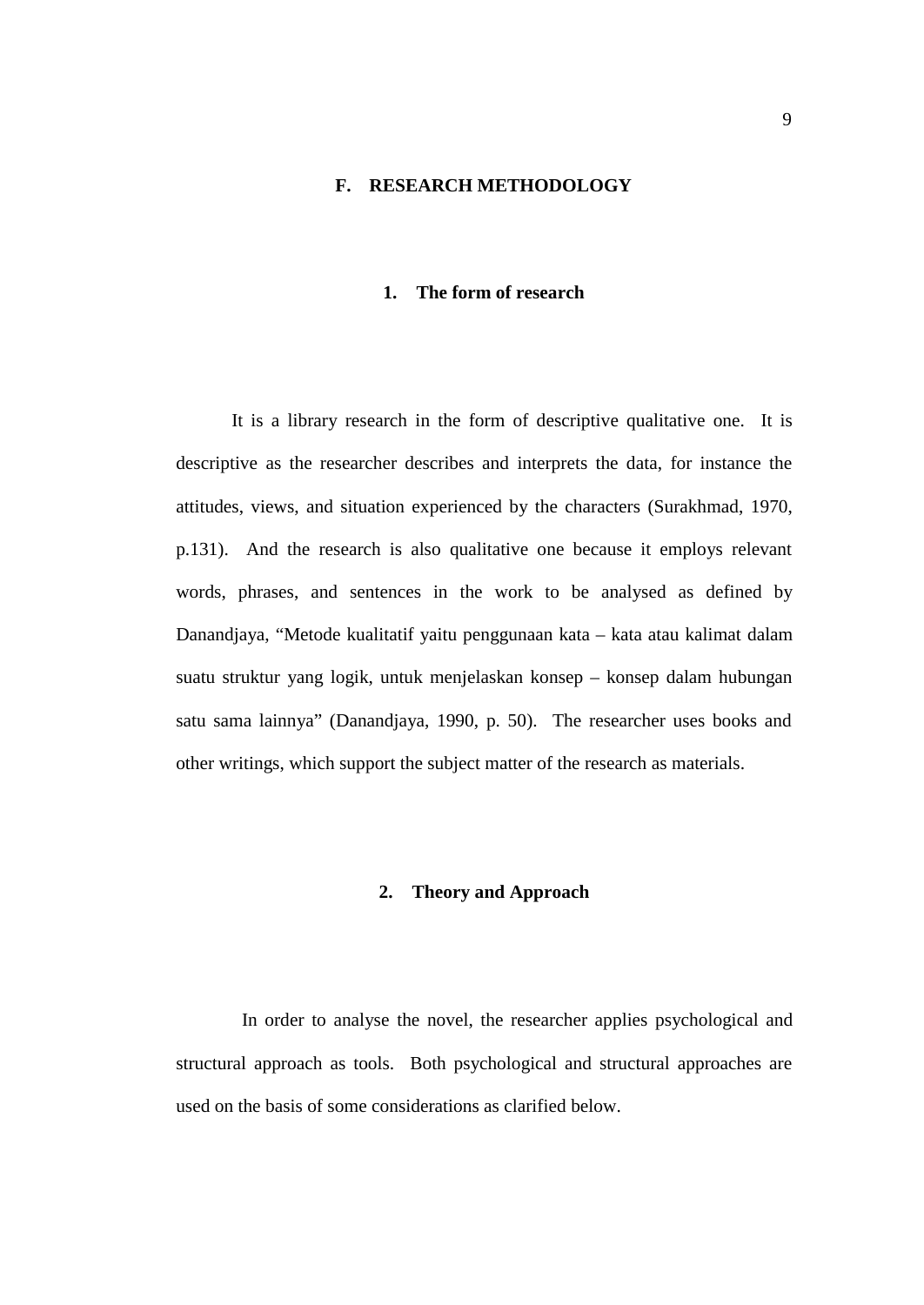## F. RESEARCH METHODOLOGY

### 1. The form of research

It is a library research in the form of descriptive qualitative one. It is descriptive as the researcher describes and interprets the data, for instance the attitudes, views, and situation experienced by the characters (Surakhmad, 1970, p.131). And the research is also qualitative one because it employs relevant words, phrases, and sentences in the work to be analysed as defined by Danandjaya, "Metode kualitatif yaitu penggunaan kata – kata atau kalimat dalam suatu struktur yang logik, untuk menjelaskan konsep – konsep dalam hubungan satu sama lainnya" (Danandjaya, 1990, p. 50). The researcher uses books and other writings, which support the subject matter of the research as materials.

### 2. Theory and Approach

In order to analyse the novel, the researcher applies psychological and structural approach as tools. Both psychological and structural approaches are used on the basis of some considerations as clarified below.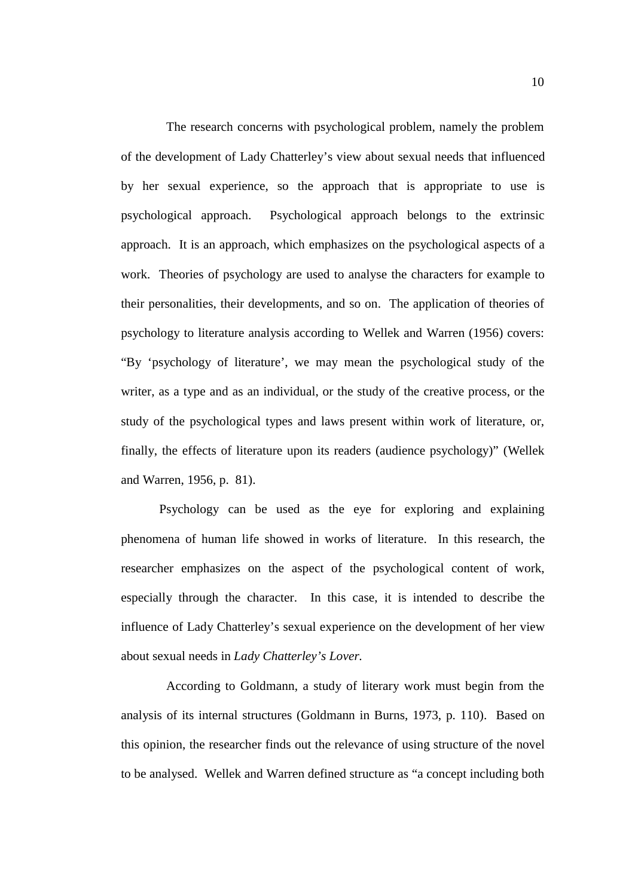The research concerns with psychological problem, namely the problem of the development of Lady Chatterley's view about sexual needs that influenced by her sexual experience, so the approach that is appropriate to use is psychological approach. Psychological approach belongs to the extrinsic approach. It is an approach, which emphasizes on the psychological aspects of a work. Theories of psychology are used to analyse the characters for example to their personalities, their developments, and so on. The application of theories of psychology to literature analysis according to Wellek and Warren (1956) covers: "By 'psychology of literature', we may mean the psychological study of the writer, as a type and as an individual, or the study of the creative process, or the study of the psychological types and laws present within work of literature, or, finally, the effects of literature upon its readers (audience psychology)" (Wellek and Warren, 1956, p. 81).

Psychology can be used as the eye for exploring and explaining phenomena of human life showed in works of literature. In this research, the researcher emphasizes on the aspect of the psychological content of work, especially through the character. In this case, it is intended to describe the influence of Lady Chatterley's sexual experience on the development of her view about sexual needs in *Lady Chatterley's Lover.*

According to Goldmann, a study of literary work must begin from the analysis of its internal structures (Goldmann in Burns, 1973, p. 110). Based on this opinion, the researcher finds out the relevance of using structure of the novel to be analysed. Wellek and Warren defined structure as "a concept including both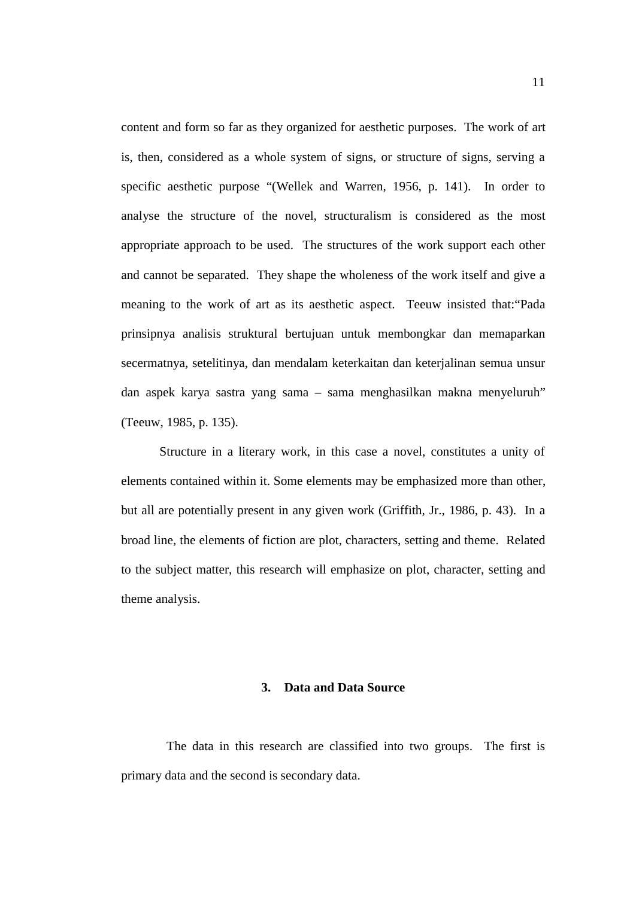content and form so far as they organized for aesthetic purposes. The work of art is, then, considered as a whole system of signs, or structure of signs, serving a specific aesthetic purpose "(Wellek and Warren, 1956, p. 141). In order to analyse the structure of the novel, structuralism is considered as the most appropriate approach to be used. The structures of the work support each other and cannot be separated. They shape the wholeness of the work itself and give a meaning to the work of art as its aesthetic aspect. Teeuw insisted that:"Pada prinsipnya analisis struktural bertujuan untuk membongkar dan memaparkan secermatnya, setelitinya, dan mendalam keterkaitan dan keterjalinan semua unsur dan aspek karya sastra yang sama – sama menghasilkan makna menyeluruh" (Teeuw, 1985, p. 135).

Structure in a literary work, in this case a novel, constitutes a unity of elements contained within it. Some elements may be emphasized more than other, but all are potentially present in any given work (Griffith, Jr., 1986, p. 43). In a broad line, the elements of fiction are plot, characters, setting and theme. Related to the subject matter, this research will emphasize on plot, character, setting and theme analysis.

### 3. Data and Data Source

The data in this research are classified into two groups. The first is primary data and the second is secondary data.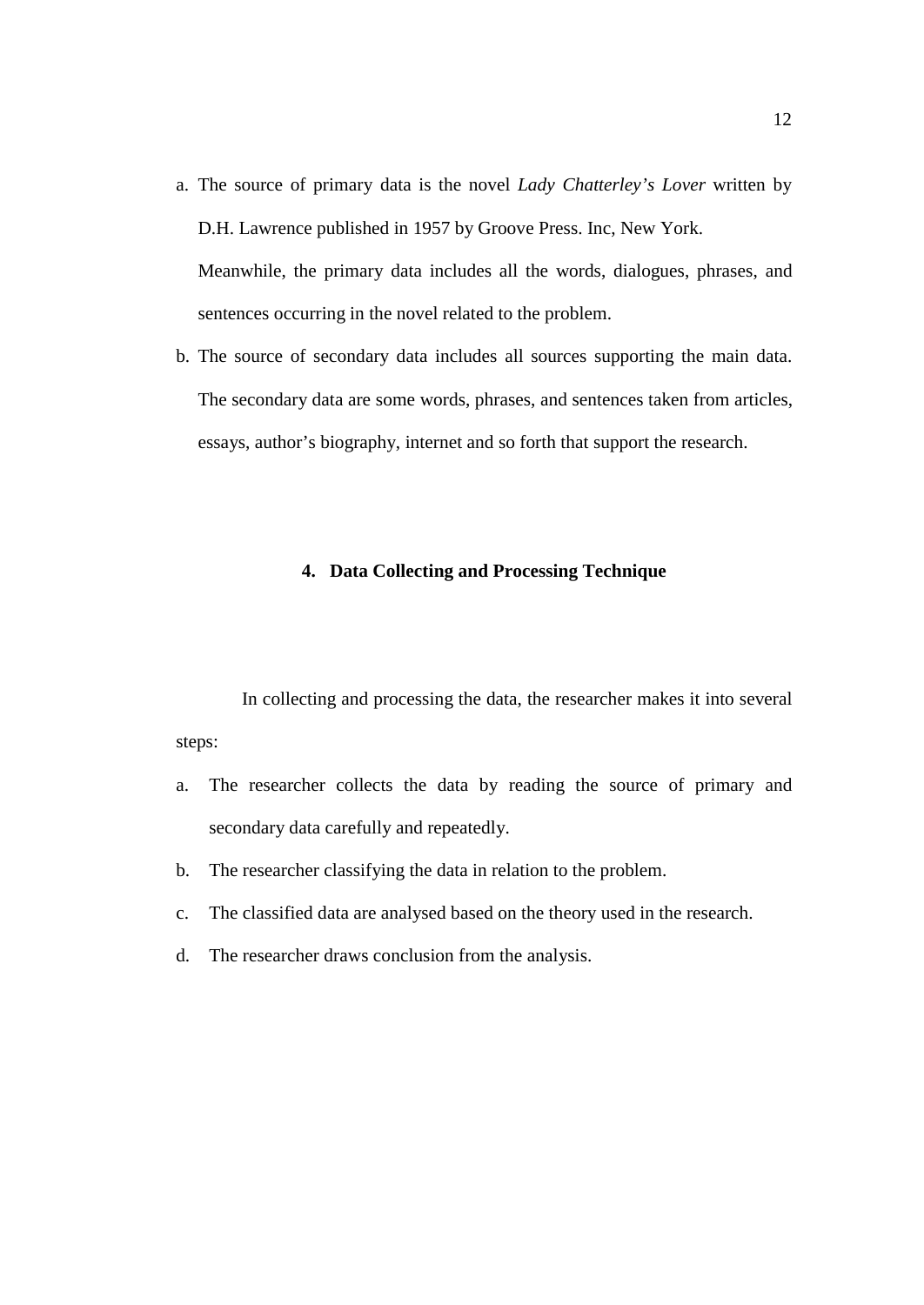a. The source of primary data is the novel *Lady Chatterley's Lover* written by D.H. Lawrence published in 1957 by Groove Press. Inc, New York.

   Meanwhile, the primary data includes all the words, dialogues, phrases, and sentences occurring in the novel related to the problem.

b. The source of secondary data includes all sources supporting the main data. The secondary data are some words, phrases, and sentences taken from articles, essays, author's biography, internet and so forth that support the research.

### 4. Data Collecting and Processing Technique

In collecting and processing the data, the researcher makes it into several steps:

a. The researcher collects the data by reading the source of primary and secondary data carefully and repeatedly.

b. The researcher classifying the data in relation to the problem.

c. The classified data are analysed based on the theory used in the research.

d. The researcher draws conclusion from the analysis.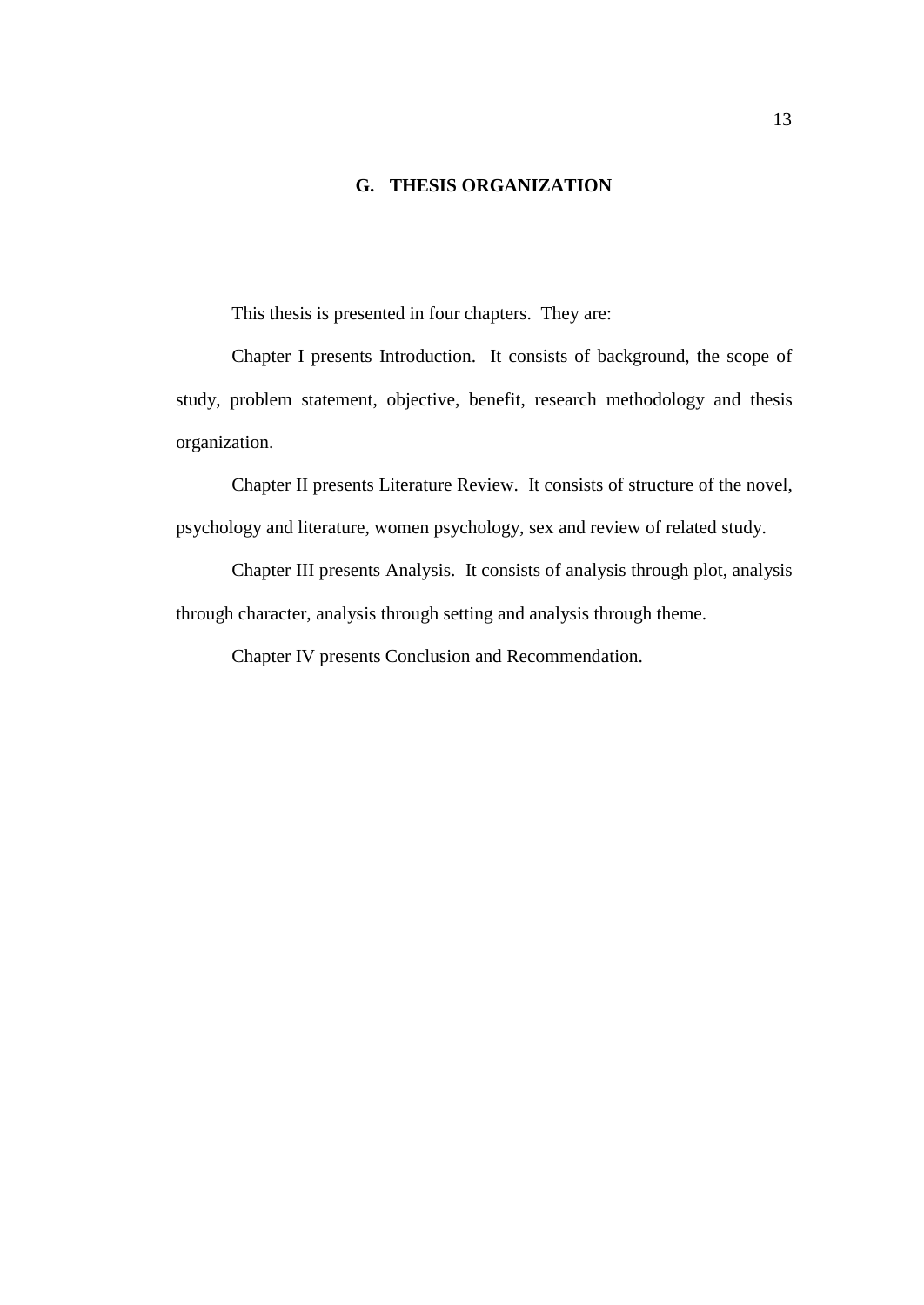## G. THESIS ORGANIZATION

This thesis is presented in four chapters. They are:

Chapter I presents Introduction. It consists of background, the scope of study, problem statement, objective, benefit, research methodology and thesis organization.

Chapter II presents Literature Review. It consists of structure of the novel, psychology and literature, women psychology, sex and review of related study.

Chapter III presents Analysis. It consists of analysis through plot, analysis through character, analysis through setting and analysis through theme.

Chapter IV presents Conclusion and Recommendation.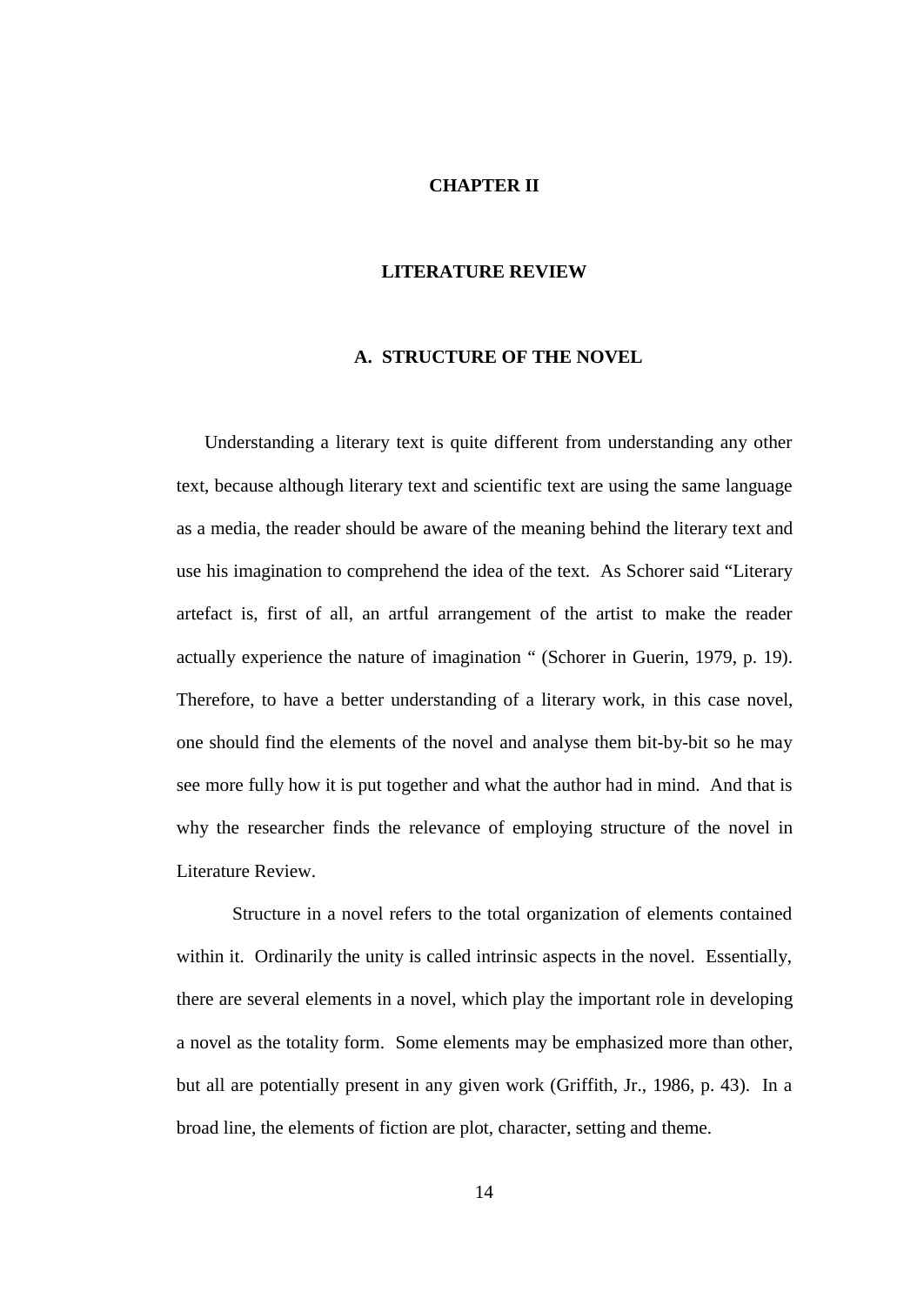# CHAPTER II

# LITERATURE REVIEW

## A. STRUCTURE OF THE NOVEL

Understanding a literary text is quite different from understanding any other text, because although literary text and scientific text are using the same language as a media, the reader should be aware of the meaning behind the literary text and use his imagination to comprehend the idea of the text. As Schorer said "Literary artefact is, first of all, an artful arrangement of the artist to make the reader actually experience the nature of imagination " (Schorer in Guerin, 1979, p. 19). Therefore, to have a better understanding of a literary work, in this case novel, one should find the elements of the novel and analyse them bit-by-bit so he may see more fully how it is put together and what the author had in mind. And that is why the researcher finds the relevance of employing structure of the novel in Literature Review.

Structure in a novel refers to the total organization of elements contained within it. Ordinarily the unity is called intrinsic aspects in the novel. Essentially, there are several elements in a novel, which play the important role in developing a novel as the totality form. Some elements may be emphasized more than other, but all are potentially present in any given work (Griffith, Jr., 1986, p. 43). In a broad line, the elements of fiction are plot, character, setting and theme.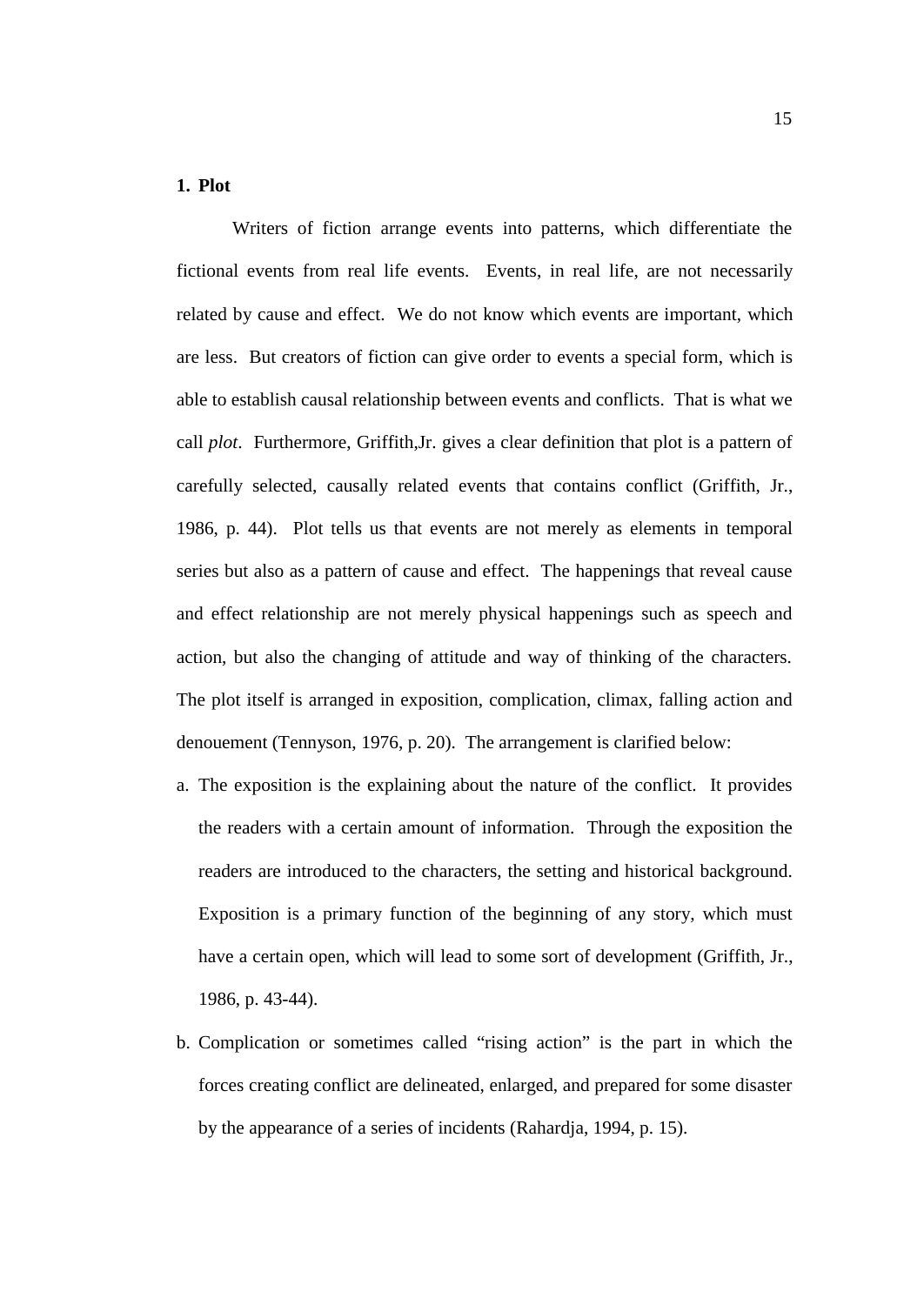**1. Plot**

Writers of fiction arrange events into patterns, which differentiate the fictional events from real life events. Events, in real life, are not necessarily related by cause and effect. We do not know which events are important, which are less. But creators of fiction can give order to events a special form, which is able to establish causal relationship between events and conflicts. That is what we call *plot*. Furthermore, Griffith,Jr. gives a clear definition that plot is a pattern of carefully selected, causally related events that contains conflict (Griffith, Jr., 1986, p. 44). Plot tells us that events are not merely as elements in temporal series but also as a pattern of cause and effect. The happenings that reveal cause and effect relationship are not merely physical happenings such as speech and action, but also the changing of attitude and way of thinking of the characters. The plot itself is arranged in exposition, complication, climax, falling action and denouement (Tennyson, 1976, p. 20). The arrangement is clarified below:

a. The exposition is the explaining about the nature of the conflict. It provides the readers with a certain amount of information. Through the exposition the readers are introduced to the characters, the setting and historical background. Exposition is a primary function of the beginning of any story, which must have a certain open, which will lead to some sort of development (Griffith, Jr., 1986, p. 43-44).

b. Complication or sometimes called “rising action” is the part in which the forces creating conflict are delineated, enlarged, and prepared for some disaster by the appearance of a series of incidents (Rahardja, 1994, p. 15).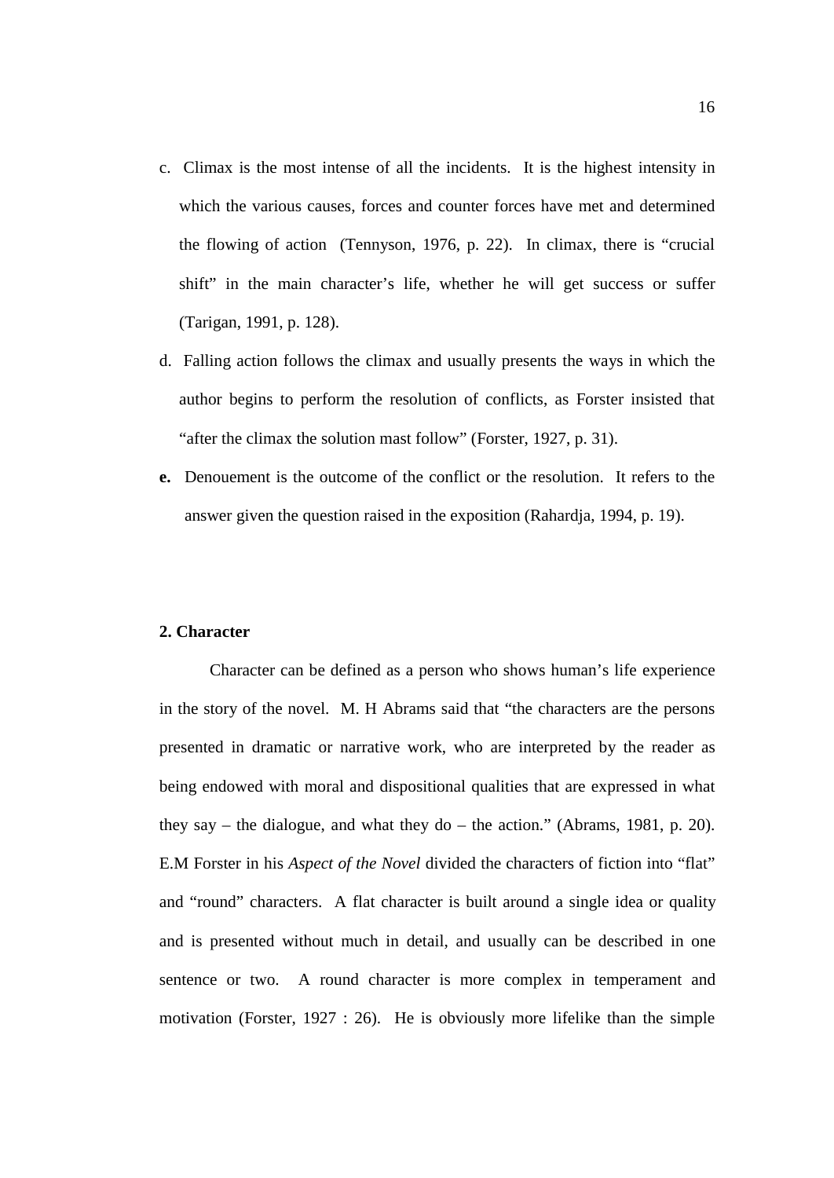c. Climax is the most intense of all the incidents. It is the highest intensity in which the various causes, forces and counter forces have met and determined the flowing of action (Tennyson, 1976, p. 22). In climax, there is “crucial shift” in the main character’s life, whether he will get success or suffer (Tarigan, 1991, p. 128).
d. Falling action follows the climax and usually presents the ways in which the author begins to perform the resolution of conflicts, as Forster insisted that “after the climax the solution mast follow” (Forster, 1927, p. 31).
**e.** Denouement is the outcome of the conflict or the resolution. It refers to the answer given the question raised in the exposition (Rahardja, 1994, p. 19).

**2. Character**

Character can be defined as a person who shows human’s life experience in the story of the novel. M. H Abrams said that “the characters are the persons presented in dramatic or narrative work, who are interpreted by the reader as being endowed with moral and dispositional qualities that are expressed in what they say – the dialogue, and what they do – the action.” (Abrams, 1981, p. 20). E.M Forster in his *Aspect of the Novel* divided the characters of fiction into “flat” and “round” characters. A flat character is built around a single idea or quality and is presented without much in detail, and usually can be described in one sentence or two. A round character is more complex in temperament and motivation (Forster, 1927 : 26). He is obviously more lifelike than the simple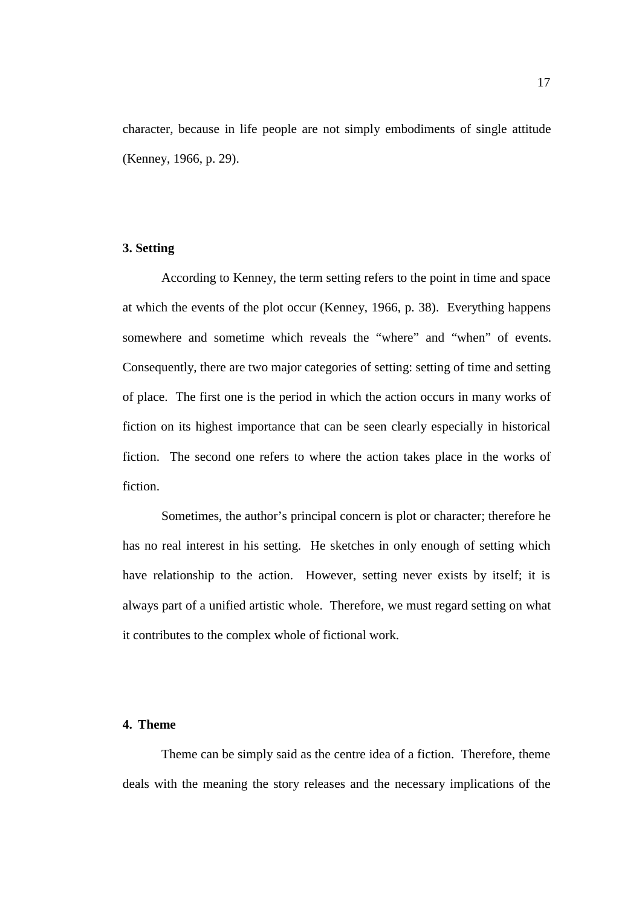character, because in life people are not simply embodiments of single attitude (Kenney, 1966, p. 29).

**3. Setting**

According to Kenney, the term setting refers to the point in time and space at which the events of the plot occur (Kenney, 1966, p. 38). Everything happens somewhere and sometime which reveals the "where" and "when" of events. Consequently, there are two major categories of setting: setting of time and setting of place. The first one is the period in which the action occurs in many works of fiction on its highest importance that can be seen clearly especially in historical fiction. The second one refers to where the action takes place in the works of fiction.

Sometimes, the author's principal concern is plot or character; therefore he has no real interest in his setting. He sketches in only enough of setting which have relationship to the action. However, setting never exists by itself; it is always part of a unified artistic whole. Therefore, we must regard setting on what it contributes to the complex whole of fictional work.

**4. Theme**

Theme can be simply said as the centre idea of a fiction. Therefore, theme deals with the meaning the story releases and the necessary implications of the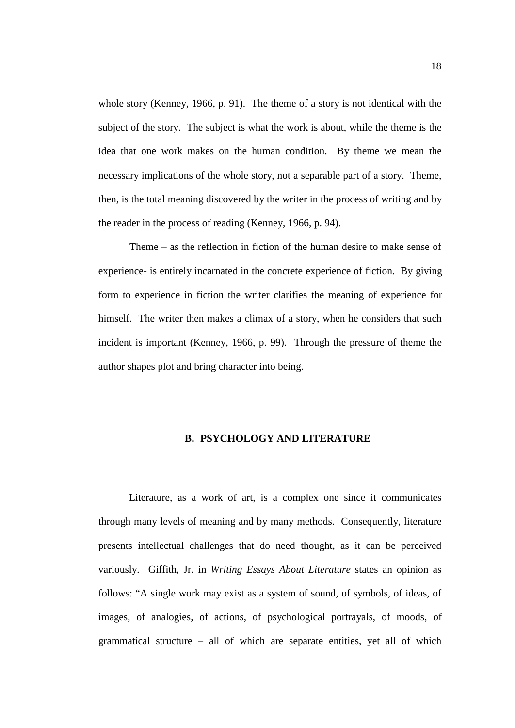whole story (Kenney, 1966, p. 91). The theme of a story is not identical with the subject of the story. The subject is what the work is about, while the theme is the idea that one work makes on the human condition. By theme we mean the necessary implications of the whole story, not a separable part of a story. Theme, then, is the total meaning discovered by the writer in the process of writing and by the reader in the process of reading (Kenney, 1966, p. 94).

Theme – as the reflection in fiction of the human desire to make sense of experience- is entirely incarnated in the concrete experience of fiction. By giving form to experience in fiction the writer clarifies the meaning of experience for himself. The writer then makes a climax of a story, when he considers that such incident is important (Kenney, 1966, p. 99). Through the pressure of theme the author shapes plot and bring character into being.

## B. PSYCHOLOGY AND LITERATURE

Literature, as a work of art, is a complex one since it communicates through many levels of meaning and by many methods. Consequently, literature presents intellectual challenges that do need thought, as it can be perceived variously. Giffith, Jr. in *Writing Essays About Literature* states an opinion as follows: "A single work may exist as a system of sound, of symbols, of ideas, of images, of analogies, of actions, of psychological portrayals, of moods, of grammatical structure – all of which are separate entities, yet all of which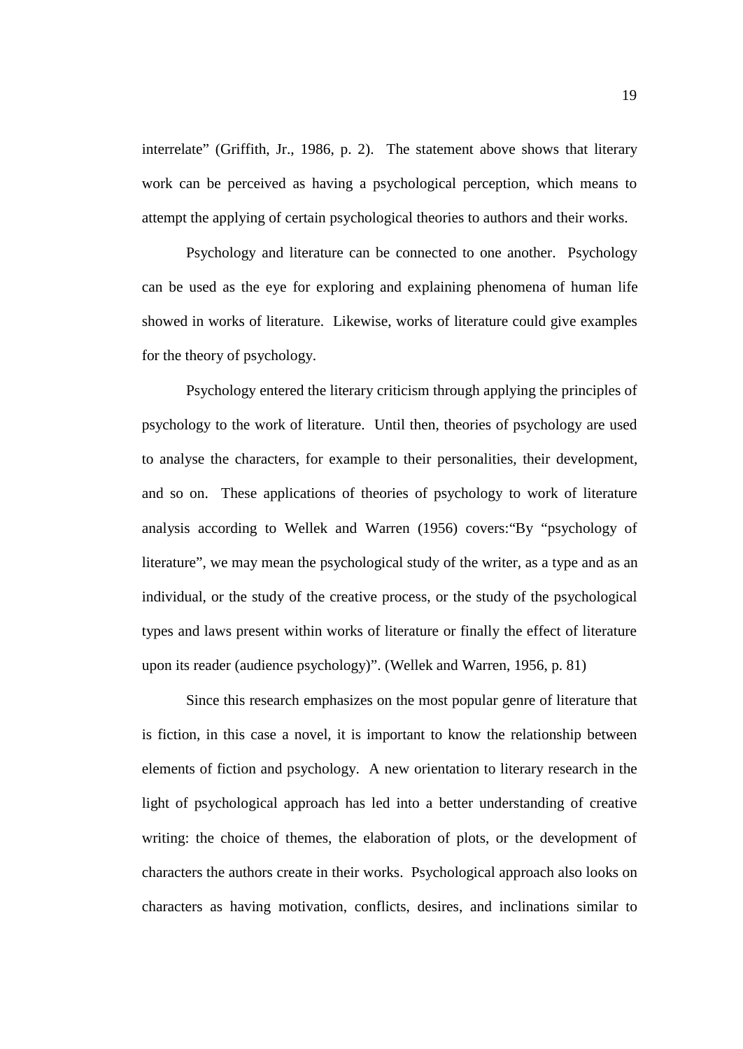interrelate" (Griffith, Jr., 1986, p. 2). The statement above shows that literary work can be perceived as having a psychological perception, which means to attempt the applying of certain psychological theories to authors and their works.

Psychology and literature can be connected to one another. Psychology can be used as the eye for exploring and explaining phenomena of human life showed in works of literature. Likewise, works of literature could give examples for the theory of psychology.

Psychology entered the literary criticism through applying the principles of psychology to the work of literature. Until then, theories of psychology are used to analyse the characters, for example to their personalities, their development, and so on. These applications of theories of psychology to work of literature analysis according to Wellek and Warren (1956) covers:"By "psychology of literature", we may mean the psychological study of the writer, as a type and as an individual, or the study of the creative process, or the study of the psychological types and laws present within works of literature or finally the effect of literature upon its reader (audience psychology)". (Wellek and Warren, 1956, p. 81)

Since this research emphasizes on the most popular genre of literature that is fiction, in this case a novel, it is important to know the relationship between elements of fiction and psychology. A new orientation to literary research in the light of psychological approach has led into a better understanding of creative writing: the choice of themes, the elaboration of plots, or the development of characters the authors create in their works. Psychological approach also looks on characters as having motivation, conflicts, desires, and inclinations similar to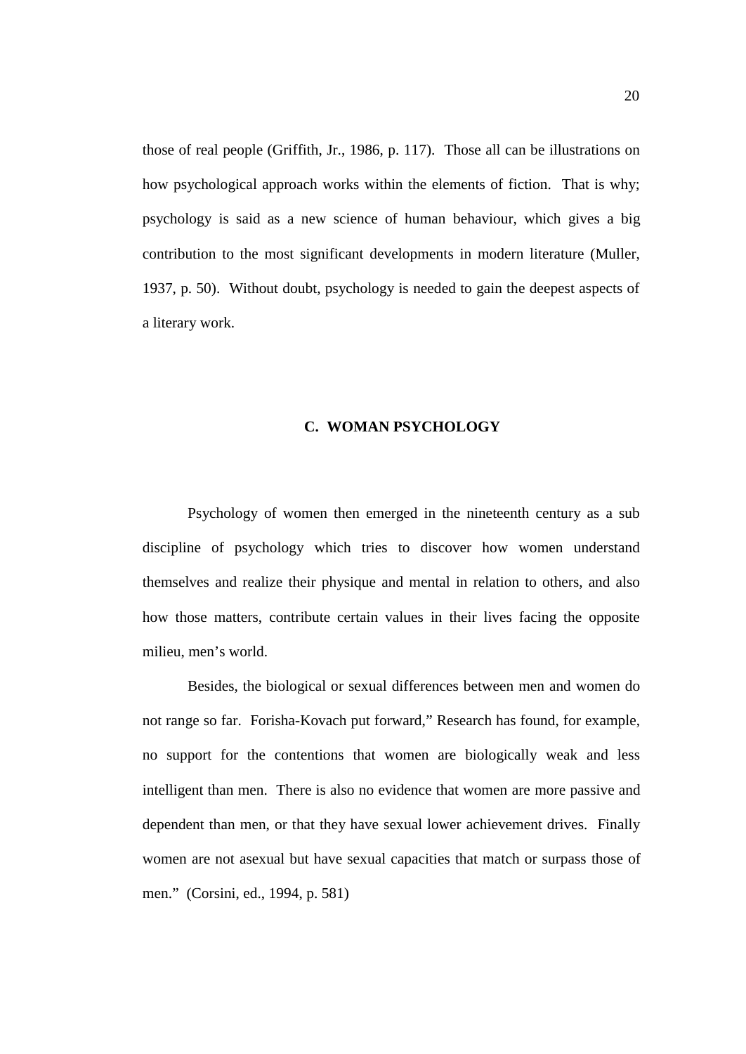those of real people (Griffith, Jr., 1986, p. 117). Those all can be illustrations on how psychological approach works within the elements of fiction. That is why; psychology is said as a new science of human behaviour, which gives a big contribution to the most significant developments in modern literature (Muller, 1937, p. 50). Without doubt, psychology is needed to gain the deepest aspects of a literary work.

## C. WOMAN PSYCHOLOGY

Psychology of women then emerged in the nineteenth century as a sub discipline of psychology which tries to discover how women understand themselves and realize their physique and mental in relation to others, and also how those matters, contribute certain values in their lives facing the opposite milieu, men's world.

Besides, the biological or sexual differences between men and women do not range so far. Forisha-Kovach put forward," Research has found, for example, no support for the contentions that women are biologically weak and less intelligent than men. There is also no evidence that women are more passive and dependent than men, or that they have sexual lower achievement drives. Finally women are not asexual but have sexual capacities that match or surpass those of men." (Corsini, ed., 1994, p. 581)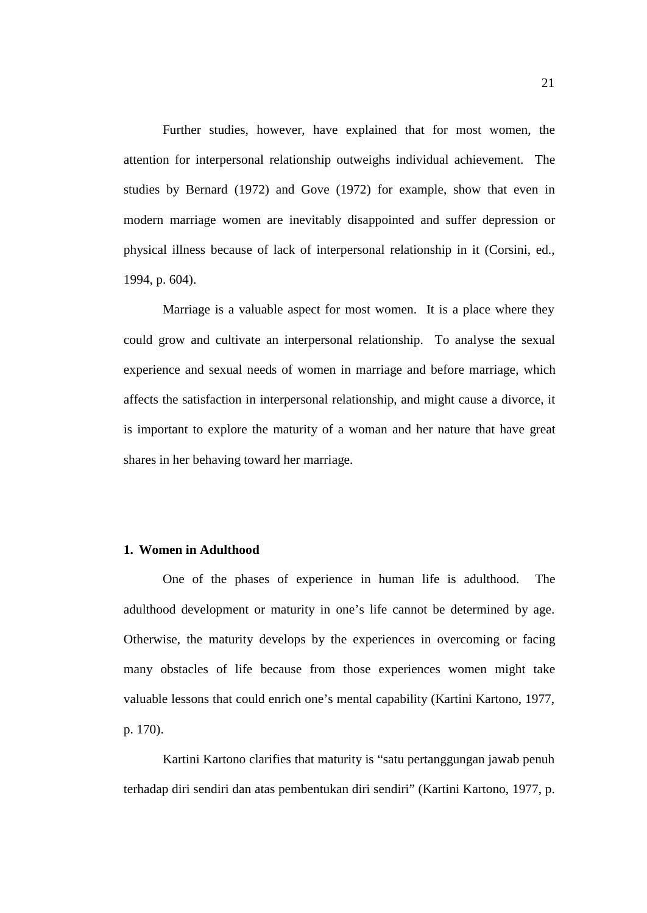Further studies, however, have explained that for most women, the attention for interpersonal relationship outweighs individual achievement. The studies by Bernard (1972) and Gove (1972) for example, show that even in modern marriage women are inevitably disappointed and suffer depression or physical illness because of lack of interpersonal relationship in it (Corsini, ed., 1994, p. 604).

Marriage is a valuable aspect for most women. It is a place where they could grow and cultivate an interpersonal relationship. To analyse the sexual experience and sexual needs of women in marriage and before marriage, which affects the satisfaction in interpersonal relationship, and might cause a divorce, it is important to explore the maturity of a woman and her nature that have great shares in her behaving toward her marriage.

**1. Women in Adulthood**

One of the phases of experience in human life is adulthood. The adulthood development or maturity in one's life cannot be determined by age. Otherwise, the maturity develops by the experiences in overcoming or facing many obstacles of life because from those experiences women might take valuable lessons that could enrich one's mental capability (Kartini Kartono, 1977, p. 170).

Kartini Kartono clarifies that maturity is "satu pertanggungan jawab penuh terhadap diri sendiri dan atas pembentukan diri sendiri" (Kartini Kartono, 1977, p.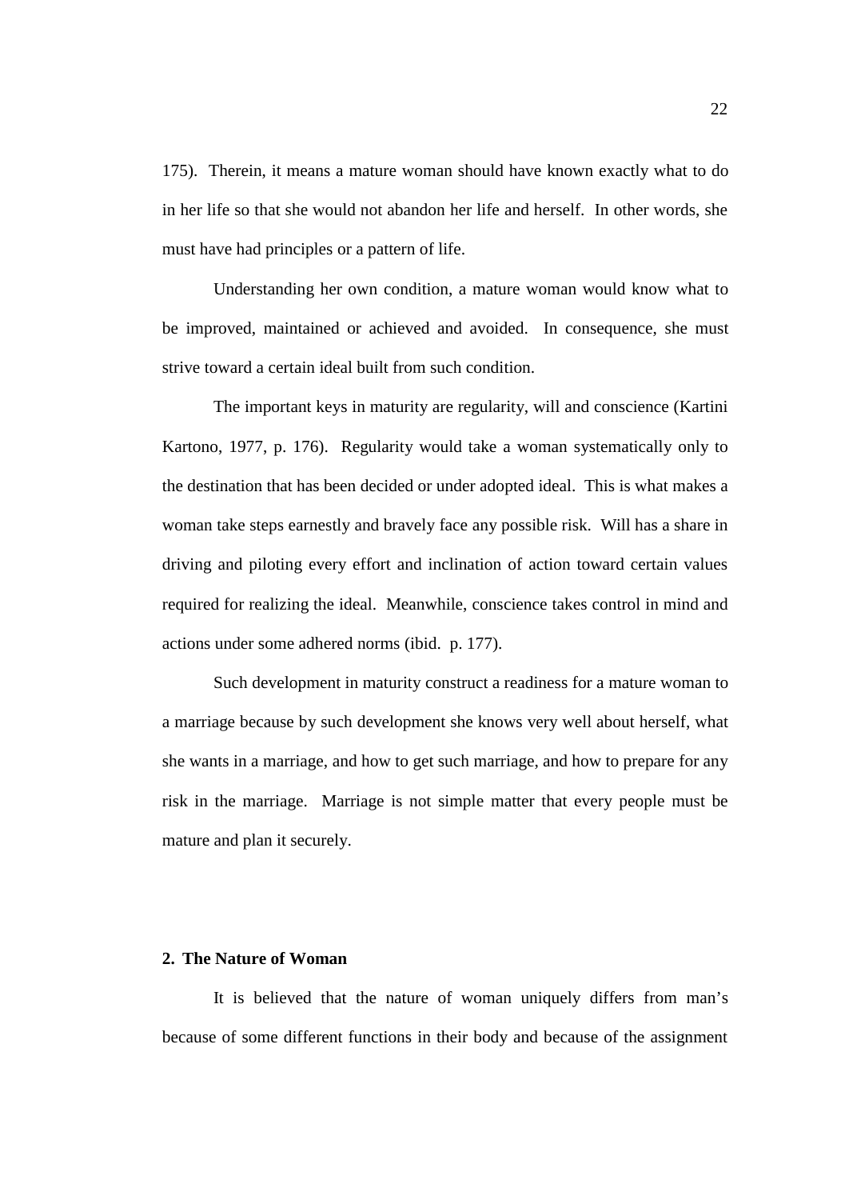175). Therein, it means a mature woman should have known exactly what to do in her life so that she would not abandon her life and herself. In other words, she must have had principles or a pattern of life.

Understanding her own condition, a mature woman would know what to be improved, maintained or achieved and avoided. In consequence, she must strive toward a certain ideal built from such condition.

The important keys in maturity are regularity, will and conscience (Kartini Kartono, 1977, p. 176). Regularity would take a woman systematically only to the destination that has been decided or under adopted ideal. This is what makes a woman take steps earnestly and bravely face any possible risk. Will has a share in driving and piloting every effort and inclination of action toward certain values required for realizing the ideal. Meanwhile, conscience takes control in mind and actions under some adhered norms (ibid. p. 177).

Such development in maturity construct a readiness for a mature woman to a marriage because by such development she knows very well about herself, what she wants in a marriage, and how to get such marriage, and how to prepare for any risk in the marriage. Marriage is not simple matter that every people must be mature and plan it securely.

**2. The Nature of Woman**

It is believed that the nature of woman uniquely differs from man's because of some different functions in their body and because of the assignment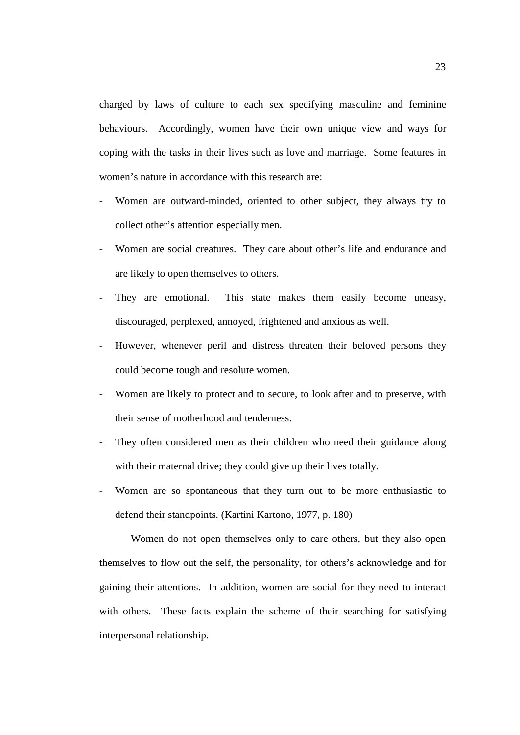charged by laws of culture to each sex specifying masculine and feminine behaviours. Accordingly, women have their own unique view and ways for coping with the tasks in their lives such as love and marriage. Some features in women's nature in accordance with this research are:

- Women are outward-minded, oriented to other subject, they always try to collect other's attention especially men.
- Women are social creatures. They care about other's life and endurance and are likely to open themselves to others.
- They are emotional. This state makes them easily become uneasy, discouraged, perplexed, annoyed, frightened and anxious as well.
- However, whenever peril and distress threaten their beloved persons they could become tough and resolute women.
- Women are likely to protect and to secure, to look after and to preserve, with their sense of motherhood and tenderness.
- They often considered men as their children who need their guidance along with their maternal drive; they could give up their lives totally.
- Women are so spontaneous that they turn out to be more enthusiastic to defend their standpoints. (Kartini Kartono, 1977, p. 180)

Women do not open themselves only to care others, but they also open themselves to flow out the self, the personality, for others's acknowledge and for gaining their attentions. In addition, women are social for they need to interact with others. These facts explain the scheme of their searching for satisfying interpersonal relationship.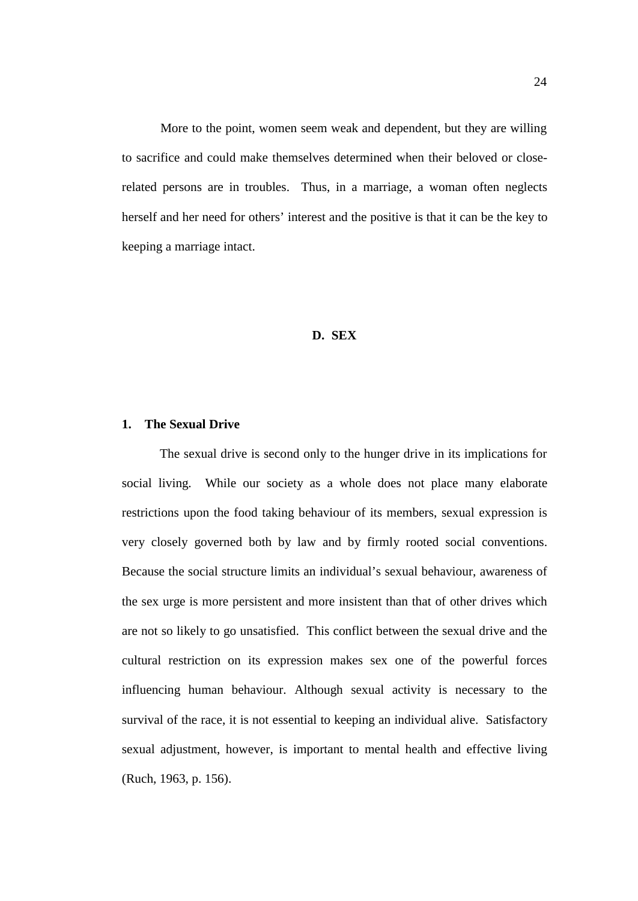More to the point, women seem weak and dependent, but they are willing to sacrifice and could make themselves determined when their beloved or close-related persons are in troubles. Thus, in a marriage, a woman often neglects herself and her need for others' interest and the positive is that it can be the key to keeping a marriage intact.

## D. SEX

### 1. The Sexual Drive

The sexual drive is second only to the hunger drive in its implications for social living. While our society as a whole does not place many elaborate restrictions upon the food taking behaviour of its members, sexual expression is very closely governed both by law and by firmly rooted social conventions. Because the social structure limits an individual's sexual behaviour, awareness of the sex urge is more persistent and more insistent than that of other drives which are not so likely to go unsatisfied. This conflict between the sexual drive and the cultural restriction on its expression makes sex one of the powerful forces influencing human behaviour. Although sexual activity is necessary to the survival of the race, it is not essential to keeping an individual alive. Satisfactory sexual adjustment, however, is important to mental health and effective living (Ruch, 1963, p. 156).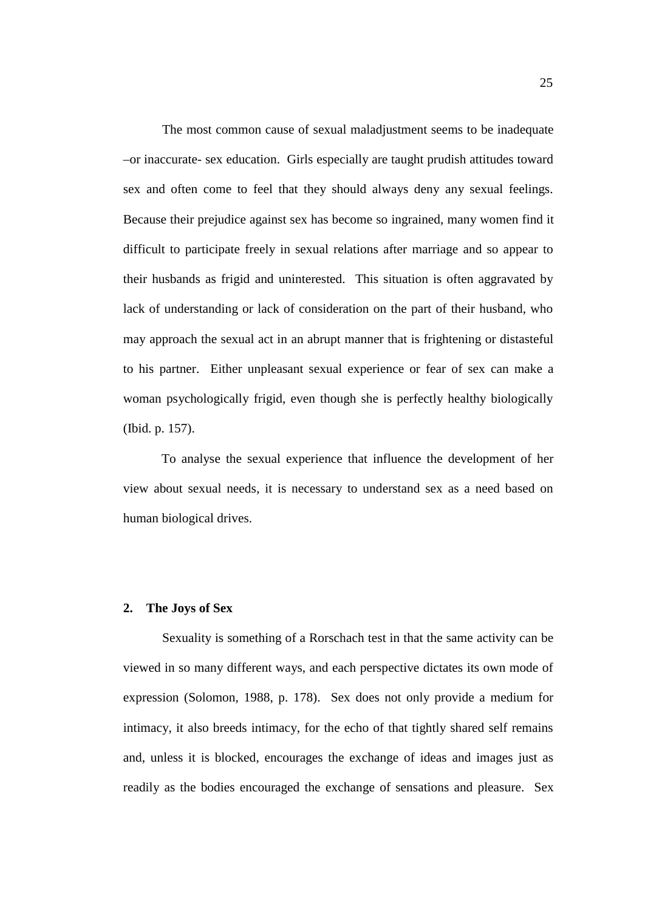The most common cause of sexual maladjustment seems to be inadequate –or inaccurate- sex education. Girls especially are taught prudish attitudes toward sex and often come to feel that they should always deny any sexual feelings. Because their prejudice against sex has become so ingrained, many women find it difficult to participate freely in sexual relations after marriage and so appear to their husbands as frigid and uninterested. This situation is often aggravated by lack of understanding or lack of consideration on the part of their husband, who may approach the sexual act in an abrupt manner that is frightening or distasteful to his partner. Either unpleasant sexual experience or fear of sex can make a woman psychologically frigid, even though she is perfectly healthy biologically (Ibid. p. 157).

To analyse the sexual experience that influence the development of her view about sexual needs, it is necessary to understand sex as a need based on human biological drives.

**2. The Joys of Sex**

Sexuality is something of a Rorschach test in that the same activity can be viewed in so many different ways, and each perspective dictates its own mode of expression (Solomon, 1988, p. 178). Sex does not only provide a medium for intimacy, it also breeds intimacy, for the echo of that tightly shared self remains and, unless it is blocked, encourages the exchange of ideas and images just as readily as the bodies encouraged the exchange of sensations and pleasure. Sex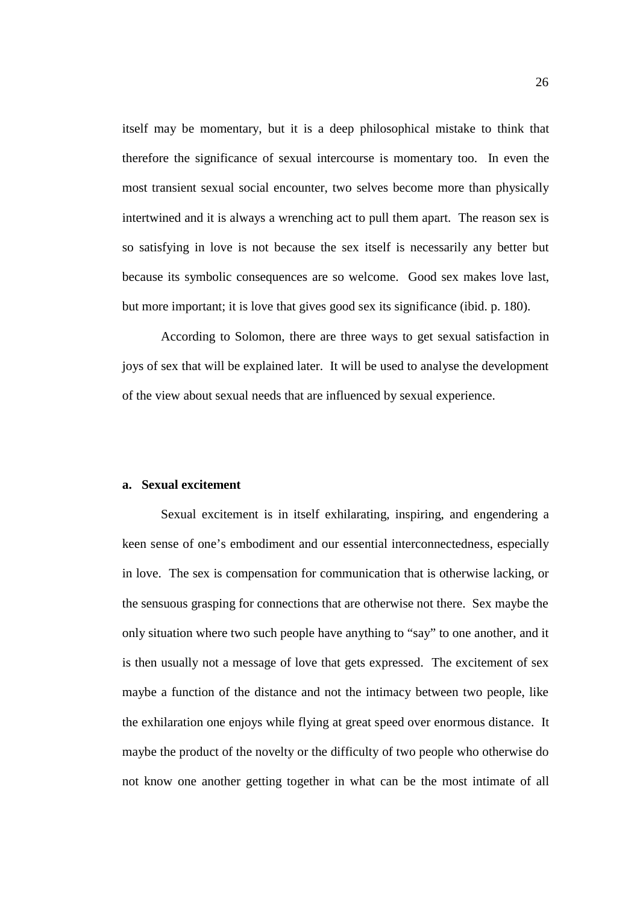itself may be momentary, but it is a deep philosophical mistake to think that therefore the significance of sexual intercourse is momentary too. In even the most transient sexual social encounter, two selves become more than physically intertwined and it is always a wrenching act to pull them apart. The reason sex is so satisfying in love is not because the sex itself is necessarily any better but because its symbolic consequences are so welcome. Good sex makes love last, but more important; it is love that gives good sex its significance (ibid. p. 180).

According to Solomon, there are three ways to get sexual satisfaction in joys of sex that will be explained later. It will be used to analyse the development of the view about sexual needs that are influenced by sexual experience.

**a. Sexual excitement**

Sexual excitement is in itself exhilarating, inspiring, and engendering a keen sense of one's embodiment and our essential interconnectedness, especially in love. The sex is compensation for communication that is otherwise lacking, or the sensuous grasping for connections that are otherwise not there. Sex maybe the only situation where two such people have anything to "say" to one another, and it is then usually not a message of love that gets expressed. The excitement of sex maybe a function of the distance and not the intimacy between two people, like the exhilaration one enjoys while flying at great speed over enormous distance. It maybe the product of the novelty or the difficulty of two people who otherwise do not know one another getting together in what can be the most intimate of all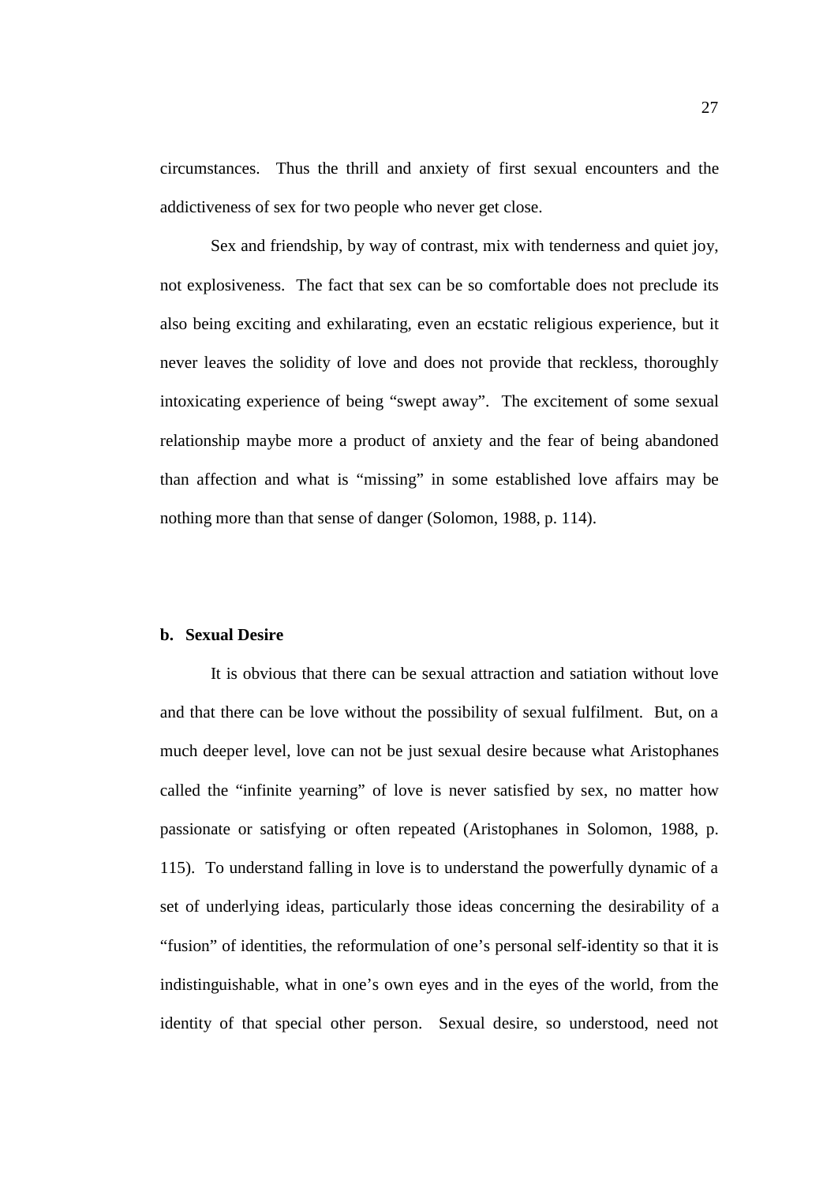circumstances. Thus the thrill and anxiety of first sexual encounters and the addictiveness of sex for two people who never get close.

Sex and friendship, by way of contrast, mix with tenderness and quiet joy, not explosiveness. The fact that sex can be so comfortable does not preclude its also being exciting and exhilarating, even an ecstatic religious experience, but it never leaves the solidity of love and does not provide that reckless, thoroughly intoxicating experience of being "swept away". The excitement of some sexual relationship maybe more a product of anxiety and the fear of being abandoned than affection and what is "missing" in some established love affairs may be nothing more than that sense of danger (Solomon, 1988, p. 114).

**b. Sexual Desire**

It is obvious that there can be sexual attraction and satiation without love and that there can be love without the possibility of sexual fulfilment. But, on a much deeper level, love can not be just sexual desire because what Aristophanes called the "infinite yearning" of love is never satisfied by sex, no matter how passionate or satisfying or often repeated (Aristophanes in Solomon, 1988, p. 115). To understand falling in love is to understand the powerfully dynamic of a set of underlying ideas, particularly those ideas concerning the desirability of a "fusion" of identities, the reformulation of one's personal self-identity so that it is indistinguishable, what in one's own eyes and in the eyes of the world, from the identity of that special other person. Sexual desire, so understood, need not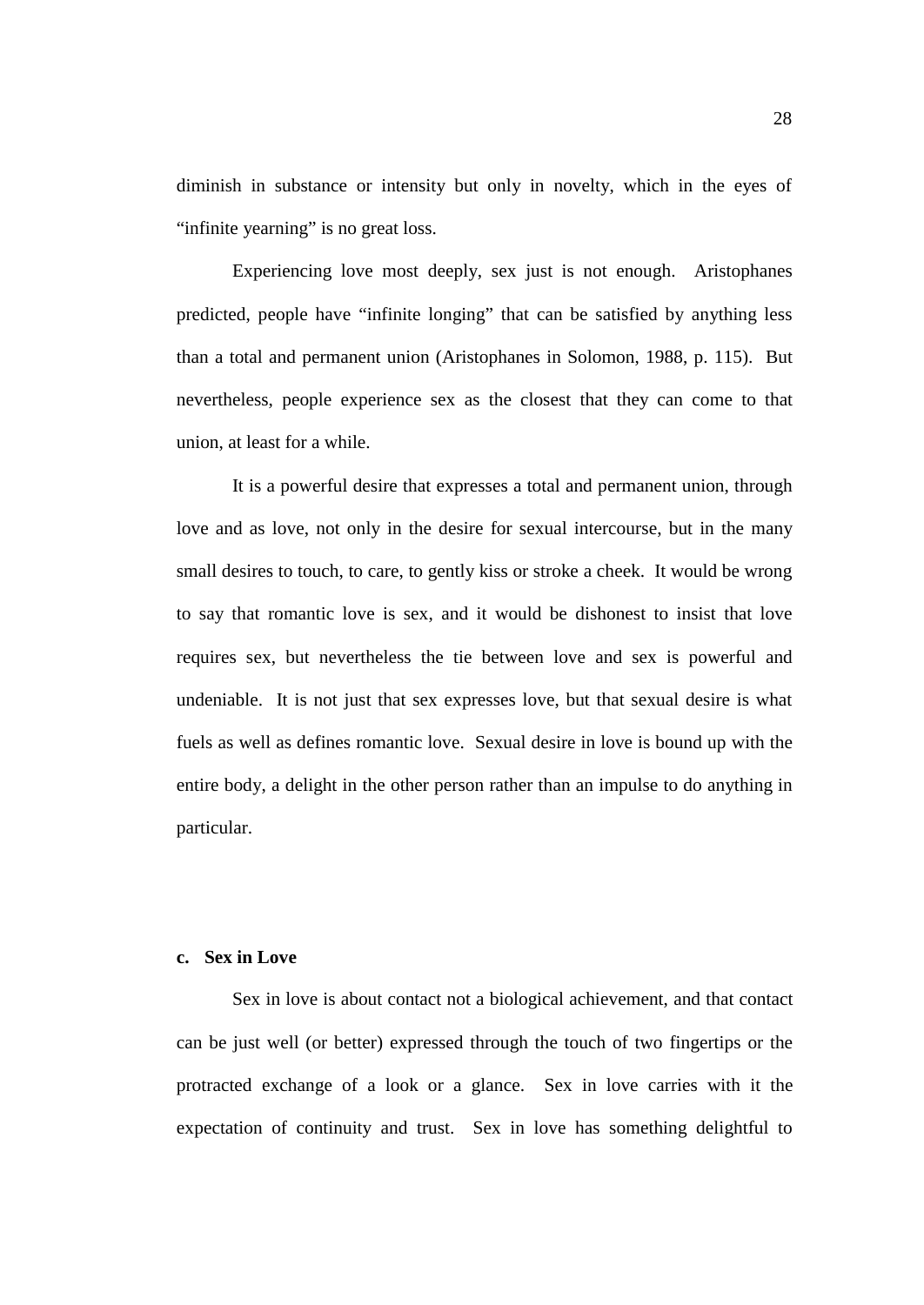diminish in substance or intensity but only in novelty, which in the eyes of "infinite yearning" is no great loss.

Experiencing love most deeply, sex just is not enough. Aristophanes predicted, people have "infinite longing" that can be satisfied by anything less than a total and permanent union (Aristophanes in Solomon, 1988, p. 115). But nevertheless, people experience sex as the closest that they can come to that union, at least for a while.

It is a powerful desire that expresses a total and permanent union, through love and as love, not only in the desire for sexual intercourse, but in the many small desires to touch, to care, to gently kiss or stroke a cheek. It would be wrong to say that romantic love is sex, and it would be dishonest to insist that love requires sex, but nevertheless the tie between love and sex is powerful and undeniable. It is not just that sex expresses love, but that sexual desire is what fuels as well as defines romantic love. Sexual desire in love is bound up with the entire body, a delight in the other person rather than an impulse to do anything in particular.

### c. Sex in Love

Sex in love is about contact not a biological achievement, and that contact can be just well (or better) expressed through the touch of two fingertips or the protracted exchange of a look or a glance. Sex in love carries with it the expectation of continuity and trust. Sex in love has something delightful to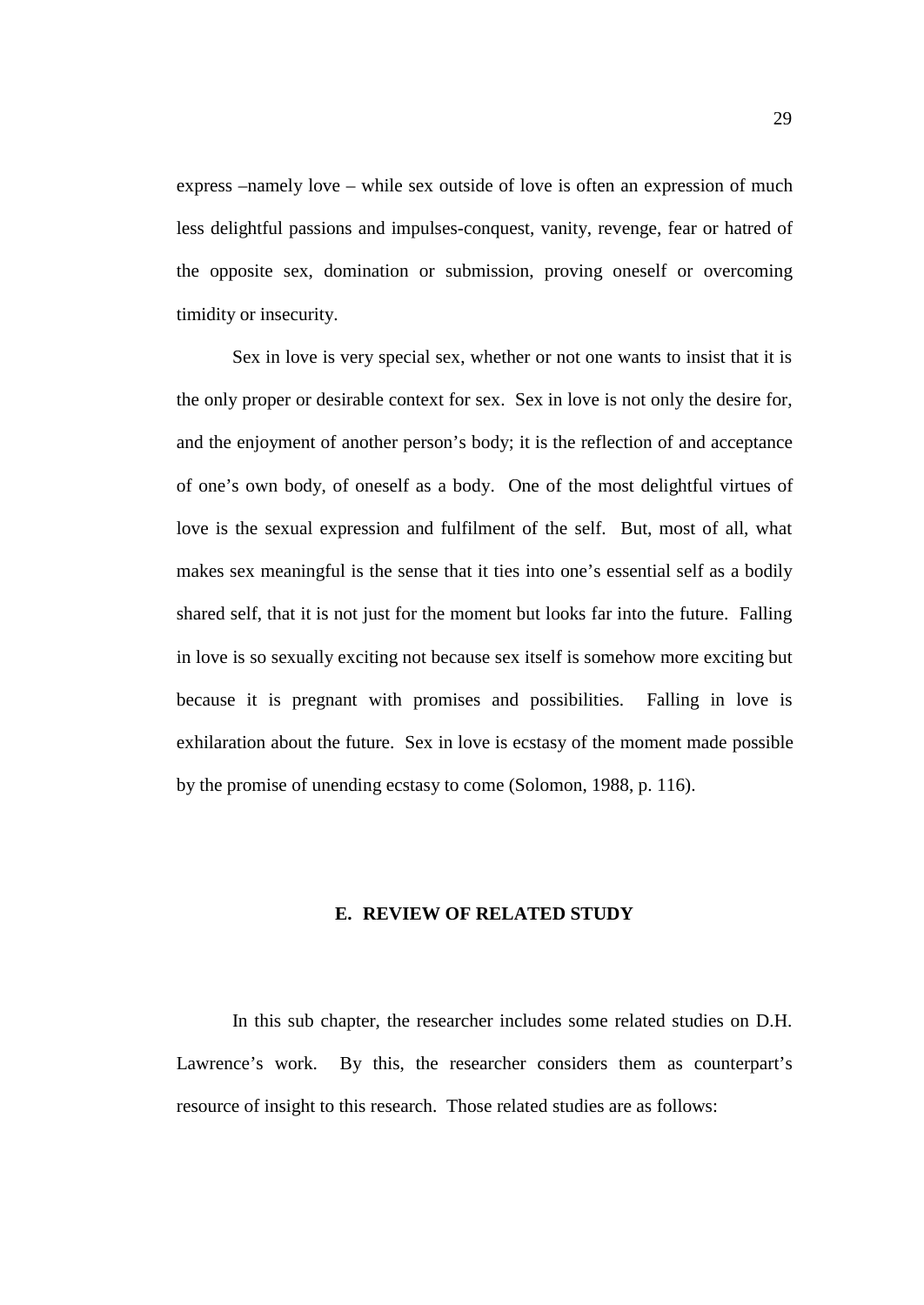express –namely love – while sex outside of love is often an expression of much less delightful passions and impulses-conquest, vanity, revenge, fear or hatred of the opposite sex, domination or submission, proving oneself or overcoming timidity or insecurity.

Sex in love is very special sex, whether or not one wants to insist that it is the only proper or desirable context for sex. Sex in love is not only the desire for, and the enjoyment of another person's body; it is the reflection of and acceptance of one's own body, of oneself as a body. One of the most delightful virtues of love is the sexual expression and fulfilment of the self. But, most of all, what makes sex meaningful is the sense that it ties into one's essential self as a bodily shared self, that it is not just for the moment but looks far into the future. Falling in love is so sexually exciting not because sex itself is somehow more exciting but because it is pregnant with promises and possibilities. Falling in love is exhilaration about the future. Sex in love is ecstasy of the moment made possible by the promise of unending ecstasy to come (Solomon, 1988, p. 116).

## E. REVIEW OF RELATED STUDY

In this sub chapter, the researcher includes some related studies on D.H. Lawrence's work. By this, the researcher considers them as counterpart's resource of insight to this research. Those related studies are as follows: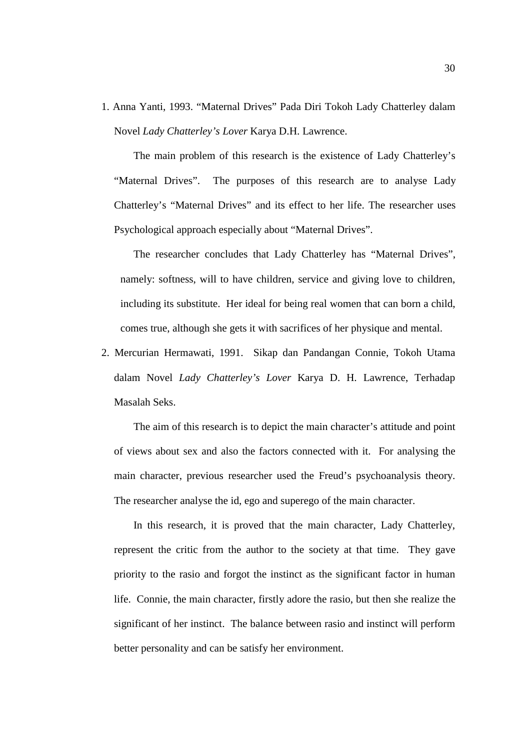1. Anna Yanti, 1993. “Maternal Drives” Pada Diri Tokoh Lady Chatterley dalam Novel *Lady Chatterley’s Lover* Karya D.H. Lawrence.

   The main problem of this research is the existence of Lady Chatterley’s “Maternal Drives”. The purposes of this research are to analyse Lady Chatterley’s “Maternal Drives” and its effect to her life. The researcher uses Psychological approach especially about “Maternal Drives”.

   The researcher concludes that Lady Chatterley has “Maternal Drives”, namely: softness, will to have children, service and giving love to children, including its substitute. Her ideal for being real women that can born a child, comes true, although she gets it with sacrifices of her physique and mental.

2. Mercurian Hermawati, 1991. Sikap dan Pandangan Connie, Tokoh Utama dalam Novel *Lady Chatterley’s Lover* Karya D. H. Lawrence, Terhadap Masalah Seks.

   The aim of this research is to depict the main character’s attitude and point of views about sex and also the factors connected with it. For analysing the main character, previous researcher used the Freud’s psychoanalysis theory. The researcher analyse the id, ego and superego of the main character.

   In this research, it is proved that the main character, Lady Chatterley, represent the critic from the author to the society at that time. They gave priority to the rasio and forgot the instinct as the significant factor in human life. Connie, the main character, firstly adore the rasio, but then she realize the significant of her instinct. The balance between rasio and instinct will perform better personality and can be satisfy her environment.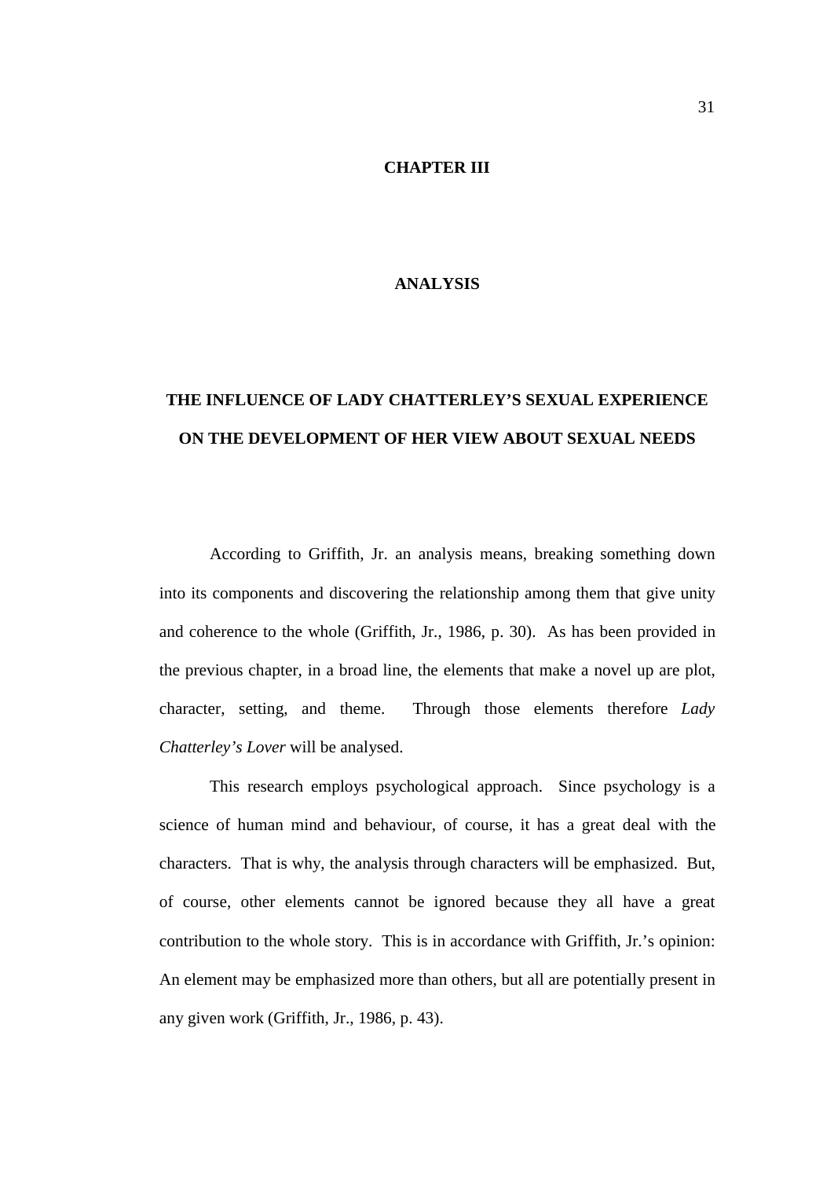# CHAPTER III

# ANALYSIS

## THE INFLUENCE OF LADY CHATTERLEY'S SEXUAL EXPERIENCE ON THE DEVELOPMENT OF HER VIEW ABOUT SEXUAL NEEDS

According to Griffith, Jr. an analysis means, breaking something down into its components and discovering the relationship among them that give unity and coherence to the whole (Griffith, Jr., 1986, p. 30). As has been provided in the previous chapter, in a broad line, the elements that make a novel up are plot, character, setting, and theme. Through those elements therefore *Lady Chatterley's Lover* will be analysed.

This research employs psychological approach. Since psychology is a science of human mind and behaviour, of course, it has a great deal with the characters. That is why, the analysis through characters will be emphasized. But, of course, other elements cannot be ignored because they all have a great contribution to the whole story. This is in accordance with Griffith, Jr.'s opinion: An element may be emphasized more than others, but all are potentially present in any given work (Griffith, Jr., 1986, p. 43).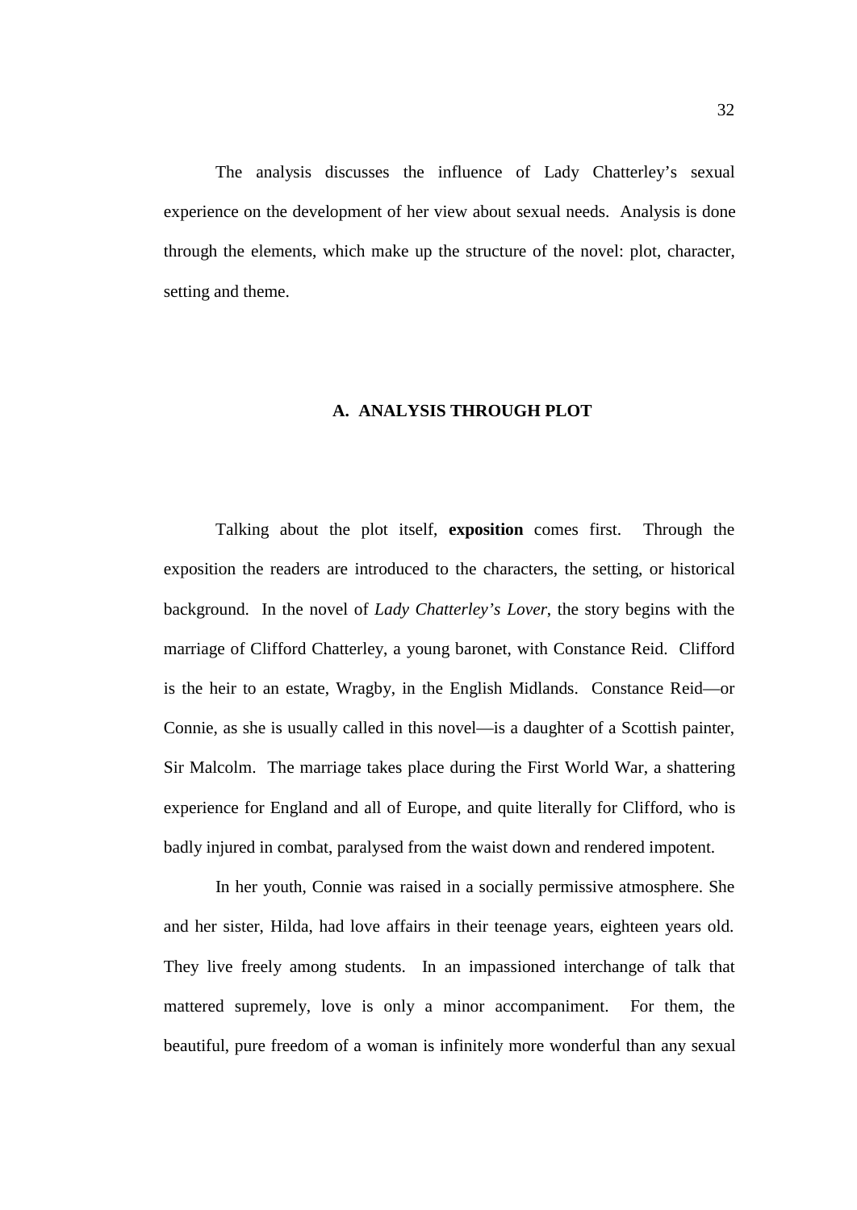The analysis discusses the influence of Lady Chatterley's sexual experience on the development of her view about sexual needs. Analysis is done through the elements, which make up the structure of the novel: plot, character, setting and theme.

## A. ANALYSIS THROUGH PLOT

Talking about the plot itself, **exposition** comes first. Through the exposition the readers are introduced to the characters, the setting, or historical background. In the novel of *Lady Chatterley's Lover*, the story begins with the marriage of Clifford Chatterley, a young baronet, with Constance Reid. Clifford is the heir to an estate, Wragby, in the English Midlands. Constance Reid—or Connie, as she is usually called in this novel—is a daughter of a Scottish painter, Sir Malcolm. The marriage takes place during the First World War, a shattering experience for England and all of Europe, and quite literally for Clifford, who is badly injured in combat, paralysed from the waist down and rendered impotent.

In her youth, Connie was raised in a socially permissive atmosphere. She and her sister, Hilda, had love affairs in their teenage years, eighteen years old. They live freely among students. In an impassioned interchange of talk that mattered supremely, love is only a minor accompaniment. For them, the beautiful, pure freedom of a woman is infinitely more wonderful than any sexual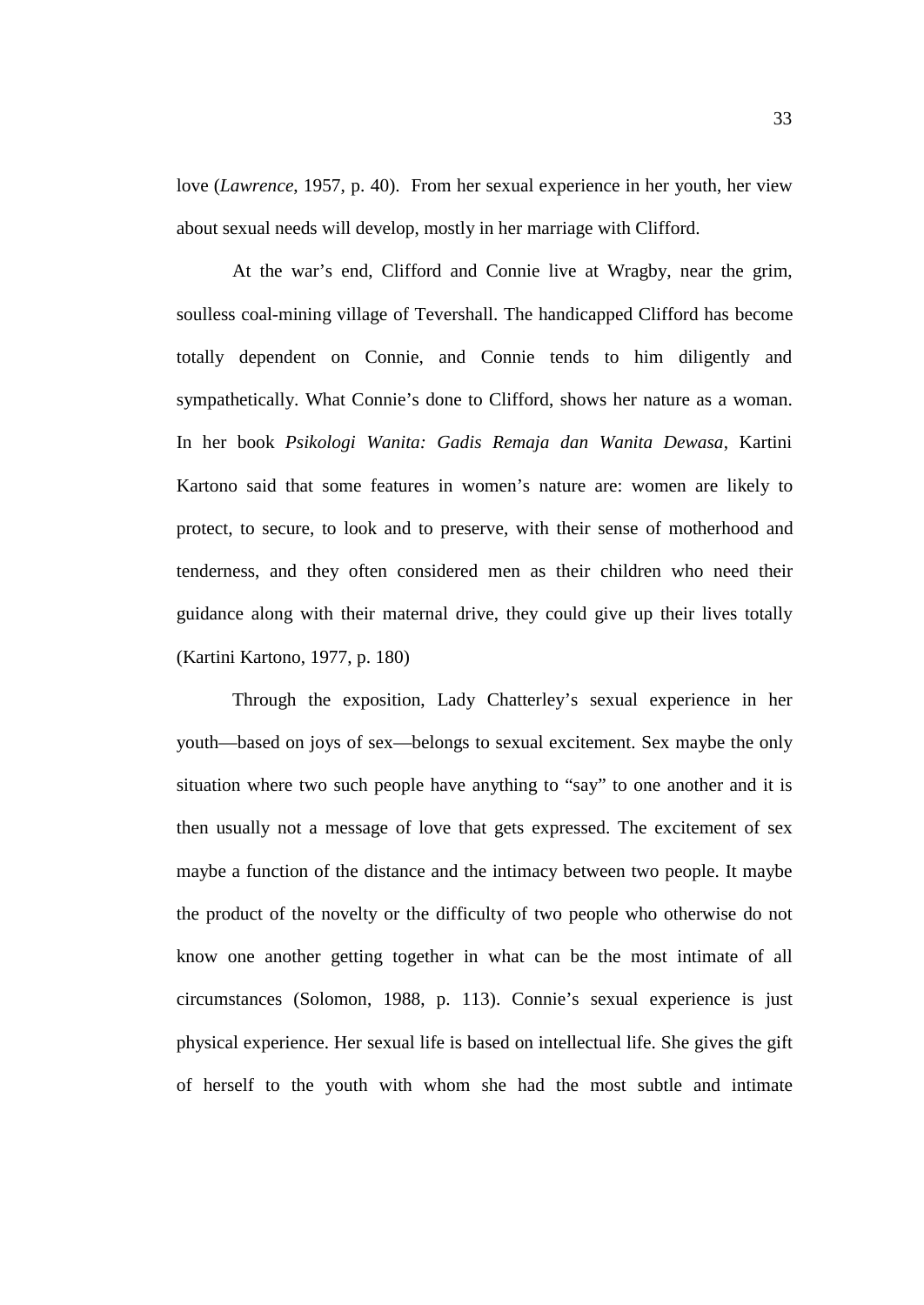love (*Lawrence*, 1957, p. 40). From her sexual experience in her youth, her view about sexual needs will develop, mostly in her marriage with Clifford.

At the war's end, Clifford and Connie live at Wragby, near the grim, soulless coal-mining village of Tevershall. The handicapped Clifford has become totally dependent on Connie, and Connie tends to him diligently and sympathetically. What Connie's done to Clifford, shows her nature as a woman. In her book *Psikologi Wanita: Gadis Remaja dan Wanita Dewasa*, Kartini Kartono said that some features in women's nature are: women are likely to protect, to secure, to look and to preserve, with their sense of motherhood and tenderness, and they often considered men as their children who need their guidance along with their maternal drive, they could give up their lives totally (Kartini Kartono, 1977, p. 180)

Through the exposition, Lady Chatterley's sexual experience in her youth—based on joys of sex—belongs to sexual excitement. Sex maybe the only situation where two such people have anything to "say" to one another and it is then usually not a message of love that gets expressed. The excitement of sex maybe a function of the distance and the intimacy between two people. It maybe the product of the novelty or the difficulty of two people who otherwise do not know one another getting together in what can be the most intimate of all circumstances (Solomon, 1988, p. 113). Connie's sexual experience is just physical experience. Her sexual life is based on intellectual life. She gives the gift of herself to the youth with whom she had the most subtle and intimate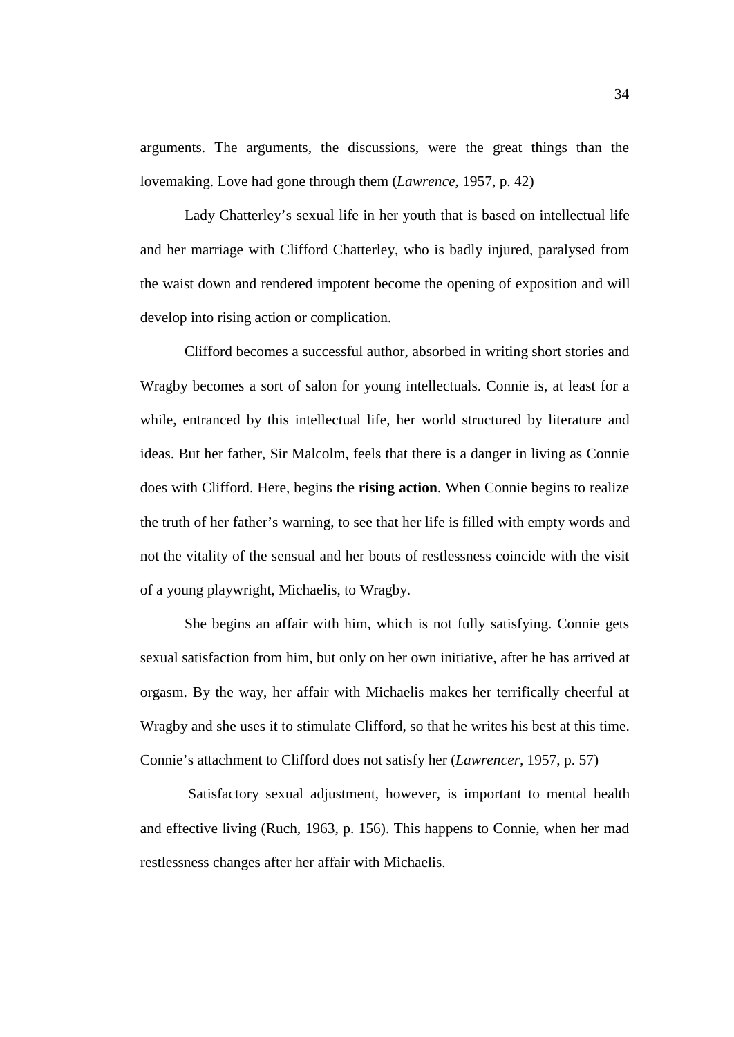arguments. The arguments, the discussions, were the great things than the lovemaking. Love had gone through them (*Lawrence*, 1957, p. 42)

Lady Chatterley's sexual life in her youth that is based on intellectual life and her marriage with Clifford Chatterley, who is badly injured, paralysed from the waist down and rendered impotent become the opening of exposition and will develop into rising action or complication.

Clifford becomes a successful author, absorbed in writing short stories and Wragby becomes a sort of salon for young intellectuals. Connie is, at least for a while, entranced by this intellectual life, her world structured by literature and ideas. But her father, Sir Malcolm, feels that there is a danger in living as Connie does with Clifford. Here, begins the **rising action**. When Connie begins to realize the truth of her father's warning, to see that her life is filled with empty words and not the vitality of the sensual and her bouts of restlessness coincide with the visit of a young playwright, Michaelis, to Wragby.

She begins an affair with him, which is not fully satisfying. Connie gets sexual satisfaction from him, but only on her own initiative, after he has arrived at orgasm. By the way, her affair with Michaelis makes her terrifically cheerful at Wragby and she uses it to stimulate Clifford, so that he writes his best at this time. Connie's attachment to Clifford does not satisfy her (*Lawrencer*, 1957, p. 57)

Satisfactory sexual adjustment, however, is important to mental health and effective living (Ruch, 1963, p. 156). This happens to Connie, when her mad restlessness changes after her affair with Michaelis.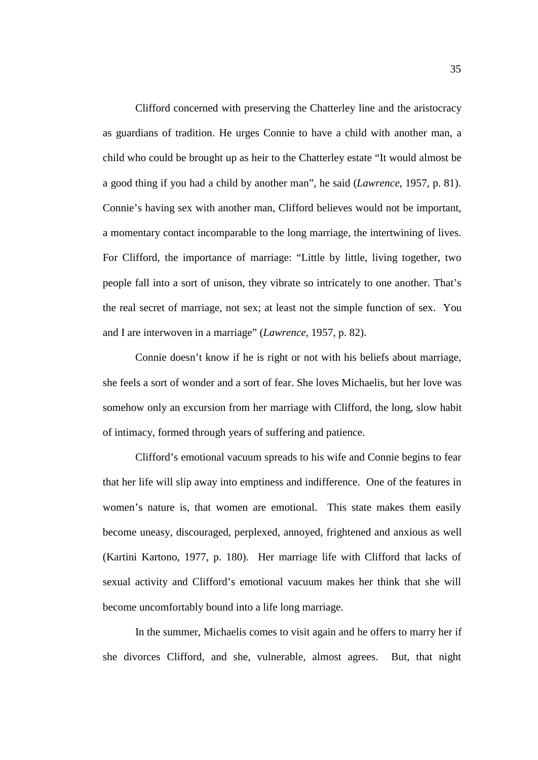Clifford concerned with preserving the Chatterley line and the aristocracy as guardians of tradition. He urges Connie to have a child with another man, a child who could be brought up as heir to the Chatterley estate "It would almost be a good thing if you had a child by another man", he said (*Lawrence*, 1957, p. 81). Connie's having sex with another man, Clifford believes would not be important, a momentary contact incomparable to the long marriage, the intertwining of lives. For Clifford, the importance of marriage: "Little by little, living together, two people fall into a sort of unison, they vibrate so intricately to one another. That's the real secret of marriage, not sex; at least not the simple function of sex. You and I are interwoven in a marriage" (*Lawrence*, 1957, p. 82).

Connie doesn't know if he is right or not with his beliefs about marriage, she feels a sort of wonder and a sort of fear. She loves Michaelis, but her love was somehow only an excursion from her marriage with Clifford, the long, slow habit of intimacy, formed through years of suffering and patience.

Clifford's emotional vacuum spreads to his wife and Connie begins to fear that her life will slip away into emptiness and indifference. One of the features in women's nature is, that women are emotional. This state makes them easily become uneasy, discouraged, perplexed, annoyed, frightened and anxious as well (Kartini Kartono, 1977, p. 180). Her marriage life with Clifford that lacks of sexual activity and Clifford's emotional vacuum makes her think that she will become uncomfortably bound into a life long marriage.

In the summer, Michaelis comes to visit again and he offers to marry her if she divorces Clifford, and she, vulnerable, almost agrees. But, that night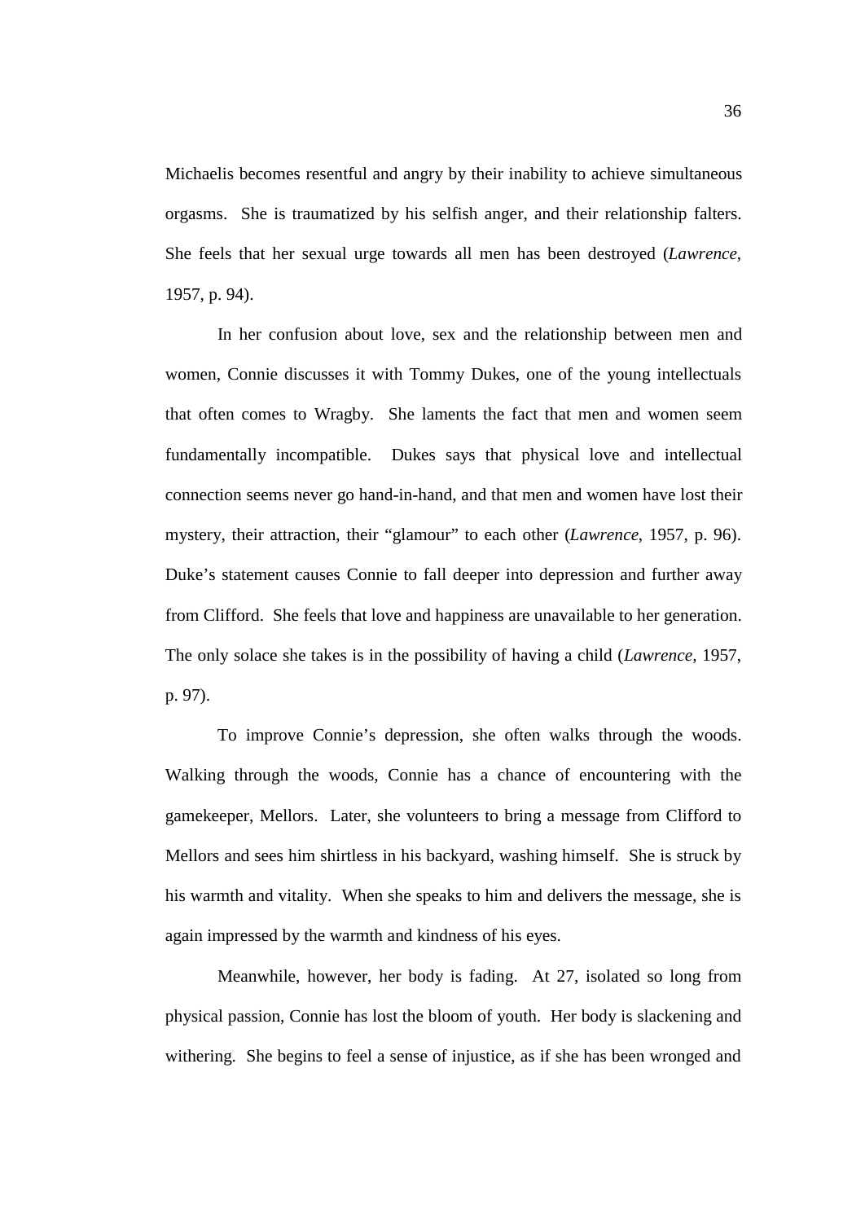Michaelis becomes resentful and angry by their inability to achieve simultaneous orgasms. She is traumatized by his selfish anger, and their relationship falters. She feels that her sexual urge towards all men has been destroyed (*Lawrence*, 1957, p. 94).

In her confusion about love, sex and the relationship between men and women, Connie discusses it with Tommy Dukes, one of the young intellectuals that often comes to Wragby. She laments the fact that men and women seem fundamentally incompatible. Dukes says that physical love and intellectual connection seems never go hand-in-hand, and that men and women have lost their mystery, their attraction, their "glamour" to each other (*Lawrence*, 1957, p. 96). Duke's statement causes Connie to fall deeper into depression and further away from Clifford. She feels that love and happiness are unavailable to her generation. The only solace she takes is in the possibility of having a child (*Lawrence*, 1957, p. 97).

To improve Connie's depression, she often walks through the woods. Walking through the woods, Connie has a chance of encountering with the gamekeeper, Mellors. Later, she volunteers to bring a message from Clifford to Mellors and sees him shirtless in his backyard, washing himself. She is struck by his warmth and vitality. When she speaks to him and delivers the message, she is again impressed by the warmth and kindness of his eyes.

Meanwhile, however, her body is fading. At 27, isolated so long from physical passion, Connie has lost the bloom of youth. Her body is slackening and withering. She begins to feel a sense of injustice, as if she has been wronged and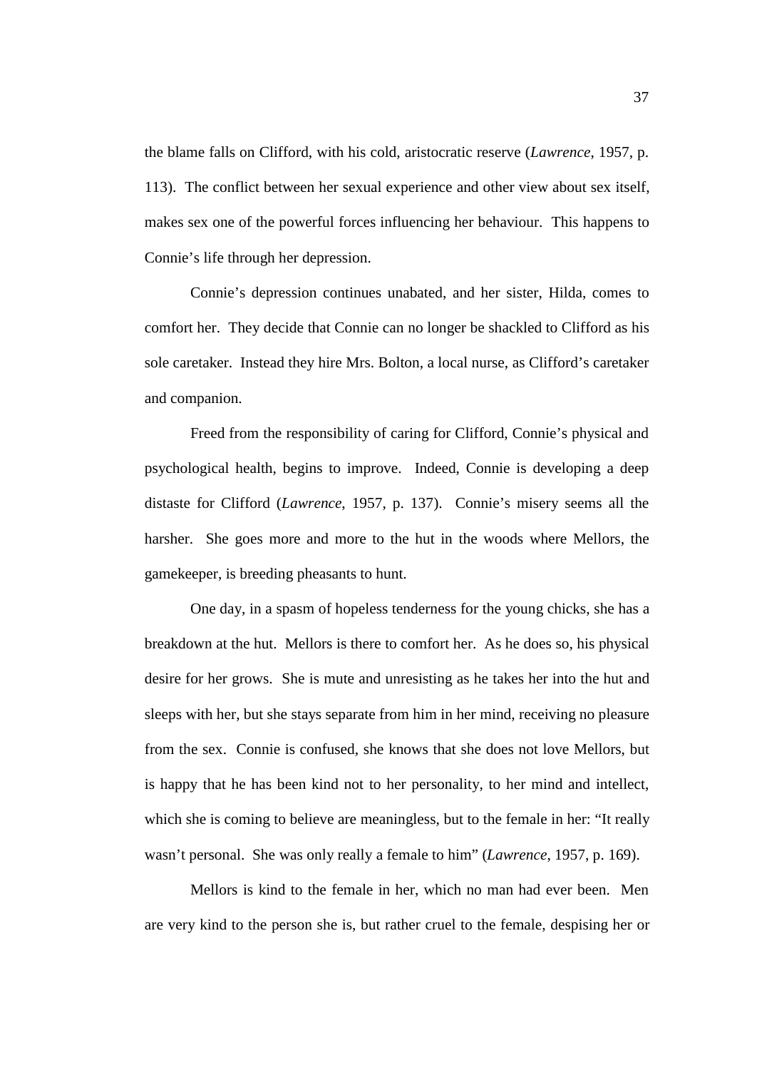the blame falls on Clifford, with his cold, aristocratic reserve (*Lawrence*, 1957, p. 113). The conflict between her sexual experience and other view about sex itself, makes sex one of the powerful forces influencing her behaviour. This happens to Connie's life through her depression.

Connie's depression continues unabated, and her sister, Hilda, comes to comfort her. They decide that Connie can no longer be shackled to Clifford as his sole caretaker. Instead they hire Mrs. Bolton, a local nurse, as Clifford's caretaker and companion.

Freed from the responsibility of caring for Clifford, Connie's physical and psychological health, begins to improve. Indeed, Connie is developing a deep distaste for Clifford (*Lawrence*, 1957, p. 137). Connie's misery seems all the harsher. She goes more and more to the hut in the woods where Mellors, the gamekeeper, is breeding pheasants to hunt.

One day, in a spasm of hopeless tenderness for the young chicks, she has a breakdown at the hut. Mellors is there to comfort her. As he does so, his physical desire for her grows. She is mute and unresisting as he takes her into the hut and sleeps with her, but she stays separate from him in her mind, receiving no pleasure from the sex. Connie is confused, she knows that she does not love Mellors, but is happy that he has been kind not to her personality, to her mind and intellect, which she is coming to believe are meaningless, but to the female in her: "It really wasn't personal. She was only really a female to him" (*Lawrence*, 1957, p. 169).

Mellors is kind to the female in her, which no man had ever been. Men are very kind to the person she is, but rather cruel to the female, despising her or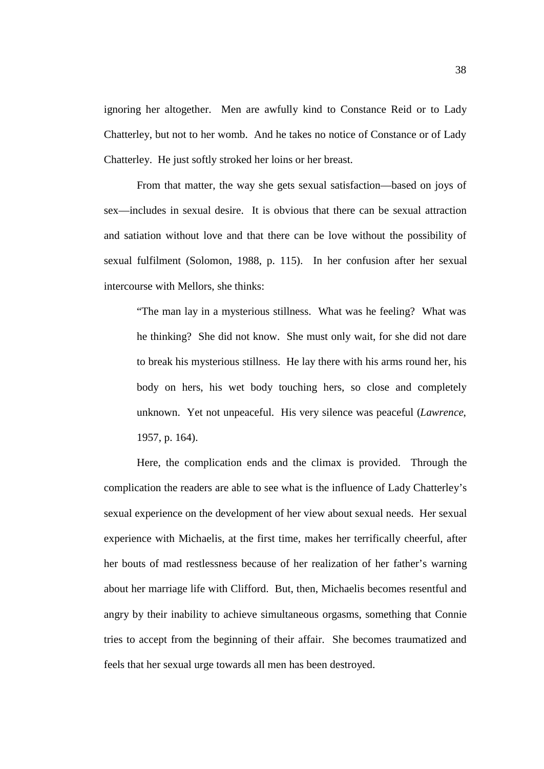ignoring her altogether. Men are awfully kind to Constance Reid or to Lady Chatterley, but not to her womb. And he takes no notice of Constance or of Lady Chatterley. He just softly stroked her loins or her breast.

From that matter, the way she gets sexual satisfaction—based on joys of sex—includes in sexual desire. It is obvious that there can be sexual attraction and satiation without love and that there can be love without the possibility of sexual fulfilment (Solomon, 1988, p. 115). In her confusion after her sexual intercourse with Mellors, she thinks:

> "The man lay in a mysterious stillness. What was he feeling? What was he thinking? She did not know. She must only wait, for she did not dare to break his mysterious stillness. He lay there with his arms round her, his body on hers, his wet body touching hers, so close and completely unknown. Yet not unpeaceful. His very silence was peaceful (*Lawrence*, 1957, p. 164).

Here, the complication ends and the climax is provided. Through the complication the readers are able to see what is the influence of Lady Chatterley's sexual experience on the development of her view about sexual needs. Her sexual experience with Michaelis, at the first time, makes her terrifically cheerful, after her bouts of mad restlessness because of her realization of her father's warning about her marriage life with Clifford. But, then, Michaelis becomes resentful and angry by their inability to achieve simultaneous orgasms, something that Connie tries to accept from the beginning of their affair. She becomes traumatized and feels that her sexual urge towards all men has been destroyed.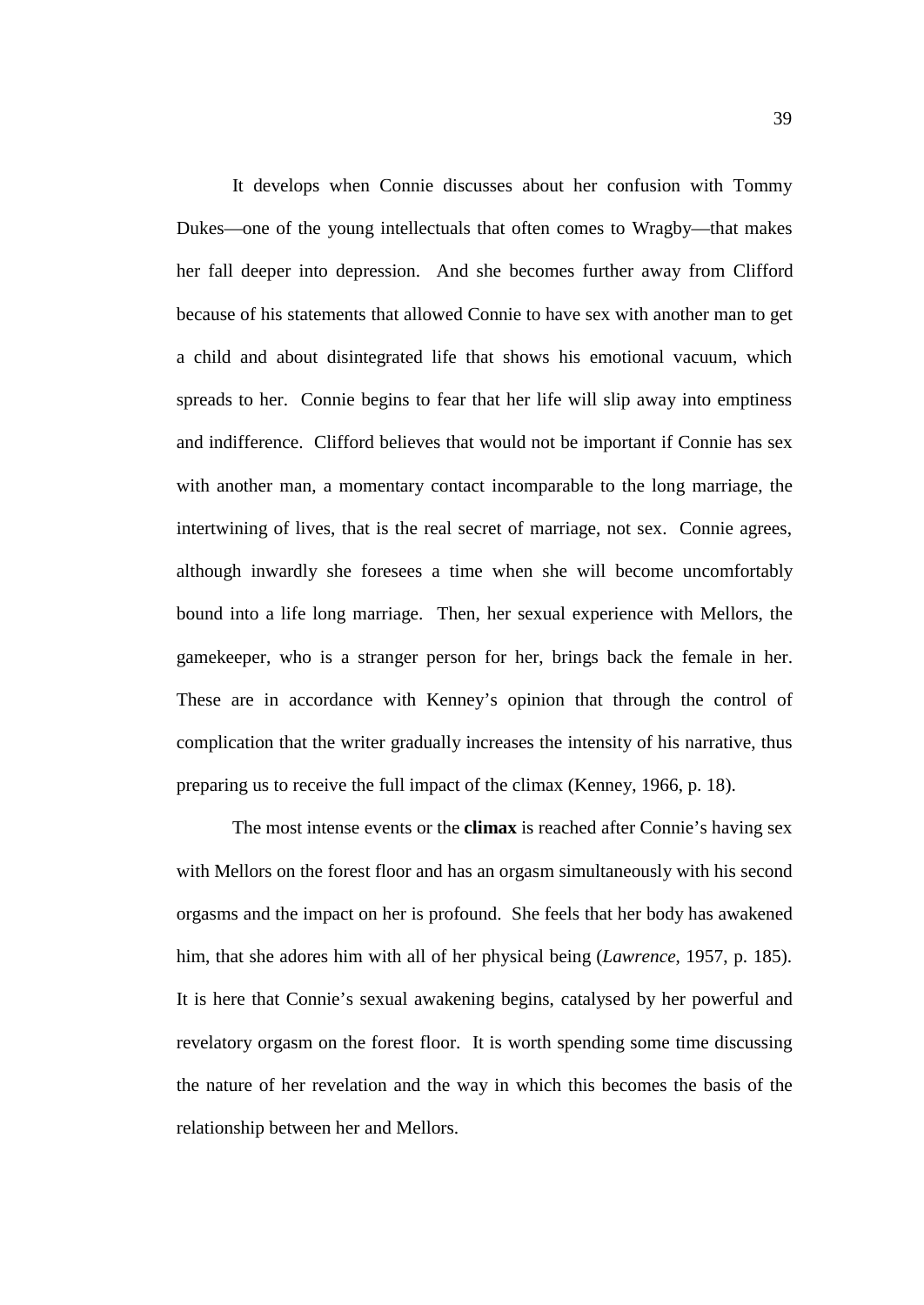It develops when Connie discusses about her confusion with Tommy Dukes—one of the young intellectuals that often comes to Wragby—that makes her fall deeper into depression. And she becomes further away from Clifford because of his statements that allowed Connie to have sex with another man to get a child and about disintegrated life that shows his emotional vacuum, which spreads to her. Connie begins to fear that her life will slip away into emptiness and indifference. Clifford believes that would not be important if Connie has sex with another man, a momentary contact incomparable to the long marriage, the intertwining of lives, that is the real secret of marriage, not sex. Connie agrees, although inwardly she foresees a time when she will become uncomfortably bound into a life long marriage. Then, her sexual experience with Mellors, the gamekeeper, who is a stranger person for her, brings back the female in her. These are in accordance with Kenney's opinion that through the control of complication that the writer gradually increases the intensity of his narrative, thus preparing us to receive the full impact of the climax (Kenney, 1966, p. 18).

The most intense events or the **climax** is reached after Connie's having sex with Mellors on the forest floor and has an orgasm simultaneously with his second orgasms and the impact on her is profound. She feels that her body has awakened him, that she adores him with all of her physical being (*Lawrence*, 1957, p. 185). It is here that Connie's sexual awakening begins, catalysed by her powerful and revelatory orgasm on the forest floor. It is worth spending some time discussing the nature of her revelation and the way in which this becomes the basis of the relationship between her and Mellors.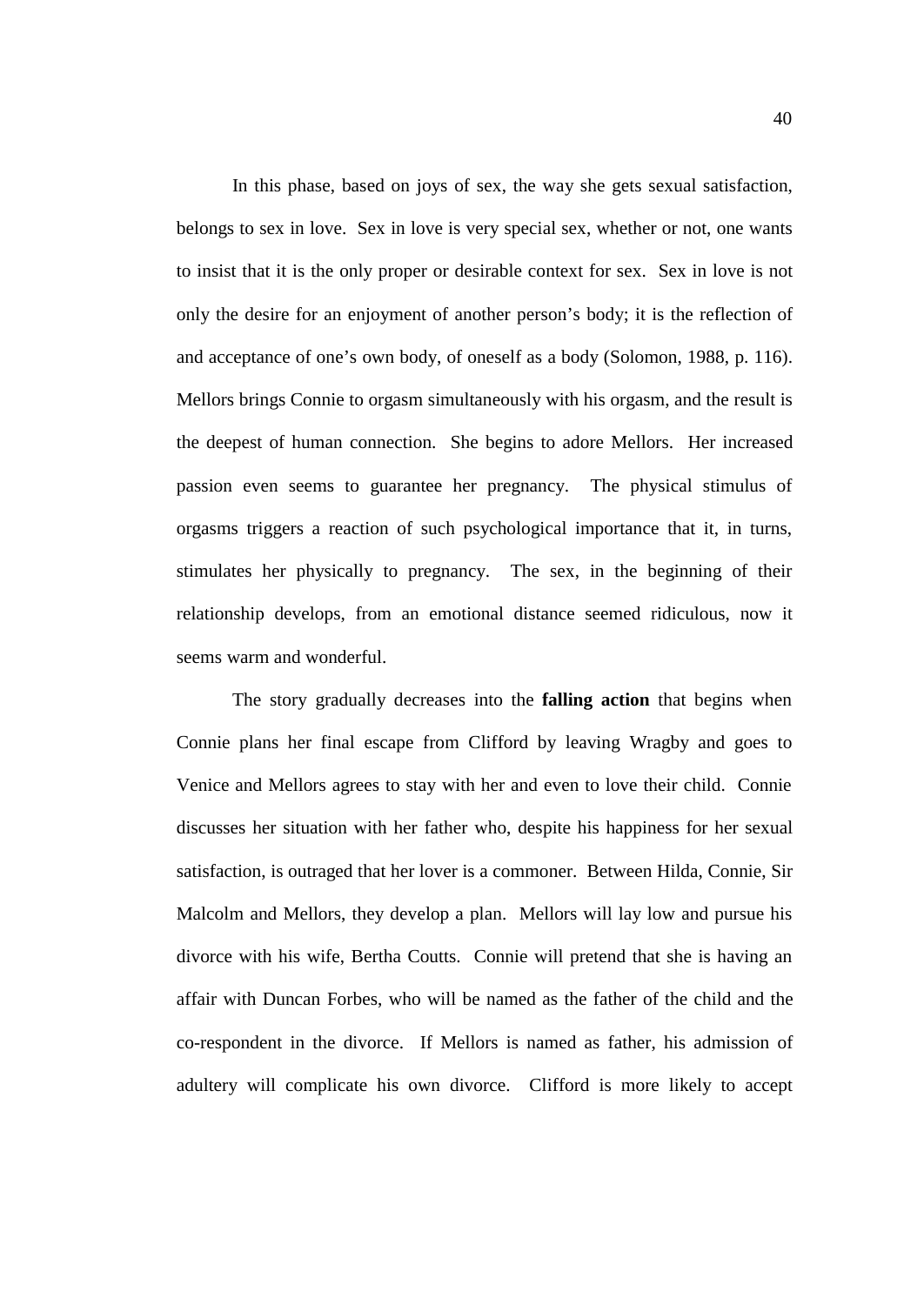In this phase, based on joys of sex, the way she gets sexual satisfaction, belongs to sex in love. Sex in love is very special sex, whether or not, one wants to insist that it is the only proper or desirable context for sex. Sex in love is not only the desire for an enjoyment of another person's body; it is the reflection of and acceptance of one's own body, of oneself as a body (Solomon, 1988, p. 116). Mellors brings Connie to orgasm simultaneously with his orgasm, and the result is the deepest of human connection. She begins to adore Mellors. Her increased passion even seems to guarantee her pregnancy. The physical stimulus of orgasms triggers a reaction of such psychological importance that it, in turns, stimulates her physically to pregnancy. The sex, in the beginning of their relationship develops, from an emotional distance seemed ridiculous, now it seems warm and wonderful.

The story gradually decreases into the **falling action** that begins when Connie plans her final escape from Clifford by leaving Wragby and goes to Venice and Mellors agrees to stay with her and even to love their child. Connie discusses her situation with her father who, despite his happiness for her sexual satisfaction, is outraged that her lover is a commoner. Between Hilda, Connie, Sir Malcolm and Mellors, they develop a plan. Mellors will lay low and pursue his divorce with his wife, Bertha Coutts. Connie will pretend that she is having an affair with Duncan Forbes, who will be named as the father of the child and the co-respondent in the divorce. If Mellors is named as father, his admission of adultery will complicate his own divorce. Clifford is more likely to accept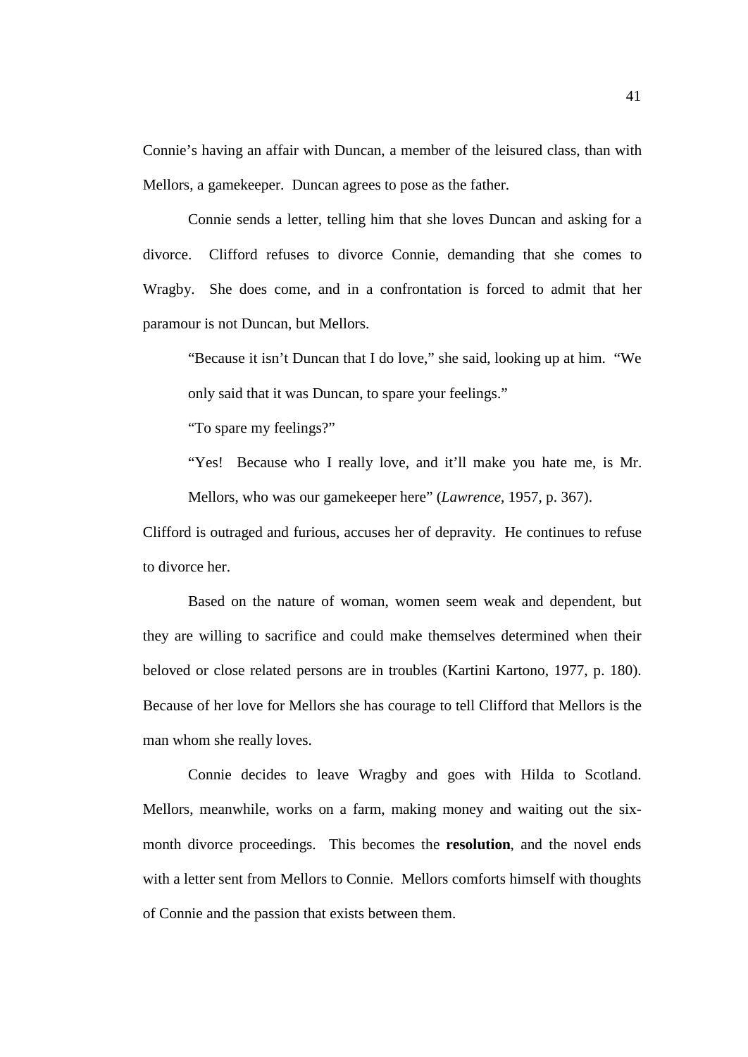Connie's having an affair with Duncan, a member of the leisured class, than with Mellors, a gamekeeper. Duncan agrees to pose as the father.

Connie sends a letter, telling him that she loves Duncan and asking for a divorce. Clifford refuses to divorce Connie, demanding that she comes to Wragby. She does come, and in a confrontation is forced to admit that her paramour is not Duncan, but Mellors.

> "Because it isn't Duncan that I do love," she said, looking up at him. "We only said that it was Duncan, to spare your feelings."
>
> "To spare my feelings?"
>
> "Yes! Because who I really love, and it'll make you hate me, is Mr. Mellors, who was our gamekeeper here" (*Lawrence*, 1957, p. 367).

Clifford is outraged and furious, accuses her of depravity. He continues to refuse to divorce her.

Based on the nature of woman, women seem weak and dependent, but they are willing to sacrifice and could make themselves determined when their beloved or close related persons are in troubles (Kartini Kartono, 1977, p. 180). Because of her love for Mellors she has courage to tell Clifford that Mellors is the man whom she really loves.

Connie decides to leave Wragby and goes with Hilda to Scotland. Mellors, meanwhile, works on a farm, making money and waiting out the six-month divorce proceedings. This becomes the **resolution**, and the novel ends with a letter sent from Mellors to Connie. Mellors comforts himself with thoughts of Connie and the passion that exists between them.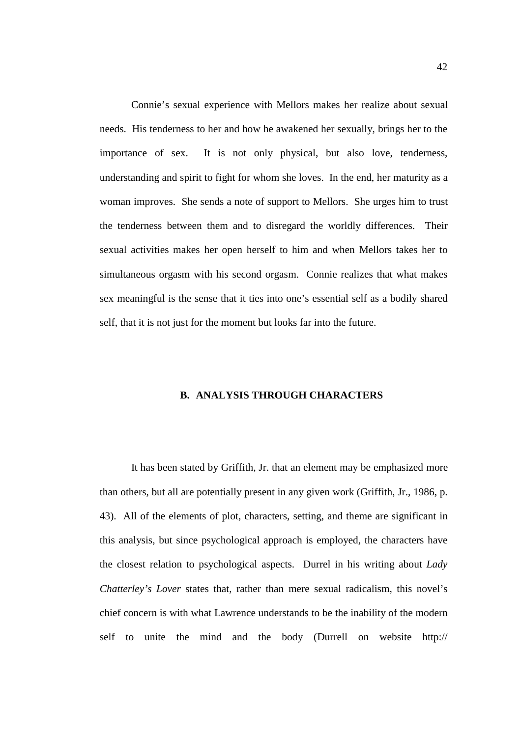Connie's sexual experience with Mellors makes her realize about sexual needs. His tenderness to her and how he awakened her sexually, brings her to the importance of sex. It is not only physical, but also love, tenderness, understanding and spirit to fight for whom she loves. In the end, her maturity as a woman improves. She sends a note of support to Mellors. She urges him to trust the tenderness between them and to disregard the worldly differences. Their sexual activities makes her open herself to him and when Mellors takes her to simultaneous orgasm with his second orgasm. Connie realizes that what makes sex meaningful is the sense that it ties into one's essential self as a bodily shared self, that it is not just for the moment but looks far into the future.

## B. ANALYSIS THROUGH CHARACTERS

It has been stated by Griffith, Jr. that an element may be emphasized more than others, but all are potentially present in any given work (Griffith, Jr., 1986, p. 43). All of the elements of plot, characters, setting, and theme are significant in this analysis, but since psychological approach is employed, the characters have the closest relation to psychological aspects. Durrel in his writing about *Lady Chatterley's Lover* states that, rather than mere sexual radicalism, this novel's chief concern is with what Lawrence understands to be the inability of the modern self to unite the mind and the body (Durrell on website http://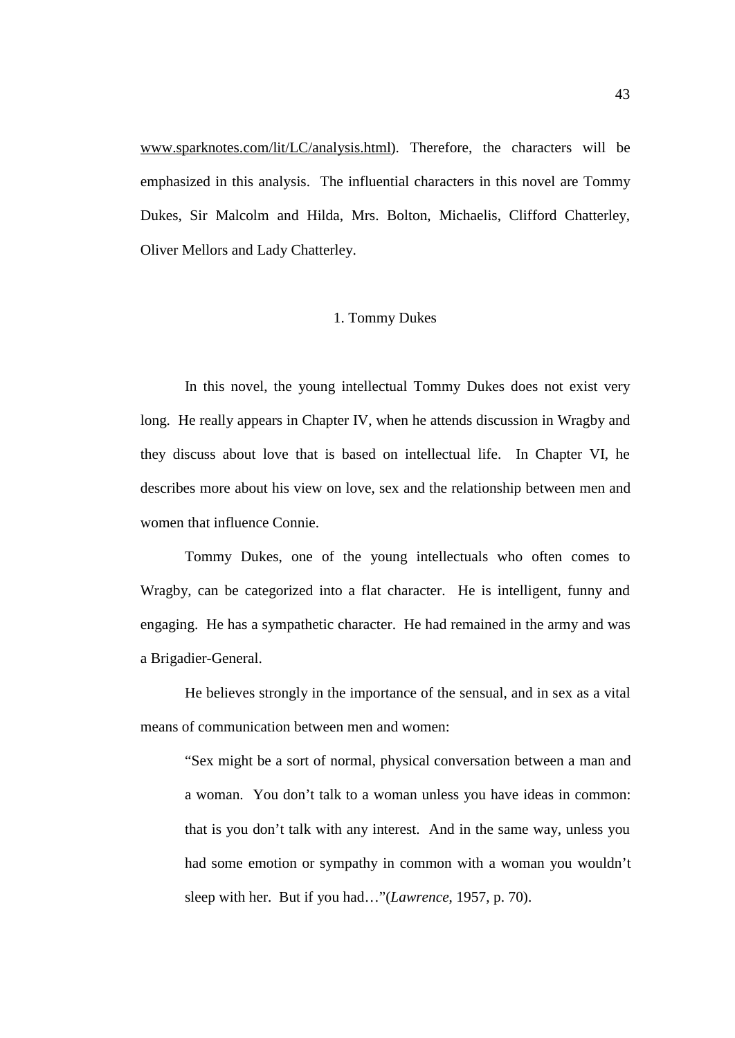www.sparknotes.com/lit/LC/analysis.html). Therefore, the characters will be emphasized in this analysis. The influential characters in this novel are Tommy Dukes, Sir Malcolm and Hilda, Mrs. Bolton, Michaelis, Clifford Chatterley, Oliver Mellors and Lady Chatterley.

### 1. Tommy Dukes

In this novel, the young intellectual Tommy Dukes does not exist very long. He really appears in Chapter IV, when he attends discussion in Wragby and they discuss about love that is based on intellectual life. In Chapter VI, he describes more about his view on love, sex and the relationship between men and women that influence Connie.

Tommy Dukes, one of the young intellectuals who often comes to Wragby, can be categorized into a flat character. He is intelligent, funny and engaging. He has a sympathetic character. He had remained in the army and was a Brigadier-General.

He believes strongly in the importance of the sensual, and in sex as a vital means of communication between men and women:

> "Sex might be a sort of normal, physical conversation between a man and a woman. You don't talk to a woman unless you have ideas in common: that is you don't talk with any interest. And in the same way, unless you had some emotion or sympathy in common with a woman you wouldn't sleep with her. But if you had…"(*Lawrence*, 1957, p. 70).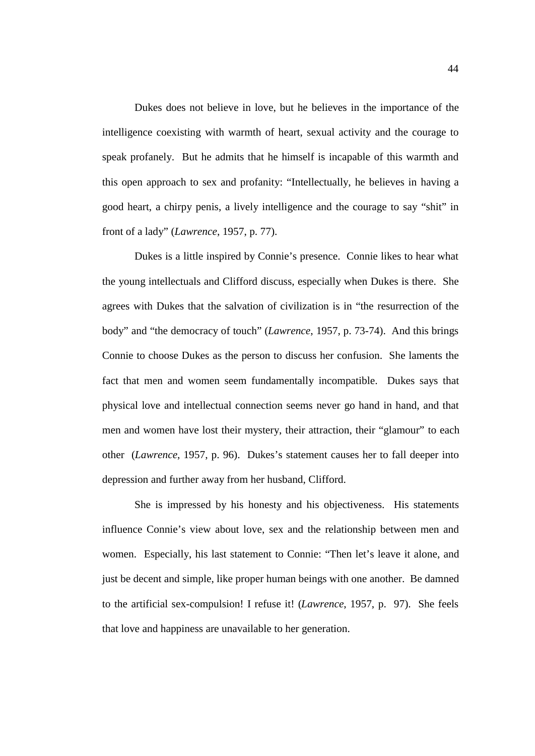Dukes does not believe in love, but he believes in the importance of the intelligence coexisting with warmth of heart, sexual activity and the courage to speak profanely. But he admits that he himself is incapable of this warmth and this open approach to sex and profanity: "Intellectually, he believes in having a good heart, a chirpy penis, a lively intelligence and the courage to say "shit" in front of a lady" (*Lawrence*, 1957, p. 77).

Dukes is a little inspired by Connie's presence. Connie likes to hear what the young intellectuals and Clifford discuss, especially when Dukes is there. She agrees with Dukes that the salvation of civilization is in "the resurrection of the body" and "the democracy of touch" (*Lawrence*, 1957, p. 73-74). And this brings Connie to choose Dukes as the person to discuss her confusion. She laments the fact that men and women seem fundamentally incompatible. Dukes says that physical love and intellectual connection seems never go hand in hand, and that men and women have lost their mystery, their attraction, their "glamour" to each other (*Lawrence*, 1957, p. 96). Dukes's statement causes her to fall deeper into depression and further away from her husband, Clifford.

She is impressed by his honesty and his objectiveness. His statements influence Connie's view about love, sex and the relationship between men and women. Especially, his last statement to Connie: "Then let's leave it alone, and just be decent and simple, like proper human beings with one another. Be damned to the artificial sex-compulsion! I refuse it! (*Lawrence*, 1957, p. 97). She feels that love and happiness are unavailable to her generation.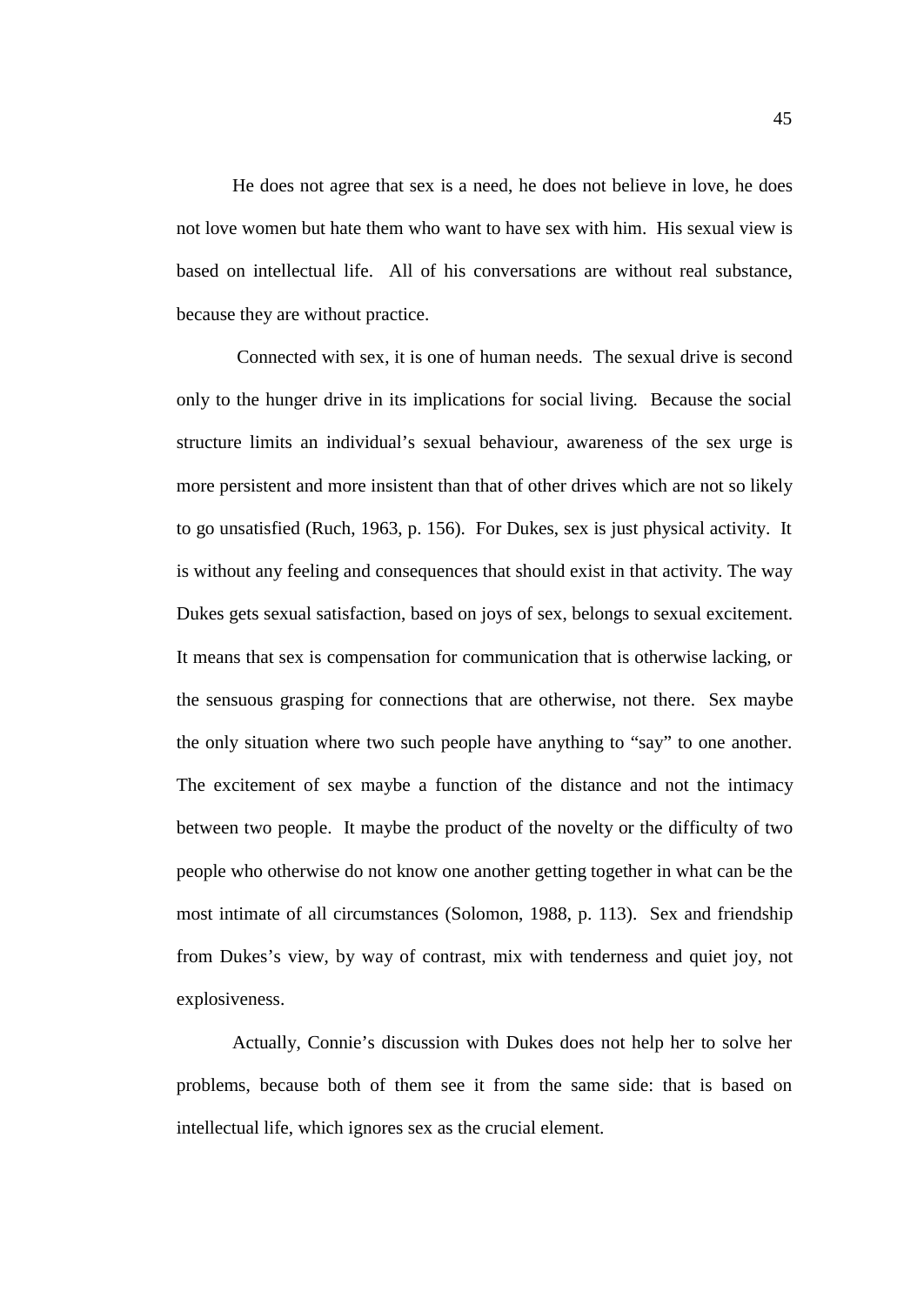He does not agree that sex is a need, he does not believe in love, he does not love women but hate them who want to have sex with him. His sexual view is based on intellectual life. All of his conversations are without real substance, because they are without practice.

Connected with sex, it is one of human needs. The sexual drive is second only to the hunger drive in its implications for social living. Because the social structure limits an individual's sexual behaviour, awareness of the sex urge is more persistent and more insistent than that of other drives which are not so likely to go unsatisfied (Ruch, 1963, p. 156). For Dukes, sex is just physical activity. It is without any feeling and consequences that should exist in that activity. The way Dukes gets sexual satisfaction, based on joys of sex, belongs to sexual excitement. It means that sex is compensation for communication that is otherwise lacking, or the sensuous grasping for connections that are otherwise, not there. Sex maybe the only situation where two such people have anything to "say" to one another. The excitement of sex maybe a function of the distance and not the intimacy between two people. It maybe the product of the novelty or the difficulty of two people who otherwise do not know one another getting together in what can be the most intimate of all circumstances (Solomon, 1988, p. 113). Sex and friendship from Dukes's view, by way of contrast, mix with tenderness and quiet joy, not explosiveness.

Actually, Connie's discussion with Dukes does not help her to solve her problems, because both of them see it from the same side: that is based on intellectual life, which ignores sex as the crucial element.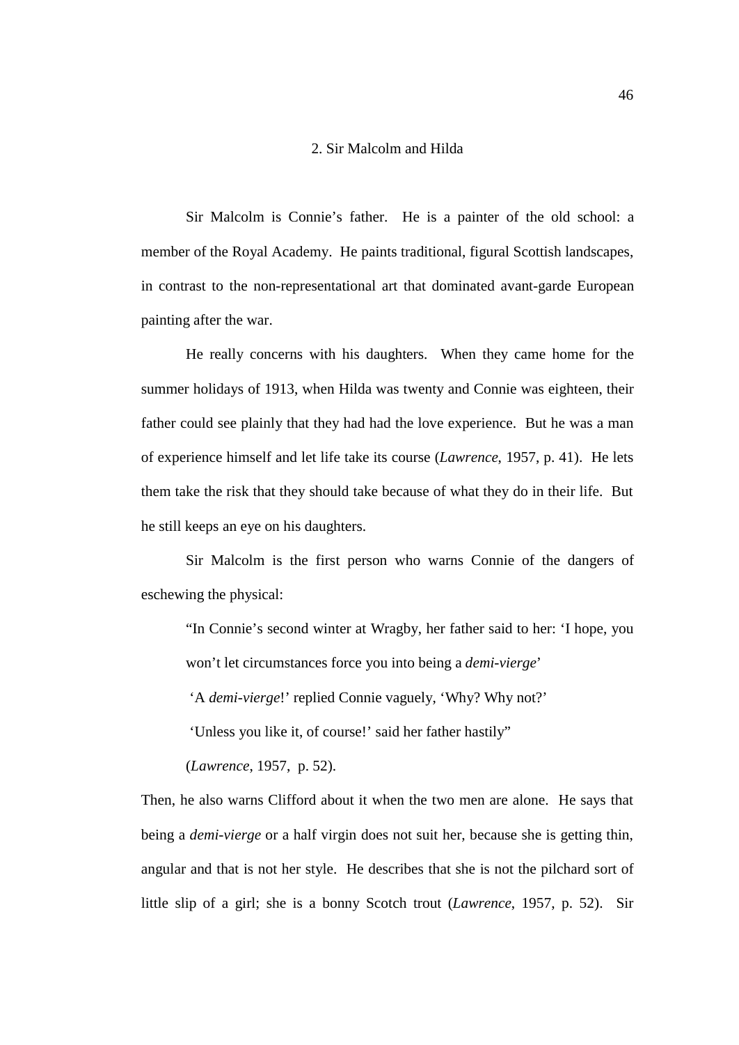## 2. Sir Malcolm and Hilda

Sir Malcolm is Connie's father. He is a painter of the old school: a member of the Royal Academy. He paints traditional, figural Scottish landscapes, in contrast to the non-representational art that dominated avant-garde European painting after the war.

He really concerns with his daughters. When they came home for the summer holidays of 1913, when Hilda was twenty and Connie was eighteen, their father could see plainly that they had had the love experience. But he was a man of experience himself and let life take its course (*Lawrence*, 1957, p. 41). He lets them take the risk that they should take because of what they do in their life. But he still keeps an eye on his daughters.

Sir Malcolm is the first person who warns Connie of the dangers of eschewing the physical:

> "In Connie's second winter at Wragby, her father said to her: 'I hope, you won't let circumstances force you into being a *demi-vierge*'
>
> 'A *demi-vierge*!' replied Connie vaguely, 'Why? Why not?'
>
> 'Unless you like it, of course!' said her father hastily"
>
> (*Lawrence*, 1957, p. 52).

Then, he also warns Clifford about it when the two men are alone. He says that being a *demi-vierge* or a half virgin does not suit her, because she is getting thin, angular and that is not her style. He describes that she is not the pilchard sort of little slip of a girl; she is a bonny Scotch trout (*Lawrence*, 1957, p. 52). Sir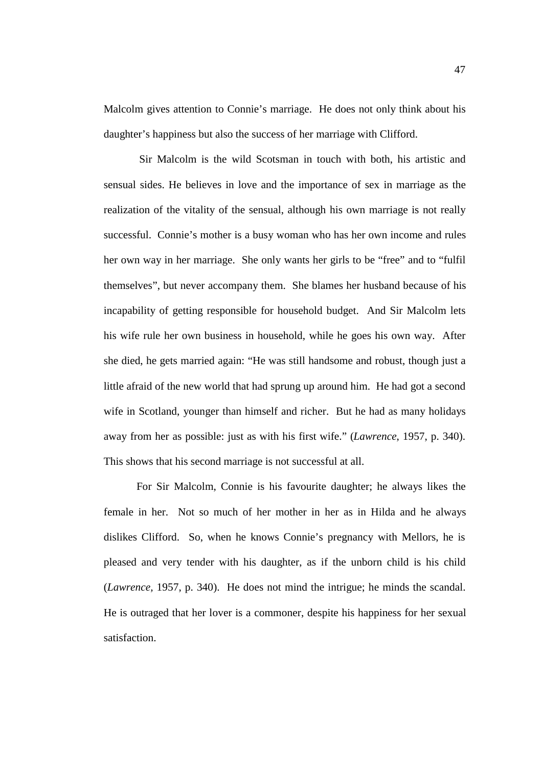Malcolm gives attention to Connie's marriage. He does not only think about his daughter's happiness but also the success of her marriage with Clifford.

Sir Malcolm is the wild Scotsman in touch with both, his artistic and sensual sides. He believes in love and the importance of sex in marriage as the realization of the vitality of the sensual, although his own marriage is not really successful. Connie's mother is a busy woman who has her own income and rules her own way in her marriage. She only wants her girls to be "free" and to "fulfil themselves", but never accompany them. She blames her husband because of his incapability of getting responsible for household budget. And Sir Malcolm lets his wife rule her own business in household, while he goes his own way. After she died, he gets married again: "He was still handsome and robust, though just a little afraid of the new world that had sprung up around him. He had got a second wife in Scotland, younger than himself and richer. But he had as many holidays away from her as possible: just as with his first wife." (*Lawrence*, 1957, p. 340). This shows that his second marriage is not successful at all.

For Sir Malcolm, Connie is his favourite daughter; he always likes the female in her. Not so much of her mother in her as in Hilda and he always dislikes Clifford. So, when he knows Connie's pregnancy with Mellors, he is pleased and very tender with his daughter, as if the unborn child is his child (*Lawrence,* 1957, p. 340). He does not mind the intrigue; he minds the scandal. He is outraged that her lover is a commoner, despite his happiness for her sexual satisfaction.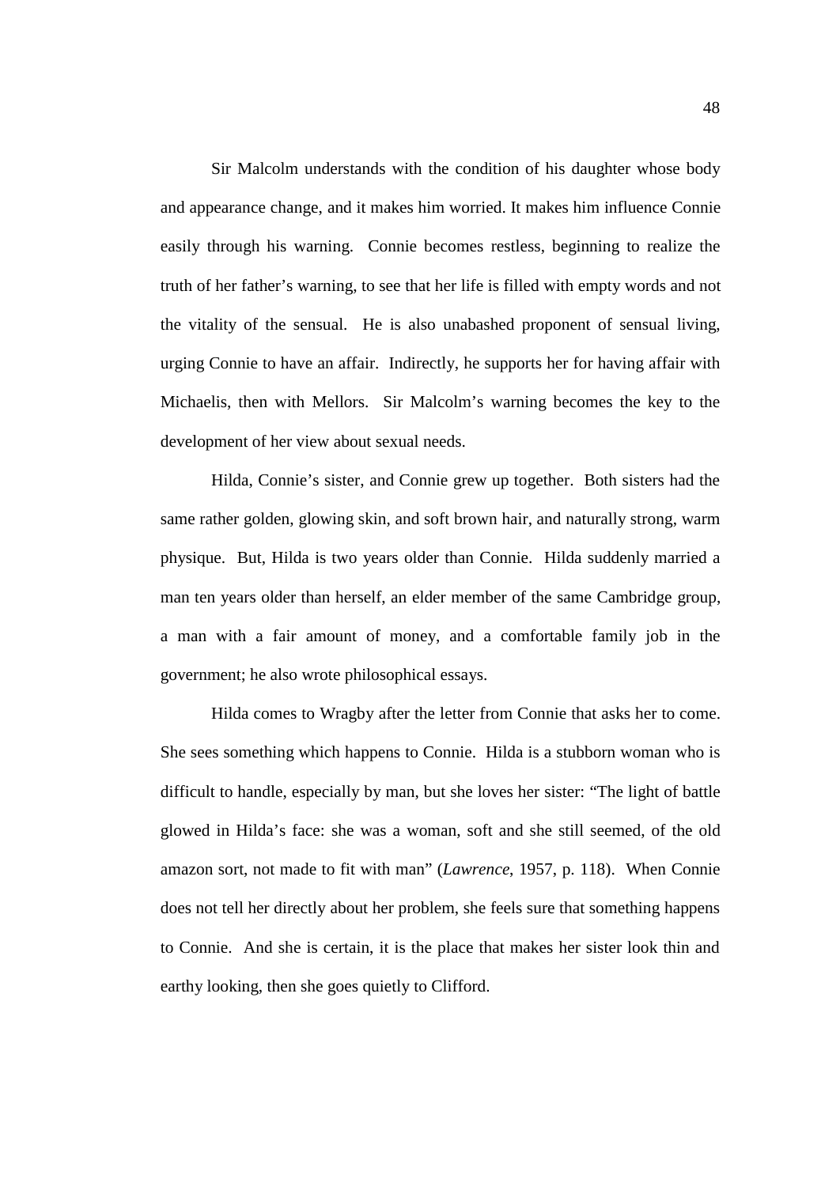Sir Malcolm understands with the condition of his daughter whose body and appearance change, and it makes him worried. It makes him influence Connie easily through his warning. Connie becomes restless, beginning to realize the truth of her father's warning, to see that her life is filled with empty words and not the vitality of the sensual. He is also unabashed proponent of sensual living, urging Connie to have an affair. Indirectly, he supports her for having affair with Michaelis, then with Mellors. Sir Malcolm's warning becomes the key to the development of her view about sexual needs.

Hilda, Connie's sister, and Connie grew up together. Both sisters had the same rather golden, glowing skin, and soft brown hair, and naturally strong, warm physique. But, Hilda is two years older than Connie. Hilda suddenly married a man ten years older than herself, an elder member of the same Cambridge group, a man with a fair amount of money, and a comfortable family job in the government; he also wrote philosophical essays.

Hilda comes to Wragby after the letter from Connie that asks her to come. She sees something which happens to Connie. Hilda is a stubborn woman who is difficult to handle, especially by man, but she loves her sister: "The light of battle glowed in Hilda's face: she was a woman, soft and she still seemed, of the old amazon sort, not made to fit with man" (*Lawrence*, 1957, p. 118). When Connie does not tell her directly about her problem, she feels sure that something happens to Connie. And she is certain, it is the place that makes her sister look thin and earthy looking, then she goes quietly to Clifford.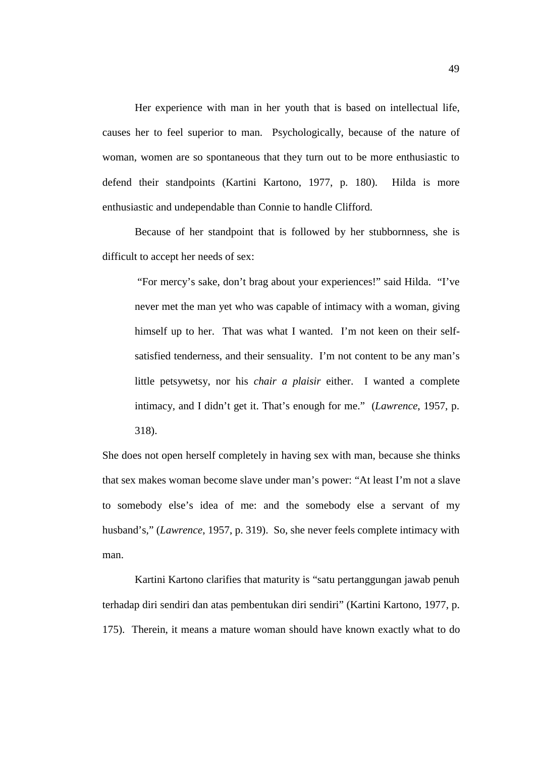Her experience with man in her youth that is based on intellectual life, causes her to feel superior to man. Psychologically, because of the nature of woman, women are so spontaneous that they turn out to be more enthusiastic to defend their standpoints (Kartini Kartono, 1977, p. 180). Hilda is more enthusiastic and undependable than Connie to handle Clifford.

Because of her standpoint that is followed by her stubbornness, she is difficult to accept her needs of sex:

> "For mercy's sake, don't brag about your experiences!" said Hilda. "I've never met the man yet who was capable of intimacy with a woman, giving himself up to her. That was what I wanted. I'm not keen on their self-satisfied tenderness, and their sensuality. I'm not content to be any man's little petsywetsy, nor his *chair a plaisir* either. I wanted a complete intimacy, and I didn't get it. That's enough for me." (*Lawrence*, 1957, p. 318).

She does not open herself completely in having sex with man, because she thinks that sex makes woman become slave under man's power: "At least I'm not a slave to somebody else's idea of me: and the somebody else a servant of my husband's," (*Lawrence*, 1957, p. 319). So, she never feels complete intimacy with man.

Kartini Kartono clarifies that maturity is "satu pertanggungan jawab penuh terhadap diri sendiri dan atas pembentukan diri sendiri" (Kartini Kartono, 1977, p. 175). Therein, it means a mature woman should have known exactly what to do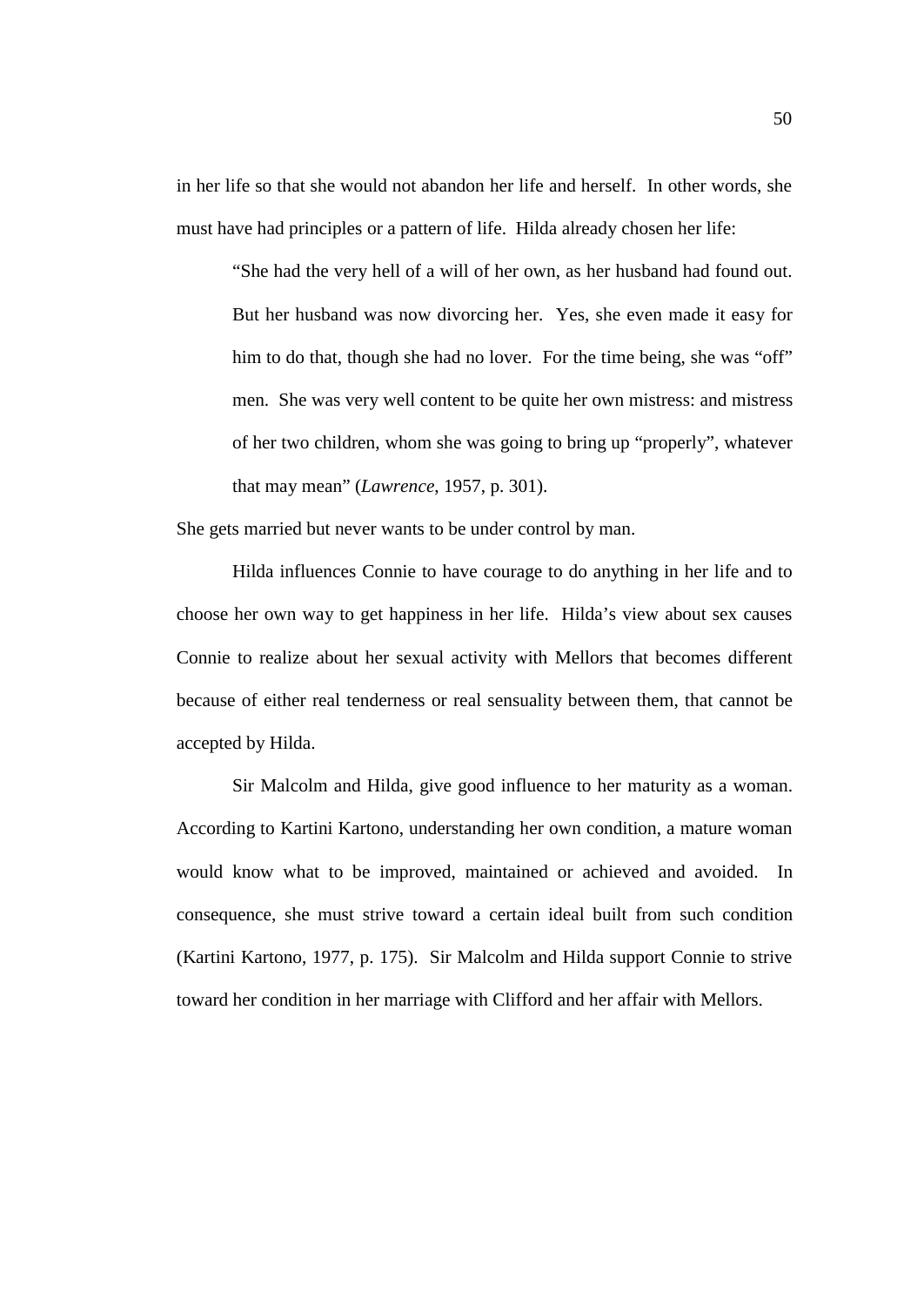in her life so that she would not abandon her life and herself. In other words, she must have had principles or a pattern of life. Hilda already chosen her life:

> "She had the very hell of a will of her own, as her husband had found out. But her husband was now divorcing her. Yes, she even made it easy for him to do that, though she had no lover. For the time being, she was "off" men. She was very well content to be quite her own mistress: and mistress of her two children, whom she was going to bring up "properly", whatever that may mean" (*Lawrence*, 1957, p. 301).

She gets married but never wants to be under control by man.

Hilda influences Connie to have courage to do anything in her life and to choose her own way to get happiness in her life. Hilda's view about sex causes Connie to realize about her sexual activity with Mellors that becomes different because of either real tenderness or real sensuality between them, that cannot be accepted by Hilda.

Sir Malcolm and Hilda, give good influence to her maturity as a woman. According to Kartini Kartono, understanding her own condition, a mature woman would know what to be improved, maintained or achieved and avoided. In consequence, she must strive toward a certain ideal built from such condition (Kartini Kartono, 1977, p. 175). Sir Malcolm and Hilda support Connie to strive toward her condition in her marriage with Clifford and her affair with Mellors.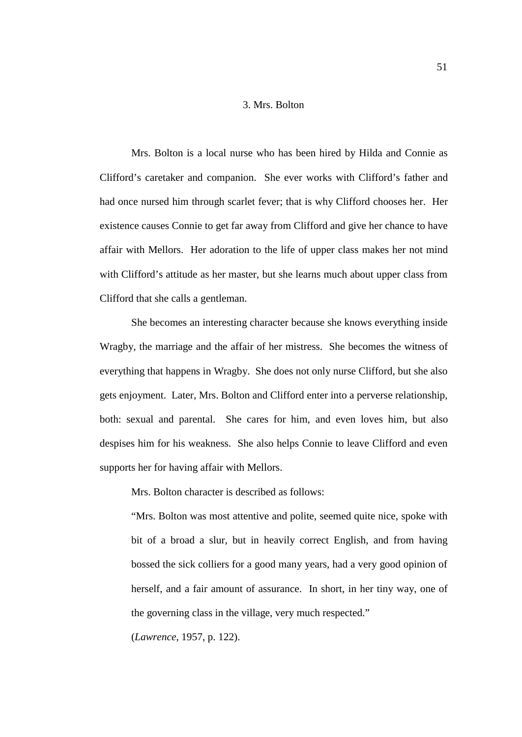### 3. Mrs. Bolton

Mrs. Bolton is a local nurse who has been hired by Hilda and Connie as Clifford's caretaker and companion. She ever works with Clifford's father and had once nursed him through scarlet fever; that is why Clifford chooses her. Her existence causes Connie to get far away from Clifford and give her chance to have affair with Mellors. Her adoration to the life of upper class makes her not mind with Clifford's attitude as her master, but she learns much about upper class from Clifford that she calls a gentleman.

She becomes an interesting character because she knows everything inside Wragby, the marriage and the affair of her mistress. She becomes the witness of everything that happens in Wragby. She does not only nurse Clifford, but she also gets enjoyment. Later, Mrs. Bolton and Clifford enter into a perverse relationship, both: sexual and parental. She cares for him, and even loves him, but also despises him for his weakness. She also helps Connie to leave Clifford and even supports her for having affair with Mellors.

Mrs. Bolton character is described as follows:

> "Mrs. Bolton was most attentive and polite, seemed quite nice, spoke with bit of a broad a slur, but in heavily correct English, and from having bossed the sick colliers for a good many years, had a very good opinion of herself, and a fair amount of assurance. In short, in her tiny way, one of the governing class in the village, very much respected."
>
> (*Lawrence*, 1957, p. 122).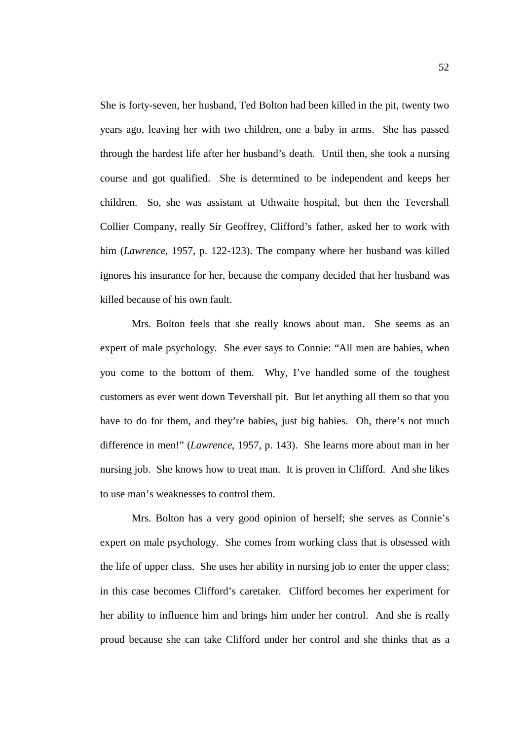She is forty-seven, her husband, Ted Bolton had been killed in the pit, twenty two years ago, leaving her with two children, one a baby in arms. She has passed through the hardest life after her husband's death. Until then, she took a nursing course and got qualified. She is determined to be independent and keeps her children. So, she was assistant at Uthwaite hospital, but then the Tevershall Collier Company, really Sir Geoffrey, Clifford's father, asked her to work with him (*Lawrence*, 1957, p. 122-123). The company where her husband was killed ignores his insurance for her, because the company decided that her husband was killed because of his own fault.

Mrs. Bolton feels that she really knows about man. She seems as an expert of male psychology. She ever says to Connie: "All men are babies, when you come to the bottom of them. Why, I've handled some of the toughest customers as ever went down Tevershall pit. But let anything all them so that you have to do for them, and they're babies, just big babies. Oh, there's not much difference in men!" (*Lawrence*, 1957, p. 143). She learns more about man in her nursing job. She knows how to treat man. It is proven in Clifford. And she likes to use man's weaknesses to control them.

Mrs. Bolton has a very good opinion of herself; she serves as Connie's expert on male psychology. She comes from working class that is obsessed with the life of upper class. She uses her ability in nursing job to enter the upper class; in this case becomes Clifford's caretaker. Clifford becomes her experiment for her ability to influence him and brings him under her control. And she is really proud because she can take Clifford under her control and she thinks that as a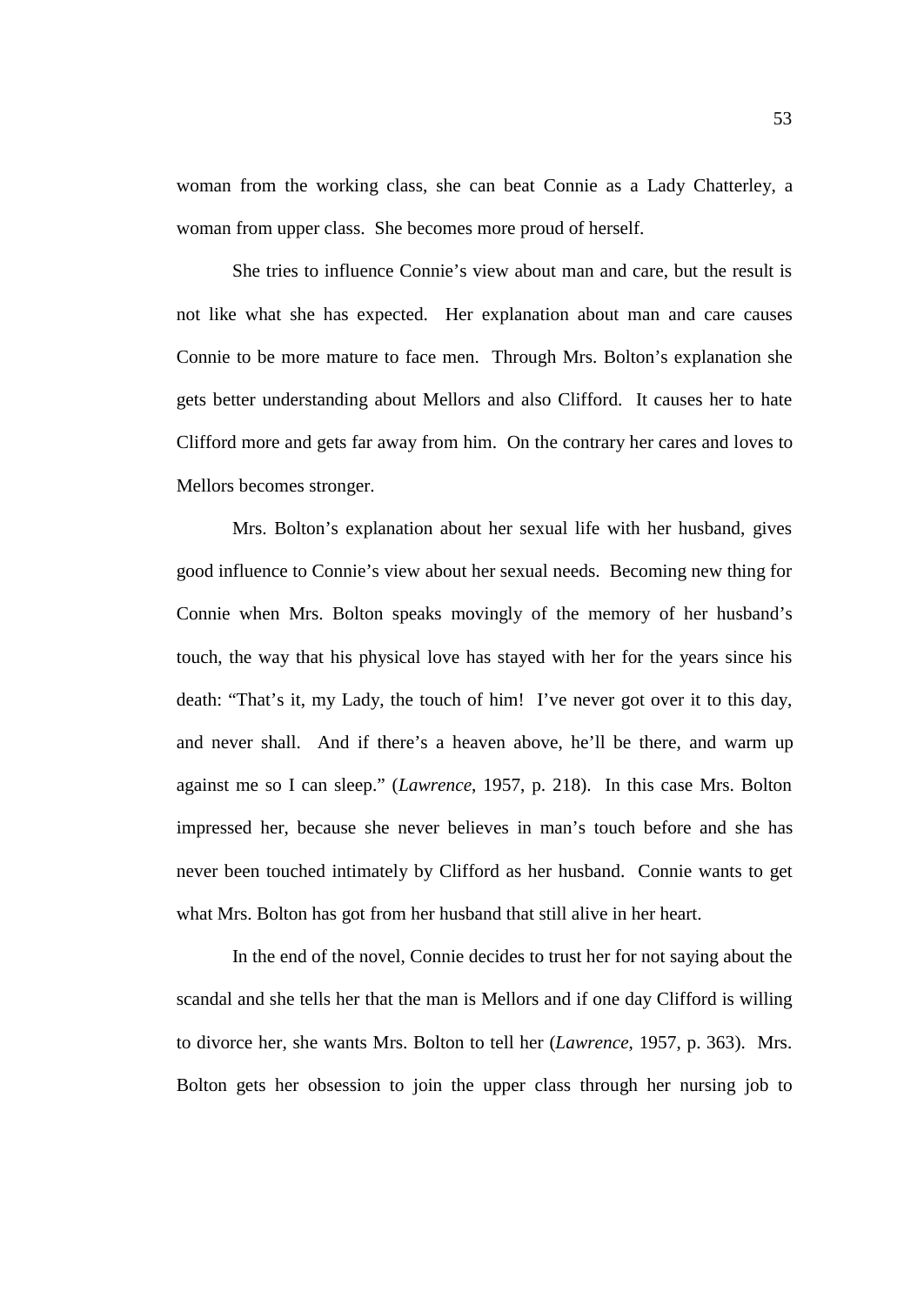woman from the working class, she can beat Connie as a Lady Chatterley, a woman from upper class. She becomes more proud of herself.

She tries to influence Connie's view about man and care, but the result is not like what she has expected. Her explanation about man and care causes Connie to be more mature to face men. Through Mrs. Bolton's explanation she gets better understanding about Mellors and also Clifford. It causes her to hate Clifford more and gets far away from him. On the contrary her cares and loves to Mellors becomes stronger.

Mrs. Bolton's explanation about her sexual life with her husband, gives good influence to Connie's view about her sexual needs. Becoming new thing for Connie when Mrs. Bolton speaks movingly of the memory of her husband's touch, the way that his physical love has stayed with her for the years since his death: "That's it, my Lady, the touch of him! I've never got over it to this day, and never shall. And if there's a heaven above, he'll be there, and warm up against me so I can sleep." (*Lawrence*, 1957, p. 218). In this case Mrs. Bolton impressed her, because she never believes in man's touch before and she has never been touched intimately by Clifford as her husband. Connie wants to get what Mrs. Bolton has got from her husband that still alive in her heart.

In the end of the novel, Connie decides to trust her for not saying about the scandal and she tells her that the man is Mellors and if one day Clifford is willing to divorce her, she wants Mrs. Bolton to tell her (*Lawrence*, 1957, p. 363). Mrs. Bolton gets her obsession to join the upper class through her nursing job to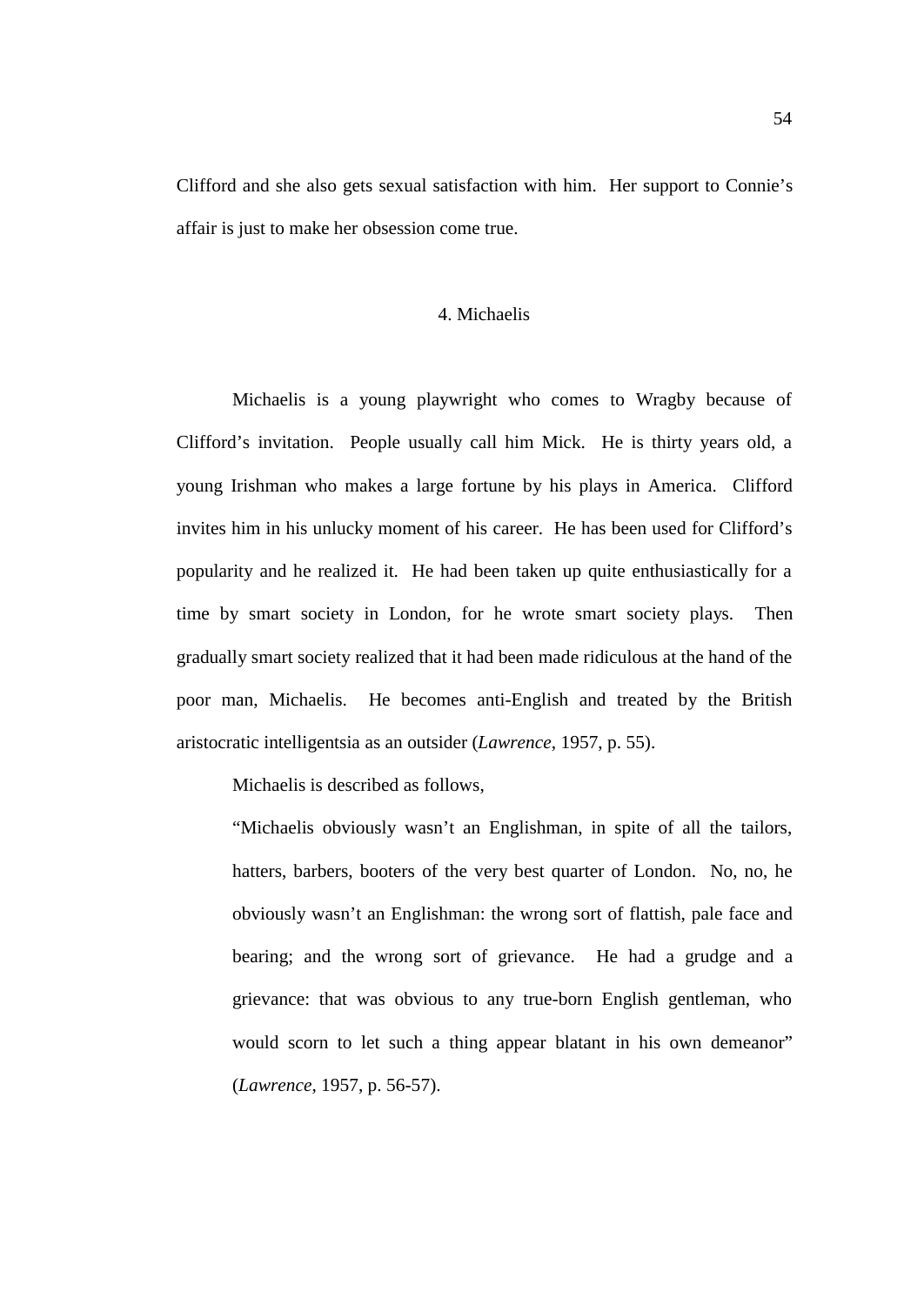Clifford and she also gets sexual satisfaction with him. Her support to Connie's affair is just to make her obsession come true.

### 4. Michaelis

Michaelis is a young playwright who comes to Wragby because of Clifford's invitation. People usually call him Mick. He is thirty years old, a young Irishman who makes a large fortune by his plays in America. Clifford invites him in his unlucky moment of his career. He has been used for Clifford's popularity and he realized it. He had been taken up quite enthusiastically for a time by smart society in London, for he wrote smart society plays. Then gradually smart society realized that it had been made ridiculous at the hand of the poor man, Michaelis. He becomes anti-English and treated by the British aristocratic intelligentsia as an outsider (*Lawrence*, 1957, p. 55).

Michaelis is described as follows,

> "Michaelis obviously wasn't an Englishman, in spite of all the tailors, hatters, barbers, booters of the very best quarter of London. No, no, he obviously wasn't an Englishman: the wrong sort of flattish, pale face and bearing; and the wrong sort of grievance. He had a grudge and a grievance: that was obvious to any true-born English gentleman, who would scorn to let such a thing appear blatant in his own demeanor" (*Lawrence*, 1957, p. 56-57).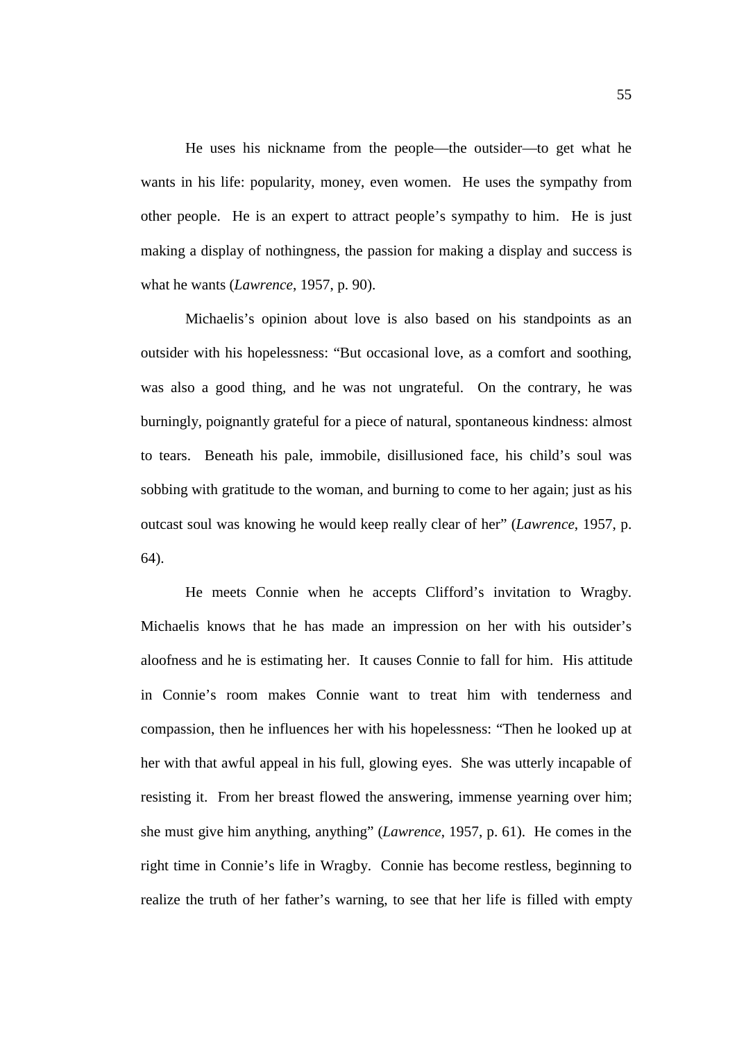He uses his nickname from the people—the outsider—to get what he wants in his life: popularity, money, even women. He uses the sympathy from other people. He is an expert to attract people's sympathy to him. He is just making a display of nothingness, the passion for making a display and success is what he wants (*Lawrence*, 1957, p. 90).

Michaelis's opinion about love is also based on his standpoints as an outsider with his hopelessness: "But occasional love, as a comfort and soothing, was also a good thing, and he was not ungrateful. On the contrary, he was burningly, poignantly grateful for a piece of natural, spontaneous kindness: almost to tears. Beneath his pale, immobile, disillusioned face, his child's soul was sobbing with gratitude to the woman, and burning to come to her again; just as his outcast soul was knowing he would keep really clear of her" (*Lawrence*, 1957, p. 64).

He meets Connie when he accepts Clifford's invitation to Wragby. Michaelis knows that he has made an impression on her with his outsider's aloofness and he is estimating her. It causes Connie to fall for him. His attitude in Connie's room makes Connie want to treat him with tenderness and compassion, then he influences her with his hopelessness: "Then he looked up at her with that awful appeal in his full, glowing eyes. She was utterly incapable of resisting it. From her breast flowed the answering, immense yearning over him; she must give him anything, anything" (*Lawrence*, 1957, p. 61). He comes in the right time in Connie's life in Wragby. Connie has become restless, beginning to realize the truth of her father's warning, to see that her life is filled with empty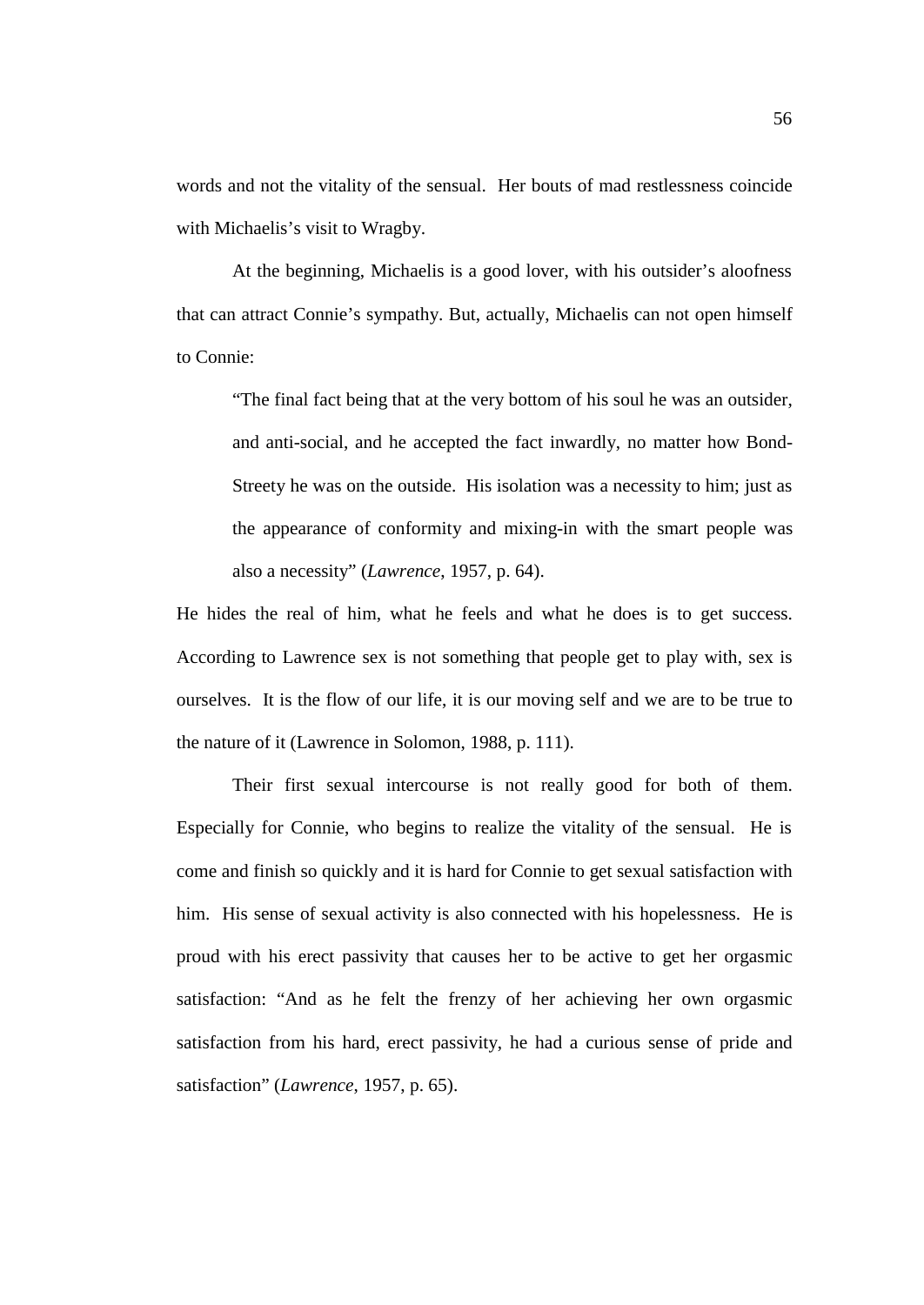words and not the vitality of the sensual. Her bouts of mad restlessness coincide with Michaelis's visit to Wragby.

At the beginning, Michaelis is a good lover, with his outsider's aloofness that can attract Connie's sympathy. But, actually, Michaelis can not open himself to Connie:

> "The final fact being that at the very bottom of his soul he was an outsider, and anti-social, and he accepted the fact inwardly, no matter how Bond-Streety he was on the outside. His isolation was a necessity to him; just as the appearance of conformity and mixing-in with the smart people was also a necessity" (*Lawrence*, 1957, p. 64).

He hides the real of him, what he feels and what he does is to get success. According to Lawrence sex is not something that people get to play with, sex is ourselves. It is the flow of our life, it is our moving self and we are to be true to the nature of it (Lawrence in Solomon, 1988, p. 111).

Their first sexual intercourse is not really good for both of them. Especially for Connie, who begins to realize the vitality of the sensual. He is come and finish so quickly and it is hard for Connie to get sexual satisfaction with him. His sense of sexual activity is also connected with his hopelessness. He is proud with his erect passivity that causes her to be active to get her orgasmic satisfaction: "And as he felt the frenzy of her achieving her own orgasmic satisfaction from his hard, erect passivity, he had a curious sense of pride and satisfaction" (*Lawrence*, 1957, p. 65).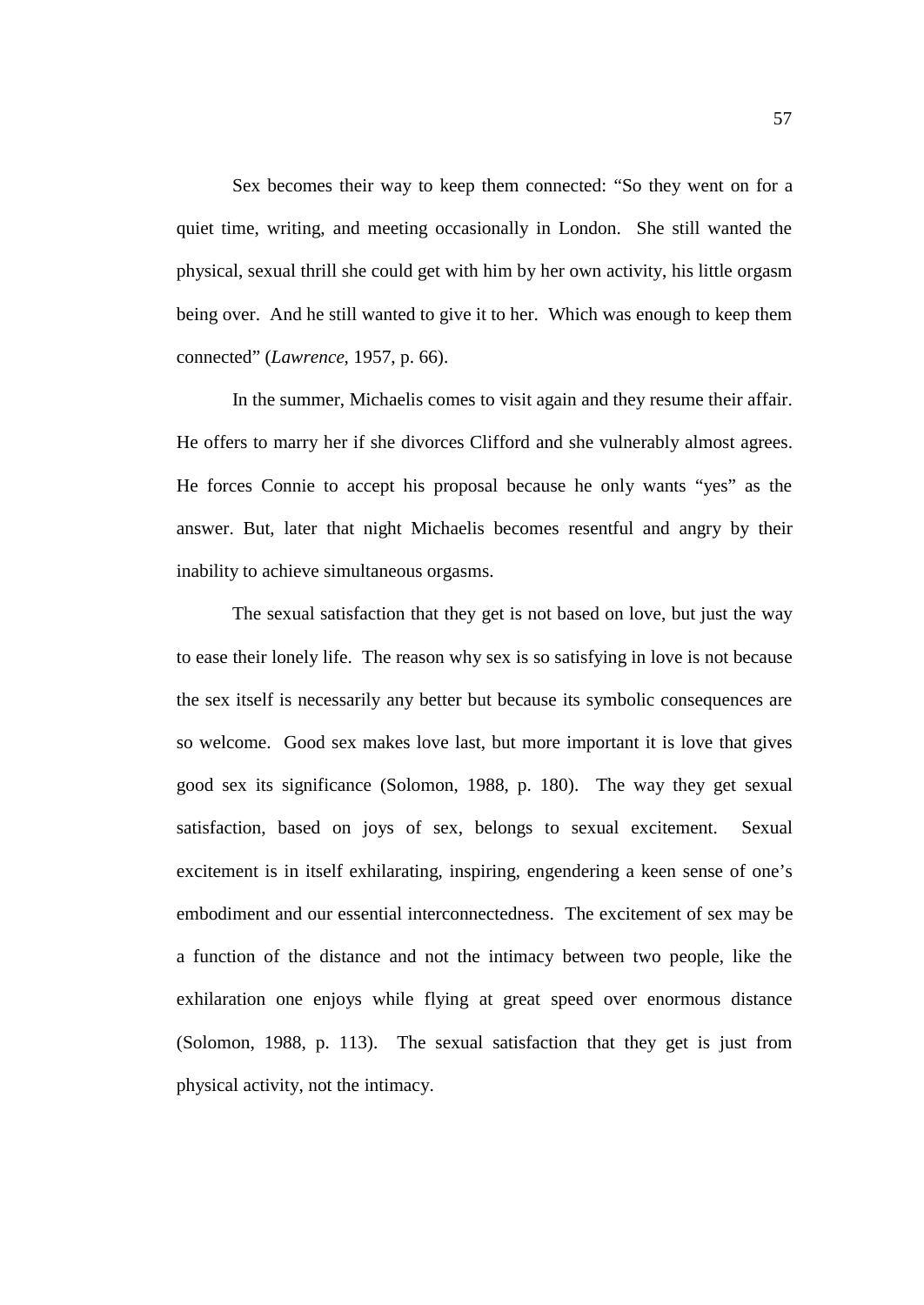Sex becomes their way to keep them connected: "So they went on for a quiet time, writing, and meeting occasionally in London. She still wanted the physical, sexual thrill she could get with him by her own activity, his little orgasm being over. And he still wanted to give it to her. Which was enough to keep them connected" (*Lawrence*, 1957, p. 66).

In the summer, Michaelis comes to visit again and they resume their affair. He offers to marry her if she divorces Clifford and she vulnerably almost agrees. He forces Connie to accept his proposal because he only wants "yes" as the answer. But, later that night Michaelis becomes resentful and angry by their inability to achieve simultaneous orgasms.

The sexual satisfaction that they get is not based on love, but just the way to ease their lonely life. The reason why sex is so satisfying in love is not because the sex itself is necessarily any better but because its symbolic consequences are so welcome. Good sex makes love last, but more important it is love that gives good sex its significance (Solomon, 1988, p. 180). The way they get sexual satisfaction, based on joys of sex, belongs to sexual excitement. Sexual excitement is in itself exhilarating, inspiring, engendering a keen sense of one's embodiment and our essential interconnectedness. The excitement of sex may be a function of the distance and not the intimacy between two people, like the exhilaration one enjoys while flying at great speed over enormous distance (Solomon, 1988, p. 113). The sexual satisfaction that they get is just from physical activity, not the intimacy.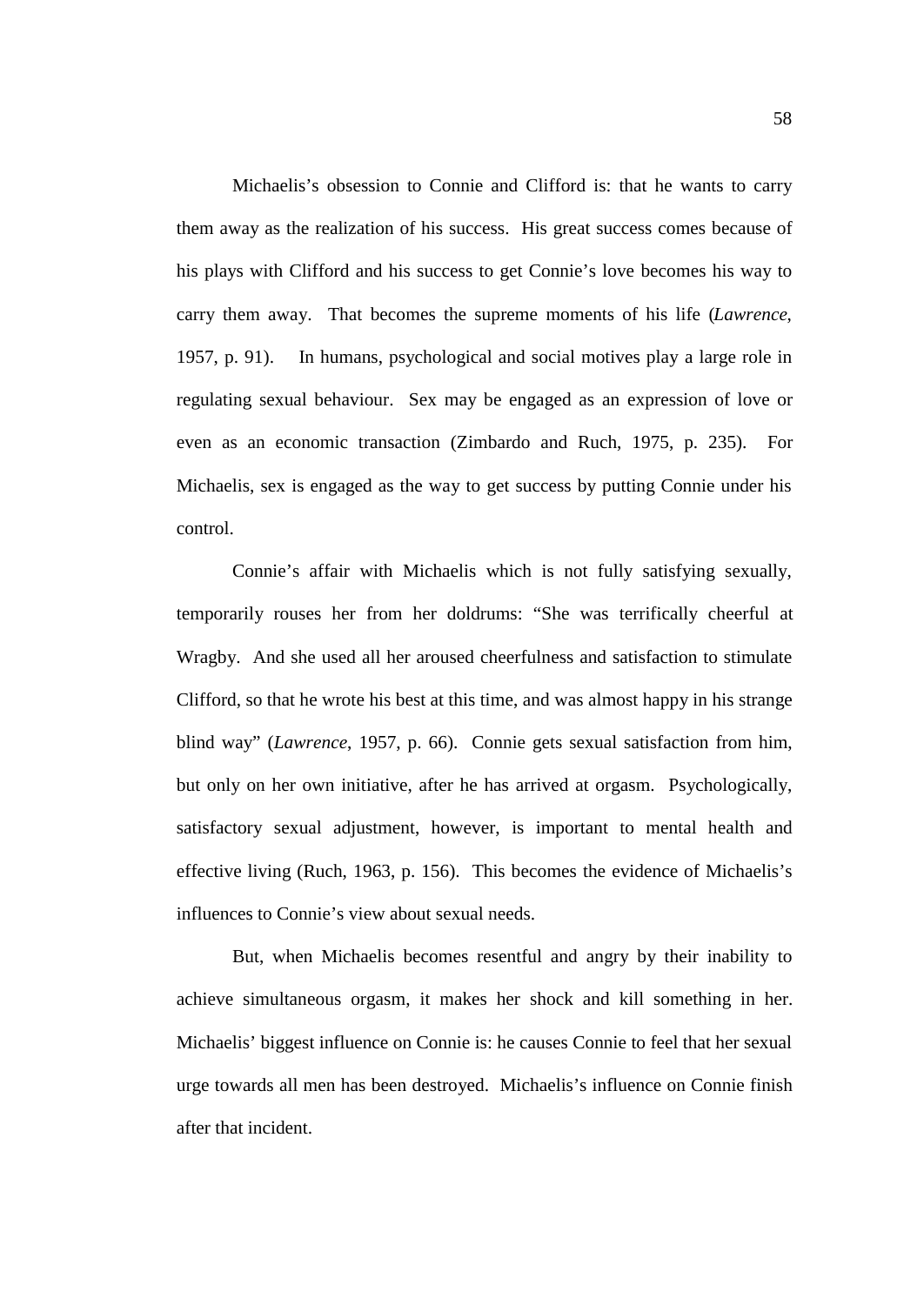Michaelis's obsession to Connie and Clifford is: that he wants to carry them away as the realization of his success. His great success comes because of his plays with Clifford and his success to get Connie's love becomes his way to carry them away. That becomes the supreme moments of his life (*Lawrence*, 1957, p. 91). In humans, psychological and social motives play a large role in regulating sexual behaviour. Sex may be engaged as an expression of love or even as an economic transaction (Zimbardo and Ruch, 1975, p. 235). For Michaelis, sex is engaged as the way to get success by putting Connie under his control.

Connie's affair with Michaelis which is not fully satisfying sexually, temporarily rouses her from her doldrums: "She was terrifically cheerful at Wragby. And she used all her aroused cheerfulness and satisfaction to stimulate Clifford, so that he wrote his best at this time, and was almost happy in his strange blind way" (*Lawrence*, 1957, p. 66). Connie gets sexual satisfaction from him, but only on her own initiative, after he has arrived at orgasm. Psychologically, satisfactory sexual adjustment, however, is important to mental health and effective living (Ruch, 1963, p. 156). This becomes the evidence of Michaelis's influences to Connie's view about sexual needs.

But, when Michaelis becomes resentful and angry by their inability to achieve simultaneous orgasm, it makes her shock and kill something in her. Michaelis' biggest influence on Connie is: he causes Connie to feel that her sexual urge towards all men has been destroyed. Michaelis's influence on Connie finish after that incident.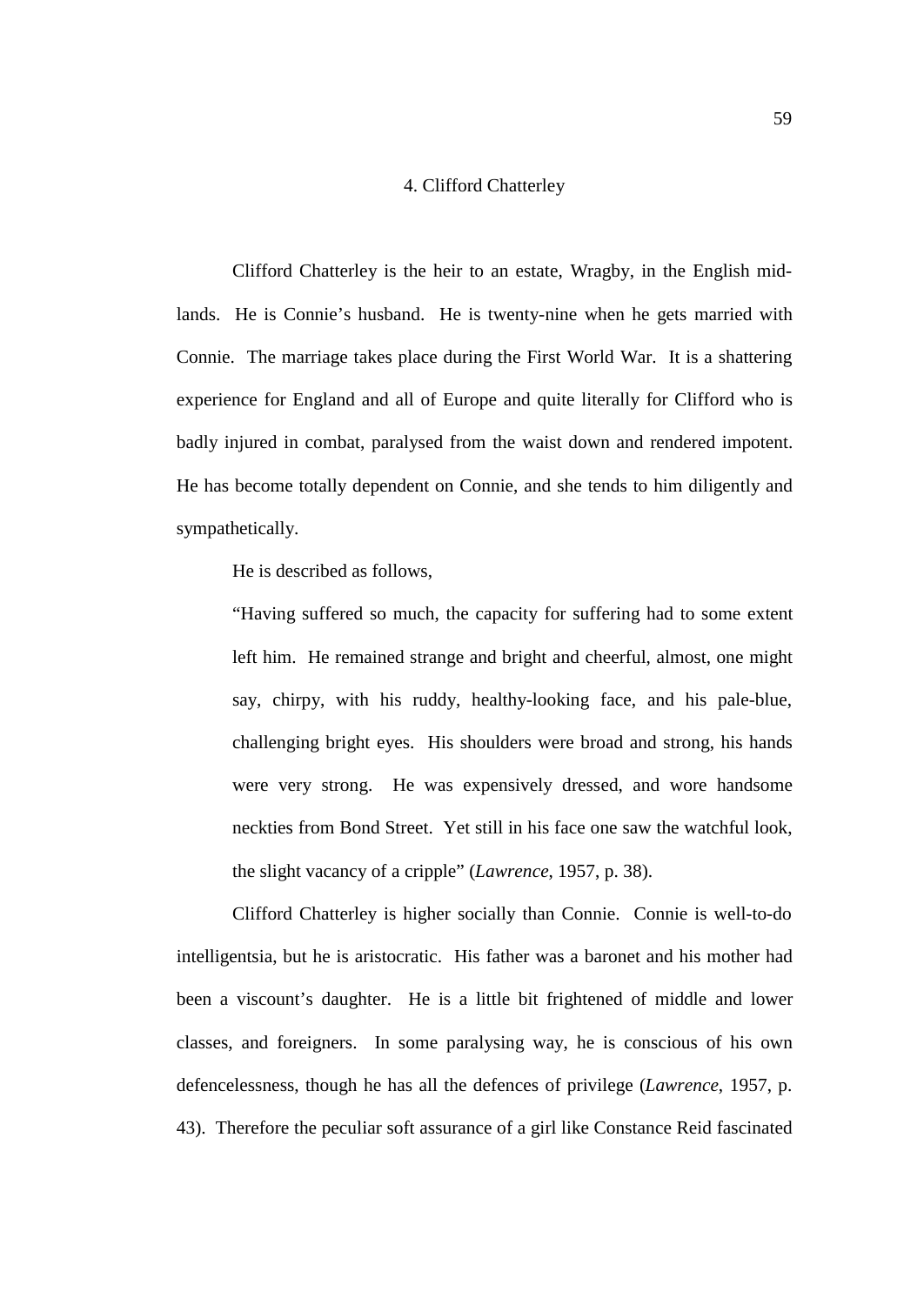## 4. Clifford Chatterley

Clifford Chatterley is the heir to an estate, Wragby, in the English mid-lands. He is Connie's husband. He is twenty-nine when he gets married with Connie. The marriage takes place during the First World War. It is a shattering experience for England and all of Europe and quite literally for Clifford who is badly injured in combat, paralysed from the waist down and rendered impotent. He has become totally dependent on Connie, and she tends to him diligently and sympathetically.

He is described as follows,

> "Having suffered so much, the capacity for suffering had to some extent left him. He remained strange and bright and cheerful, almost, one might say, chirpy, with his ruddy, healthy-looking face, and his pale-blue, challenging bright eyes. His shoulders were broad and strong, his hands were very strong. He was expensively dressed, and wore handsome neckties from Bond Street. Yet still in his face one saw the watchful look, the slight vacancy of a cripple" (*Lawrence*, 1957, p. 38).

Clifford Chatterley is higher socially than Connie. Connie is well-to-do intelligentsia, but he is aristocratic. His father was a baronet and his mother had been a viscount's daughter. He is a little bit frightened of middle and lower classes, and foreigners. In some paralysing way, he is conscious of his own defencelessness, though he has all the defences of privilege (*Lawrence*, 1957, p. 43). Therefore the peculiar soft assurance of a girl like Constance Reid fascinated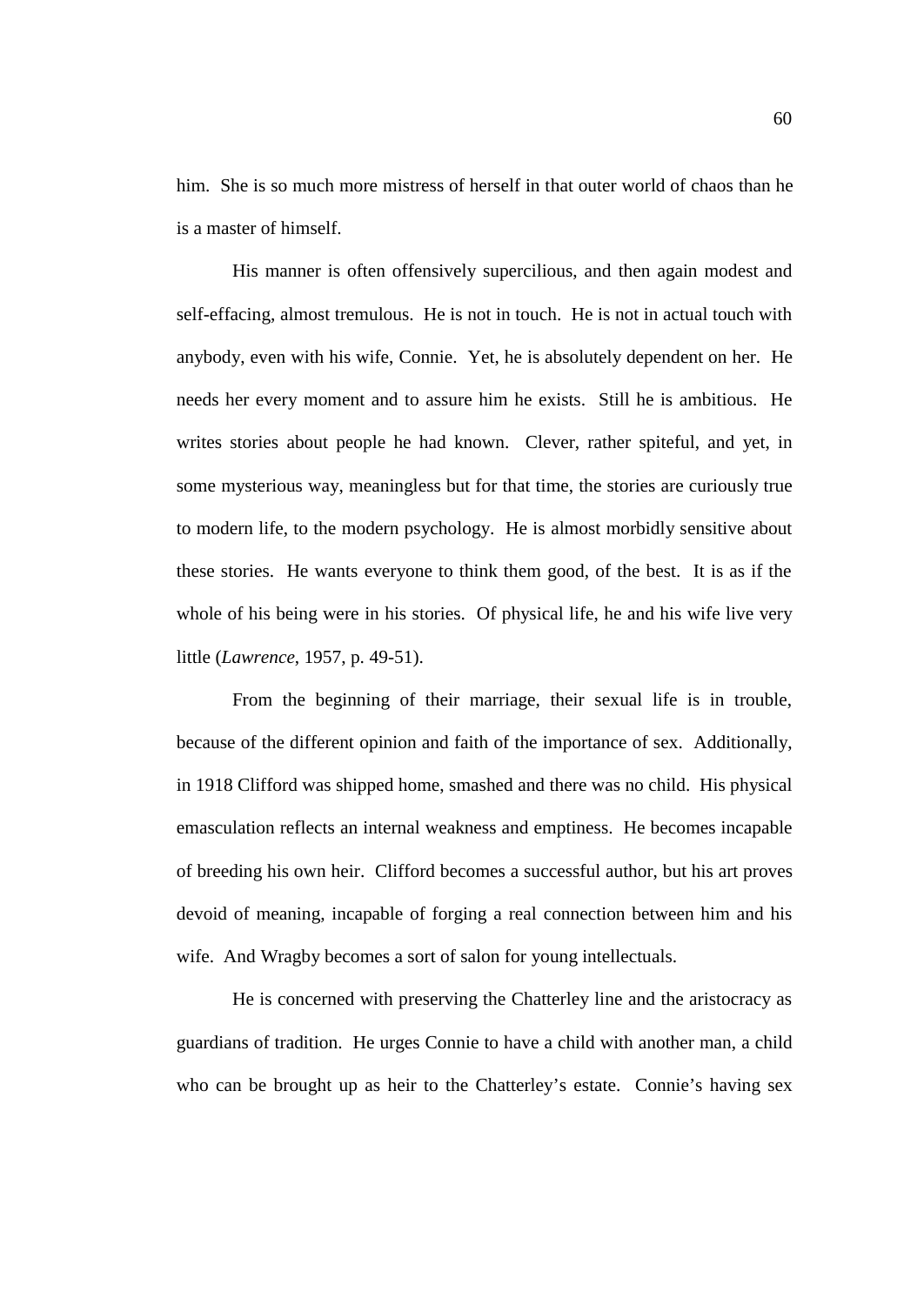him. She is so much more mistress of herself in that outer world of chaos than he is a master of himself.

His manner is often offensively supercilious, and then again modest and self-effacing, almost tremulous. He is not in touch. He is not in actual touch with anybody, even with his wife, Connie. Yet, he is absolutely dependent on her. He needs her every moment and to assure him he exists. Still he is ambitious. He writes stories about people he had known. Clever, rather spiteful, and yet, in some mysterious way, meaningless but for that time, the stories are curiously true to modern life, to the modern psychology. He is almost morbidly sensitive about these stories. He wants everyone to think them good, of the best. It is as if the whole of his being were in his stories. Of physical life, he and his wife live very little (*Lawrence*, 1957, p. 49-51).

From the beginning of their marriage, their sexual life is in trouble, because of the different opinion and faith of the importance of sex. Additionally, in 1918 Clifford was shipped home, smashed and there was no child. His physical emasculation reflects an internal weakness and emptiness. He becomes incapable of breeding his own heir. Clifford becomes a successful author, but his art proves devoid of meaning, incapable of forging a real connection between him and his wife. And Wragby becomes a sort of salon for young intellectuals.

He is concerned with preserving the Chatterley line and the aristocracy as guardians of tradition. He urges Connie to have a child with another man, a child who can be brought up as heir to the Chatterley's estate. Connie's having sex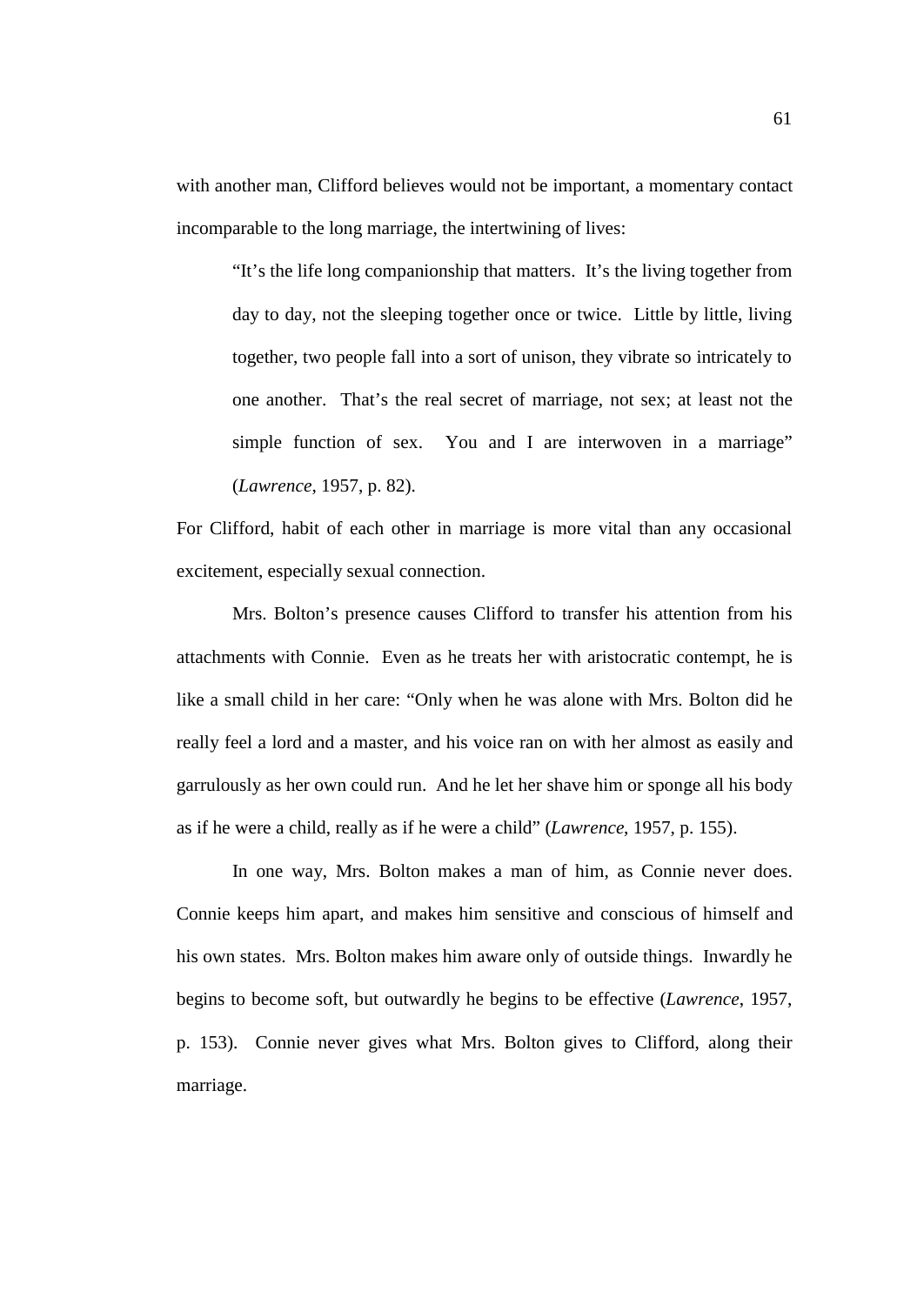with another man, Clifford believes would not be important, a momentary contact incomparable to the long marriage, the intertwining of lives:

> "It's the life long companionship that matters. It's the living together from day to day, not the sleeping together once or twice. Little by little, living together, two people fall into a sort of unison, they vibrate so intricately to one another. That's the real secret of marriage, not sex; at least not the simple function of sex. You and I are interwoven in a marriage" (*Lawrence*, 1957, p. 82).

For Clifford, habit of each other in marriage is more vital than any occasional excitement, especially sexual connection.

Mrs. Bolton's presence causes Clifford to transfer his attention from his attachments with Connie. Even as he treats her with aristocratic contempt, he is like a small child in her care: "Only when he was alone with Mrs. Bolton did he really feel a lord and a master, and his voice ran on with her almost as easily and garrulously as her own could run. And he let her shave him or sponge all his body as if he were a child, really as if he were a child" (*Lawrence*, 1957, p. 155).

In one way, Mrs. Bolton makes a man of him, as Connie never does. Connie keeps him apart, and makes him sensitive and conscious of himself and his own states. Mrs. Bolton makes him aware only of outside things. Inwardly he begins to become soft, but outwardly he begins to be effective (*Lawrence*, 1957, p. 153). Connie never gives what Mrs. Bolton gives to Clifford, along their marriage.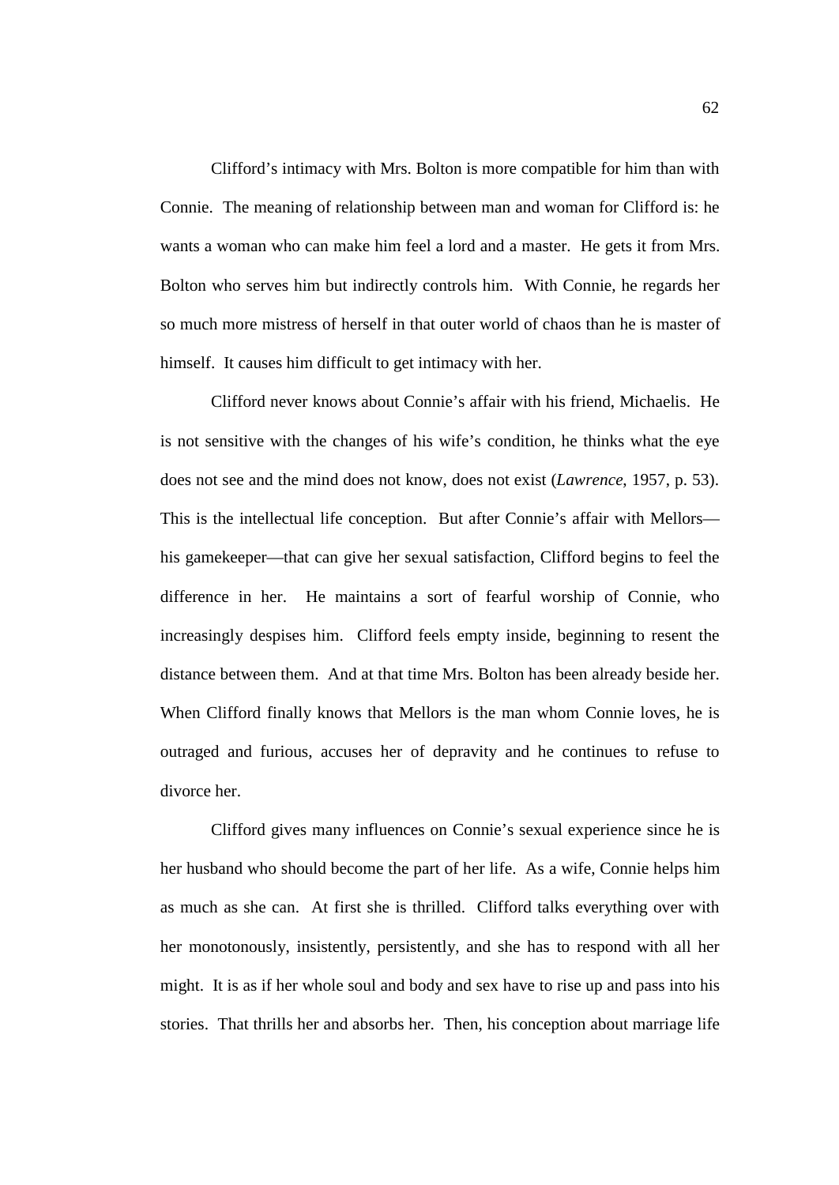Clifford's intimacy with Mrs. Bolton is more compatible for him than with Connie. The meaning of relationship between man and woman for Clifford is: he wants a woman who can make him feel a lord and a master. He gets it from Mrs. Bolton who serves him but indirectly controls him. With Connie, he regards her so much more mistress of herself in that outer world of chaos than he is master of himself. It causes him difficult to get intimacy with her.

Clifford never knows about Connie's affair with his friend, Michaelis. He is not sensitive with the changes of his wife's condition, he thinks what the eye does not see and the mind does not know, does not exist (*Lawrence*, 1957, p. 53). This is the intellectual life conception. But after Connie's affair with Mellors—his gamekeeper—that can give her sexual satisfaction, Clifford begins to feel the difference in her. He maintains a sort of fearful worship of Connie, who increasingly despises him. Clifford feels empty inside, beginning to resent the distance between them. And at that time Mrs. Bolton has been already beside her. When Clifford finally knows that Mellors is the man whom Connie loves, he is outraged and furious, accuses her of depravity and he continues to refuse to divorce her.

Clifford gives many influences on Connie's sexual experience since he is her husband who should become the part of her life. As a wife, Connie helps him as much as she can. At first she is thrilled. Clifford talks everything over with her monotonously, insistently, persistently, and she has to respond with all her might. It is as if her whole soul and body and sex have to rise up and pass into his stories. That thrills her and absorbs her. Then, his conception about marriage life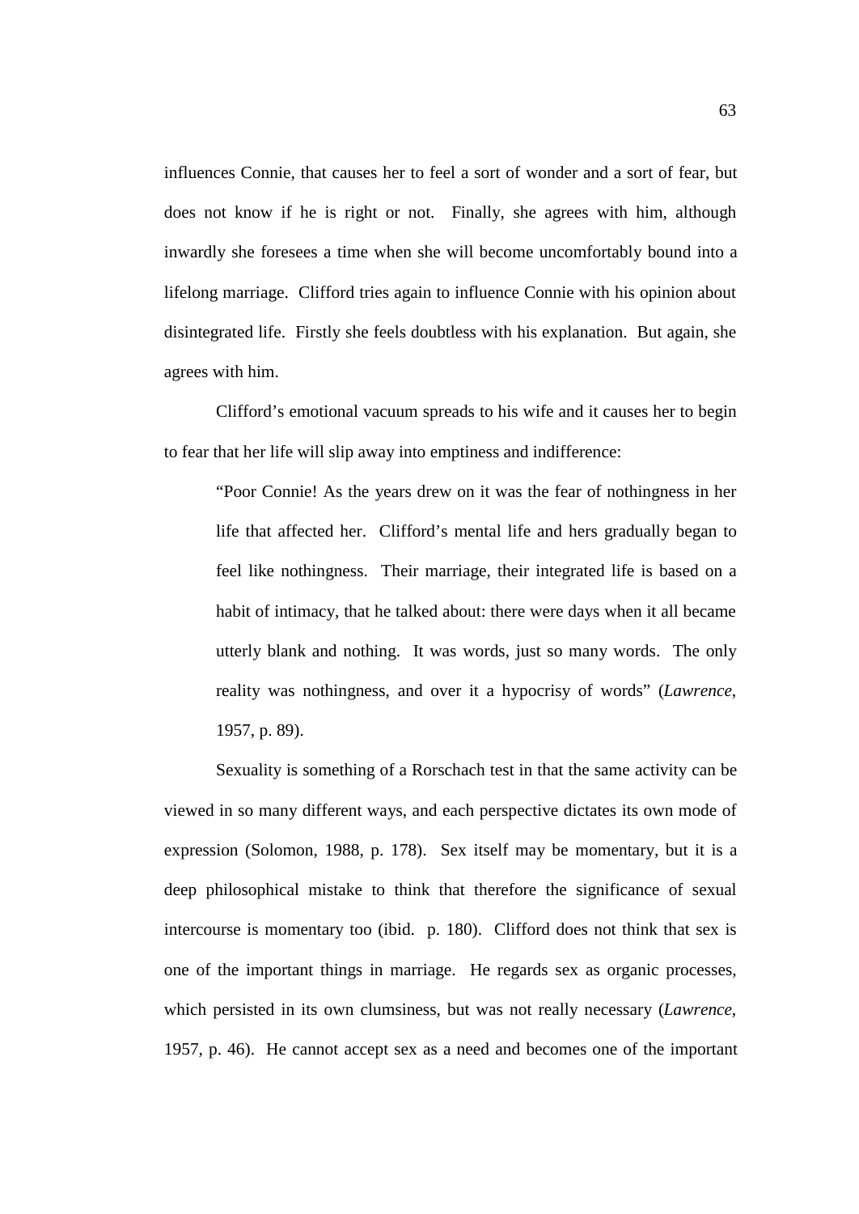influences Connie, that causes her to feel a sort of wonder and a sort of fear, but does not know if he is right or not. Finally, she agrees with him, although inwardly she foresees a time when she will become uncomfortably bound into a lifelong marriage. Clifford tries again to influence Connie with his opinion about disintegrated life. Firstly she feels doubtless with his explanation. But again, she agrees with him.

Clifford's emotional vacuum spreads to his wife and it causes her to begin to fear that her life will slip away into emptiness and indifference:

> "Poor Connie! As the years drew on it was the fear of nothingness in her life that affected her. Clifford's mental life and hers gradually began to feel like nothingness. Their marriage, their integrated life is based on a habit of intimacy, that he talked about: there were days when it all became utterly blank and nothing. It was words, just so many words. The only reality was nothingness, and over it a hypocrisy of words" (*Lawrence*, 1957, p. 89).

Sexuality is something of a Rorschach test in that the same activity can be viewed in so many different ways, and each perspective dictates its own mode of expression (Solomon, 1988, p. 178). Sex itself may be momentary, but it is a deep philosophical mistake to think that therefore the significance of sexual intercourse is momentary too (ibid. p. 180). Clifford does not think that sex is one of the important things in marriage. He regards sex as organic processes, which persisted in its own clumsiness, but was not really necessary (*Lawrence*, 1957, p. 46). He cannot accept sex as a need and becomes one of the important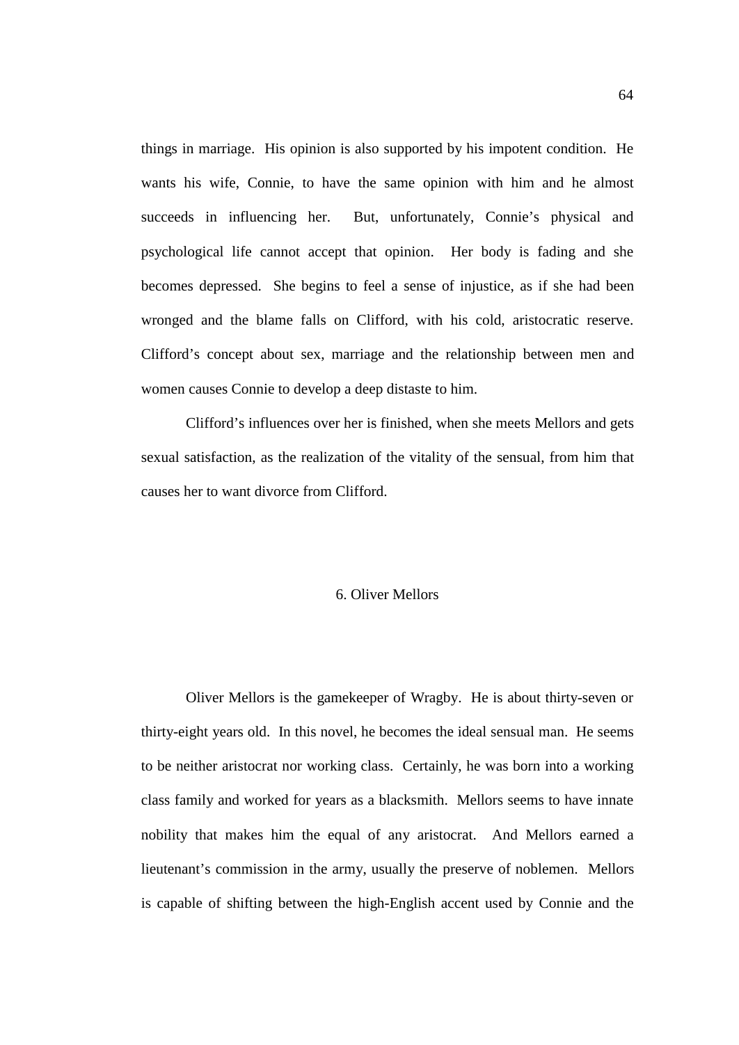things in marriage. His opinion is also supported by his impotent condition. He wants his wife, Connie, to have the same opinion with him and he almost succeeds in influencing her. But, unfortunately, Connie's physical and psychological life cannot accept that opinion. Her body is fading and she becomes depressed. She begins to feel a sense of injustice, as if she had been wronged and the blame falls on Clifford, with his cold, aristocratic reserve. Clifford's concept about sex, marriage and the relationship between men and women causes Connie to develop a deep distaste to him.

Clifford's influences over her is finished, when she meets Mellors and gets sexual satisfaction, as the realization of the vitality of the sensual, from him that causes her to want divorce from Clifford.

## 6. Oliver Mellors

Oliver Mellors is the gamekeeper of Wragby. He is about thirty-seven or thirty-eight years old. In this novel, he becomes the ideal sensual man. He seems to be neither aristocrat nor working class. Certainly, he was born into a working class family and worked for years as a blacksmith. Mellors seems to have innate nobility that makes him the equal of any aristocrat. And Mellors earned a lieutenant's commission in the army, usually the preserve of noblemen. Mellors is capable of shifting between the high-English accent used by Connie and the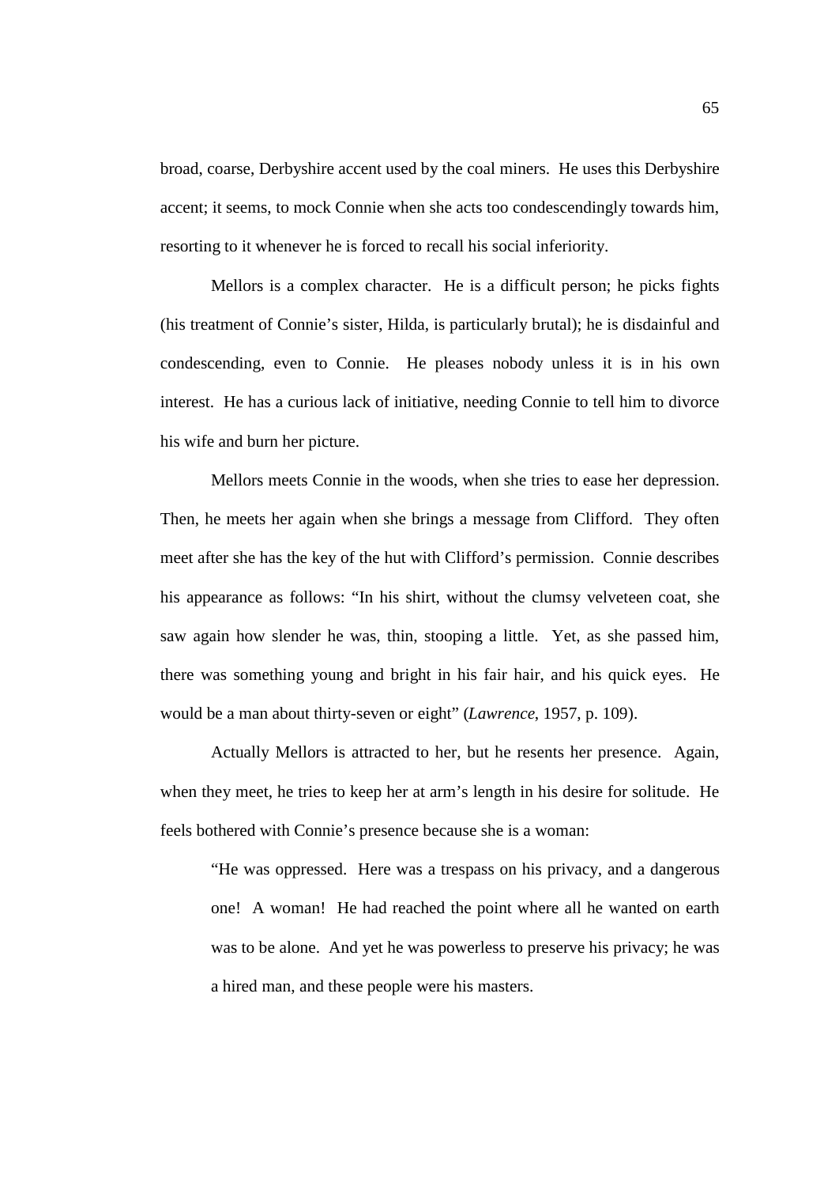broad, coarse, Derbyshire accent used by the coal miners. He uses this Derbyshire accent; it seems, to mock Connie when she acts too condescendingly towards him, resorting to it whenever he is forced to recall his social inferiority.

Mellors is a complex character. He is a difficult person; he picks fights (his treatment of Connie's sister, Hilda, is particularly brutal); he is disdainful and condescending, even to Connie. He pleases nobody unless it is in his own interest. He has a curious lack of initiative, needing Connie to tell him to divorce his wife and burn her picture.

Mellors meets Connie in the woods, when she tries to ease her depression. Then, he meets her again when she brings a message from Clifford. They often meet after she has the key of the hut with Clifford's permission. Connie describes his appearance as follows: "In his shirt, without the clumsy velveteen coat, she saw again how slender he was, thin, stooping a little. Yet, as she passed him, there was something young and bright in his fair hair, and his quick eyes. He would be a man about thirty-seven or eight" (*Lawrence*, 1957, p. 109).

Actually Mellors is attracted to her, but he resents her presence. Again, when they meet, he tries to keep her at arm's length in his desire for solitude. He feels bothered with Connie's presence because she is a woman:

> "He was oppressed. Here was a trespass on his privacy, and a dangerous one! A woman! He had reached the point where all he wanted on earth was to be alone. And yet he was powerless to preserve his privacy; he was a hired man, and these people were his masters.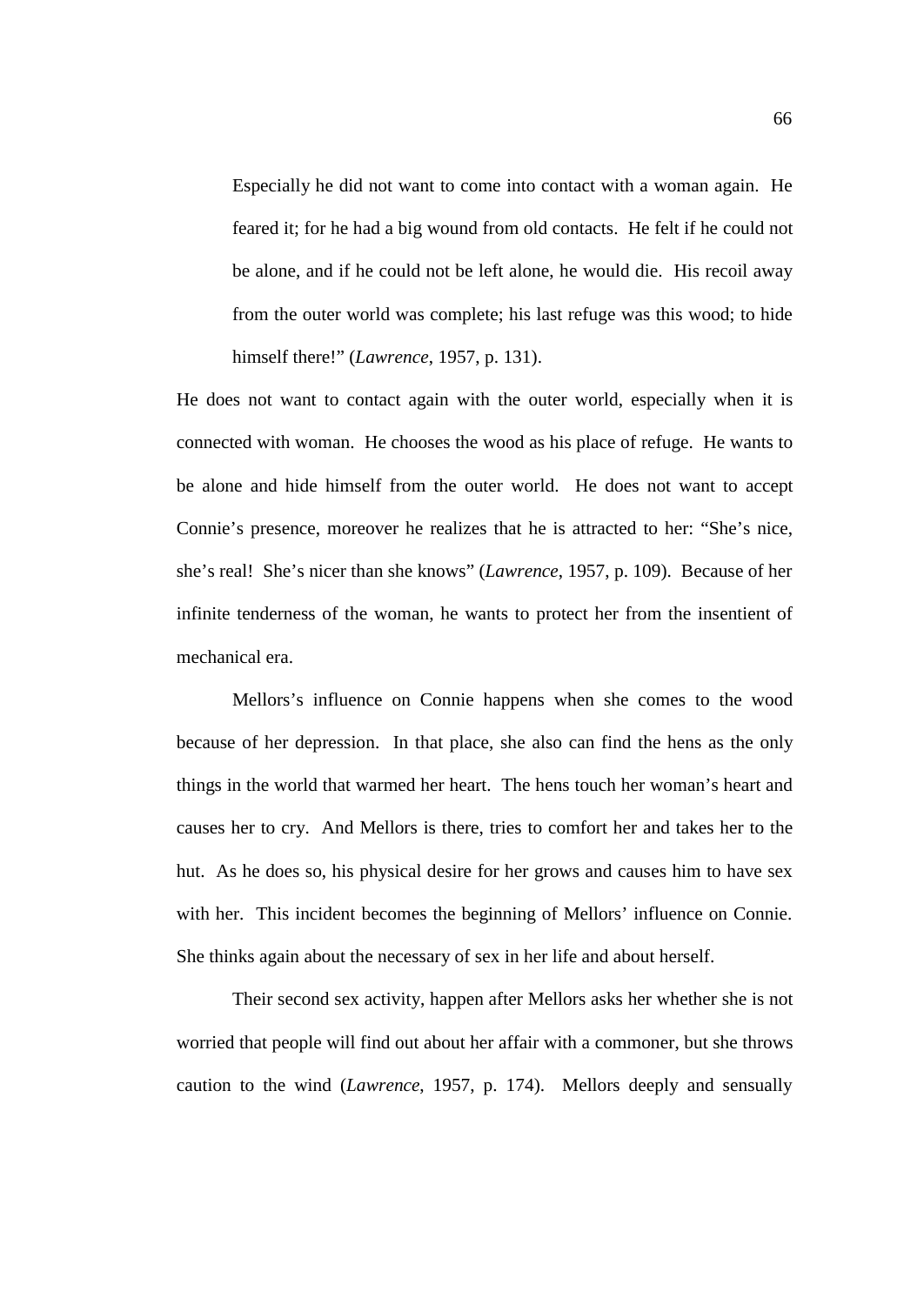> Especially he did not want to come into contact with a woman again. He feared it; for he had a big wound from old contacts. He felt if he could not be alone, and if he could not be left alone, he would die. His recoil away from the outer world was complete; his last refuge was this wood; to hide himself there!" (*Lawrence*, 1957, p. 131).

He does not want to contact again with the outer world, especially when it is connected with woman. He chooses the wood as his place of refuge. He wants to be alone and hide himself from the outer world. He does not want to accept Connie's presence, moreover he realizes that he is attracted to her: "She's nice, she's real! She's nicer than she knows" (*Lawrence*, 1957, p. 109). Because of her infinite tenderness of the woman, he wants to protect her from the insentient of mechanical era.

Mellors's influence on Connie happens when she comes to the wood because of her depression. In that place, she also can find the hens as the only things in the world that warmed her heart. The hens touch her woman's heart and causes her to cry. And Mellors is there, tries to comfort her and takes her to the hut. As he does so, his physical desire for her grows and causes him to have sex with her. This incident becomes the beginning of Mellors' influence on Connie. She thinks again about the necessary of sex in her life and about herself.

Their second sex activity, happen after Mellors asks her whether she is not worried that people will find out about her affair with a commoner, but she throws caution to the wind (*Lawrence*, 1957, p. 174). Mellors deeply and sensually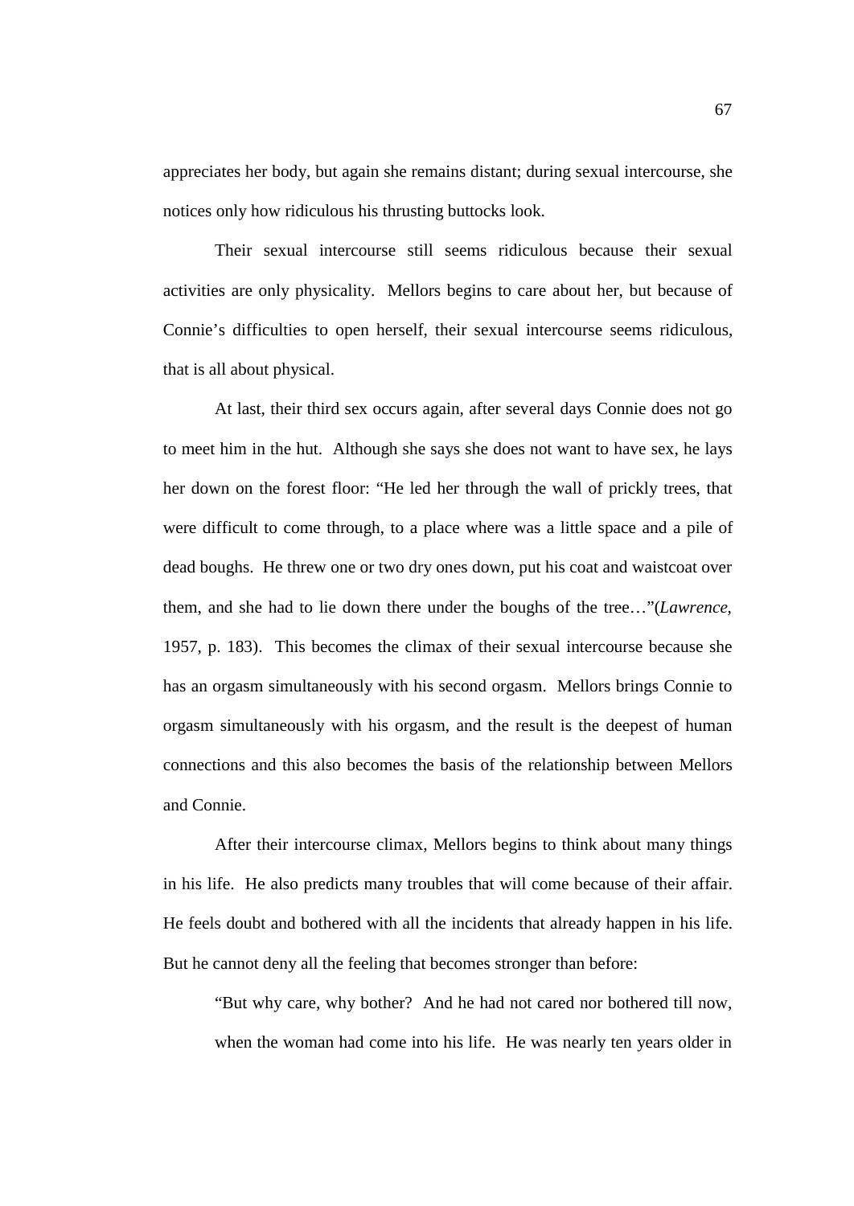appreciates her body, but again she remains distant; during sexual intercourse, she notices only how ridiculous his thrusting buttocks look.

Their sexual intercourse still seems ridiculous because their sexual activities are only physicality. Mellors begins to care about her, but because of Connie's difficulties to open herself, their sexual intercourse seems ridiculous, that is all about physical.

At last, their third sex occurs again, after several days Connie does not go to meet him in the hut. Although she says she does not want to have sex, he lays her down on the forest floor: "He led her through the wall of prickly trees, that were difficult to come through, to a place where was a little space and a pile of dead boughs. He threw one or two dry ones down, put his coat and waistcoat over them, and she had to lie down there under the boughs of the tree…"(*Lawrence*, 1957, p. 183). This becomes the climax of their sexual intercourse because she has an orgasm simultaneously with his second orgasm. Mellors brings Connie to orgasm simultaneously with his orgasm, and the result is the deepest of human connections and this also becomes the basis of the relationship between Mellors and Connie.

After their intercourse climax, Mellors begins to think about many things in his life. He also predicts many troubles that will come because of their affair. He feels doubt and bothered with all the incidents that already happen in his life. But he cannot deny all the feeling that becomes stronger than before:

> "But why care, why bother? And he had not cared nor bothered till now, when the woman had come into his life. He was nearly ten years older in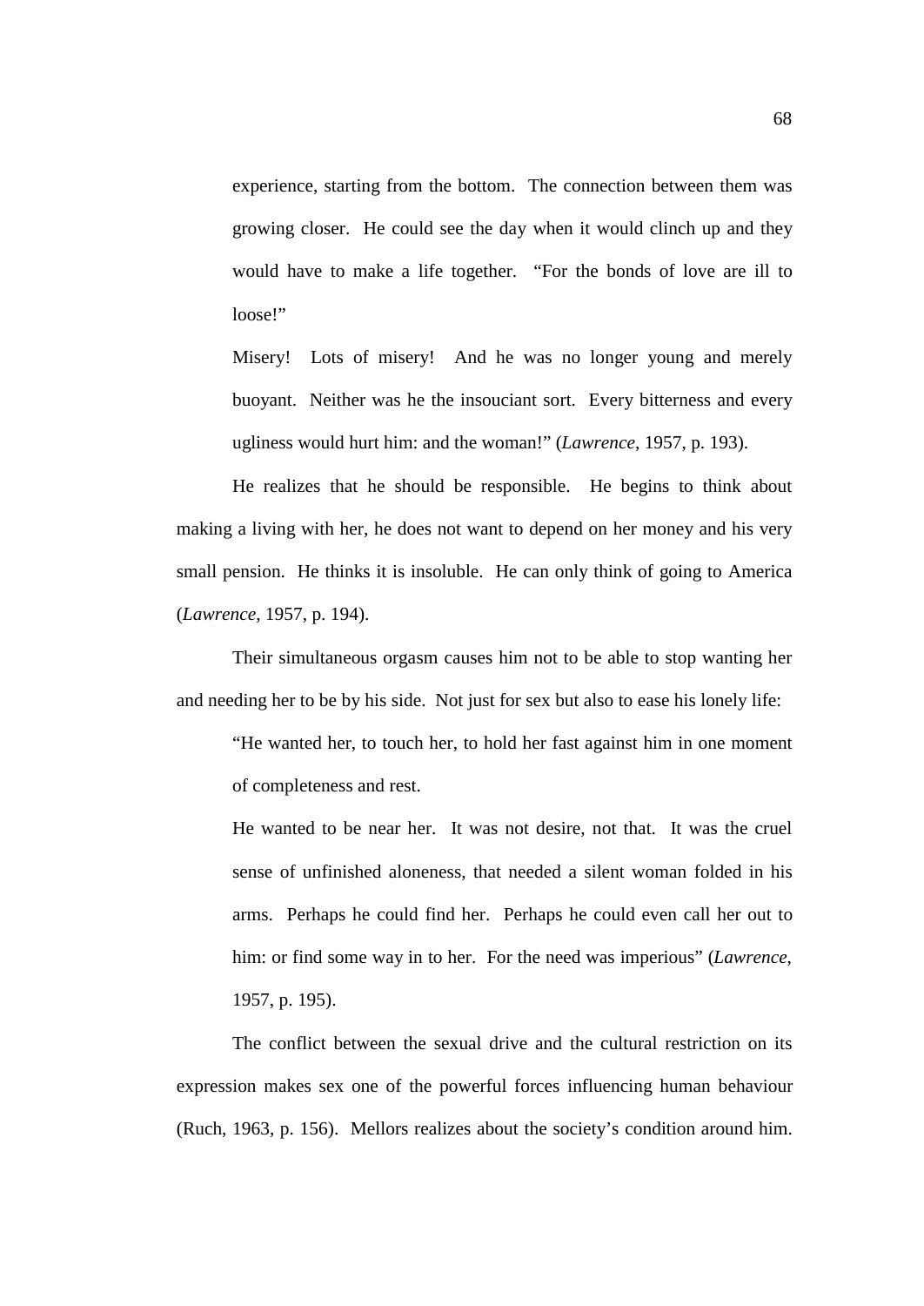> experience, starting from the bottom. The connection between them was growing closer. He could see the day when it would clinch up and they would have to make a life together. "For the bonds of love are ill to loose!"
>
> Misery! Lots of misery! And he was no longer young and merely buoyant. Neither was he the insouciant sort. Every bitterness and every ugliness would hurt him: and the woman!" (*Lawrence*, 1957, p. 193).

He realizes that he should be responsible. He begins to think about making a living with her, he does not want to depend on her money and his very small pension. He thinks it is insoluble. He can only think of going to America (*Lawrence*, 1957, p. 194).

Their simultaneous orgasm causes him not to be able to stop wanting her and needing her to be by his side. Not just for sex but also to ease his lonely life:

> "He wanted her, to touch her, to hold her fast against him in one moment of completeness and rest.
>
> He wanted to be near her. It was not desire, not that. It was the cruel sense of unfinished aloneness, that needed a silent woman folded in his arms. Perhaps he could find her. Perhaps he could even call her out to him: or find some way in to her. For the need was imperious" (*Lawrence*, 1957, p. 195).

The conflict between the sexual drive and the cultural restriction on its expression makes sex one of the powerful forces influencing human behaviour (Ruch, 1963, p. 156). Mellors realizes about the society's condition around him.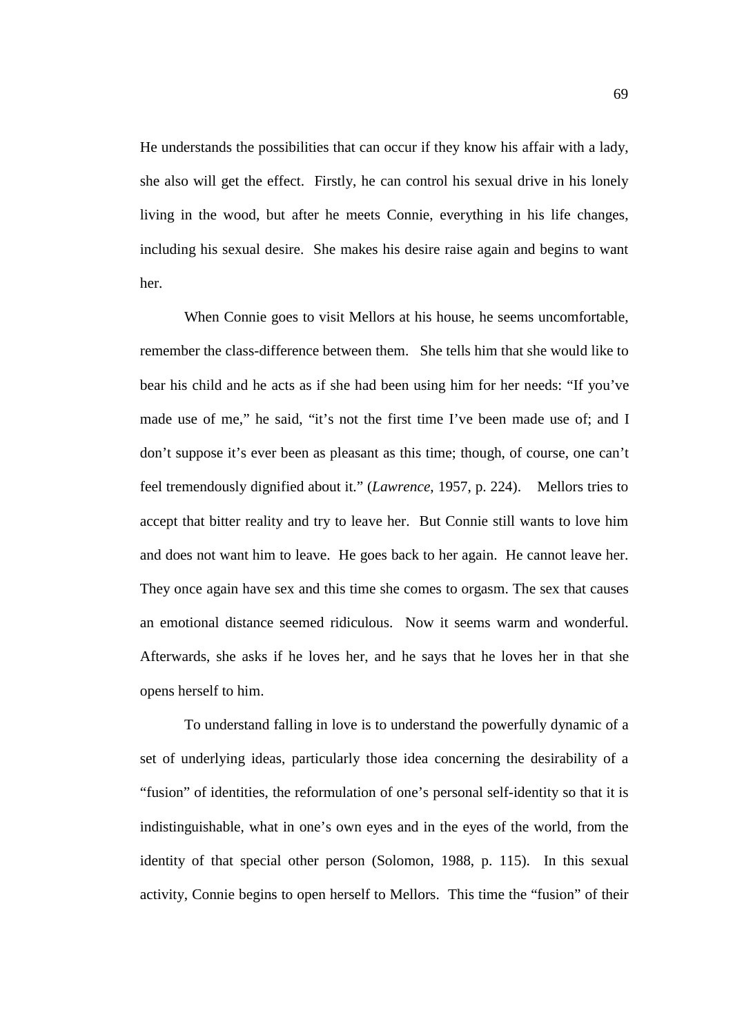He understands the possibilities that can occur if they know his affair with a lady, she also will get the effect. Firstly, he can control his sexual drive in his lonely living in the wood, but after he meets Connie, everything in his life changes, including his sexual desire. She makes his desire raise again and begins to want her.

When Connie goes to visit Mellors at his house, he seems uncomfortable, remember the class-difference between them. She tells him that she would like to bear his child and he acts as if she had been using him for her needs: "If you've made use of me," he said, "it's not the first time I've been made use of; and I don't suppose it's ever been as pleasant as this time; though, of course, one can't feel tremendously dignified about it." (*Lawrence*, 1957, p. 224). Mellors tries to accept that bitter reality and try to leave her. But Connie still wants to love him and does not want him to leave. He goes back to her again. He cannot leave her. They once again have sex and this time she comes to orgasm. The sex that causes an emotional distance seemed ridiculous. Now it seems warm and wonderful. Afterwards, she asks if he loves her, and he says that he loves her in that she opens herself to him.

To understand falling in love is to understand the powerfully dynamic of a set of underlying ideas, particularly those idea concerning the desirability of a "fusion" of identities, the reformulation of one's personal self-identity so that it is indistinguishable, what in one's own eyes and in the eyes of the world, from the identity of that special other person (Solomon, 1988, p. 115). In this sexual activity, Connie begins to open herself to Mellors. This time the "fusion" of their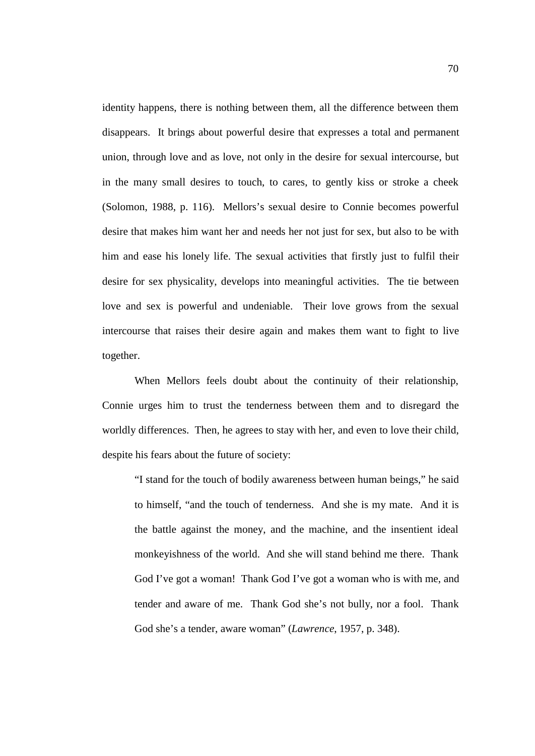identity happens, there is nothing between them, all the difference between them disappears. It brings about powerful desire that expresses a total and permanent union, through love and as love, not only in the desire for sexual intercourse, but in the many small desires to touch, to cares, to gently kiss or stroke a cheek (Solomon, 1988, p. 116). Mellors's sexual desire to Connie becomes powerful desire that makes him want her and needs her not just for sex, but also to be with him and ease his lonely life. The sexual activities that firstly just to fulfil their desire for sex physicality, develops into meaningful activities. The tie between love and sex is powerful and undeniable. Their love grows from the sexual intercourse that raises their desire again and makes them want to fight to live together.

When Mellors feels doubt about the continuity of their relationship, Connie urges him to trust the tenderness between them and to disregard the worldly differences. Then, he agrees to stay with her, and even to love their child, despite his fears about the future of society:

> "I stand for the touch of bodily awareness between human beings," he said to himself, "and the touch of tenderness. And she is my mate. And it is the battle against the money, and the machine, and the insentient ideal monkeyishness of the world. And she will stand behind me there. Thank God I've got a woman! Thank God I've got a woman who is with me, and tender and aware of me. Thank God she's not bully, nor a fool. Thank God she's a tender, aware woman" (*Lawrence*, 1957, p. 348).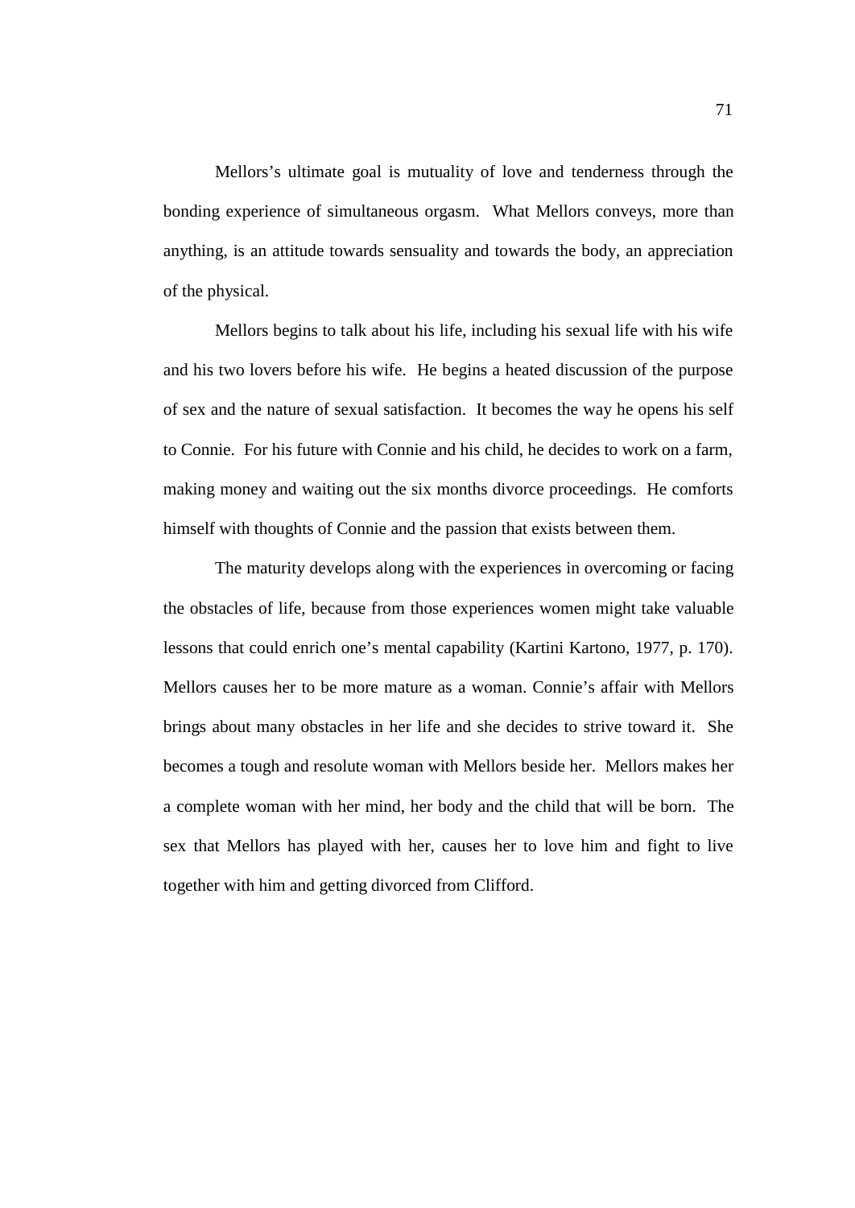Mellors's ultimate goal is mutuality of love and tenderness through the bonding experience of simultaneous orgasm. What Mellors conveys, more than anything, is an attitude towards sensuality and towards the body, an appreciation of the physical.

Mellors begins to talk about his life, including his sexual life with his wife and his two lovers before his wife. He begins a heated discussion of the purpose of sex and the nature of sexual satisfaction. It becomes the way he opens his self to Connie. For his future with Connie and his child, he decides to work on a farm, making money and waiting out the six months divorce proceedings. He comforts himself with thoughts of Connie and the passion that exists between them.

The maturity develops along with the experiences in overcoming or facing the obstacles of life, because from those experiences women might take valuable lessons that could enrich one's mental capability (Kartini Kartono, 1977, p. 170). Mellors causes her to be more mature as a woman. Connie's affair with Mellors brings about many obstacles in her life and she decides to strive toward it. She becomes a tough and resolute woman with Mellors beside her. Mellors makes her a complete woman with her mind, her body and the child that will be born. The sex that Mellors has played with her, causes her to love him and fight to live together with him and getting divorced from Clifford.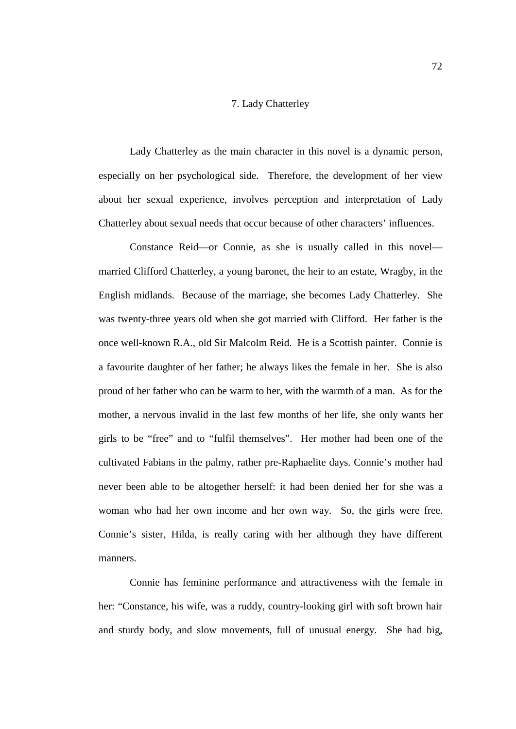## 7. Lady Chatterley

Lady Chatterley as the main character in this novel is a dynamic person, especially on her psychological side. Therefore, the development of her view about her sexual experience, involves perception and interpretation of Lady Chatterley about sexual needs that occur because of other characters' influences.

Constance Reid—or Connie, as she is usually called in this novel—married Clifford Chatterley, a young baronet, the heir to an estate, Wragby, in the English midlands. Because of the marriage, she becomes Lady Chatterley. She was twenty-three years old when she got married with Clifford. Her father is the once well-known R.A., old Sir Malcolm Reid. He is a Scottish painter. Connie is a favourite daughter of her father; he always likes the female in her. She is also proud of her father who can be warm to her, with the warmth of a man. As for the mother, a nervous invalid in the last few months of her life, she only wants her girls to be "free" and to "fulfil themselves". Her mother had been one of the cultivated Fabians in the palmy, rather pre-Raphaelite days. Connie's mother had never been able to be altogether herself: it had been denied her for she was a woman who had her own income and her own way. So, the girls were free. Connie's sister, Hilda, is really caring with her although they have different manners.

Connie has feminine performance and attractiveness with the female in her: "Constance, his wife, was a ruddy, country-looking girl with soft brown hair and sturdy body, and slow movements, full of unusual energy. She had big,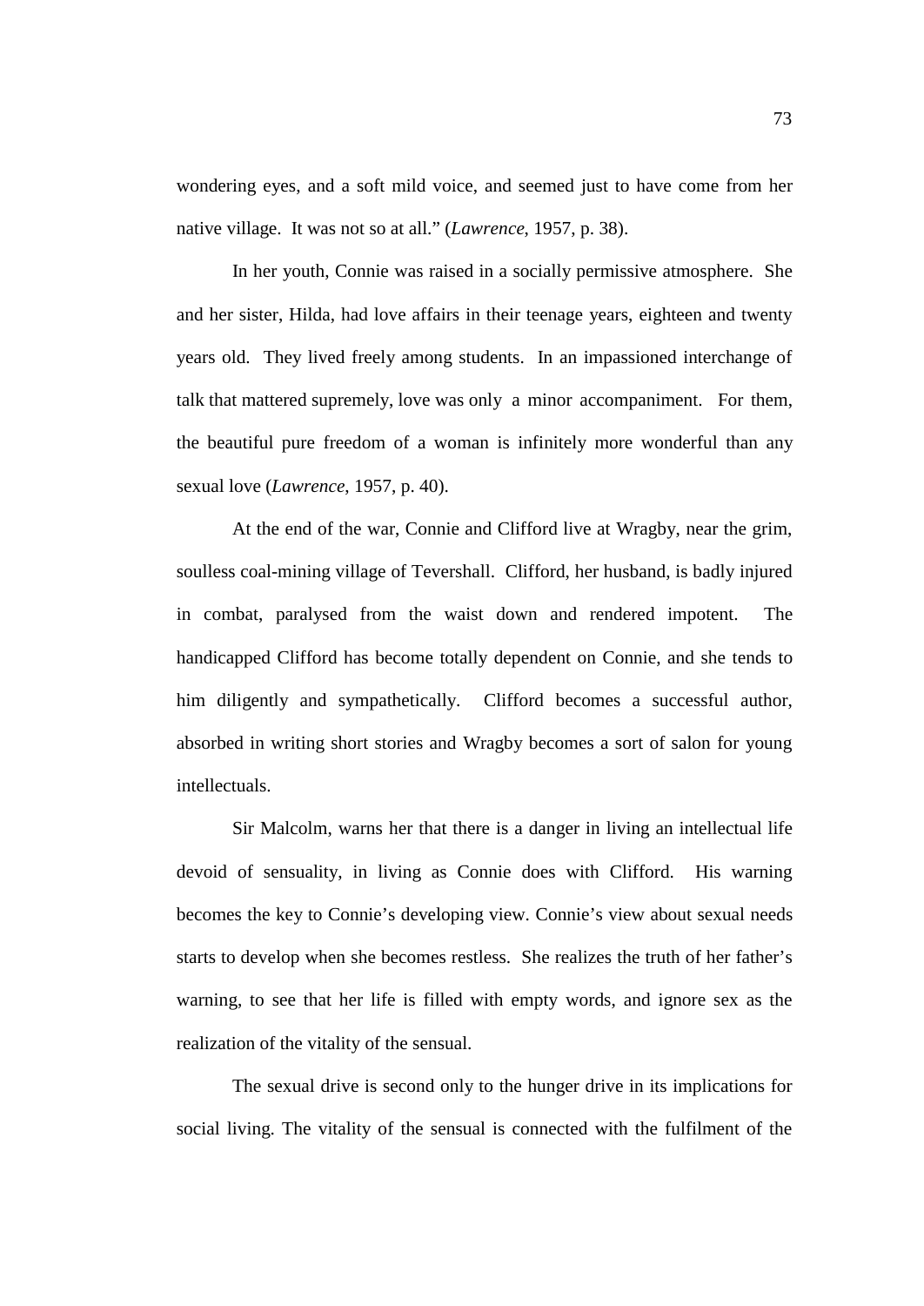wondering eyes, and a soft mild voice, and seemed just to have come from her native village. It was not so at all." (*Lawrence*, 1957, p. 38).

In her youth, Connie was raised in a socially permissive atmosphere. She and her sister, Hilda, had love affairs in their teenage years, eighteen and twenty years old. They lived freely among students. In an impassioned interchange of talk that mattered supremely, love was only a minor accompaniment. For them, the beautiful pure freedom of a woman is infinitely more wonderful than any sexual love (*Lawrence*, 1957, p. 40).

At the end of the war, Connie and Clifford live at Wragby, near the grim, soulless coal-mining village of Tevershall. Clifford, her husband, is badly injured in combat, paralysed from the waist down and rendered impotent. The handicapped Clifford has become totally dependent on Connie, and she tends to him diligently and sympathetically. Clifford becomes a successful author, absorbed in writing short stories and Wragby becomes a sort of salon for young intellectuals.

Sir Malcolm, warns her that there is a danger in living an intellectual life devoid of sensuality, in living as Connie does with Clifford. His warning becomes the key to Connie's developing view. Connie's view about sexual needs starts to develop when she becomes restless. She realizes the truth of her father's warning, to see that her life is filled with empty words, and ignore sex as the realization of the vitality of the sensual.

The sexual drive is second only to the hunger drive in its implications for social living. The vitality of the sensual is connected with the fulfilment of the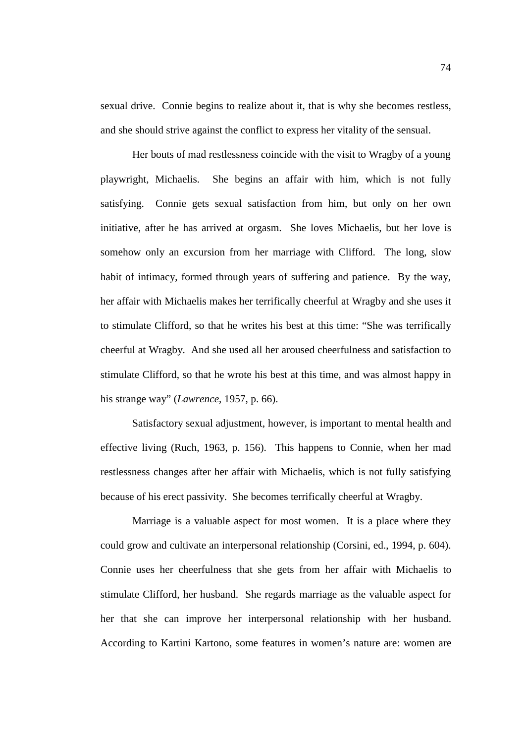sexual drive. Connie begins to realize about it, that is why she becomes restless, and she should strive against the conflict to express her vitality of the sensual.

Her bouts of mad restlessness coincide with the visit to Wragby of a young playwright, Michaelis. She begins an affair with him, which is not fully satisfying. Connie gets sexual satisfaction from him, but only on her own initiative, after he has arrived at orgasm. She loves Michaelis, but her love is somehow only an excursion from her marriage with Clifford. The long, slow habit of intimacy, formed through years of suffering and patience. By the way, her affair with Michaelis makes her terrifically cheerful at Wragby and she uses it to stimulate Clifford, so that he writes his best at this time: "She was terrifically cheerful at Wragby. And she used all her aroused cheerfulness and satisfaction to stimulate Clifford, so that he wrote his best at this time, and was almost happy in his strange way" (*Lawrence*, 1957, p. 66).

Satisfactory sexual adjustment, however, is important to mental health and effective living (Ruch, 1963, p. 156). This happens to Connie, when her mad restlessness changes after her affair with Michaelis, which is not fully satisfying because of his erect passivity. She becomes terrifically cheerful at Wragby.

Marriage is a valuable aspect for most women. It is a place where they could grow and cultivate an interpersonal relationship (Corsini, ed., 1994, p. 604). Connie uses her cheerfulness that she gets from her affair with Michaelis to stimulate Clifford, her husband. She regards marriage as the valuable aspect for her that she can improve her interpersonal relationship with her husband. According to Kartini Kartono, some features in women's nature are: women are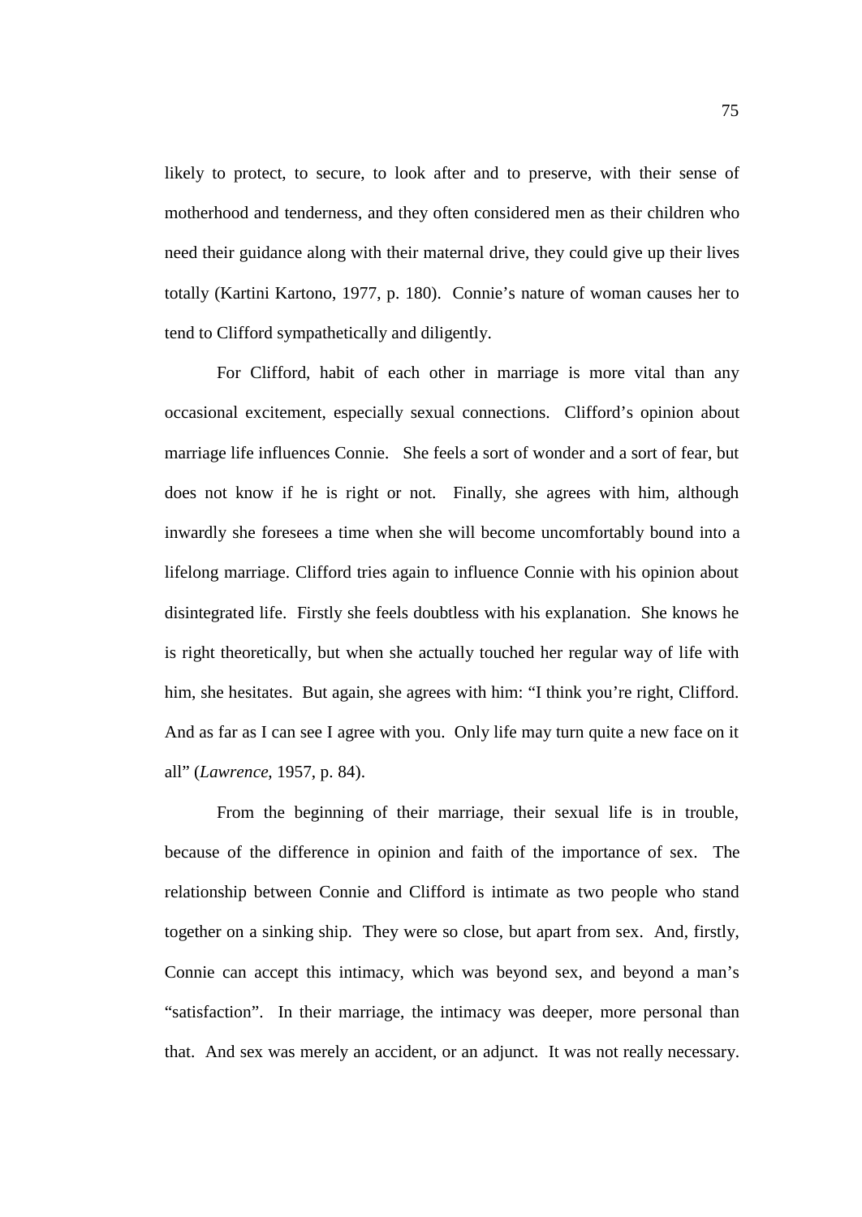likely to protect, to secure, to look after and to preserve, with their sense of motherhood and tenderness, and they often considered men as their children who need their guidance along with their maternal drive, they could give up their lives totally (Kartini Kartono, 1977, p. 180). Connie's nature of woman causes her to tend to Clifford sympathetically and diligently.

For Clifford, habit of each other in marriage is more vital than any occasional excitement, especially sexual connections. Clifford's opinion about marriage life influences Connie. She feels a sort of wonder and a sort of fear, but does not know if he is right or not. Finally, she agrees with him, although inwardly she foresees a time when she will become uncomfortably bound into a lifelong marriage. Clifford tries again to influence Connie with his opinion about disintegrated life. Firstly she feels doubtless with his explanation. She knows he is right theoretically, but when she actually touched her regular way of life with him, she hesitates. But again, she agrees with him: "I think you're right, Clifford. And as far as I can see I agree with you. Only life may turn quite a new face on it all" (*Lawrence*, 1957, p. 84).

From the beginning of their marriage, their sexual life is in trouble, because of the difference in opinion and faith of the importance of sex. The relationship between Connie and Clifford is intimate as two people who stand together on a sinking ship. They were so close, but apart from sex. And, firstly, Connie can accept this intimacy, which was beyond sex, and beyond a man's "satisfaction". In their marriage, the intimacy was deeper, more personal than that. And sex was merely an accident, or an adjunct. It was not really necessary.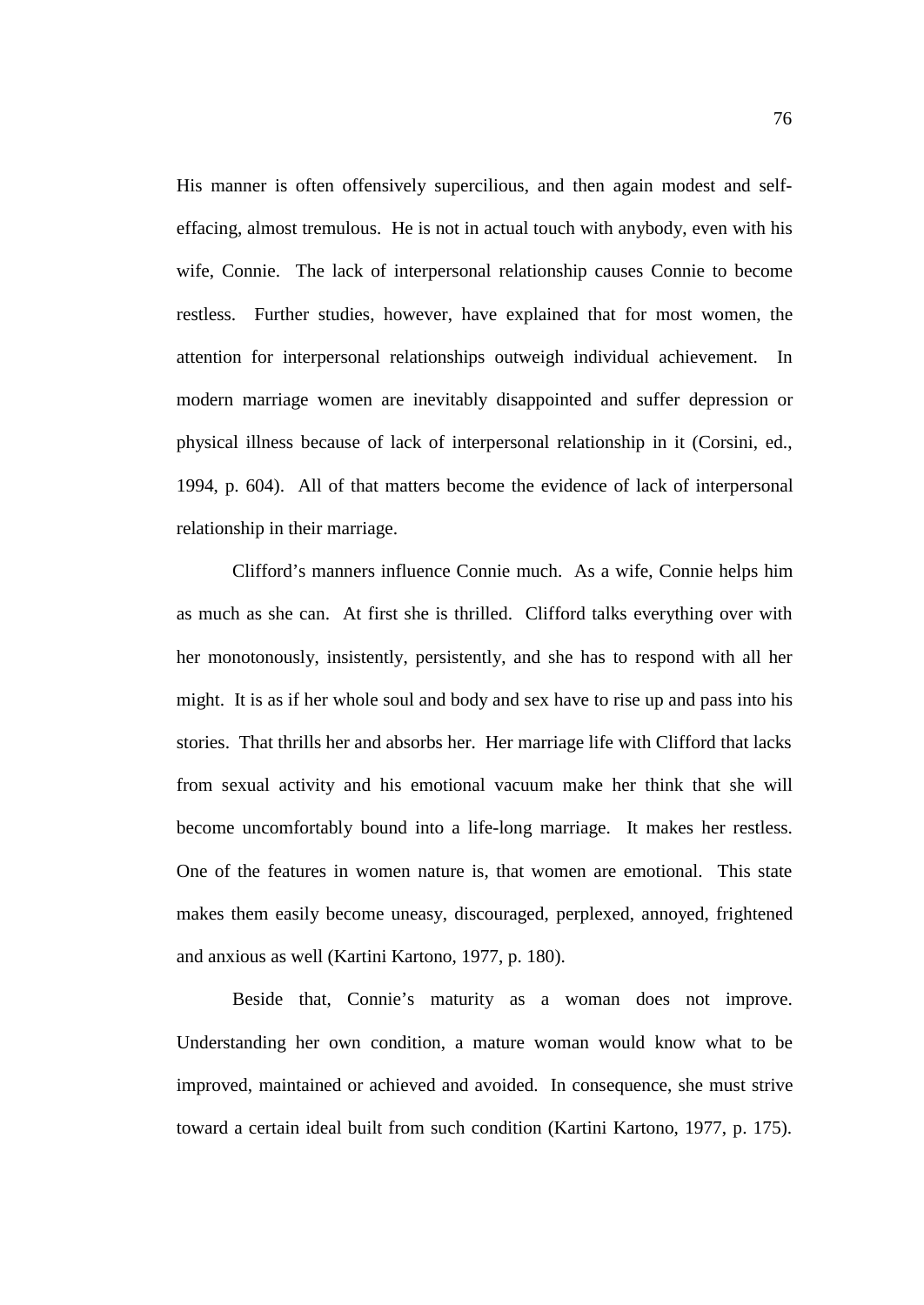His manner is often offensively supercilious, and then again modest and self-effacing, almost tremulous. He is not in actual touch with anybody, even with his wife, Connie. The lack of interpersonal relationship causes Connie to become restless. Further studies, however, have explained that for most women, the attention for interpersonal relationships outweigh individual achievement. In modern marriage women are inevitably disappointed and suffer depression or physical illness because of lack of interpersonal relationship in it (Corsini, ed., 1994, p. 604). All of that matters become the evidence of lack of interpersonal relationship in their marriage.

Clifford's manners influence Connie much. As a wife, Connie helps him as much as she can. At first she is thrilled. Clifford talks everything over with her monotonously, insistently, persistently, and she has to respond with all her might. It is as if her whole soul and body and sex have to rise up and pass into his stories. That thrills her and absorbs her. Her marriage life with Clifford that lacks from sexual activity and his emotional vacuum make her think that she will become uncomfortably bound into a life-long marriage. It makes her restless. One of the features in women nature is, that women are emotional. This state makes them easily become uneasy, discouraged, perplexed, annoyed, frightened and anxious as well (Kartini Kartono, 1977, p. 180).

Beside that, Connie's maturity as a woman does not improve. Understanding her own condition, a mature woman would know what to be improved, maintained or achieved and avoided. In consequence, she must strive toward a certain ideal built from such condition (Kartini Kartono, 1977, p. 175).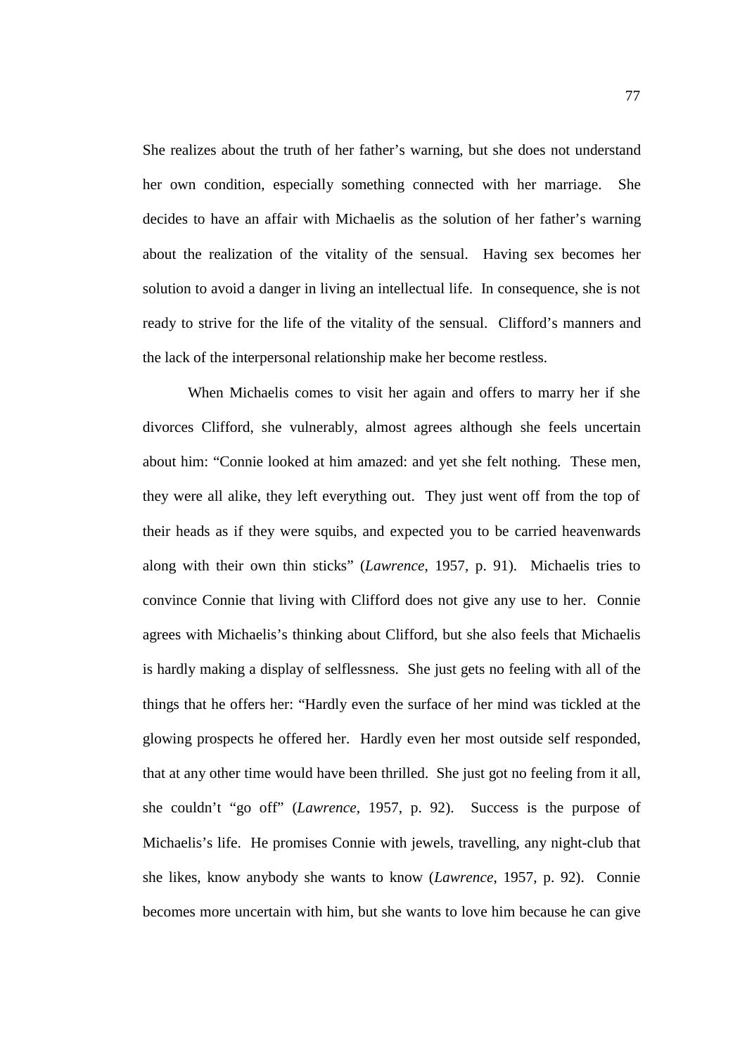She realizes about the truth of her father's warning, but she does not understand her own condition, especially something connected with her marriage. She decides to have an affair with Michaelis as the solution of her father's warning about the realization of the vitality of the sensual. Having sex becomes her solution to avoid a danger in living an intellectual life. In consequence, she is not ready to strive for the life of the vitality of the sensual. Clifford's manners and the lack of the interpersonal relationship make her become restless.

When Michaelis comes to visit her again and offers to marry her if she divorces Clifford, she vulnerably, almost agrees although she feels uncertain about him: "Connie looked at him amazed: and yet she felt nothing. These men, they were all alike, they left everything out. They just went off from the top of their heads as if they were squibs, and expected you to be carried heavenwards along with their own thin sticks" (*Lawrence*, 1957, p. 91). Michaelis tries to convince Connie that living with Clifford does not give any use to her. Connie agrees with Michaelis's thinking about Clifford, but she also feels that Michaelis is hardly making a display of selflessness. She just gets no feeling with all of the things that he offers her: "Hardly even the surface of her mind was tickled at the glowing prospects he offered her. Hardly even her most outside self responded, that at any other time would have been thrilled. She just got no feeling from it all, she couldn't "go off" (*Lawrence*, 1957, p. 92). Success is the purpose of Michaelis's life. He promises Connie with jewels, travelling, any night-club that she likes, know anybody she wants to know (*Lawrence*, 1957, p. 92). Connie becomes more uncertain with him, but she wants to love him because he can give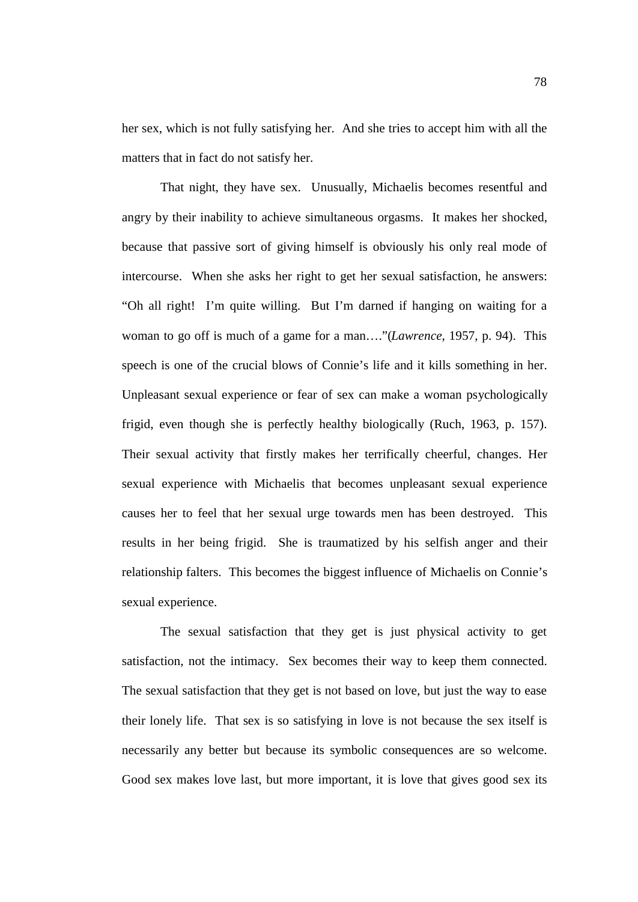her sex, which is not fully satisfying her. And she tries to accept him with all the matters that in fact do not satisfy her.

That night, they have sex. Unusually, Michaelis becomes resentful and angry by their inability to achieve simultaneous orgasms. It makes her shocked, because that passive sort of giving himself is obviously his only real mode of intercourse. When she asks her right to get her sexual satisfaction, he answers: "Oh all right! I'm quite willing. But I'm darned if hanging on waiting for a woman to go off is much of a game for a man…."(*Lawrence*, 1957, p. 94). This speech is one of the crucial blows of Connie's life and it kills something in her. Unpleasant sexual experience or fear of sex can make a woman psychologically frigid, even though she is perfectly healthy biologically (Ruch, 1963, p. 157). Their sexual activity that firstly makes her terrifically cheerful, changes. Her sexual experience with Michaelis that becomes unpleasant sexual experience causes her to feel that her sexual urge towards men has been destroyed. This results in her being frigid. She is traumatized by his selfish anger and their relationship falters. This becomes the biggest influence of Michaelis on Connie's sexual experience.

The sexual satisfaction that they get is just physical activity to get satisfaction, not the intimacy. Sex becomes their way to keep them connected. The sexual satisfaction that they get is not based on love, but just the way to ease their lonely life. That sex is so satisfying in love is not because the sex itself is necessarily any better but because its symbolic consequences are so welcome. Good sex makes love last, but more important, it is love that gives good sex its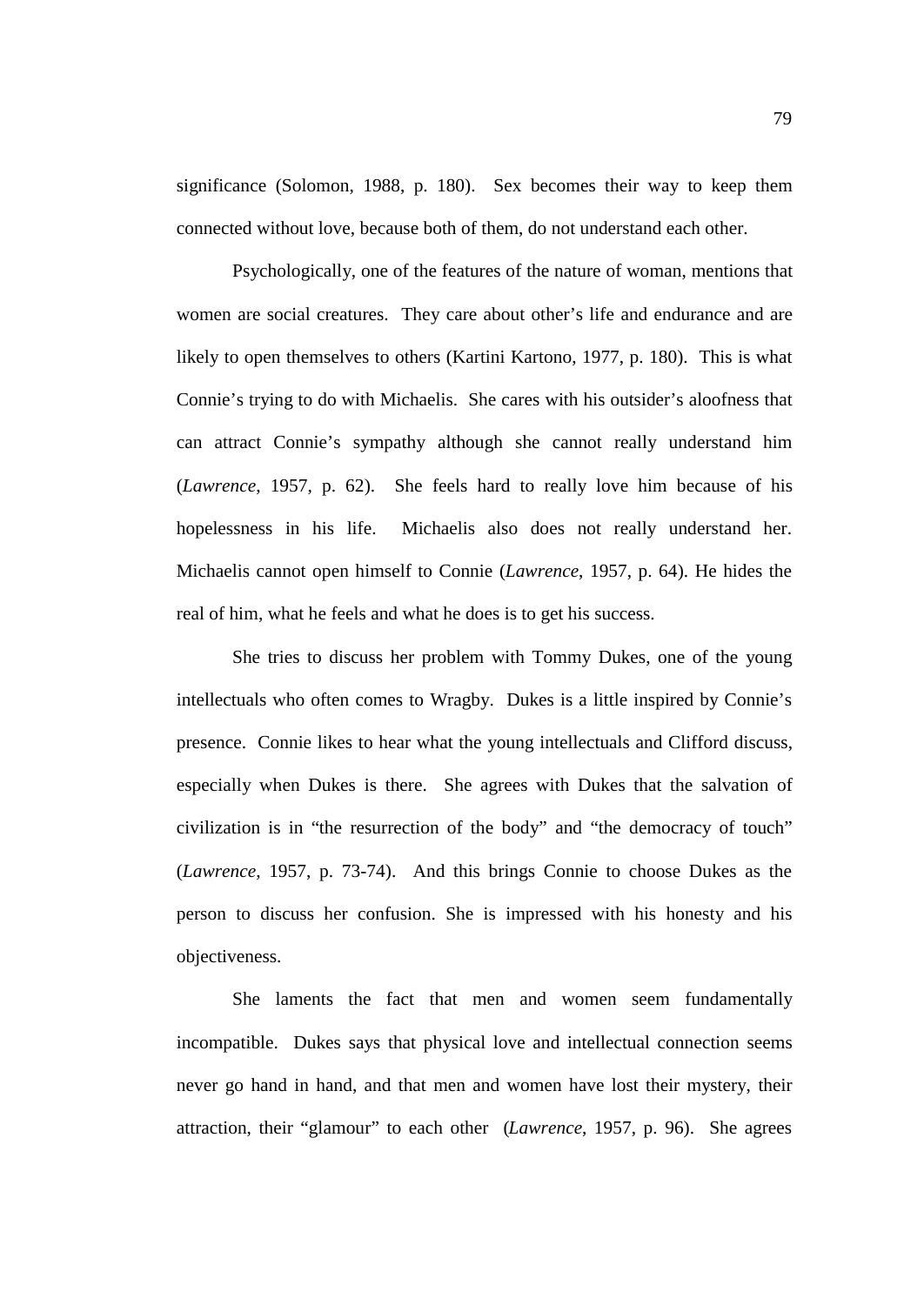significance (Solomon, 1988, p. 180). Sex becomes their way to keep them connected without love, because both of them, do not understand each other.

Psychologically, one of the features of the nature of woman, mentions that women are social creatures. They care about other's life and endurance and are likely to open themselves to others (Kartini Kartono, 1977, p. 180). This is what Connie's trying to do with Michaelis. She cares with his outsider's aloofness that can attract Connie's sympathy although she cannot really understand him (*Lawrence*, 1957, p. 62). She feels hard to really love him because of his hopelessness in his life. Michaelis also does not really understand her. Michaelis cannot open himself to Connie (*Lawrence*, 1957, p. 64). He hides the real of him, what he feels and what he does is to get his success.

She tries to discuss her problem with Tommy Dukes, one of the young intellectuals who often comes to Wragby. Dukes is a little inspired by Connie's presence. Connie likes to hear what the young intellectuals and Clifford discuss, especially when Dukes is there. She agrees with Dukes that the salvation of civilization is in "the resurrection of the body" and "the democracy of touch" (*Lawrence*, 1957, p. 73-74). And this brings Connie to choose Dukes as the person to discuss her confusion. She is impressed with his honesty and his objectiveness.

She laments the fact that men and women seem fundamentally incompatible. Dukes says that physical love and intellectual connection seems never go hand in hand, and that men and women have lost their mystery, their attraction, their "glamour" to each other (*Lawrence*, 1957, p. 96). She agrees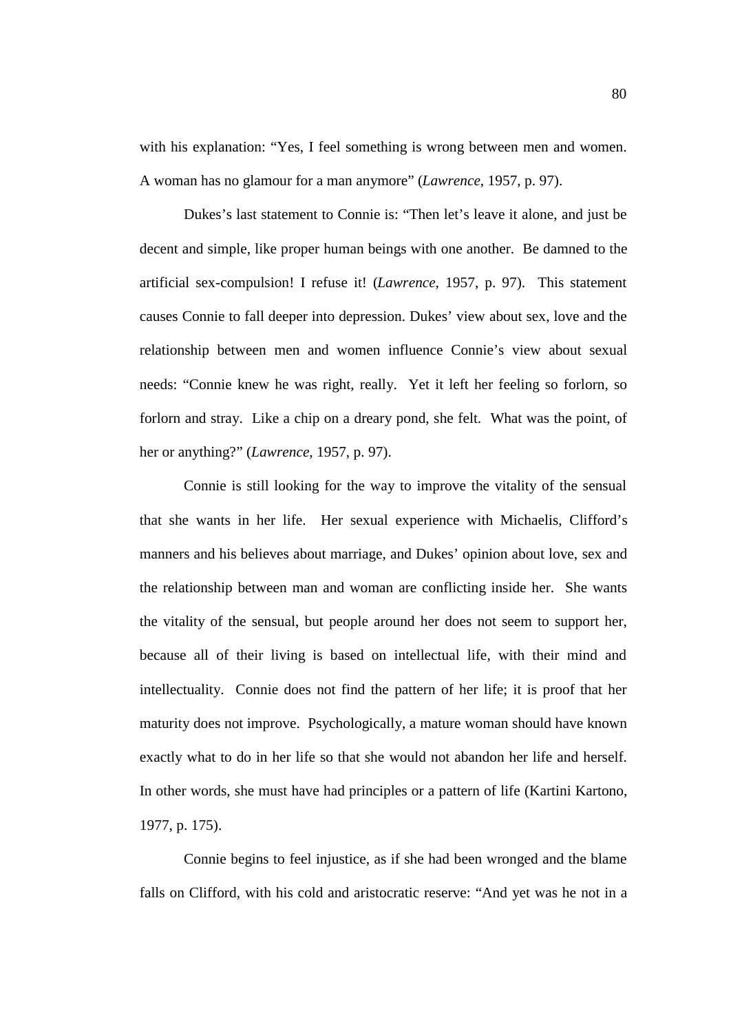with his explanation: "Yes, I feel something is wrong between men and women. A woman has no glamour for a man anymore" (*Lawrence*, 1957, p. 97).

Dukes's last statement to Connie is: "Then let's leave it alone, and just be decent and simple, like proper human beings with one another. Be damned to the artificial sex-compulsion! I refuse it! (*Lawrence*, 1957, p. 97). This statement causes Connie to fall deeper into depression. Dukes' view about sex, love and the relationship between men and women influence Connie's view about sexual needs: "Connie knew he was right, really. Yet it left her feeling so forlorn, so forlorn and stray. Like a chip on a dreary pond, she felt. What was the point, of her or anything?" (*Lawrence*, 1957, p. 97).

Connie is still looking for the way to improve the vitality of the sensual that she wants in her life. Her sexual experience with Michaelis, Clifford's manners and his believes about marriage, and Dukes' opinion about love, sex and the relationship between man and woman are conflicting inside her. She wants the vitality of the sensual, but people around her does not seem to support her, because all of their living is based on intellectual life, with their mind and intellectuality. Connie does not find the pattern of her life; it is proof that her maturity does not improve. Psychologically, a mature woman should have known exactly what to do in her life so that she would not abandon her life and herself. In other words, she must have had principles or a pattern of life (Kartini Kartono, 1977, p. 175).

Connie begins to feel injustice, as if she had been wronged and the blame falls on Clifford, with his cold and aristocratic reserve: "And yet was he not in a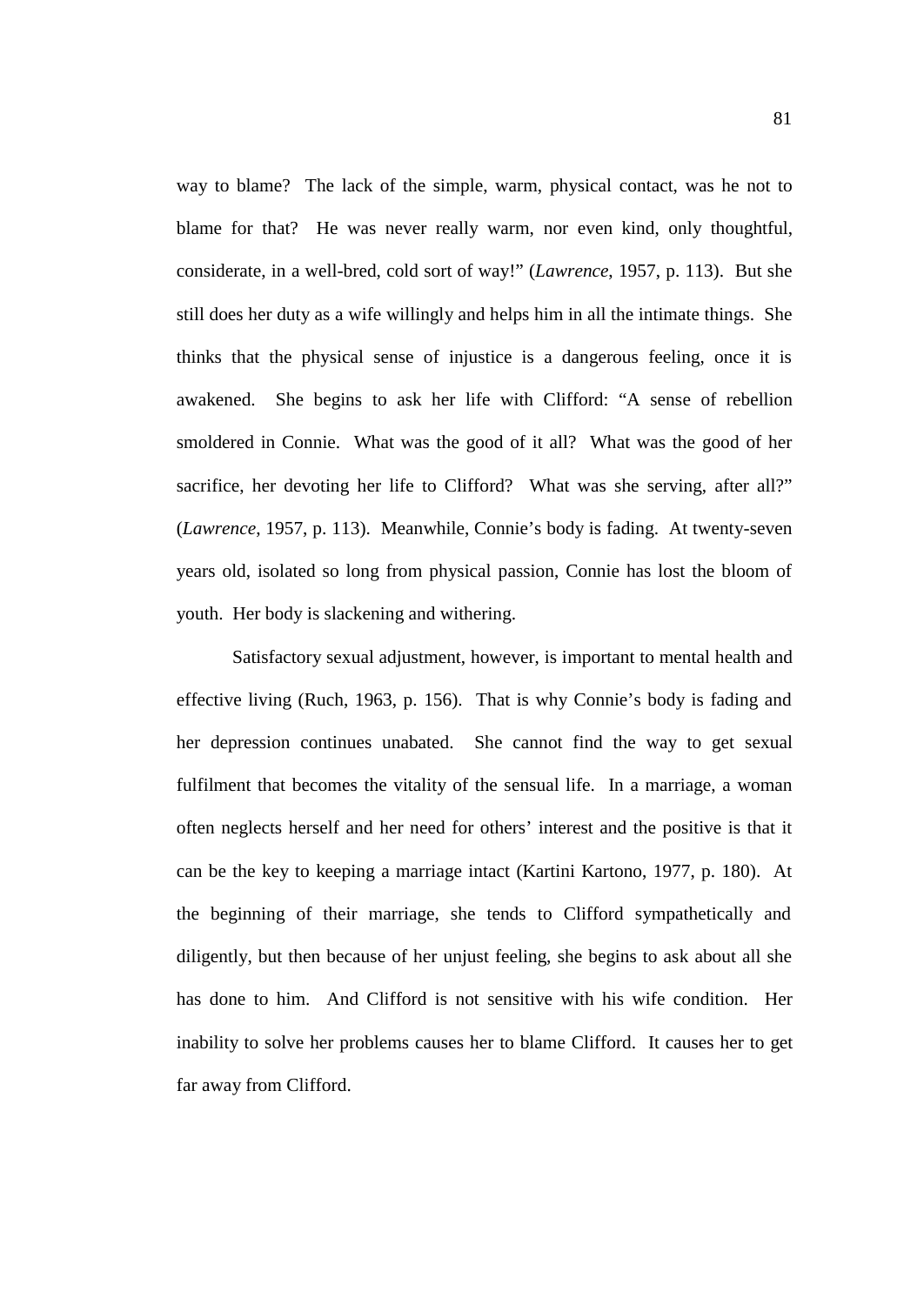way to blame? The lack of the simple, warm, physical contact, was he not to blame for that? He was never really warm, nor even kind, only thoughtful, considerate, in a well-bred, cold sort of way!" (*Lawrence*, 1957, p. 113). But she still does her duty as a wife willingly and helps him in all the intimate things. She thinks that the physical sense of injustice is a dangerous feeling, once it is awakened. She begins to ask her life with Clifford: "A sense of rebellion smoldered in Connie. What was the good of it all? What was the good of her sacrifice, her devoting her life to Clifford? What was she serving, after all?" (*Lawrence*, 1957, p. 113). Meanwhile, Connie's body is fading. At twenty-seven years old, isolated so long from physical passion, Connie has lost the bloom of youth. Her body is slackening and withering.

Satisfactory sexual adjustment, however, is important to mental health and effective living (Ruch, 1963, p. 156). That is why Connie's body is fading and her depression continues unabated. She cannot find the way to get sexual fulfilment that becomes the vitality of the sensual life. In a marriage, a woman often neglects herself and her need for others' interest and the positive is that it can be the key to keeping a marriage intact (Kartini Kartono, 1977, p. 180). At the beginning of their marriage, she tends to Clifford sympathetically and diligently, but then because of her unjust feeling, she begins to ask about all she has done to him. And Clifford is not sensitive with his wife condition. Her inability to solve her problems causes her to blame Clifford. It causes her to get far away from Clifford.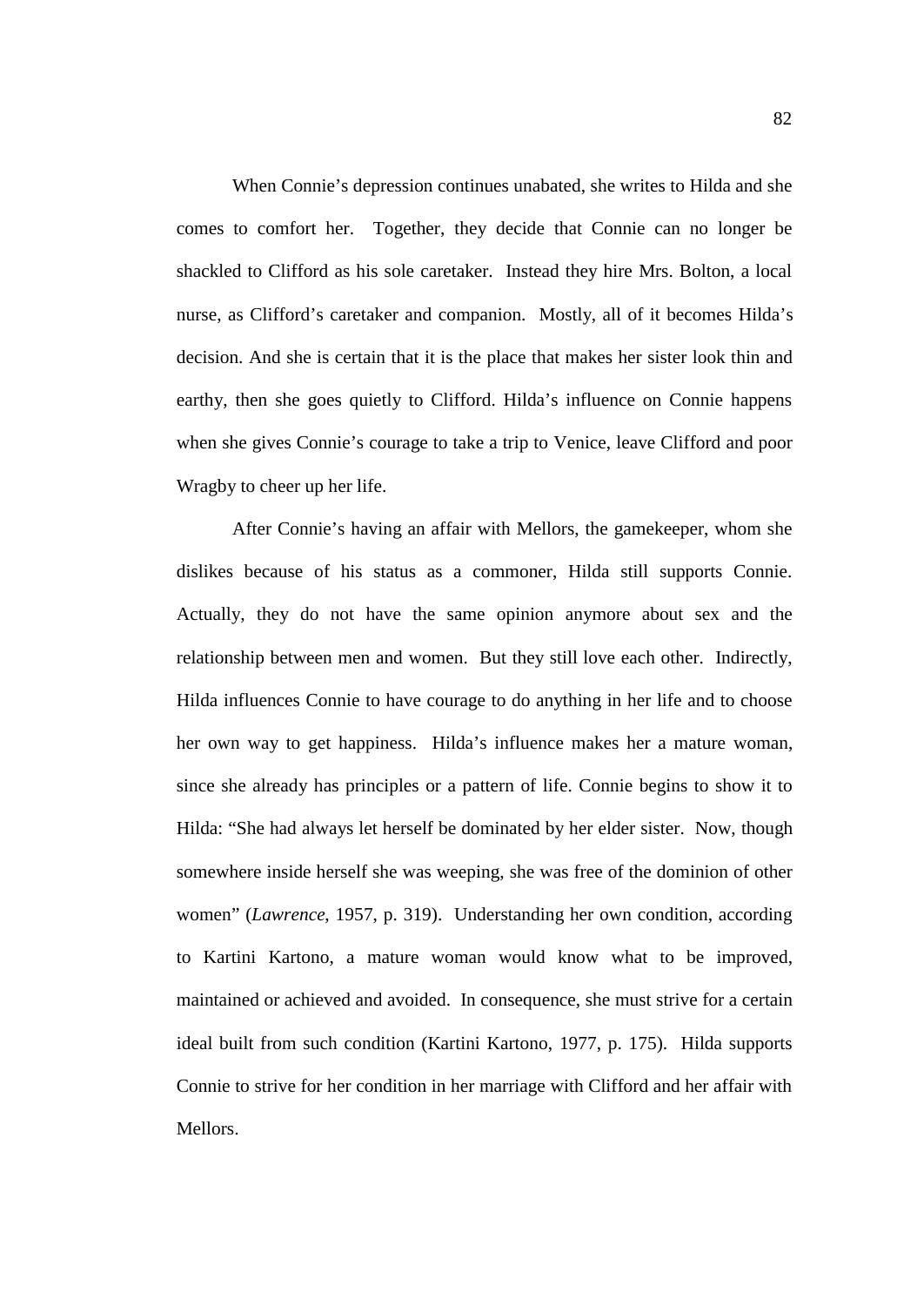When Connie's depression continues unabated, she writes to Hilda and she comes to comfort her. Together, they decide that Connie can no longer be shackled to Clifford as his sole caretaker. Instead they hire Mrs. Bolton, a local nurse, as Clifford's caretaker and companion. Mostly, all of it becomes Hilda's decision. And she is certain that it is the place that makes her sister look thin and earthy, then she goes quietly to Clifford. Hilda's influence on Connie happens when she gives Connie's courage to take a trip to Venice, leave Clifford and poor Wragby to cheer up her life.

After Connie's having an affair with Mellors, the gamekeeper, whom she dislikes because of his status as a commoner, Hilda still supports Connie. Actually, they do not have the same opinion anymore about sex and the relationship between men and women. But they still love each other. Indirectly, Hilda influences Connie to have courage to do anything in her life and to choose her own way to get happiness. Hilda's influence makes her a mature woman, since she already has principles or a pattern of life. Connie begins to show it to Hilda: "She had always let herself be dominated by her elder sister. Now, though somewhere inside herself she was weeping, she was free of the dominion of other women" (*Lawrence*, 1957, p. 319). Understanding her own condition, according to Kartini Kartono, a mature woman would know what to be improved, maintained or achieved and avoided. In consequence, she must strive for a certain ideal built from such condition (Kartini Kartono, 1977, p. 175). Hilda supports Connie to strive for her condition in her marriage with Clifford and her affair with Mellors.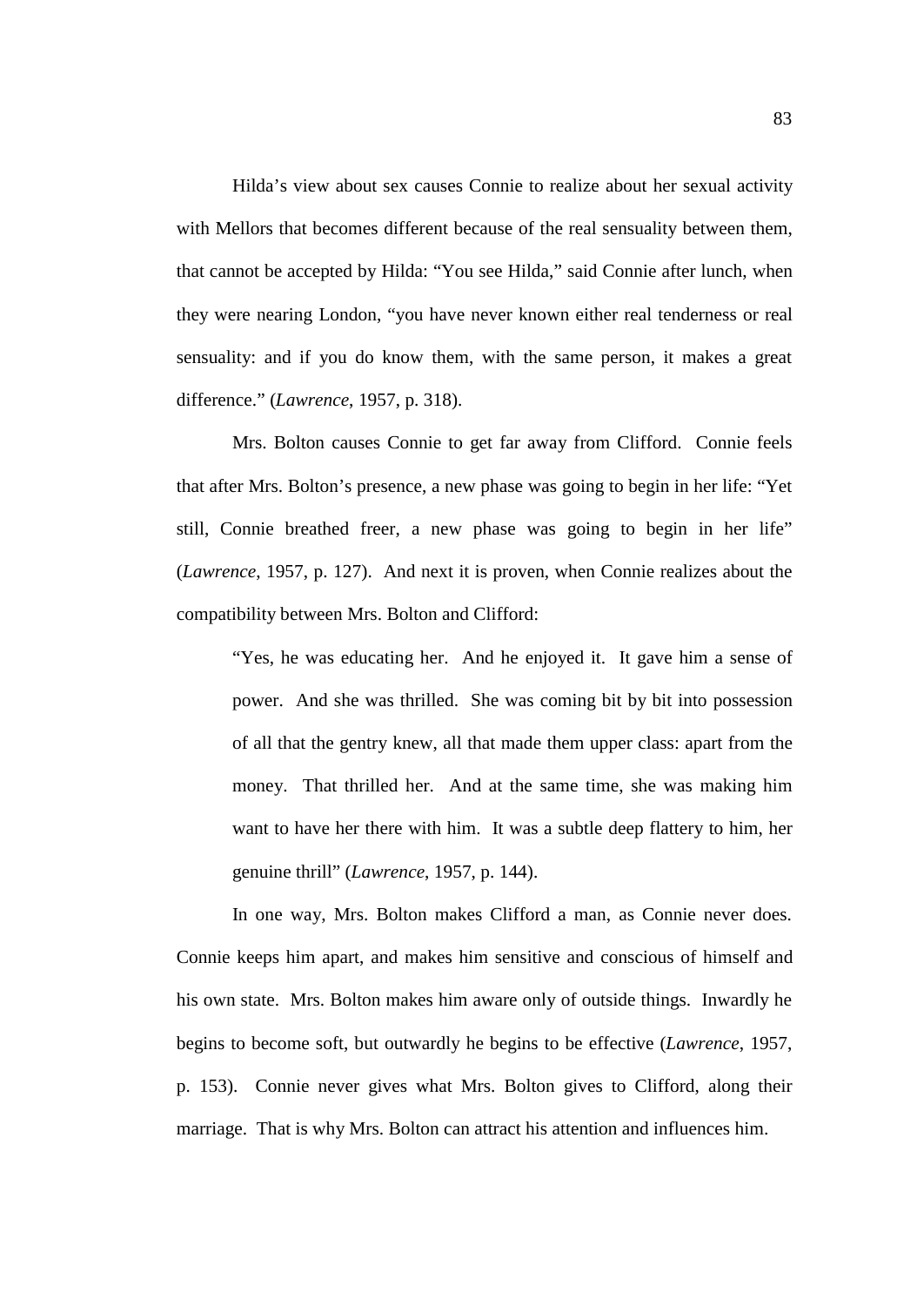Hilda's view about sex causes Connie to realize about her sexual activity with Mellors that becomes different because of the real sensuality between them, that cannot be accepted by Hilda: "You see Hilda," said Connie after lunch, when they were nearing London, "you have never known either real tenderness or real sensuality: and if you do know them, with the same person, it makes a great difference." (*Lawrence*, 1957, p. 318).

Mrs. Bolton causes Connie to get far away from Clifford. Connie feels that after Mrs. Bolton's presence, a new phase was going to begin in her life: "Yet still, Connie breathed freer, a new phase was going to begin in her life" (*Lawrence*, 1957, p. 127). And next it is proven, when Connie realizes about the compatibility between Mrs. Bolton and Clifford:

> "Yes, he was educating her. And he enjoyed it. It gave him a sense of power. And she was thrilled. She was coming bit by bit into possession of all that the gentry knew, all that made them upper class: apart from the money. That thrilled her. And at the same time, she was making him want to have her there with him. It was a subtle deep flattery to him, her genuine thrill" (*Lawrence*, 1957, p. 144).

In one way, Mrs. Bolton makes Clifford a man, as Connie never does. Connie keeps him apart, and makes him sensitive and conscious of himself and his own state. Mrs. Bolton makes him aware only of outside things. Inwardly he begins to become soft, but outwardly he begins to be effective (*Lawrence*, 1957, p. 153). Connie never gives what Mrs. Bolton gives to Clifford, along their marriage. That is why Mrs. Bolton can attract his attention and influences him.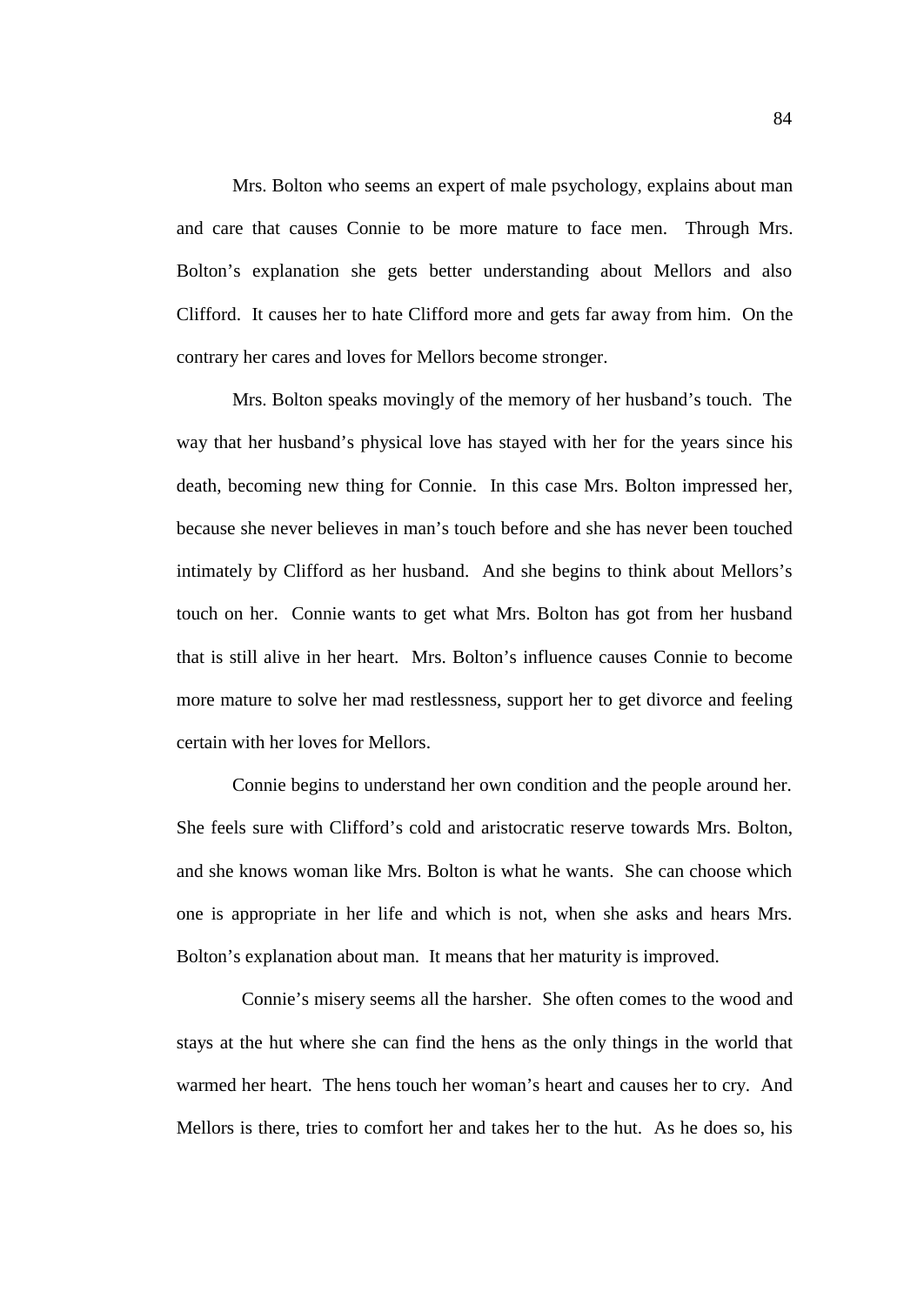Mrs. Bolton who seems an expert of male psychology, explains about man and care that causes Connie to be more mature to face men. Through Mrs. Bolton's explanation she gets better understanding about Mellors and also Clifford. It causes her to hate Clifford more and gets far away from him. On the contrary her cares and loves for Mellors become stronger.

Mrs. Bolton speaks movingly of the memory of her husband's touch. The way that her husband's physical love has stayed with her for the years since his death, becoming new thing for Connie. In this case Mrs. Bolton impressed her, because she never believes in man's touch before and she has never been touched intimately by Clifford as her husband. And she begins to think about Mellors's touch on her. Connie wants to get what Mrs. Bolton has got from her husband that is still alive in her heart. Mrs. Bolton's influence causes Connie to become more mature to solve her mad restlessness, support her to get divorce and feeling certain with her loves for Mellors.

Connie begins to understand her own condition and the people around her. She feels sure with Clifford's cold and aristocratic reserve towards Mrs. Bolton, and she knows woman like Mrs. Bolton is what he wants. She can choose which one is appropriate in her life and which is not, when she asks and hears Mrs. Bolton's explanation about man. It means that her maturity is improved.

Connie's misery seems all the harsher. She often comes to the wood and stays at the hut where she can find the hens as the only things in the world that warmed her heart. The hens touch her woman's heart and causes her to cry. And Mellors is there, tries to comfort her and takes her to the hut. As he does so, his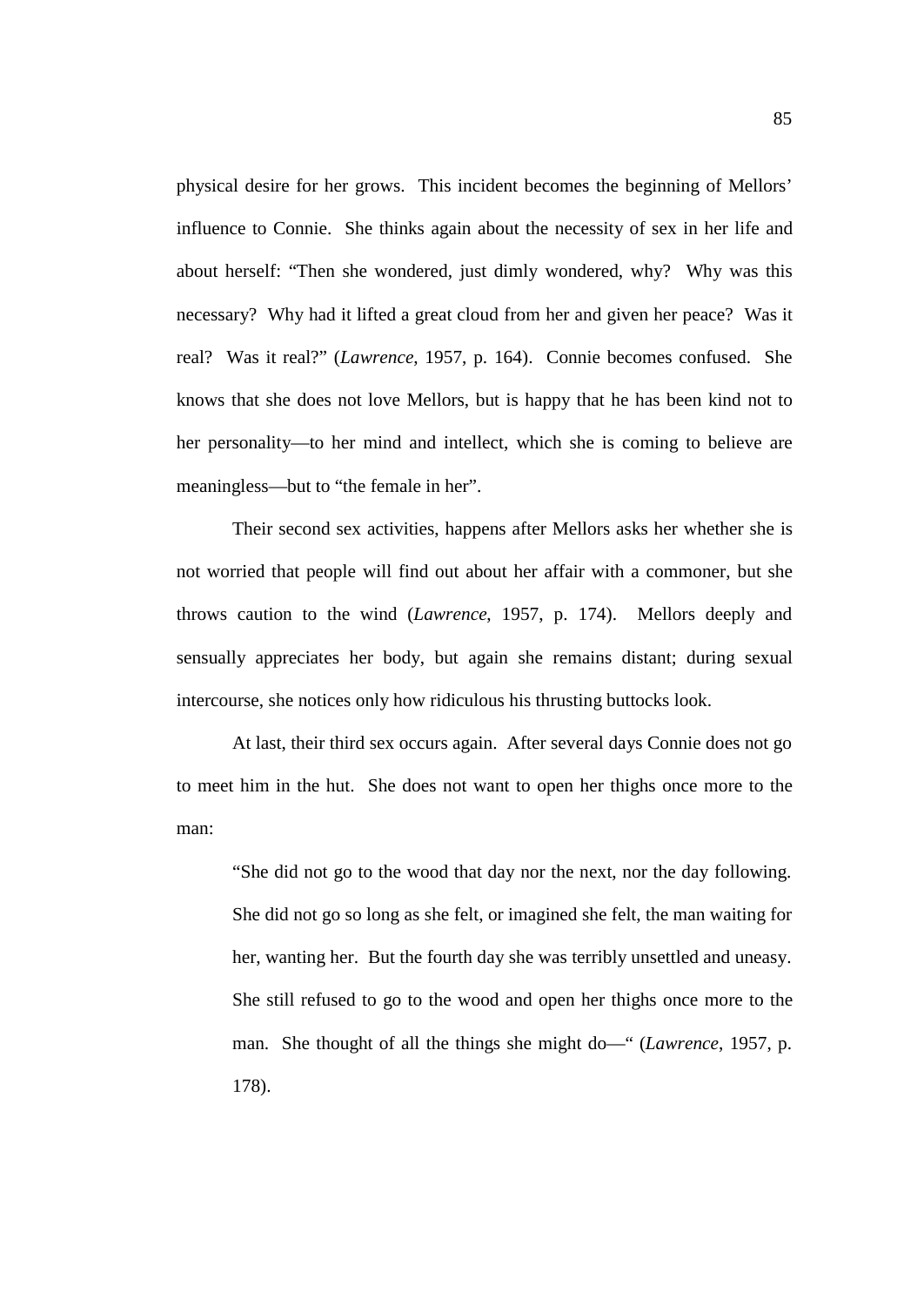physical desire for her grows. This incident becomes the beginning of Mellors' influence to Connie. She thinks again about the necessity of sex in her life and about herself: "Then she wondered, just dimly wondered, why? Why was this necessary? Why had it lifted a great cloud from her and given her peace? Was it real? Was it real?" (*Lawrence*, 1957, p. 164). Connie becomes confused. She knows that she does not love Mellors, but is happy that he has been kind not to her personality—to her mind and intellect, which she is coming to believe are meaningless—but to "the female in her".

Their second sex activities, happens after Mellors asks her whether she is not worried that people will find out about her affair with a commoner, but she throws caution to the wind (*Lawrence*, 1957, p. 174). Mellors deeply and sensually appreciates her body, but again she remains distant; during sexual intercourse, she notices only how ridiculous his thrusting buttocks look.

At last, their third sex occurs again. After several days Connie does not go to meet him in the hut. She does not want to open her thighs once more to the man:

> "She did not go to the wood that day nor the next, nor the day following. She did not go so long as she felt, or imagined she felt, the man waiting for her, wanting her. But the fourth day she was terribly unsettled and uneasy. She still refused to go to the wood and open her thighs once more to the man. She thought of all the things she might do—" (*Lawrence*, 1957, p. 178).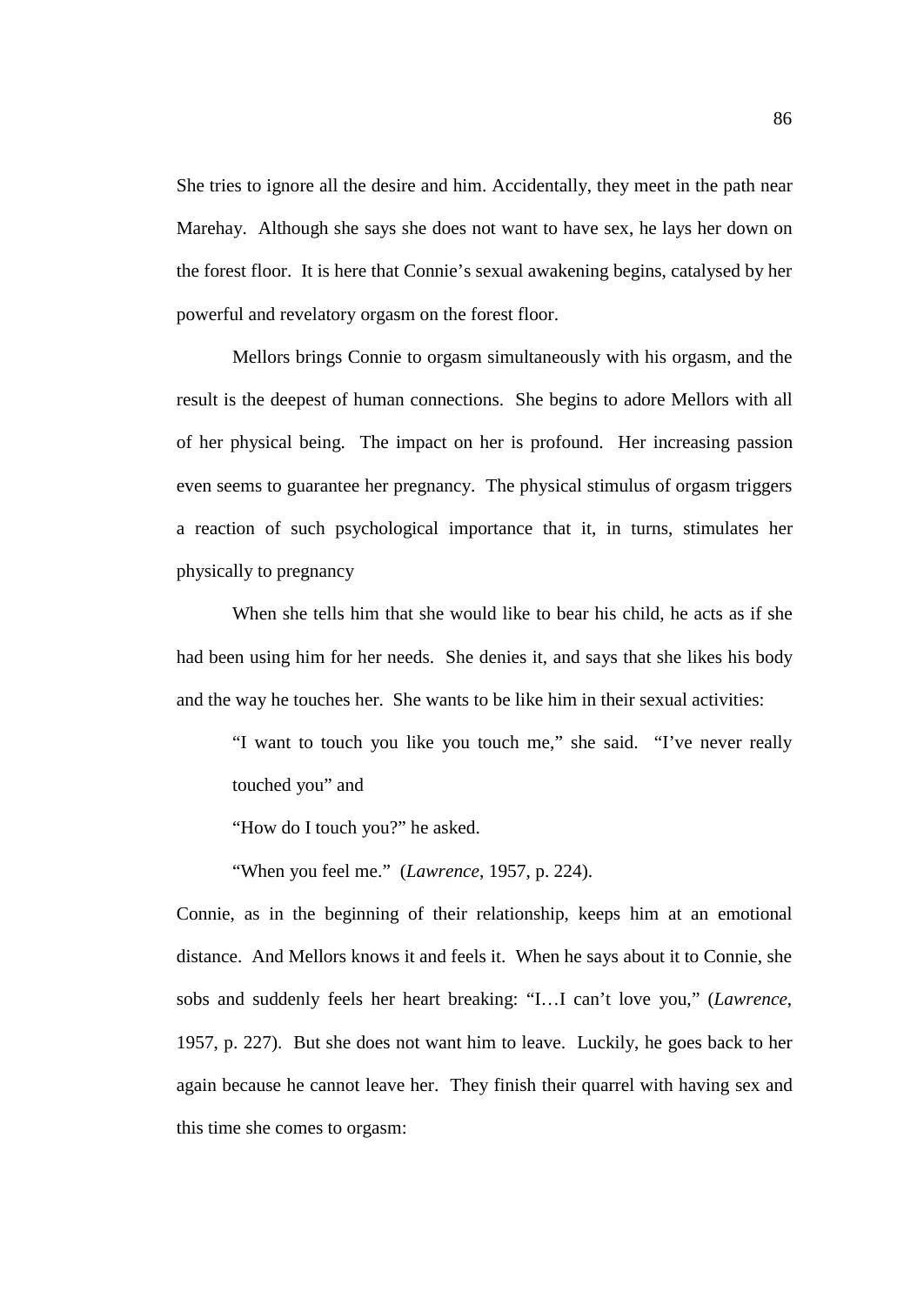She tries to ignore all the desire and him. Accidentally, they meet in the path near Marehay. Although she says she does not want to have sex, he lays her down on the forest floor. It is here that Connie's sexual awakening begins, catalysed by her powerful and revelatory orgasm on the forest floor.

Mellors brings Connie to orgasm simultaneously with his orgasm, and the result is the deepest of human connections. She begins to adore Mellors with all of her physical being. The impact on her is profound. Her increasing passion even seems to guarantee her pregnancy. The physical stimulus of orgasm triggers a reaction of such psychological importance that it, in turns, stimulates her physically to pregnancy

When she tells him that she would like to bear his child, he acts as if she had been using him for her needs. She denies it, and says that she likes his body and the way he touches her. She wants to be like him in their sexual activities:

> "I want to touch you like you touch me," she said. "I've never really touched you" and
>
> "How do I touch you?" he asked.
>
> "When you feel me." (*Lawrence*, 1957, p. 224).

Connie, as in the beginning of their relationship, keeps him at an emotional distance. And Mellors knows it and feels it. When he says about it to Connie, she sobs and suddenly feels her heart breaking: "I…I can't love you," (*Lawrence*, 1957, p. 227). But she does not want him to leave. Luckily, he goes back to her again because he cannot leave her. They finish their quarrel with having sex and this time she comes to orgasm: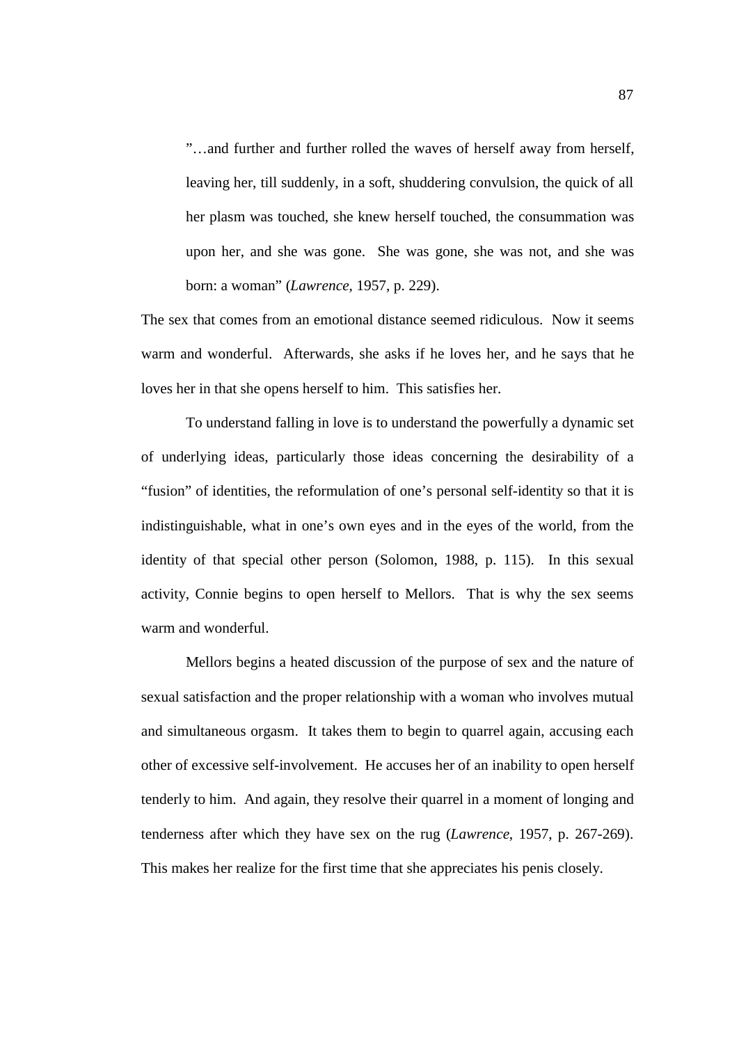> "…and further and further rolled the waves of herself away from herself, leaving her, till suddenly, in a soft, shuddering convulsion, the quick of all her plasm was touched, she knew herself touched, the consummation was upon her, and she was gone. She was gone, she was not, and she was born: a woman" (*Lawrence*, 1957, p. 229).

The sex that comes from an emotional distance seemed ridiculous. Now it seems warm and wonderful. Afterwards, she asks if he loves her, and he says that he loves her in that she opens herself to him. This satisfies her.

To understand falling in love is to understand the powerfully a dynamic set of underlying ideas, particularly those ideas concerning the desirability of a "fusion" of identities, the reformulation of one's personal self-identity so that it is indistinguishable, what in one's own eyes and in the eyes of the world, from the identity of that special other person (Solomon, 1988, p. 115). In this sexual activity, Connie begins to open herself to Mellors. That is why the sex seems warm and wonderful.

Mellors begins a heated discussion of the purpose of sex and the nature of sexual satisfaction and the proper relationship with a woman who involves mutual and simultaneous orgasm. It takes them to begin to quarrel again, accusing each other of excessive self-involvement. He accuses her of an inability to open herself tenderly to him. And again, they resolve their quarrel in a moment of longing and tenderness after which they have sex on the rug (*Lawrence*, 1957, p. 267-269). This makes her realize for the first time that she appreciates his penis closely.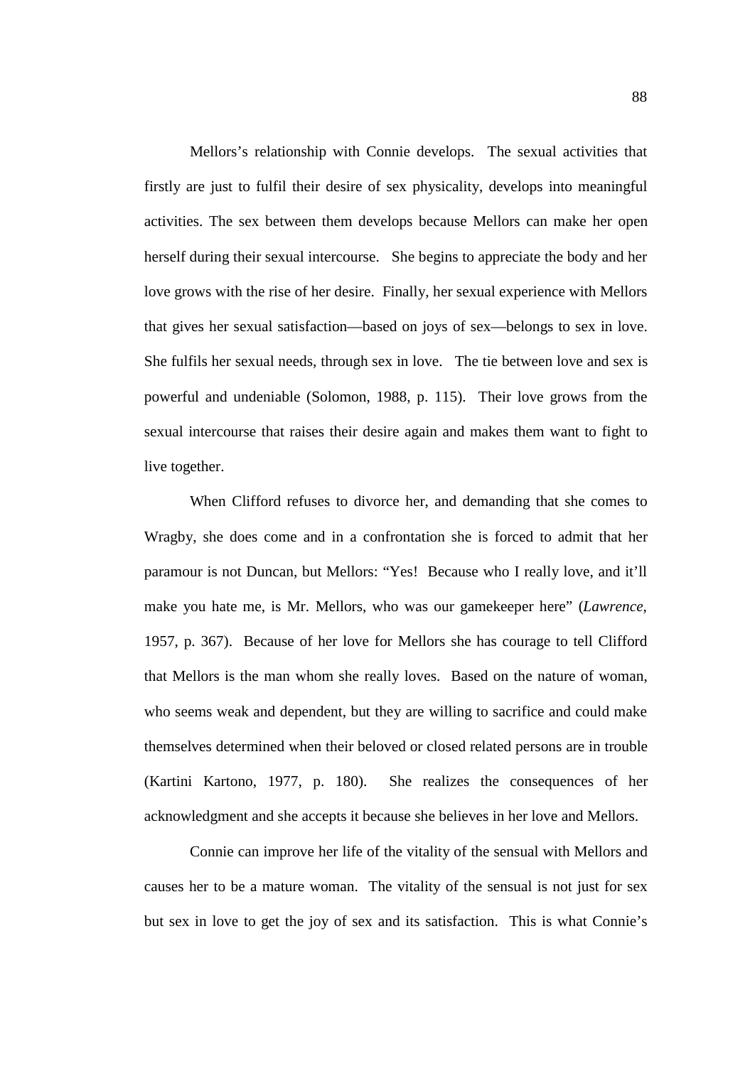Mellors's relationship with Connie develops. The sexual activities that firstly are just to fulfil their desire of sex physicality, develops into meaningful activities. The sex between them develops because Mellors can make her open herself during their sexual intercourse. She begins to appreciate the body and her love grows with the rise of her desire. Finally, her sexual experience with Mellors that gives her sexual satisfaction—based on joys of sex—belongs to sex in love. She fulfils her sexual needs, through sex in love. The tie between love and sex is powerful and undeniable (Solomon, 1988, p. 115). Their love grows from the sexual intercourse that raises their desire again and makes them want to fight to live together.

When Clifford refuses to divorce her, and demanding that she comes to Wragby, she does come and in a confrontation she is forced to admit that her paramour is not Duncan, but Mellors: "Yes! Because who I really love, and it'll make you hate me, is Mr. Mellors, who was our gamekeeper here" (*Lawrence*, 1957, p. 367). Because of her love for Mellors she has courage to tell Clifford that Mellors is the man whom she really loves. Based on the nature of woman, who seems weak and dependent, but they are willing to sacrifice and could make themselves determined when their beloved or closed related persons are in trouble (Kartini Kartono, 1977, p. 180). She realizes the consequences of her acknowledgment and she accepts it because she believes in her love and Mellors.

Connie can improve her life of the vitality of the sensual with Mellors and causes her to be a mature woman. The vitality of the sensual is not just for sex but sex in love to get the joy of sex and its satisfaction. This is what Connie's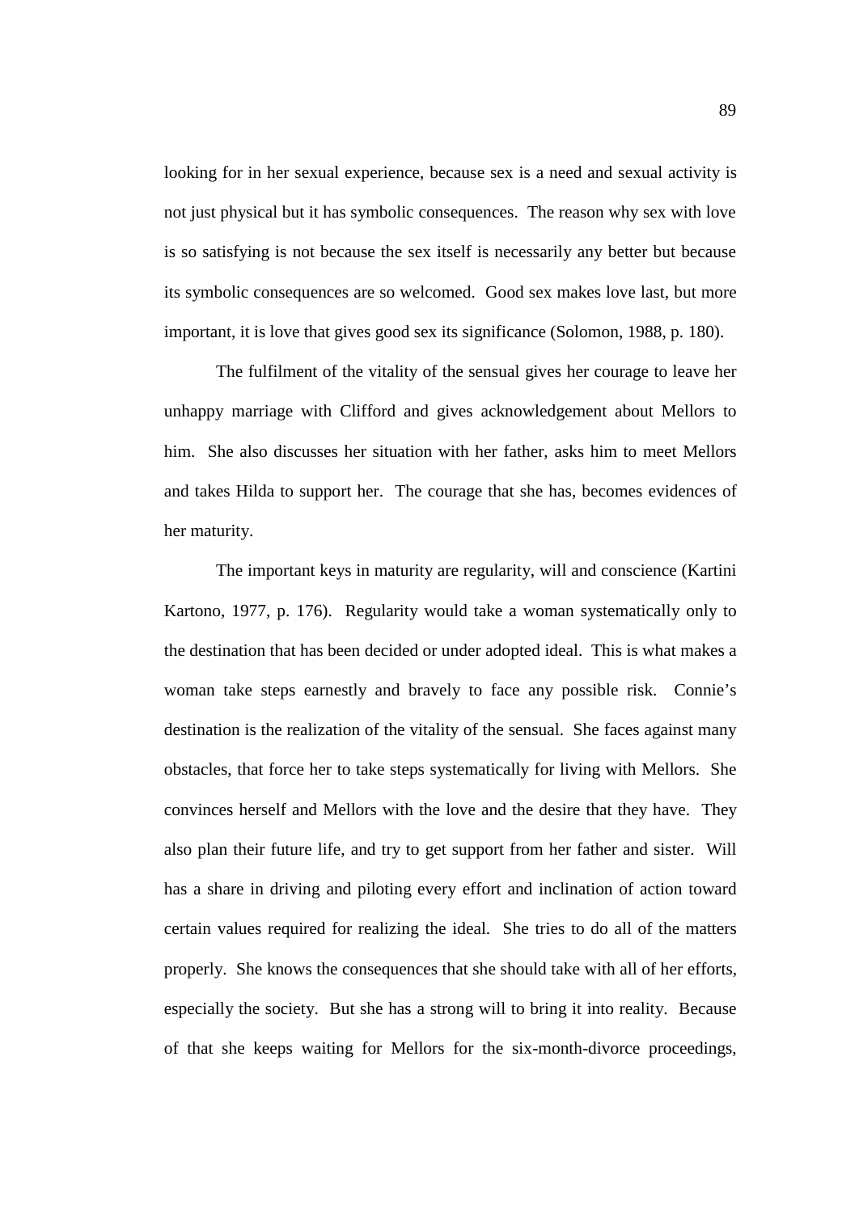looking for in her sexual experience, because sex is a need and sexual activity is not just physical but it has symbolic consequences. The reason why sex with love is so satisfying is not because the sex itself is necessarily any better but because its symbolic consequences are so welcomed. Good sex makes love last, but more important, it is love that gives good sex its significance (Solomon, 1988, p. 180).

The fulfilment of the vitality of the sensual gives her courage to leave her unhappy marriage with Clifford and gives acknowledgement about Mellors to him. She also discusses her situation with her father, asks him to meet Mellors and takes Hilda to support her. The courage that she has, becomes evidences of her maturity.

The important keys in maturity are regularity, will and conscience (Kartini Kartono, 1977, p. 176). Regularity would take a woman systematically only to the destination that has been decided or under adopted ideal. This is what makes a woman take steps earnestly and bravely to face any possible risk. Connie's destination is the realization of the vitality of the sensual. She faces against many obstacles, that force her to take steps systematically for living with Mellors. She convinces herself and Mellors with the love and the desire that they have. They also plan their future life, and try to get support from her father and sister. Will has a share in driving and piloting every effort and inclination of action toward certain values required for realizing the ideal. She tries to do all of the matters properly. She knows the consequences that she should take with all of her efforts, especially the society. But she has a strong will to bring it into reality. Because of that she keeps waiting for Mellors for the six-month-divorce proceedings,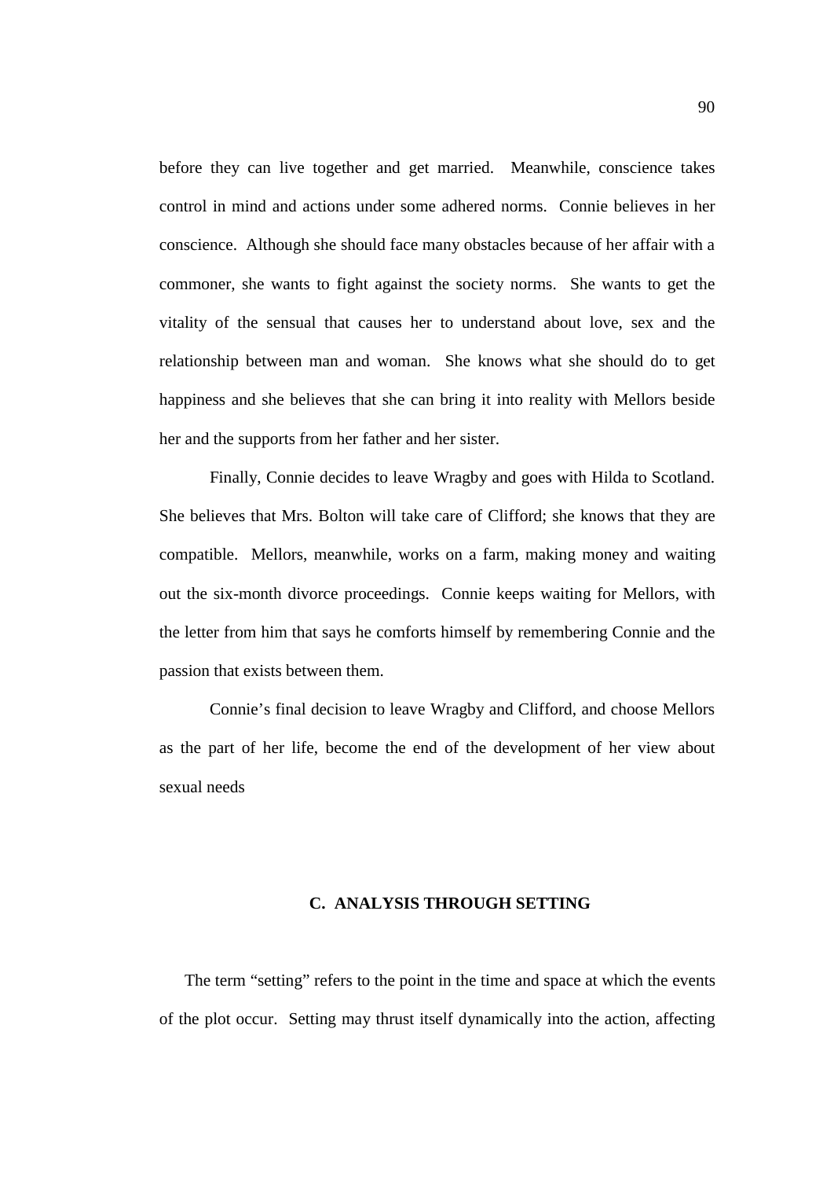before they can live together and get married. Meanwhile, conscience takes control in mind and actions under some adhered norms. Connie believes in her conscience. Although she should face many obstacles because of her affair with a commoner, she wants to fight against the society norms. She wants to get the vitality of the sensual that causes her to understand about love, sex and the relationship between man and woman. She knows what she should do to get happiness and she believes that she can bring it into reality with Mellors beside her and the supports from her father and her sister.

Finally, Connie decides to leave Wragby and goes with Hilda to Scotland. She believes that Mrs. Bolton will take care of Clifford; she knows that they are compatible. Mellors, meanwhile, works on a farm, making money and waiting out the six-month divorce proceedings. Connie keeps waiting for Mellors, with the letter from him that says he comforts himself by remembering Connie and the passion that exists between them.

Connie's final decision to leave Wragby and Clifford, and choose Mellors as the part of her life, become the end of the development of her view about sexual needs

### C. ANALYSIS THROUGH SETTING

The term "setting" refers to the point in the time and space at which the events of the plot occur. Setting may thrust itself dynamically into the action, affecting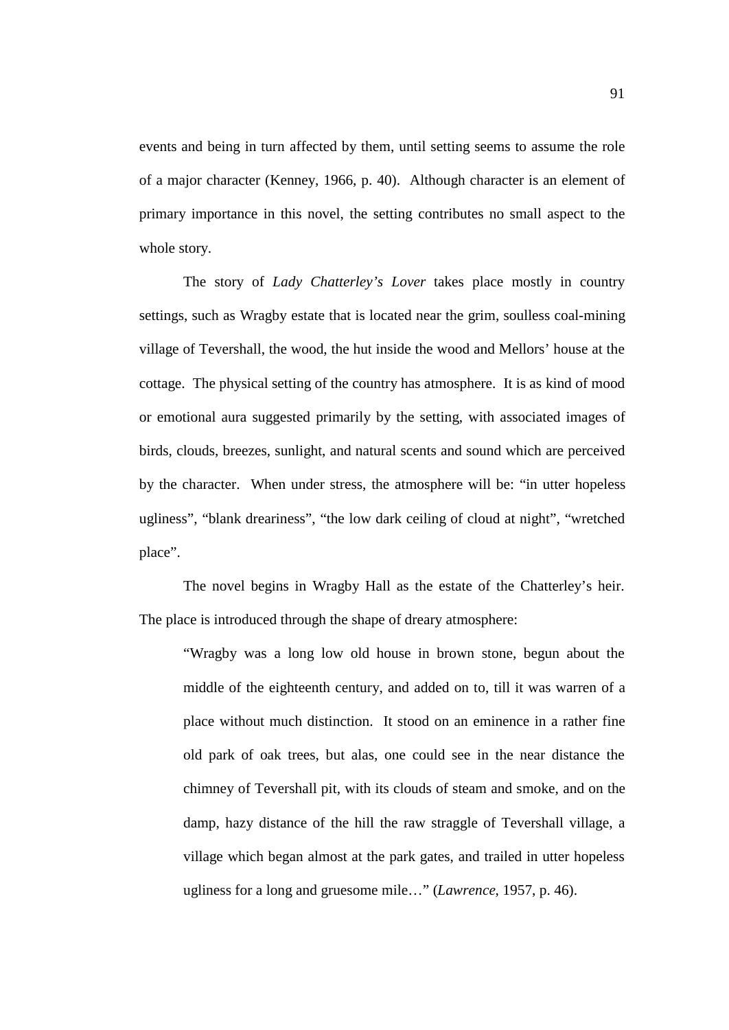events and being in turn affected by them, until setting seems to assume the role of a major character (Kenney, 1966, p. 40). Although character is an element of primary importance in this novel, the setting contributes no small aspect to the whole story.

The story of *Lady Chatterley's Lover* takes place mostly in country settings, such as Wragby estate that is located near the grim, soulless coal-mining village of Tevershall, the wood, the hut inside the wood and Mellors' house at the cottage. The physical setting of the country has atmosphere. It is as kind of mood or emotional aura suggested primarily by the setting, with associated images of birds, clouds, breezes, sunlight, and natural scents and sound which are perceived by the character. When under stress, the atmosphere will be: "in utter hopeless ugliness", "blank dreariness", "the low dark ceiling of cloud at night", "wretched place".

The novel begins in Wragby Hall as the estate of the Chatterley's heir. The place is introduced through the shape of dreary atmosphere:

> "Wragby was a long low old house in brown stone, begun about the middle of the eighteenth century, and added on to, till it was warren of a place without much distinction. It stood on an eminence in a rather fine old park of oak trees, but alas, one could see in the near distance the chimney of Tevershall pit, with its clouds of steam and smoke, and on the damp, hazy distance of the hill the raw straggle of Tevershall village, a village which began almost at the park gates, and trailed in utter hopeless ugliness for a long and gruesome mile…" (*Lawrence*, 1957, p. 46).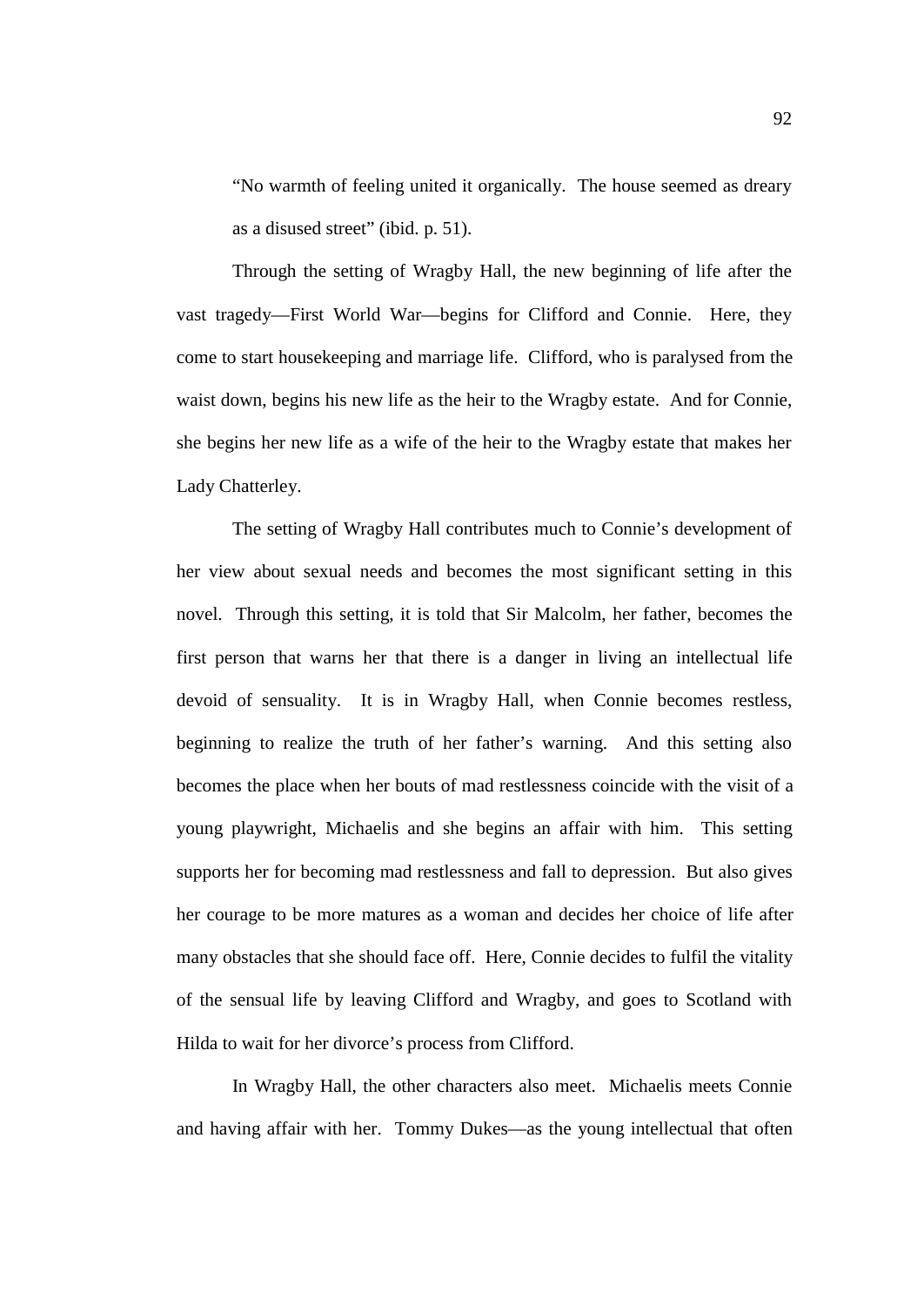"No warmth of feeling united it organically. The house seemed as dreary as a disused street" (ibid. p. 51).

Through the setting of Wragby Hall, the new beginning of life after the vast tragedy—First World War—begins for Clifford and Connie. Here, they come to start housekeeping and marriage life. Clifford, who is paralysed from the waist down, begins his new life as the heir to the Wragby estate. And for Connie, she begins her new life as a wife of the heir to the Wragby estate that makes her Lady Chatterley.

The setting of Wragby Hall contributes much to Connie's development of her view about sexual needs and becomes the most significant setting in this novel. Through this setting, it is told that Sir Malcolm, her father, becomes the first person that warns her that there is a danger in living an intellectual life devoid of sensuality. It is in Wragby Hall, when Connie becomes restless, beginning to realize the truth of her father's warning. And this setting also becomes the place when her bouts of mad restlessness coincide with the visit of a young playwright, Michaelis and she begins an affair with him. This setting supports her for becoming mad restlessness and fall to depression. But also gives her courage to be more matures as a woman and decides her choice of life after many obstacles that she should face off. Here, Connie decides to fulfil the vitality of the sensual life by leaving Clifford and Wragby, and goes to Scotland with Hilda to wait for her divorce's process from Clifford.

In Wragby Hall, the other characters also meet. Michaelis meets Connie and having affair with her. Tommy Dukes—as the young intellectual that often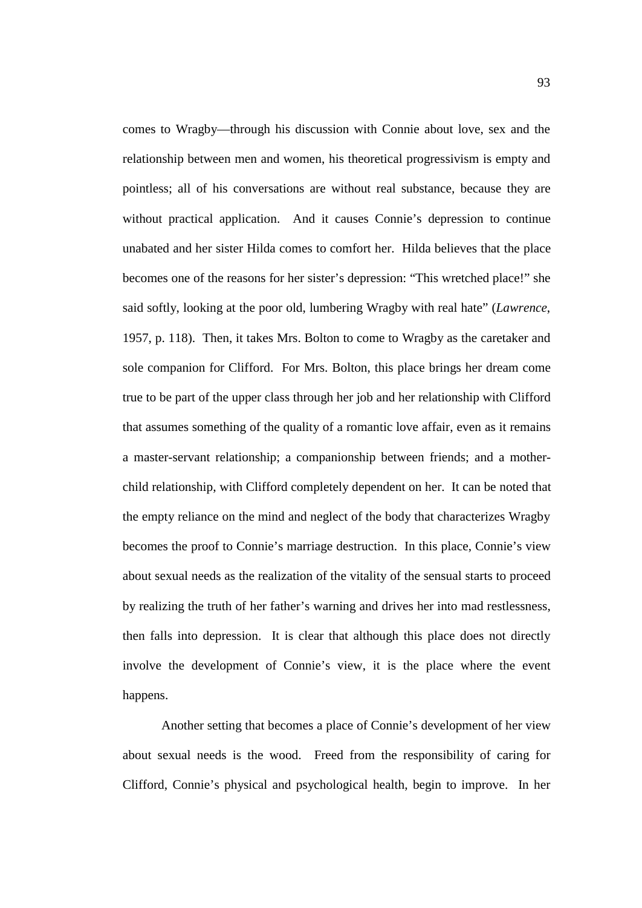comes to Wragby—through his discussion with Connie about love, sex and the relationship between men and women, his theoretical progressivism is empty and pointless; all of his conversations are without real substance, because they are without practical application. And it causes Connie's depression to continue unabated and her sister Hilda comes to comfort her. Hilda believes that the place becomes one of the reasons for her sister's depression: "This wretched place!" she said softly, looking at the poor old, lumbering Wragby with real hate" (*Lawrence*, 1957, p. 118). Then, it takes Mrs. Bolton to come to Wragby as the caretaker and sole companion for Clifford. For Mrs. Bolton, this place brings her dream come true to be part of the upper class through her job and her relationship with Clifford that assumes something of the quality of a romantic love affair, even as it remains a master-servant relationship; a companionship between friends; and a mother-child relationship, with Clifford completely dependent on her. It can be noted that the empty reliance on the mind and neglect of the body that characterizes Wragby becomes the proof to Connie's marriage destruction. In this place, Connie's view about sexual needs as the realization of the vitality of the sensual starts to proceed by realizing the truth of her father's warning and drives her into mad restlessness, then falls into depression. It is clear that although this place does not directly involve the development of Connie's view, it is the place where the event happens.

Another setting that becomes a place of Connie's development of her view about sexual needs is the wood. Freed from the responsibility of caring for Clifford, Connie's physical and psychological health, begin to improve. In her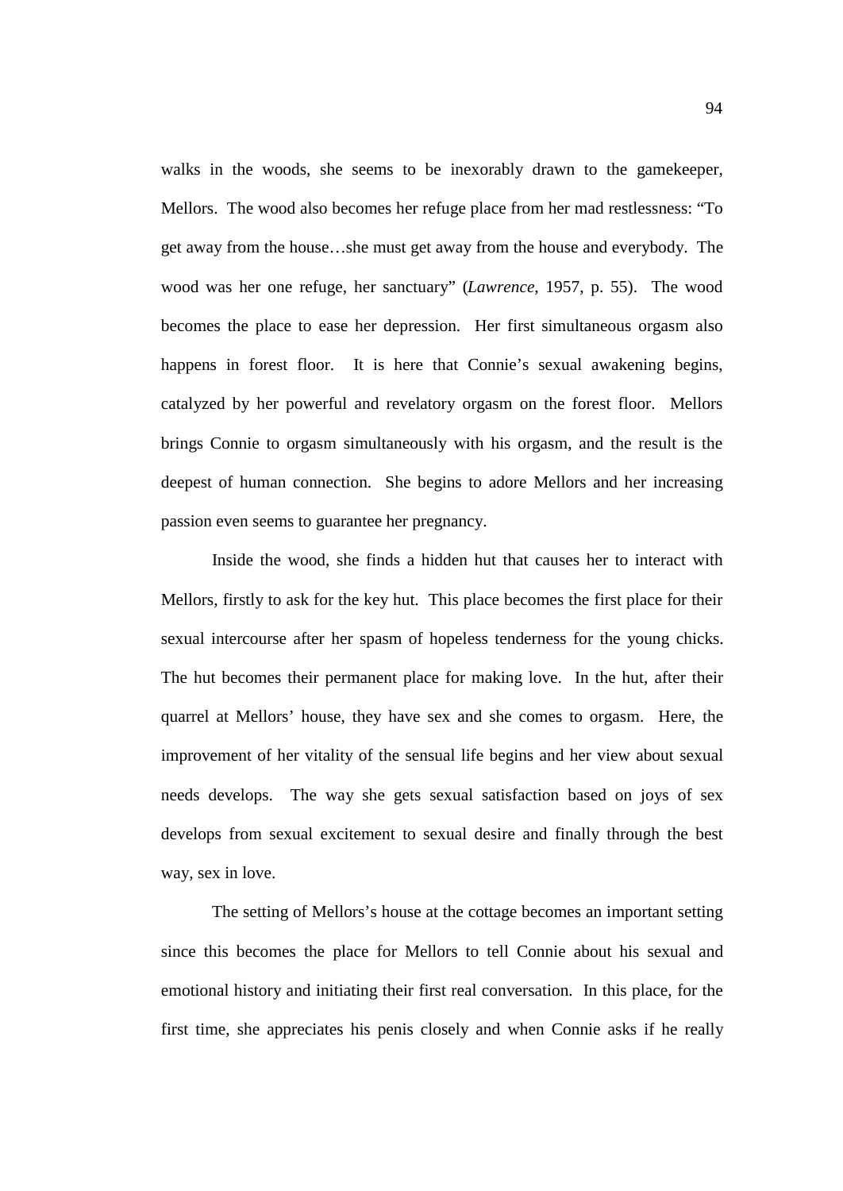walks in the woods, she seems to be inexorably drawn to the gamekeeper, Mellors. The wood also becomes her refuge place from her mad restlessness: "To get away from the house…she must get away from the house and everybody. The wood was her one refuge, her sanctuary" (*Lawrence*, 1957, p. 55). The wood becomes the place to ease her depression. Her first simultaneous orgasm also happens in forest floor. It is here that Connie's sexual awakening begins, catalyzed by her powerful and revelatory orgasm on the forest floor. Mellors brings Connie to orgasm simultaneously with his orgasm, and the result is the deepest of human connection. She begins to adore Mellors and her increasing passion even seems to guarantee her pregnancy.

Inside the wood, she finds a hidden hut that causes her to interact with Mellors, firstly to ask for the key hut. This place becomes the first place for their sexual intercourse after her spasm of hopeless tenderness for the young chicks. The hut becomes their permanent place for making love. In the hut, after their quarrel at Mellors' house, they have sex and she comes to orgasm. Here, the improvement of her vitality of the sensual life begins and her view about sexual needs develops. The way she gets sexual satisfaction based on joys of sex develops from sexual excitement to sexual desire and finally through the best way, sex in love.

The setting of Mellors's house at the cottage becomes an important setting since this becomes the place for Mellors to tell Connie about his sexual and emotional history and initiating their first real conversation. In this place, for the first time, she appreciates his penis closely and when Connie asks if he really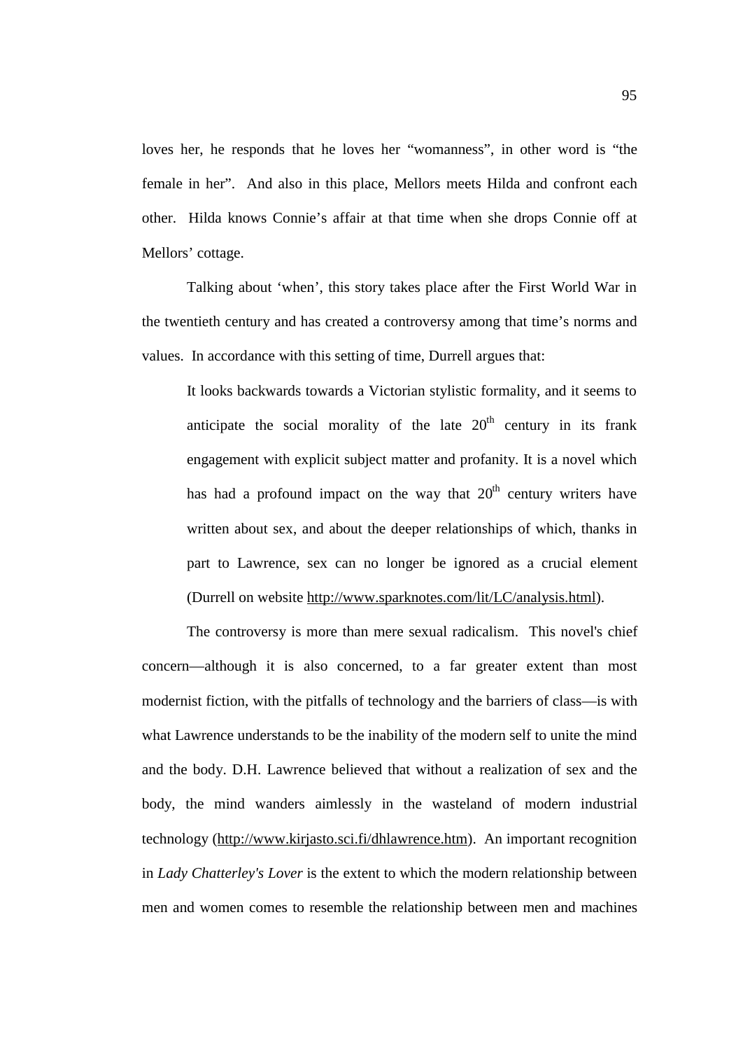loves her, he responds that he loves her "womanness", in other word is "the female in her". And also in this place, Mellors meets Hilda and confront each other. Hilda knows Connie's affair at that time when she drops Connie off at Mellors' cottage.

Talking about 'when', this story takes place after the First World War in the twentieth century and has created a controversy among that time's norms and values. In accordance with this setting of time, Durrell argues that:

> It looks backwards towards a Victorian stylistic formality, and it seems to anticipate the social morality of the late 20th century in its frank engagement with explicit subject matter and profanity. It is a novel which has had a profound impact on the way that 20th century writers have written about sex, and about the deeper relationships of which, thanks in part to Lawrence, sex can no longer be ignored as a crucial element (Durrell on website http://www.sparknotes.com/lit/LC/analysis.html).

The controversy is more than mere sexual radicalism. This novel's chief concern—although it is also concerned, to a far greater extent than most modernist fiction, with the pitfalls of technology and the barriers of class—is with what Lawrence understands to be the inability of the modern self to unite the mind and the body. D.H. Lawrence believed that without a realization of sex and the body, the mind wanders aimlessly in the wasteland of modern industrial technology (http://www.kirjasto.sci.fi/dhlawrence.htm). An important recognition in *Lady Chatterley's Lover* is the extent to which the modern relationship between men and women comes to resemble the relationship between men and machines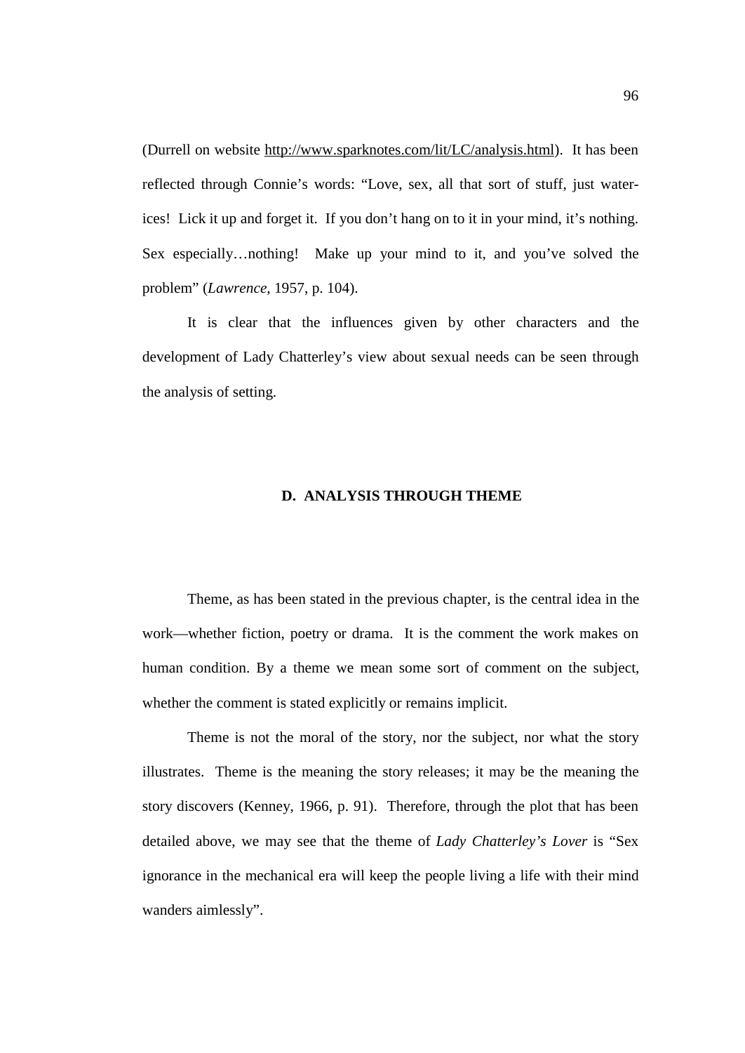(Durrell on website http://www.sparknotes.com/lit/LC/analysis.html). It has been reflected through Connie's words: "Love, sex, all that sort of stuff, just water-ices! Lick it up and forget it. If you don't hang on to it in your mind, it's nothing. Sex especially…nothing! Make up your mind to it, and you've solved the problem" (*Lawrence*, 1957, p. 104).

It is clear that the influences given by other characters and the development of Lady Chatterley's view about sexual needs can be seen through the analysis of setting.

## D. ANALYSIS THROUGH THEME

Theme, as has been stated in the previous chapter, is the central idea in the work—whether fiction, poetry or drama. It is the comment the work makes on human condition. By a theme we mean some sort of comment on the subject, whether the comment is stated explicitly or remains implicit.

Theme is not the moral of the story, nor the subject, nor what the story illustrates. Theme is the meaning the story releases; it may be the meaning the story discovers (Kenney, 1966, p. 91). Therefore, through the plot that has been detailed above, we may see that the theme of *Lady Chatterley's Lover* is "Sex ignorance in the mechanical era will keep the people living a life with their mind wanders aimlessly".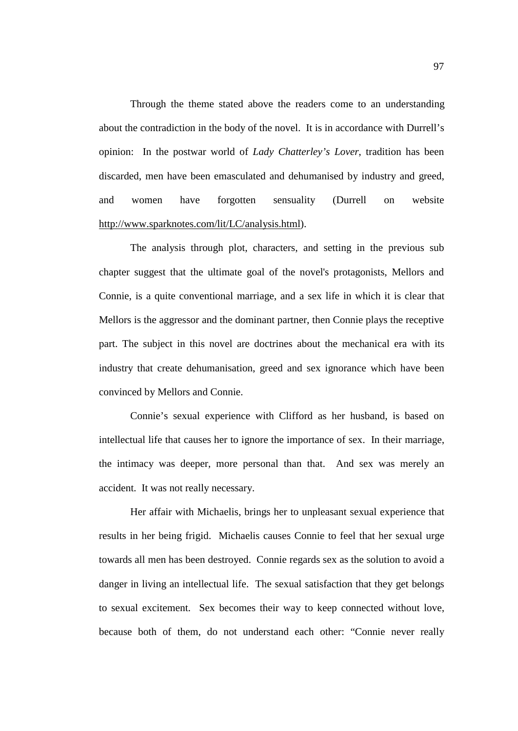Through the theme stated above the readers come to an understanding about the contradiction in the body of the novel. It is in accordance with Durrell's opinion: In the postwar world of *Lady Chatterley's Lover*, tradition has been discarded, men have been emasculated and dehumanised by industry and greed, and women have forgotten sensuality (Durrell on website http://www.sparknotes.com/lit/LC/analysis.html).

The analysis through plot, characters, and setting in the previous sub chapter suggest that the ultimate goal of the novel's protagonists, Mellors and Connie, is a quite conventional marriage, and a sex life in which it is clear that Mellors is the aggressor and the dominant partner, then Connie plays the receptive part. The subject in this novel are doctrines about the mechanical era with its industry that create dehumanisation, greed and sex ignorance which have been convinced by Mellors and Connie.

Connie's sexual experience with Clifford as her husband, is based on intellectual life that causes her to ignore the importance of sex. In their marriage, the intimacy was deeper, more personal than that. And sex was merely an accident. It was not really necessary.

Her affair with Michaelis, brings her to unpleasant sexual experience that results in her being frigid. Michaelis causes Connie to feel that her sexual urge towards all men has been destroyed. Connie regards sex as the solution to avoid a danger in living an intellectual life. The sexual satisfaction that they get belongs to sexual excitement. Sex becomes their way to keep connected without love, because both of them, do not understand each other: "Connie never really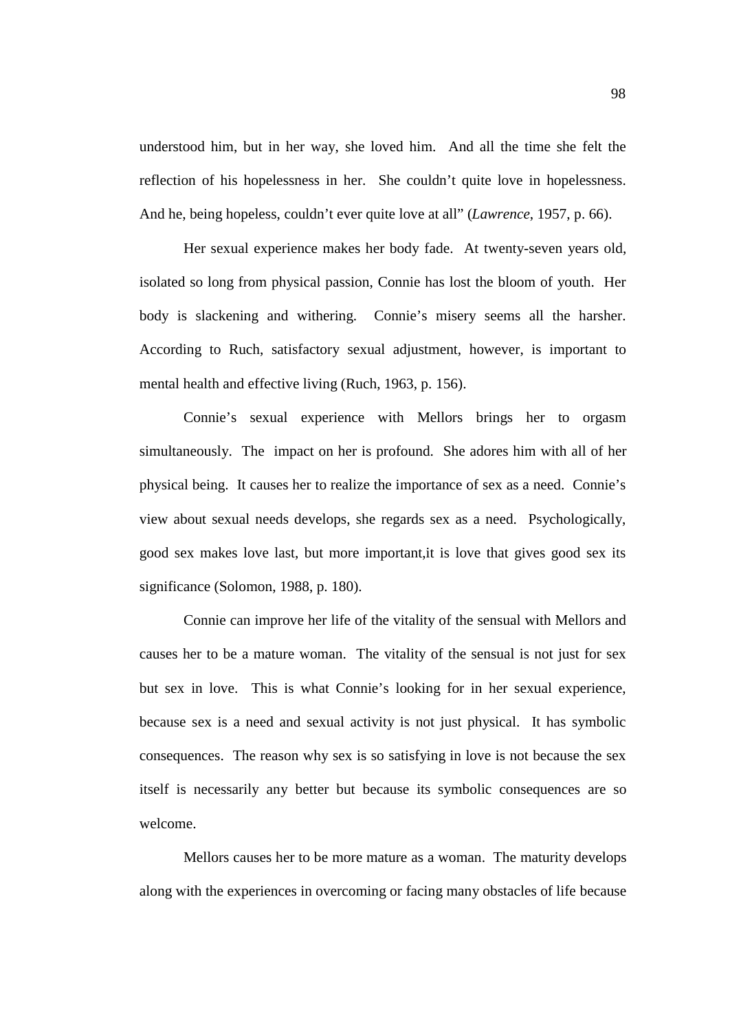understood him, but in her way, she loved him. And all the time she felt the reflection of his hopelessness in her. She couldn't quite love in hopelessness. And he, being hopeless, couldn't ever quite love at all" (*Lawrence*, 1957, p. 66).

Her sexual experience makes her body fade. At twenty-seven years old, isolated so long from physical passion, Connie has lost the bloom of youth. Her body is slackening and withering. Connie's misery seems all the harsher. According to Ruch, satisfactory sexual adjustment, however, is important to mental health and effective living (Ruch, 1963, p. 156).

Connie's sexual experience with Mellors brings her to orgasm simultaneously. The impact on her is profound. She adores him with all of her physical being. It causes her to realize the importance of sex as a need. Connie's view about sexual needs develops, she regards sex as a need. Psychologically, good sex makes love last, but more important,it is love that gives good sex its significance (Solomon, 1988, p. 180).

Connie can improve her life of the vitality of the sensual with Mellors and causes her to be a mature woman. The vitality of the sensual is not just for sex but sex in love. This is what Connie's looking for in her sexual experience, because sex is a need and sexual activity is not just physical. It has symbolic consequences. The reason why sex is so satisfying in love is not because the sex itself is necessarily any better but because its symbolic consequences are so welcome.

Mellors causes her to be more mature as a woman. The maturity develops along with the experiences in overcoming or facing many obstacles of life because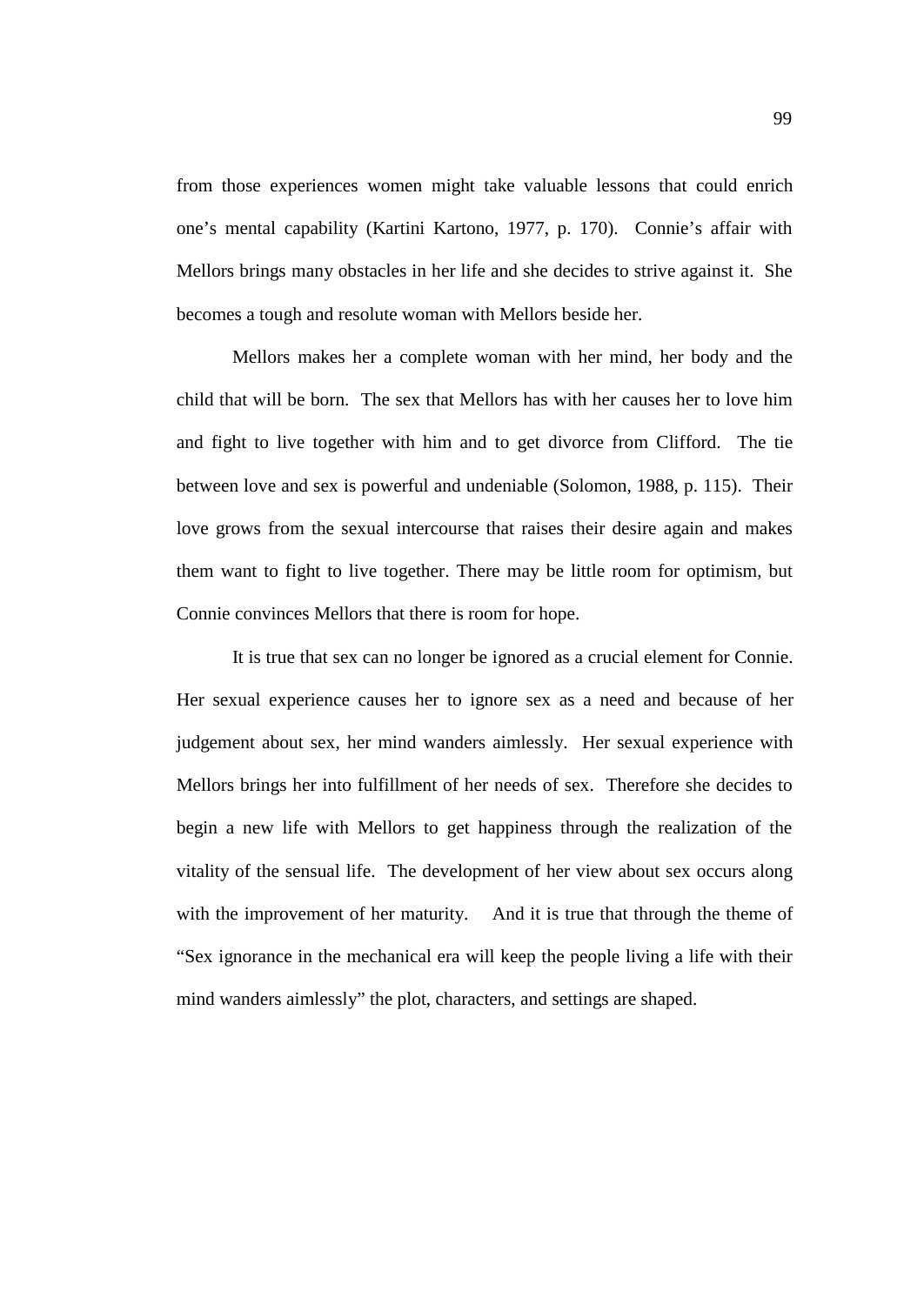from those experiences women might take valuable lessons that could enrich one's mental capability (Kartini Kartono, 1977, p. 170). Connie's affair with Mellors brings many obstacles in her life and she decides to strive against it. She becomes a tough and resolute woman with Mellors beside her.

Mellors makes her a complete woman with her mind, her body and the child that will be born. The sex that Mellors has with her causes her to love him and fight to live together with him and to get divorce from Clifford. The tie between love and sex is powerful and undeniable (Solomon, 1988, p. 115). Their love grows from the sexual intercourse that raises their desire again and makes them want to fight to live together. There may be little room for optimism, but Connie convinces Mellors that there is room for hope.

It is true that sex can no longer be ignored as a crucial element for Connie. Her sexual experience causes her to ignore sex as a need and because of her judgement about sex, her mind wanders aimlessly. Her sexual experience with Mellors brings her into fulfillment of her needs of sex. Therefore she decides to begin a new life with Mellors to get happiness through the realization of the vitality of the sensual life. The development of her view about sex occurs along with the improvement of her maturity. And it is true that through the theme of "Sex ignorance in the mechanical era will keep the people living a life with their mind wanders aimlessly" the plot, characters, and settings are shaped.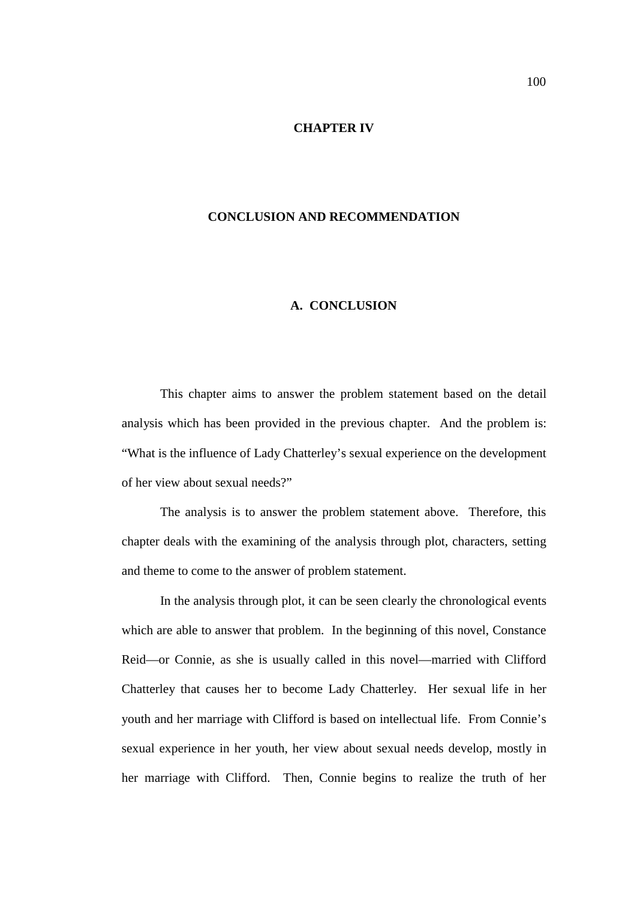# CHAPTER IV

# CONCLUSION AND RECOMMENDATION

## A. CONCLUSION

This chapter aims to answer the problem statement based on the detail analysis which has been provided in the previous chapter. And the problem is: "What is the influence of Lady Chatterley's sexual experience on the development of her view about sexual needs?"

The analysis is to answer the problem statement above. Therefore, this chapter deals with the examining of the analysis through plot, characters, setting and theme to come to the answer of problem statement.

In the analysis through plot, it can be seen clearly the chronological events which are able to answer that problem. In the beginning of this novel, Constance Reid—or Connie, as she is usually called in this novel—married with Clifford Chatterley that causes her to become Lady Chatterley. Her sexual life in her youth and her marriage with Clifford is based on intellectual life. From Connie's sexual experience in her youth, her view about sexual needs develop, mostly in her marriage with Clifford. Then, Connie begins to realize the truth of her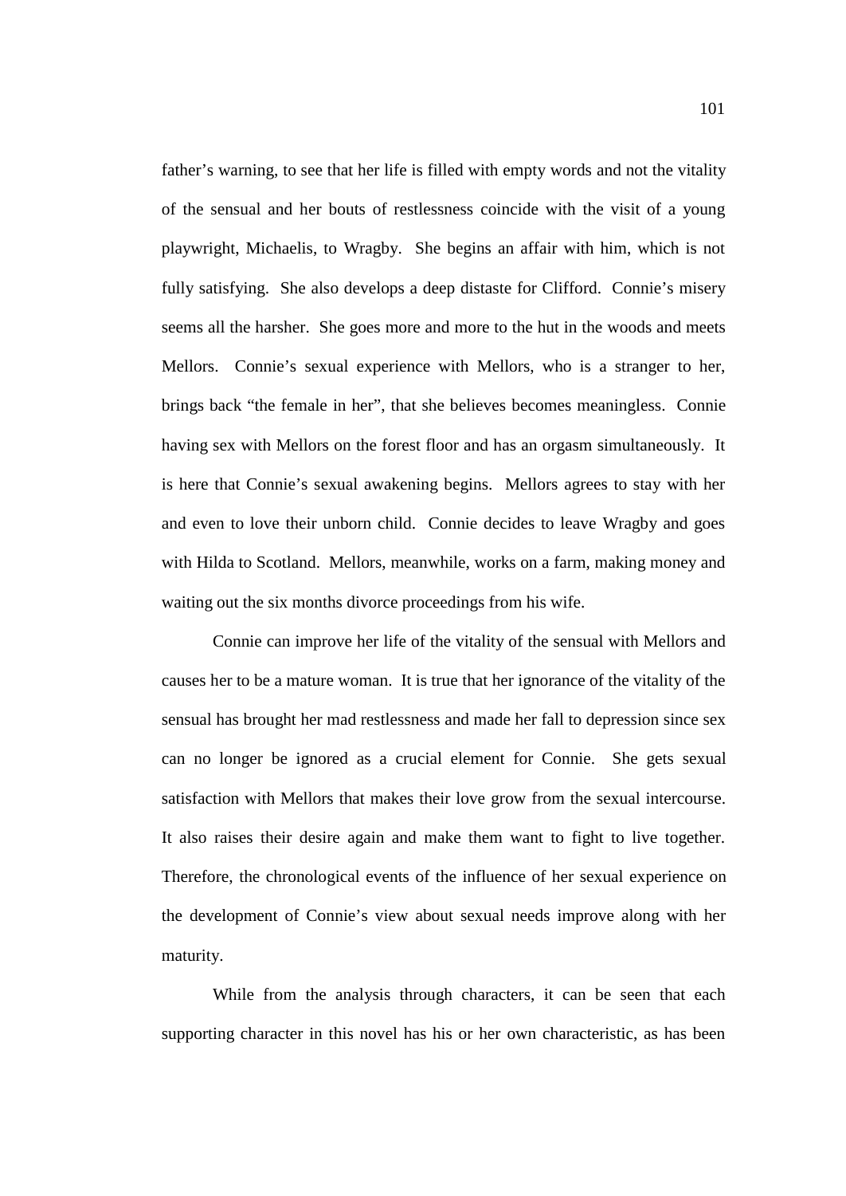father's warning, to see that her life is filled with empty words and not the vitality of the sensual and her bouts of restlessness coincide with the visit of a young playwright, Michaelis, to Wragby. She begins an affair with him, which is not fully satisfying. She also develops a deep distaste for Clifford. Connie's misery seems all the harsher. She goes more and more to the hut in the woods and meets Mellors. Connie's sexual experience with Mellors, who is a stranger to her, brings back "the female in her", that she believes becomes meaningless. Connie having sex with Mellors on the forest floor and has an orgasm simultaneously. It is here that Connie's sexual awakening begins. Mellors agrees to stay with her and even to love their unborn child. Connie decides to leave Wragby and goes with Hilda to Scotland. Mellors, meanwhile, works on a farm, making money and waiting out the six months divorce proceedings from his wife.

Connie can improve her life of the vitality of the sensual with Mellors and causes her to be a mature woman. It is true that her ignorance of the vitality of the sensual has brought her mad restlessness and made her fall to depression since sex can no longer be ignored as a crucial element for Connie. She gets sexual satisfaction with Mellors that makes their love grow from the sexual intercourse. It also raises their desire again and make them want to fight to live together. Therefore, the chronological events of the influence of her sexual experience on the development of Connie's view about sexual needs improve along with her maturity.

While from the analysis through characters, it can be seen that each supporting character in this novel has his or her own characteristic, as has been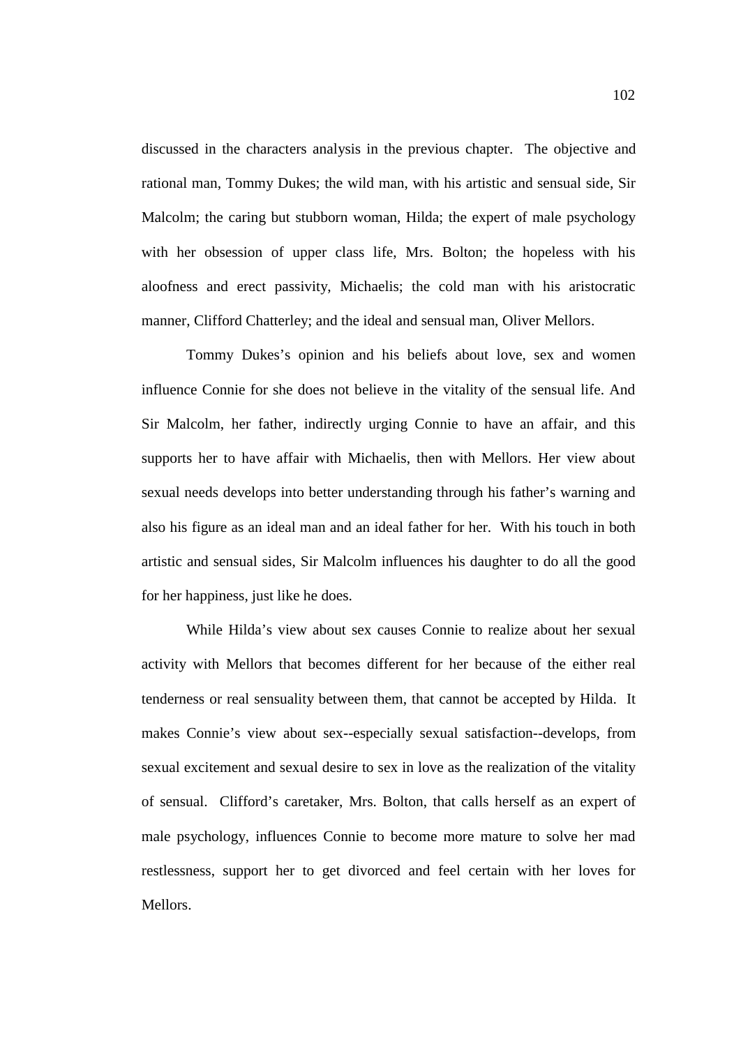discussed in the characters analysis in the previous chapter. The objective and rational man, Tommy Dukes; the wild man, with his artistic and sensual side, Sir Malcolm; the caring but stubborn woman, Hilda; the expert of male psychology with her obsession of upper class life, Mrs. Bolton; the hopeless with his aloofness and erect passivity, Michaelis; the cold man with his aristocratic manner, Clifford Chatterley; and the ideal and sensual man, Oliver Mellors.

Tommy Dukes's opinion and his beliefs about love, sex and women influence Connie for she does not believe in the vitality of the sensual life. And Sir Malcolm, her father, indirectly urging Connie to have an affair, and this supports her to have affair with Michaelis, then with Mellors. Her view about sexual needs develops into better understanding through his father's warning and also his figure as an ideal man and an ideal father for her. With his touch in both artistic and sensual sides, Sir Malcolm influences his daughter to do all the good for her happiness, just like he does.

While Hilda's view about sex causes Connie to realize about her sexual activity with Mellors that becomes different for her because of the either real tenderness or real sensuality between them, that cannot be accepted by Hilda. It makes Connie's view about sex--especially sexual satisfaction--develops, from sexual excitement and sexual desire to sex in love as the realization of the vitality of sensual. Clifford's caretaker, Mrs. Bolton, that calls herself as an expert of male psychology, influences Connie to become more mature to solve her mad restlessness, support her to get divorced and feel certain with her loves for Mellors.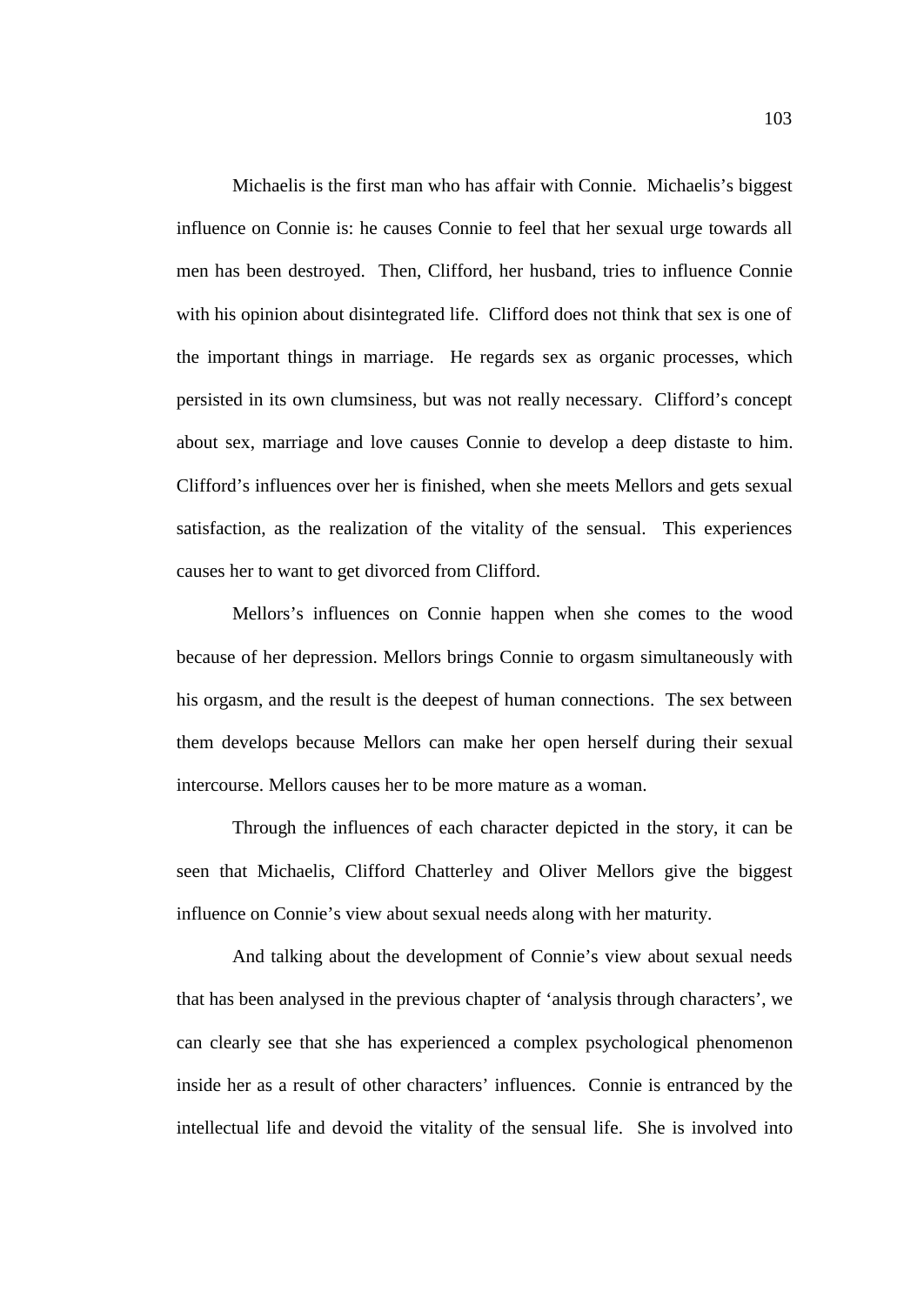Michaelis is the first man who has affair with Connie. Michaelis's biggest influence on Connie is: he causes Connie to feel that her sexual urge towards all men has been destroyed. Then, Clifford, her husband, tries to influence Connie with his opinion about disintegrated life. Clifford does not think that sex is one of the important things in marriage. He regards sex as organic processes, which persisted in its own clumsiness, but was not really necessary. Clifford's concept about sex, marriage and love causes Connie to develop a deep distaste to him. Clifford's influences over her is finished, when she meets Mellors and gets sexual satisfaction, as the realization of the vitality of the sensual. This experiences causes her to want to get divorced from Clifford.

Mellors's influences on Connie happen when she comes to the wood because of her depression. Mellors brings Connie to orgasm simultaneously with his orgasm, and the result is the deepest of human connections. The sex between them develops because Mellors can make her open herself during their sexual intercourse. Mellors causes her to be more mature as a woman.

Through the influences of each character depicted in the story, it can be seen that Michaelis, Clifford Chatterley and Oliver Mellors give the biggest influence on Connie's view about sexual needs along with her maturity.

And talking about the development of Connie's view about sexual needs that has been analysed in the previous chapter of 'analysis through characters', we can clearly see that she has experienced a complex psychological phenomenon inside her as a result of other characters' influences. Connie is entranced by the intellectual life and devoid the vitality of the sensual life. She is involved into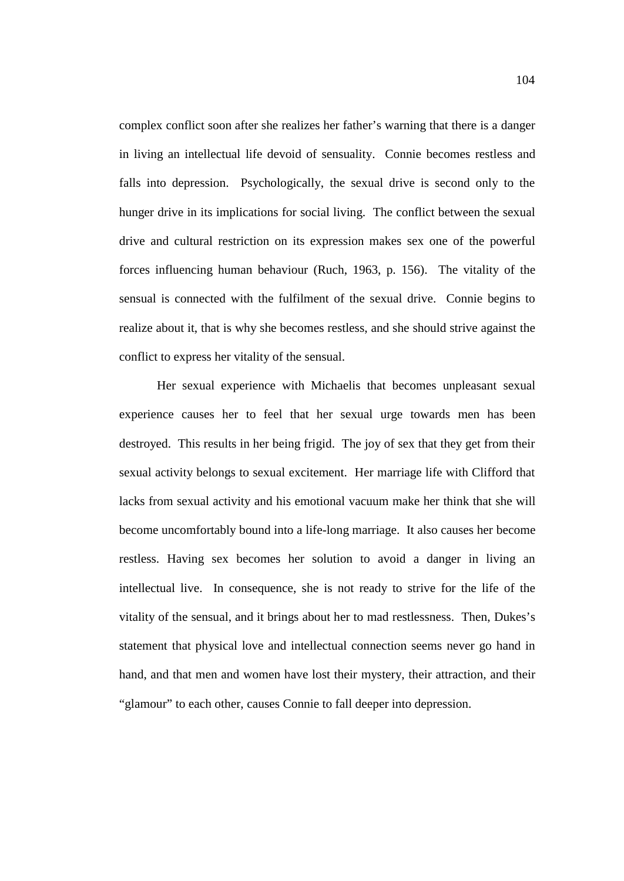complex conflict soon after she realizes her father's warning that there is a danger in living an intellectual life devoid of sensuality. Connie becomes restless and falls into depression. Psychologically, the sexual drive is second only to the hunger drive in its implications for social living. The conflict between the sexual drive and cultural restriction on its expression makes sex one of the powerful forces influencing human behaviour (Ruch, 1963, p. 156). The vitality of the sensual is connected with the fulfilment of the sexual drive. Connie begins to realize about it, that is why she becomes restless, and she should strive against the conflict to express her vitality of the sensual.

Her sexual experience with Michaelis that becomes unpleasant sexual experience causes her to feel that her sexual urge towards men has been destroyed. This results in her being frigid. The joy of sex that they get from their sexual activity belongs to sexual excitement. Her marriage life with Clifford that lacks from sexual activity and his emotional vacuum make her think that she will become uncomfortably bound into a life-long marriage. It also causes her become restless. Having sex becomes her solution to avoid a danger in living an intellectual live. In consequence, she is not ready to strive for the life of the vitality of the sensual, and it brings about her to mad restlessness. Then, Dukes's statement that physical love and intellectual connection seems never go hand in hand, and that men and women have lost their mystery, their attraction, and their "glamour" to each other, causes Connie to fall deeper into depression.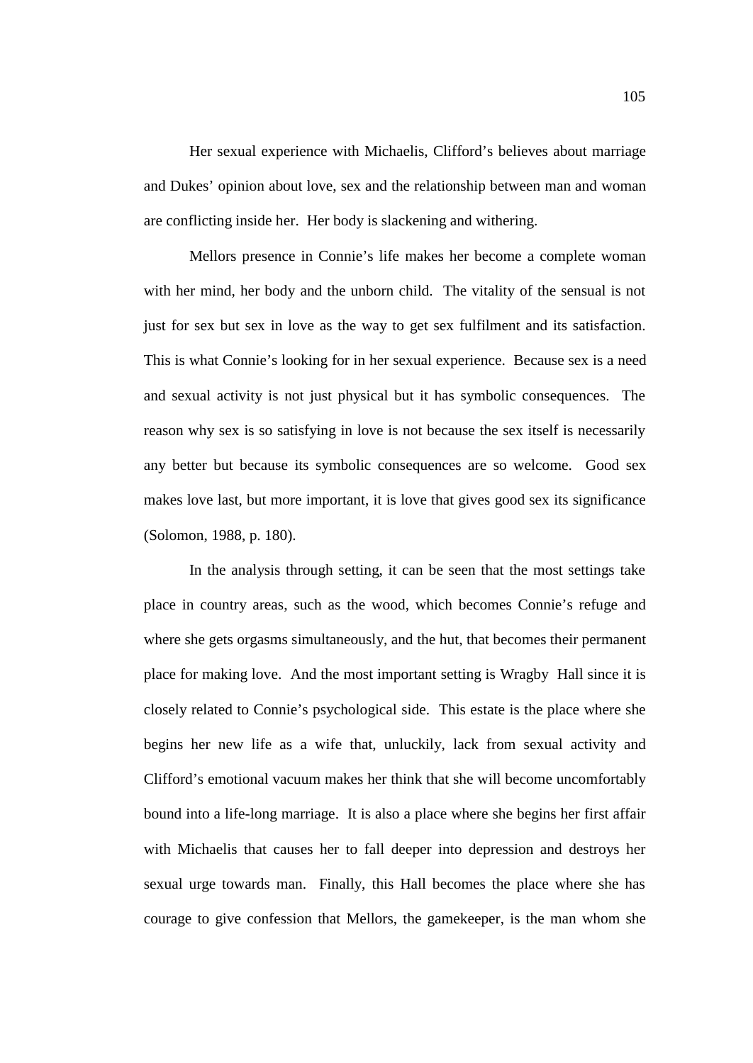Her sexual experience with Michaelis, Clifford's believes about marriage and Dukes' opinion about love, sex and the relationship between man and woman are conflicting inside her. Her body is slackening and withering.

Mellors presence in Connie's life makes her become a complete woman with her mind, her body and the unborn child. The vitality of the sensual is not just for sex but sex in love as the way to get sex fulfilment and its satisfaction. This is what Connie's looking for in her sexual experience. Because sex is a need and sexual activity is not just physical but it has symbolic consequences. The reason why sex is so satisfying in love is not because the sex itself is necessarily any better but because its symbolic consequences are so welcome. Good sex makes love last, but more important, it is love that gives good sex its significance (Solomon, 1988, p. 180).

In the analysis through setting, it can be seen that the most settings take place in country areas, such as the wood, which becomes Connie's refuge and where she gets orgasms simultaneously, and the hut, that becomes their permanent place for making love. And the most important setting is Wragby Hall since it is closely related to Connie's psychological side. This estate is the place where she begins her new life as a wife that, unluckily, lack from sexual activity and Clifford's emotional vacuum makes her think that she will become uncomfortably bound into a life-long marriage. It is also a place where she begins her first affair with Michaelis that causes her to fall deeper into depression and destroys her sexual urge towards man. Finally, this Hall becomes the place where she has courage to give confession that Mellors, the gamekeeper, is the man whom she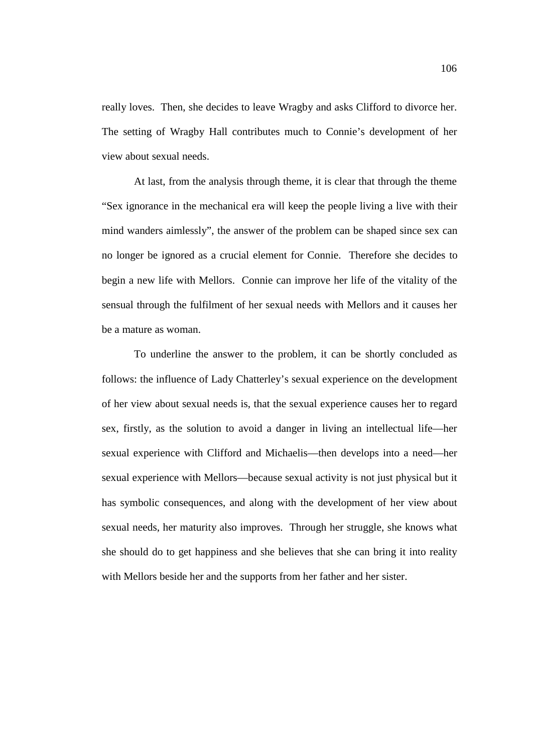really loves. Then, she decides to leave Wragby and asks Clifford to divorce her. The setting of Wragby Hall contributes much to Connie's development of her view about sexual needs.

At last, from the analysis through theme, it is clear that through the theme "Sex ignorance in the mechanical era will keep the people living a live with their mind wanders aimlessly", the answer of the problem can be shaped since sex can no longer be ignored as a crucial element for Connie. Therefore she decides to begin a new life with Mellors. Connie can improve her life of the vitality of the sensual through the fulfilment of her sexual needs with Mellors and it causes her be a mature as woman.

To underline the answer to the problem, it can be shortly concluded as follows: the influence of Lady Chatterley's sexual experience on the development of her view about sexual needs is, that the sexual experience causes her to regard sex, firstly, as the solution to avoid a danger in living an intellectual life—her sexual experience with Clifford and Michaelis—then develops into a need—her sexual experience with Mellors—because sexual activity is not just physical but it has symbolic consequences, and along with the development of her view about sexual needs, her maturity also improves. Through her struggle, she knows what she should do to get happiness and she believes that she can bring it into reality with Mellors beside her and the supports from her father and her sister.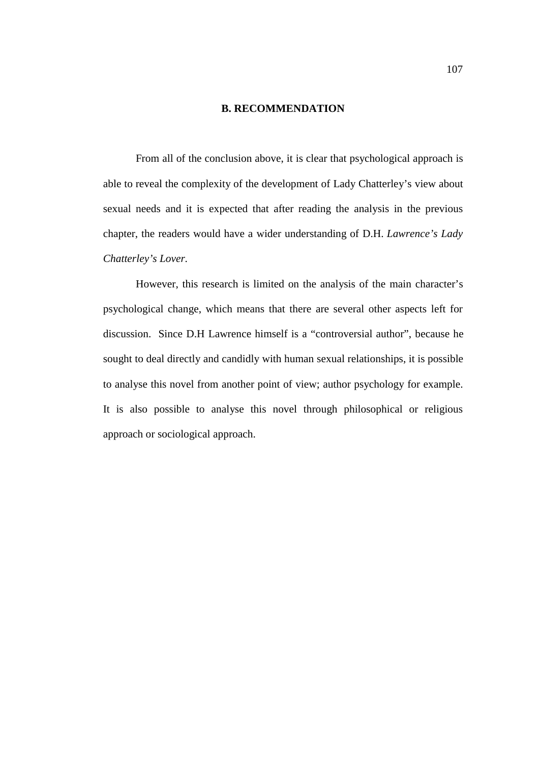## B. RECOMMENDATION

From all of the conclusion above, it is clear that psychological approach is able to reveal the complexity of the development of Lady Chatterley's view about sexual needs and it is expected that after reading the analysis in the previous chapter, the readers would have a wider understanding of D.H. *Lawrence's Lady Chatterley's Lover.*

However, this research is limited on the analysis of the main character's psychological change, which means that there are several other aspects left for discussion. Since D.H Lawrence himself is a "controversial author", because he sought to deal directly and candidly with human sexual relationships, it is possible to analyse this novel from another point of view; author psychology for example. It is also possible to analyse this novel through philosophical or religious approach or sociological approach.